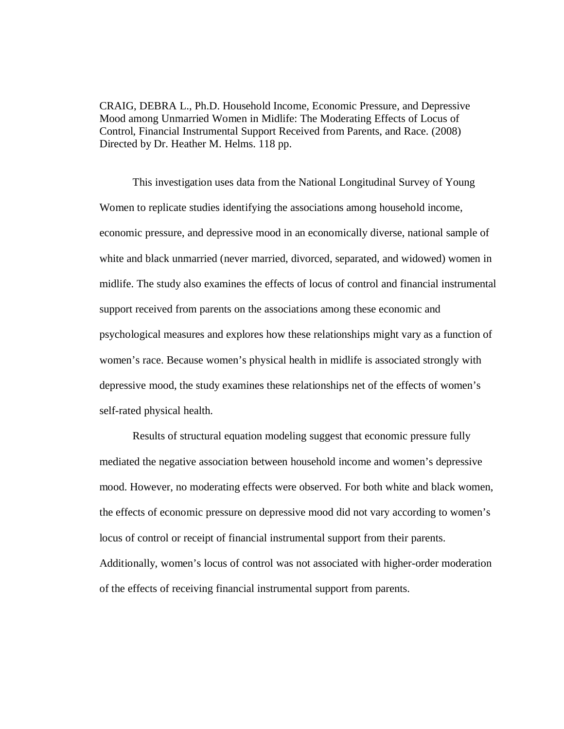CRAIG, DEBRA L., Ph.D. Household Income, Economic Pressure, and Depressive Mood among Unmarried Women in Midlife: The Moderating Effects of Locus of Control, Financial Instrumental Support Received from Parents, and Race. (2008) Directed by Dr. Heather M. Helms. 118 pp.

This investigation uses data from the National Longitudinal Survey of Young Women to replicate studies identifying the associations among household income, economic pressure, and depressive mood in an economically diverse, national sample of white and black unmarried (never married, divorced, separated, and widowed) women in midlife. The study also examines the effects of locus of control and financial instrumental support received from parents on the associations among these economic and psychological measures and explores how these relationships might vary as a function of women's race. Because women's physical health in midlife is associated strongly with depressive mood, the study examines these relationships net of the effects of women's self-rated physical health.

Results of structural equation modeling suggest that economic pressure fully mediated the negative association between household income and women's depressive mood. However, no moderating effects were observed. For both white and black women, the effects of economic pressure on depressive mood did not vary according to women's locus of control or receipt of financial instrumental support from their parents. Additionally, women's locus of control was not associated with higher-order moderation of the effects of receiving financial instrumental support from parents.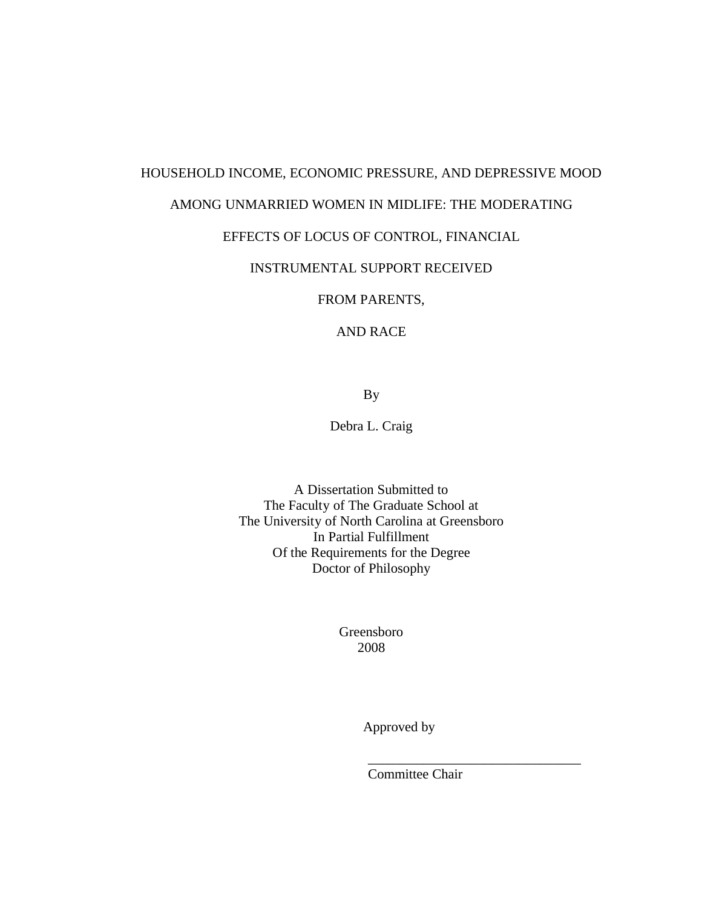HOUSEHOLD INCOME, ECONOMIC PRESSURE, AND DEPRESSIVE MOOD

AMONG UNMARRIED WOMEN IN MIDLIFE: THE MODERATING

EFFECTS OF LOCUS OF CONTROL, FINANCIAL

INSTRUMENTAL SUPPORT RECEIVED

FROM PARENTS,

AND RACE

By

Debra L. Craig

A Dissertation Submitted to
The Faculty of The Graduate School at
The University of North Carolina at Greensboro
In Partial Fulfillment
Of the Requirements for the Degree
Doctor of Philosophy

Greensboro
2008

Approved by

_______________________________
Committee Chair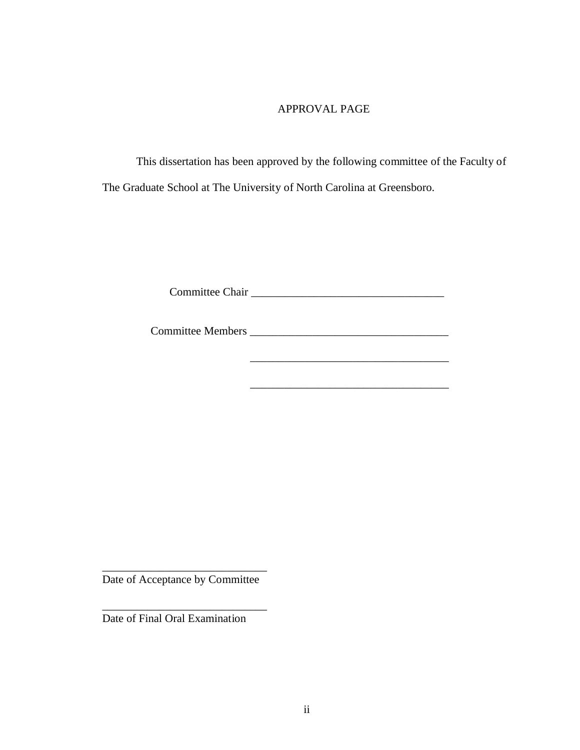# APPROVAL PAGE

This dissertation has been approved by the following committee of the Faculty of The Graduate School at The University of North Carolina at Greensboro.

Committee Chair ___________________________________

Committee Members ___________________________________

___________________________________

___________________________________

______________________________
Date of Acceptance by Committee

______________________________
Date of Final Oral Examination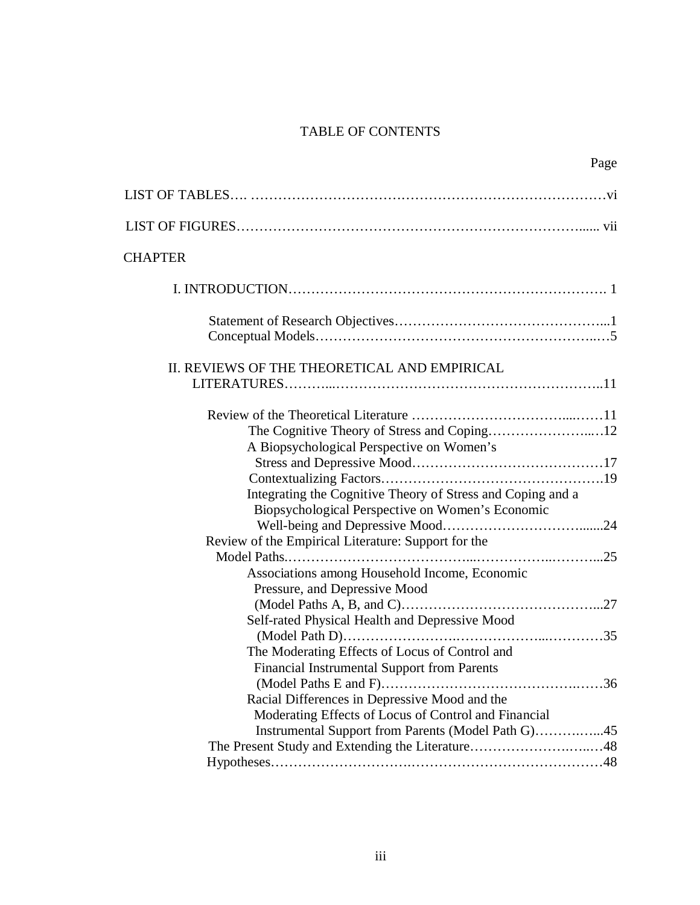# TABLE OF CONTENTS

Page

LIST OF TABLES…. ……………………………………………………………………vi

LIST OF FIGURES…………………………………………………………………...... vii

CHAPTER

I. INTRODUCTION……………………………………….……………………. 1

- Statement of Research Objectives………………………………………...1
- Conceptual Models……………………………………………………..…5

II. REVIEWS OF THE THEORETICAL AND EMPIRICAL LITERATURES………..…………………………………………………..11

- Review of the Theoretical Literature ……………………………...……11
  - The Cognitive Theory of Stress and Coping…………………..…12
  - A Biopsychological Perspective on Women's Stress and Depressive Mood……………………………………17
  - Contextualizing Factors………………………………….……….19
  - Integrating the Cognitive Theory of Stress and Coping and a Biopsychological Perspective on Women's Economic Well-being and Depressive Mood…………………………......24
- Review of the Empirical Literature: Support for the Model Paths.…………………………………...……………..………...25
  - Associations among Household Income, Economic Pressure, and Depressive Mood (Model Paths A, B, and C)…………………………………...27
  - Self-rated Physical Health and Depressive Mood (Model Path D)……………………..……………...…………35
  - The Moderating Effects of Locus of Control and Financial Instrumental Support from Parents (Model Paths E and F)…………………………………..……36
  - Racial Differences in Depressive Mood and the Moderating Effects of Locus of Control and Financial Instrumental Support from Parents (Model Path G)…………..…..45
- The Present Study and Extending the Literature…………………….…..…48
- Hypotheses………………………..……………………………….………48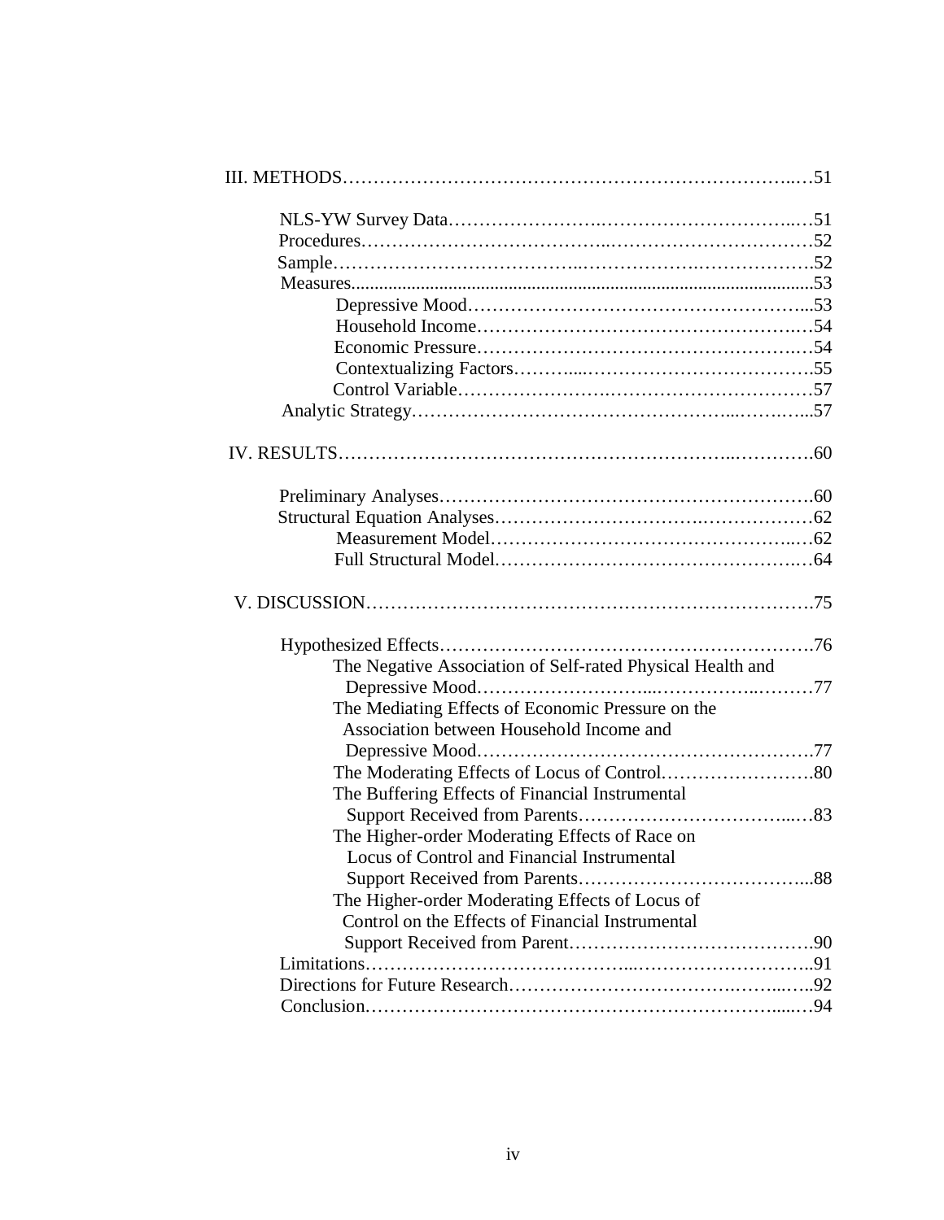III. METHODS……………………………………………………………………..…51

NLS-YW Survey Data……………………..……………………………..…51
Procedures………………………………...……………………………52
Sample………………………………..……………….………………52
Measures.....................................................................................................53
Depressive Mood……………………………………………...53
Household Income…………………………………………….…54
Economic Pressure……………………………………………….…54
Contextualizing Factors………....………………………………….55
Control Variable……………………….……………………………57
Analytic Strategy………………………………………...………...57

IV. RESULTS…………………………………………………………..………….60

Preliminary Analyses……………………………………………………….60
Structural Equation Analyses……………………………….………………62
Measurement Model……………………………………………..…62
Full Structural Model.…………………………………………….…64

V. DISCUSSION……………………………………………………………….75

Hypothesized Effects……………………………………………………….76
The Negative Association of Self-rated Physical Health and Depressive Mood……………………...……………..………77
The Mediating Effects of Economic Pressure on the Association between Household Income and Depressive Mood……………………………………………….77
The Moderating Effects of Locus of Control…………………….80
The Buffering Effects of Financial Instrumental Support Received from Parents……………………………...…83
The Higher-order Moderating Effects of Race on Locus of Control and Financial Instrumental Support Received from Parents……………………………...88
The Higher-order Moderating Effects of Locus of Control on the Effects of Financial Instrumental Support Received from Parent…………………………………90
Limitations…………………………………...………………………..91
Directions for Future Research………………………………..……...…..92
Conclusion………………………………………………………......…94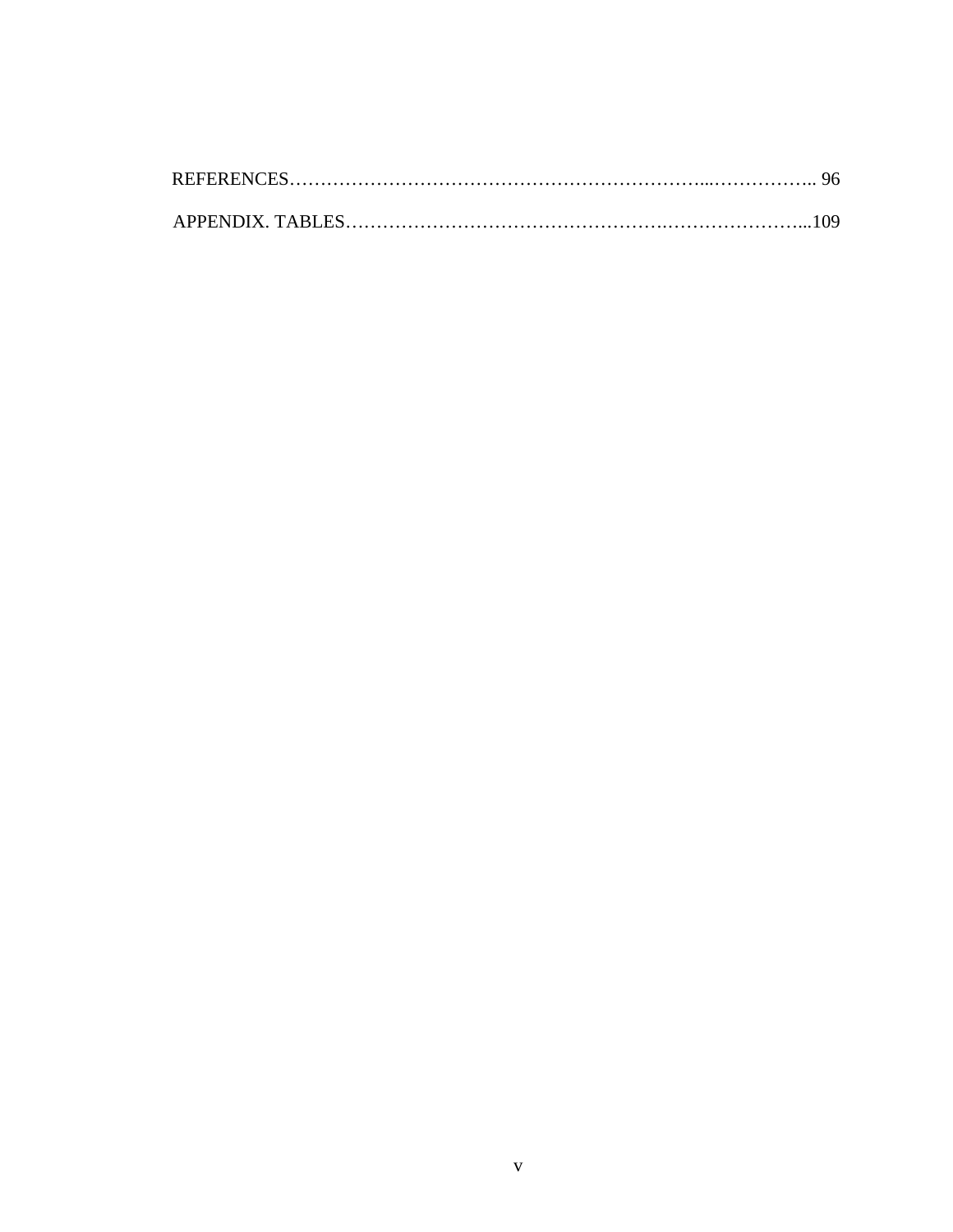REFERENCES…………………………………………………………...…………….. 96

APPENDIX. TABLES…………………………………………….…………………...109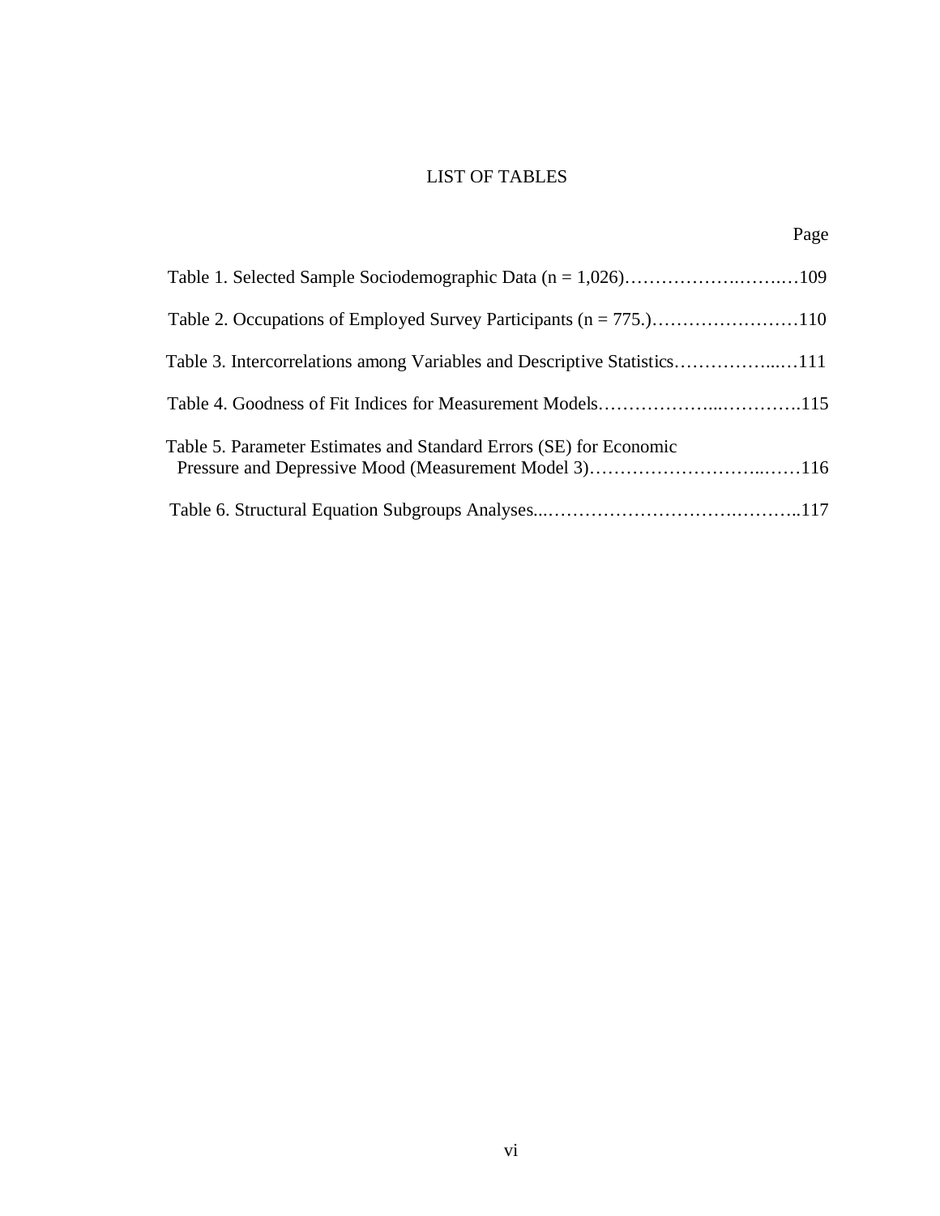# LIST OF TABLES

| | Page |
|---|---|
| Table 1. Selected Sample Sociodemographic Data (n = 1,026) | 109 |
| Table 2. Occupations of Employed Survey Participants (n = 775.) | 110 |
| Table 3. Intercorrelations among Variables and Descriptive Statistics | 111 |
| Table 4. Goodness of Fit Indices for Measurement Models | 115 |
| Table 5. Parameter Estimates and Standard Errors (SE) for Economic Pressure and Depressive Mood (Measurement Model 3) | 116 |
| Table 6. Structural Equation Subgroups Analyses | 117 |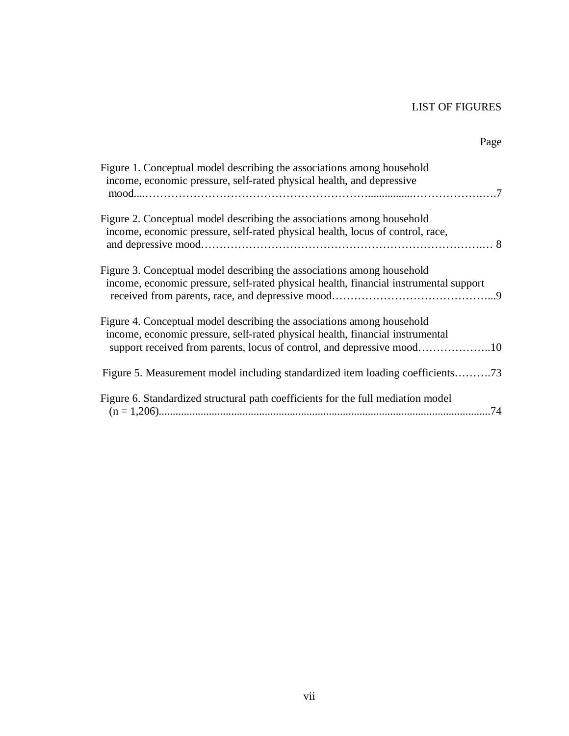# LIST OF FIGURES

Page

Figure 1. Conceptual model describing the associations among household income, economic pressure, self-rated physical health, and depressive mood....……………………………………………………................…………………..….7

Figure 2. Conceptual model describing the associations among household income, economic pressure, self-rated physical health, locus of control, race, and depressive mood…………………………………………………………………..… 8

Figure 3. Conceptual model describing the associations among household income, economic pressure, self-rated physical health, financial instrumental support received from parents, race, and depressive mood……………………………………...9

Figure 4. Conceptual model describing the associations among household income, economic pressure, self-rated physical health, financial instrumental support received from parents, locus of control, and depressive mood………………..10

Figure 5. Measurement model including standardized item loading coefficients……….73

Figure 6. Standardized structural path coefficients for the full mediation model (n = 1,206)......................................................................................................................74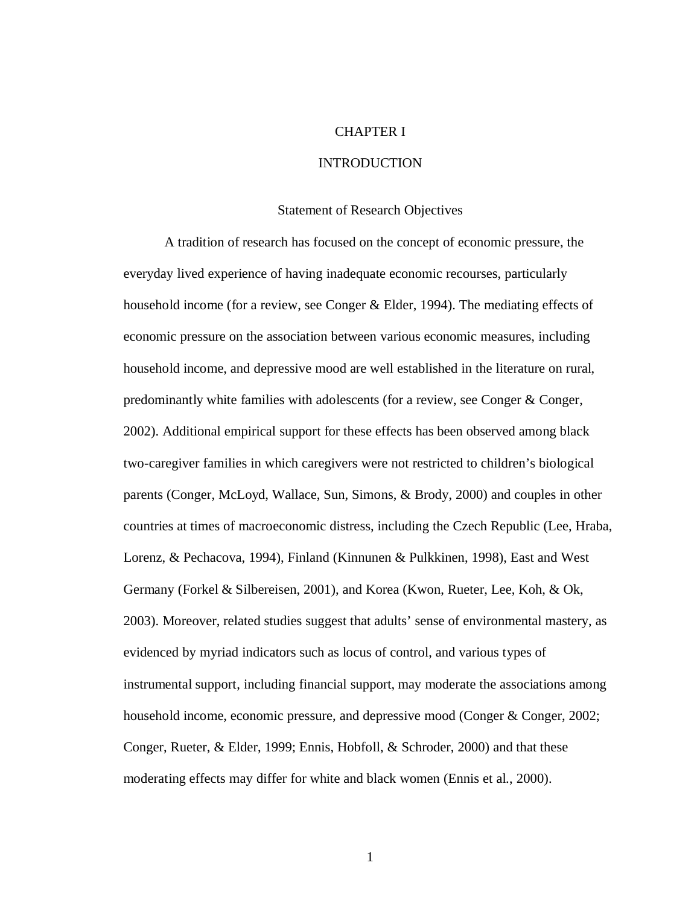# CHAPTER I

# INTRODUCTION

## Statement of Research Objectives

A tradition of research has focused on the concept of economic pressure, the everyday lived experience of having inadequate economic recourses, particularly household income (for a review, see Conger & Elder, 1994). The mediating effects of economic pressure on the association between various economic measures, including household income, and depressive mood are well established in the literature on rural, predominantly white families with adolescents (for a review, see Conger & Conger, 2002). Additional empirical support for these effects has been observed among black two-caregiver families in which caregivers were not restricted to children's biological parents (Conger, McLoyd, Wallace, Sun, Simons, & Brody, 2000) and couples in other countries at times of macroeconomic distress, including the Czech Republic (Lee, Hraba, Lorenz, & Pechacova, 1994), Finland (Kinnunen & Pulkkinen, 1998), East and West Germany (Forkel & Silbereisen, 2001), and Korea (Kwon, Rueter, Lee, Koh, & Ok, 2003). Moreover, related studies suggest that adults' sense of environmental mastery, as evidenced by myriad indicators such as locus of control, and various types of instrumental support, including financial support, may moderate the associations among household income, economic pressure, and depressive mood (Conger & Conger, 2002; Conger, Rueter, & Elder, 1999; Ennis, Hobfoll, & Schroder, 2000) and that these moderating effects may differ for white and black women (Ennis et al., 2000).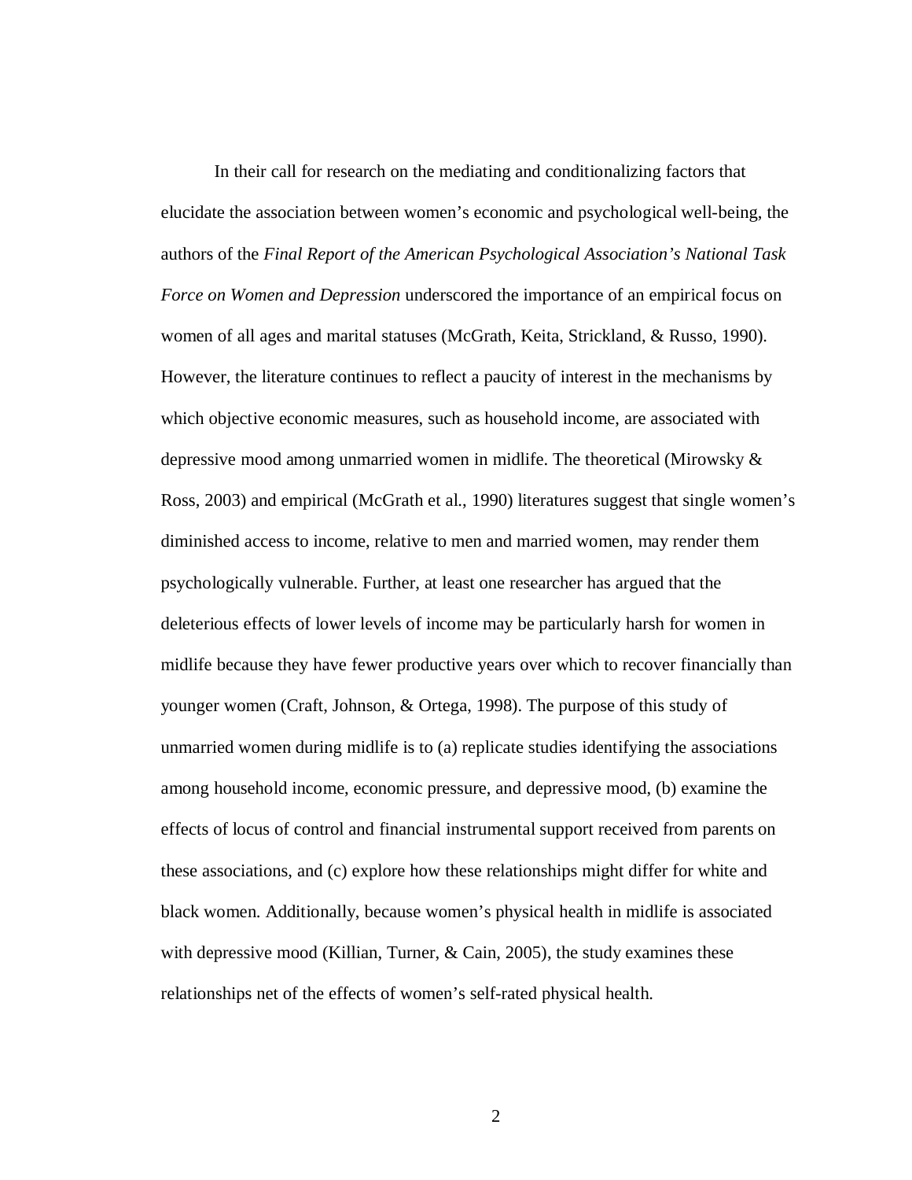In their call for research on the mediating and conditionalizing factors that elucidate the association between women's economic and psychological well-being, the authors of the *Final Report of the American Psychological Association's National Task Force on Women and Depression* underscored the importance of an empirical focus on women of all ages and marital statuses (McGrath, Keita, Strickland, & Russo, 1990). However, the literature continues to reflect a paucity of interest in the mechanisms by which objective economic measures, such as household income, are associated with depressive mood among unmarried women in midlife. The theoretical (Mirowsky & Ross, 2003) and empirical (McGrath et al., 1990) literatures suggest that single women's diminished access to income, relative to men and married women, may render them psychologically vulnerable. Further, at least one researcher has argued that the deleterious effects of lower levels of income may be particularly harsh for women in midlife because they have fewer productive years over which to recover financially than younger women (Craft, Johnson, & Ortega, 1998). The purpose of this study of unmarried women during midlife is to (a) replicate studies identifying the associations among household income, economic pressure, and depressive mood, (b) examine the effects of locus of control and financial instrumental support received from parents on these associations, and (c) explore how these relationships might differ for white and black women. Additionally, because women's physical health in midlife is associated with depressive mood (Killian, Turner, & Cain, 2005), the study examines these relationships net of the effects of women's self-rated physical health.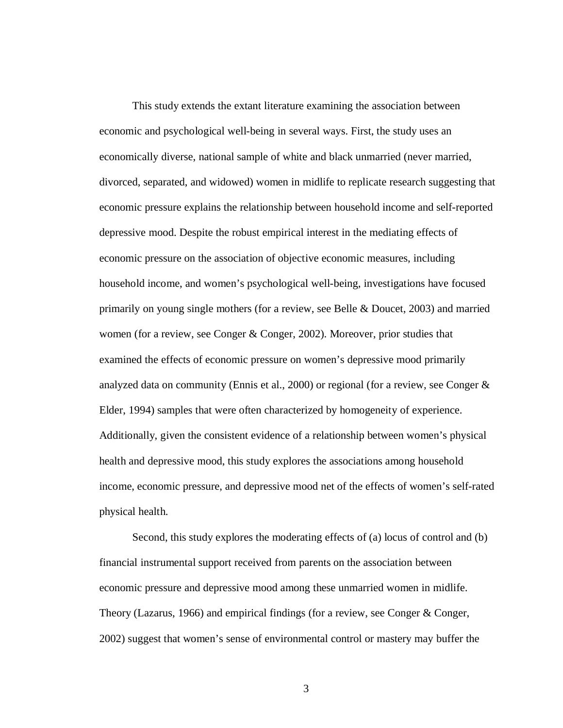This study extends the extant literature examining the association between economic and psychological well-being in several ways. First, the study uses an economically diverse, national sample of white and black unmarried (never married, divorced, separated, and widowed) women in midlife to replicate research suggesting that economic pressure explains the relationship between household income and self-reported depressive mood. Despite the robust empirical interest in the mediating effects of economic pressure on the association of objective economic measures, including household income, and women's psychological well-being, investigations have focused primarily on young single mothers (for a review, see Belle & Doucet, 2003) and married women (for a review, see Conger & Conger, 2002). Moreover, prior studies that examined the effects of economic pressure on women's depressive mood primarily analyzed data on community (Ennis et al., 2000) or regional (for a review, see Conger & Elder, 1994) samples that were often characterized by homogeneity of experience. Additionally, given the consistent evidence of a relationship between women's physical health and depressive mood, this study explores the associations among household income, economic pressure, and depressive mood net of the effects of women's self-rated physical health.

Second, this study explores the moderating effects of (a) locus of control and (b) financial instrumental support received from parents on the association between economic pressure and depressive mood among these unmarried women in midlife. Theory (Lazarus, 1966) and empirical findings (for a review, see Conger & Conger, 2002) suggest that women's sense of environmental control or mastery may buffer the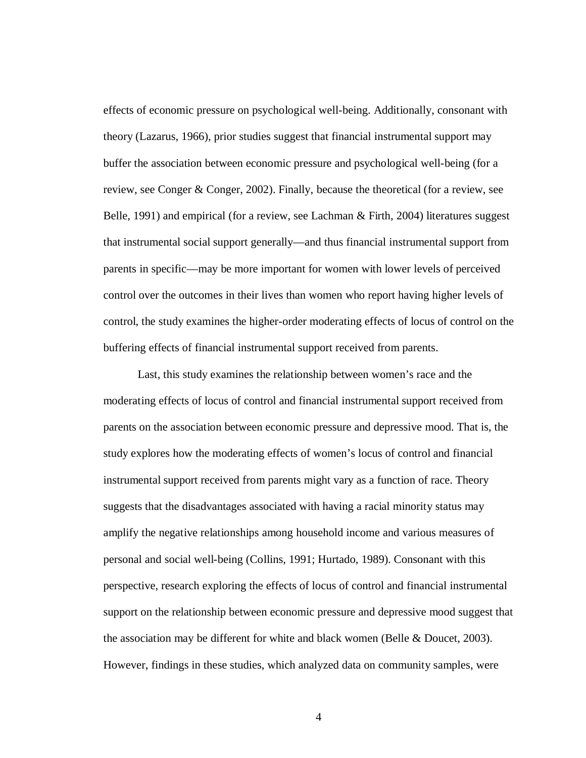effects of economic pressure on psychological well-being. Additionally, consonant with theory (Lazarus, 1966), prior studies suggest that financial instrumental support may buffer the association between economic pressure and psychological well-being (for a review, see Conger & Conger, 2002). Finally, because the theoretical (for a review, see Belle, 1991) and empirical (for a review, see Lachman & Firth, 2004) literatures suggest that instrumental social support generally—and thus financial instrumental support from parents in specific—may be more important for women with lower levels of perceived control over the outcomes in their lives than women who report having higher levels of control, the study examines the higher-order moderating effects of locus of control on the buffering effects of financial instrumental support received from parents.

Last, this study examines the relationship between women's race and the moderating effects of locus of control and financial instrumental support received from parents on the association between economic pressure and depressive mood. That is, the study explores how the moderating effects of women's locus of control and financial instrumental support received from parents might vary as a function of race. Theory suggests that the disadvantages associated with having a racial minority status may amplify the negative relationships among household income and various measures of personal and social well-being (Collins, 1991; Hurtado, 1989). Consonant with this perspective, research exploring the effects of locus of control and financial instrumental support on the relationship between economic pressure and depressive mood suggest that the association may be different for white and black women (Belle & Doucet, 2003). However, findings in these studies, which analyzed data on community samples, were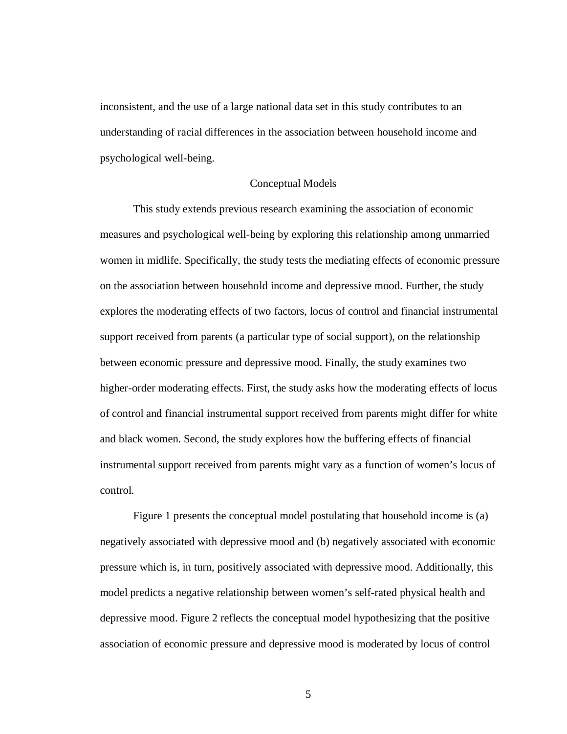inconsistent, and the use of a large national data set in this study contributes to an understanding of racial differences in the association between household income and psychological well-being.

## Conceptual Models

This study extends previous research examining the association of economic measures and psychological well-being by exploring this relationship among unmarried women in midlife. Specifically, the study tests the mediating effects of economic pressure on the association between household income and depressive mood. Further, the study explores the moderating effects of two factors, locus of control and financial instrumental support received from parents (a particular type of social support), on the relationship between economic pressure and depressive mood. Finally, the study examines two higher-order moderating effects. First, the study asks how the moderating effects of locus of control and financial instrumental support received from parents might differ for white and black women. Second, the study explores how the buffering effects of financial instrumental support received from parents might vary as a function of women's locus of control.

Figure 1 presents the conceptual model postulating that household income is (a) negatively associated with depressive mood and (b) negatively associated with economic pressure which is, in turn, positively associated with depressive mood. Additionally, this model predicts a negative relationship between women's self-rated physical health and depressive mood. Figure 2 reflects the conceptual model hypothesizing that the positive association of economic pressure and depressive mood is moderated by locus of control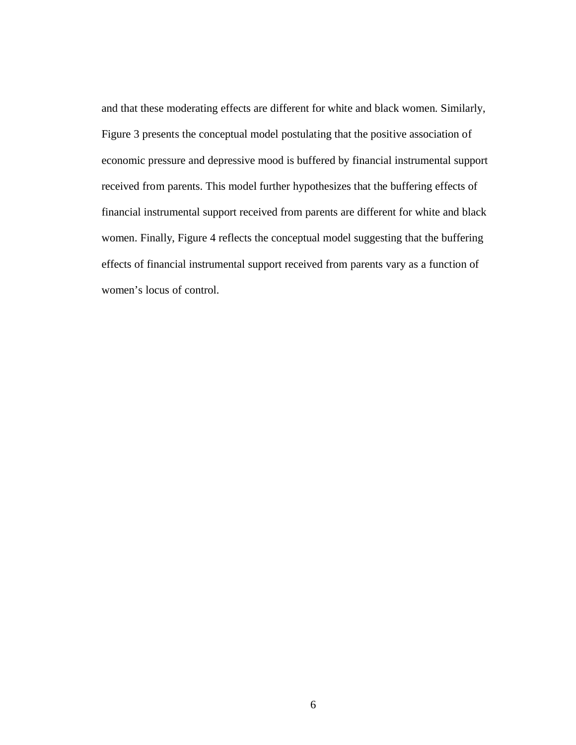and that these moderating effects are different for white and black women. Similarly, Figure 3 presents the conceptual model postulating that the positive association of economic pressure and depressive mood is buffered by financial instrumental support received from parents. This model further hypothesizes that the buffering effects of financial instrumental support received from parents are different for white and black women. Finally, Figure 4 reflects the conceptual model suggesting that the buffering effects of financial instrumental support received from parents vary as a function of women's locus of control.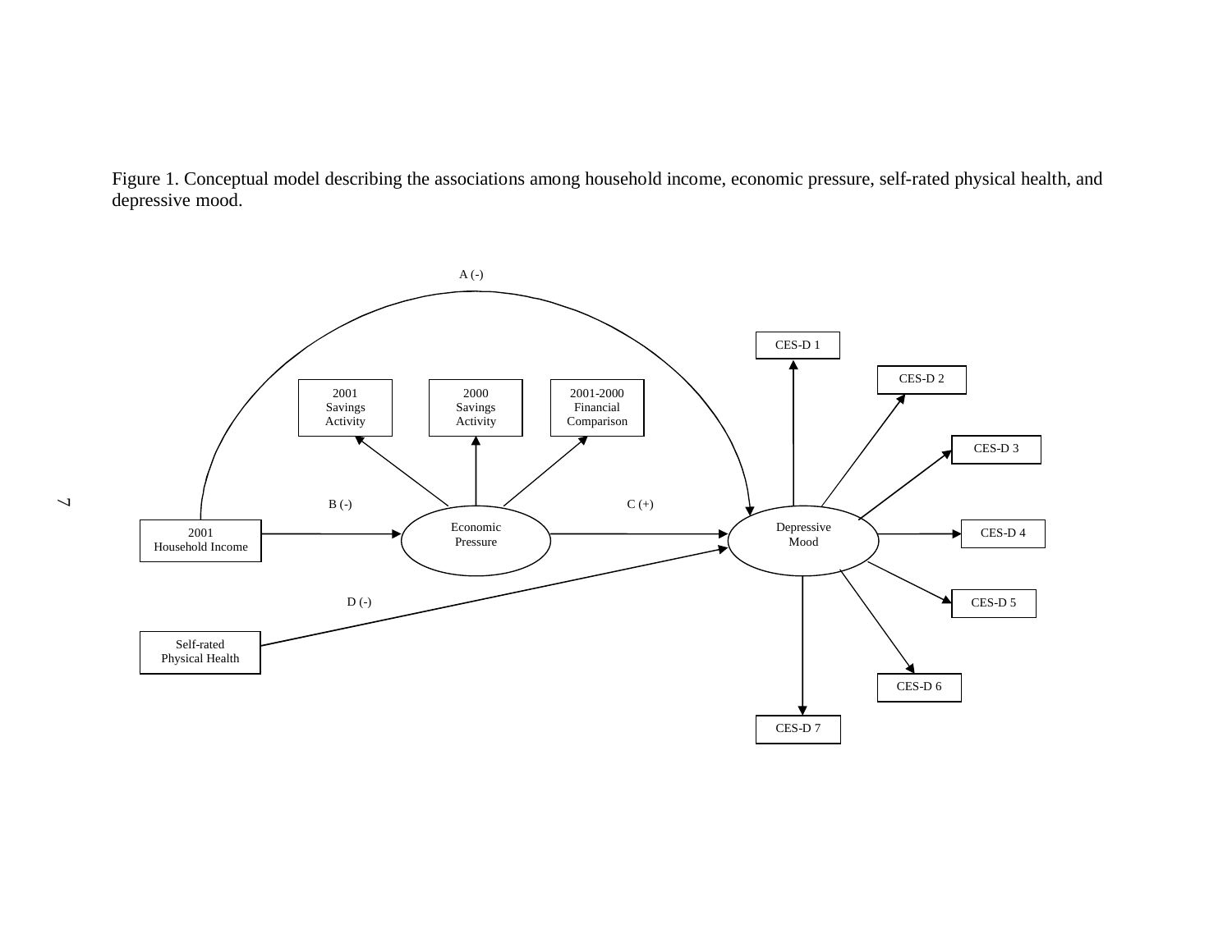Figure 1. Conceptual model describing the associations among household income, economic pressure, self-rated physical health, and depressive mood.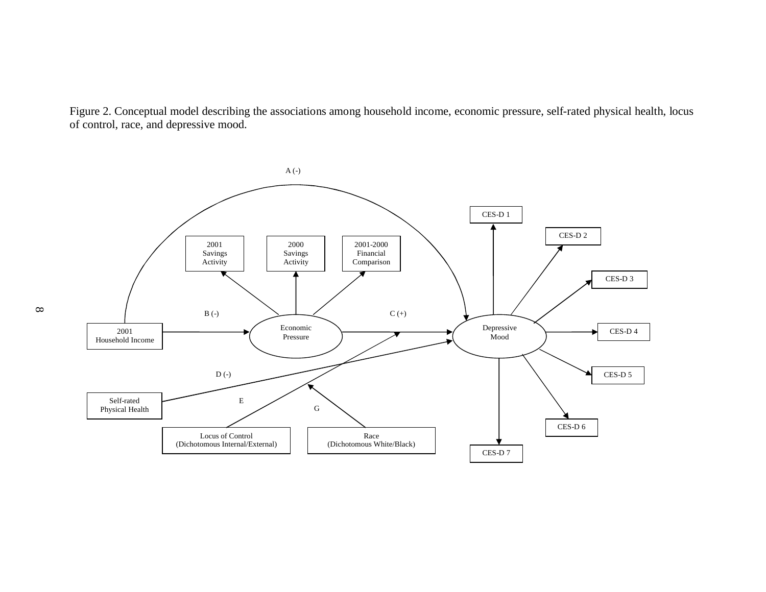Figure 2. Conceptual model describing the associations among household income, economic pressure, self-rated physical health, locus of control, race, and depressive mood.

A (-)

CES-D 1

CES-D 2

2001 Savings Activity

2000 Savings Activity

2001-2000 Financial Comparison

CES-D 3

B (-)

C (+)

2001 Household Income

Economic Pressure

Depressive Mood

CES-D 4

D (-)

CES-D 5

E

Self-rated Physical Health

G

CES-D 6

Locus of Control (Dichotomous Internal/External)

Race (Dichotomous White/Black)

CES-D 7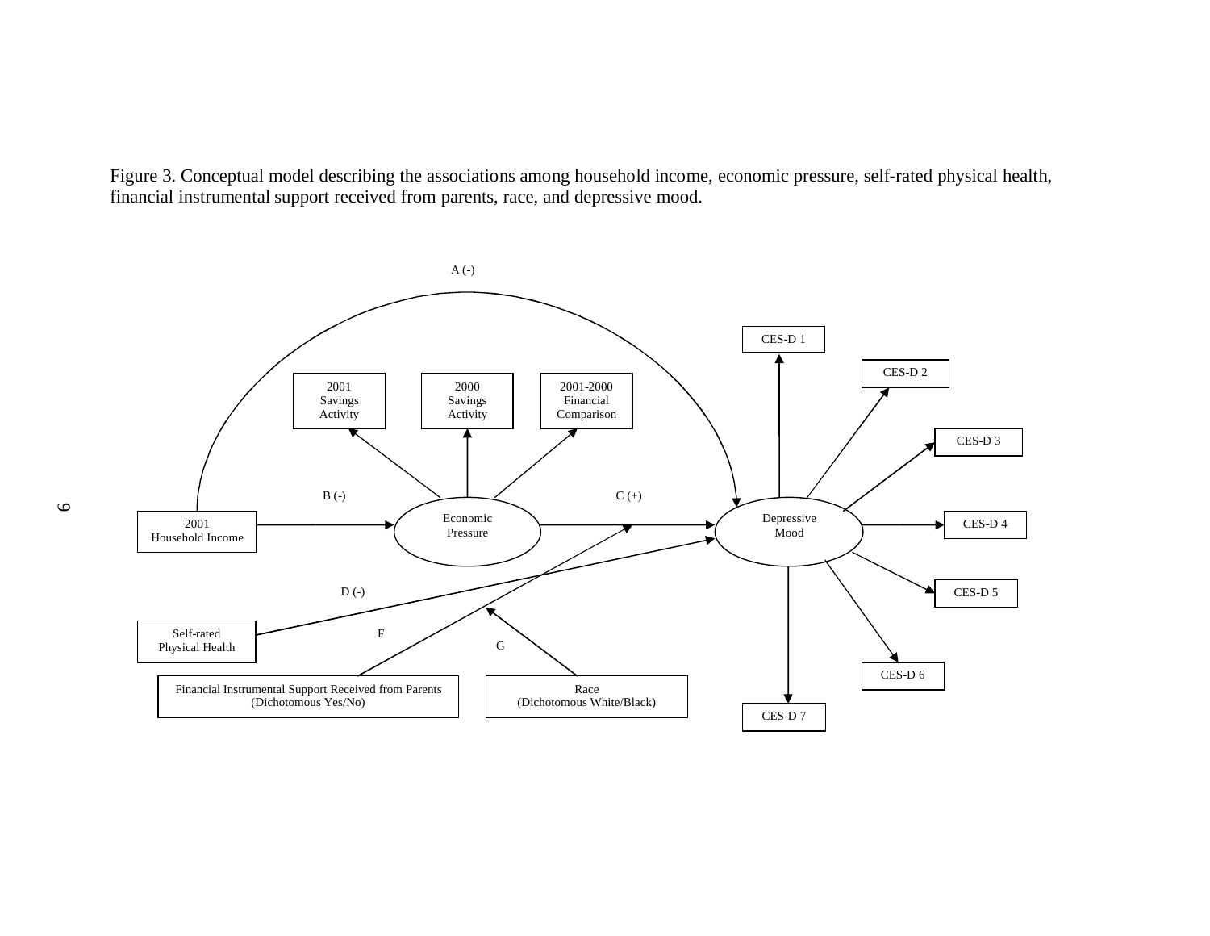Figure 3. Conceptual model describing the associations among household income, economic pressure, self-rated physical health, financial instrumental support received from parents, race, and depressive mood.

A (-)

CES-D 1

CES-D 2

2001 Savings Activity

2000 Savings Activity

2001-2000 Financial Comparison

CES-D 3

B (-)

C (+)

2001 Household Income

Economic Pressure

Depressive Mood

CES-D 4

D (-)

CES-D 5

Self-rated Physical Health

F

G

CES-D 6

Financial Instrumental Support Received from Parents (Dichotomous Yes/No)

Race (Dichotomous White/Black)

CES-D 7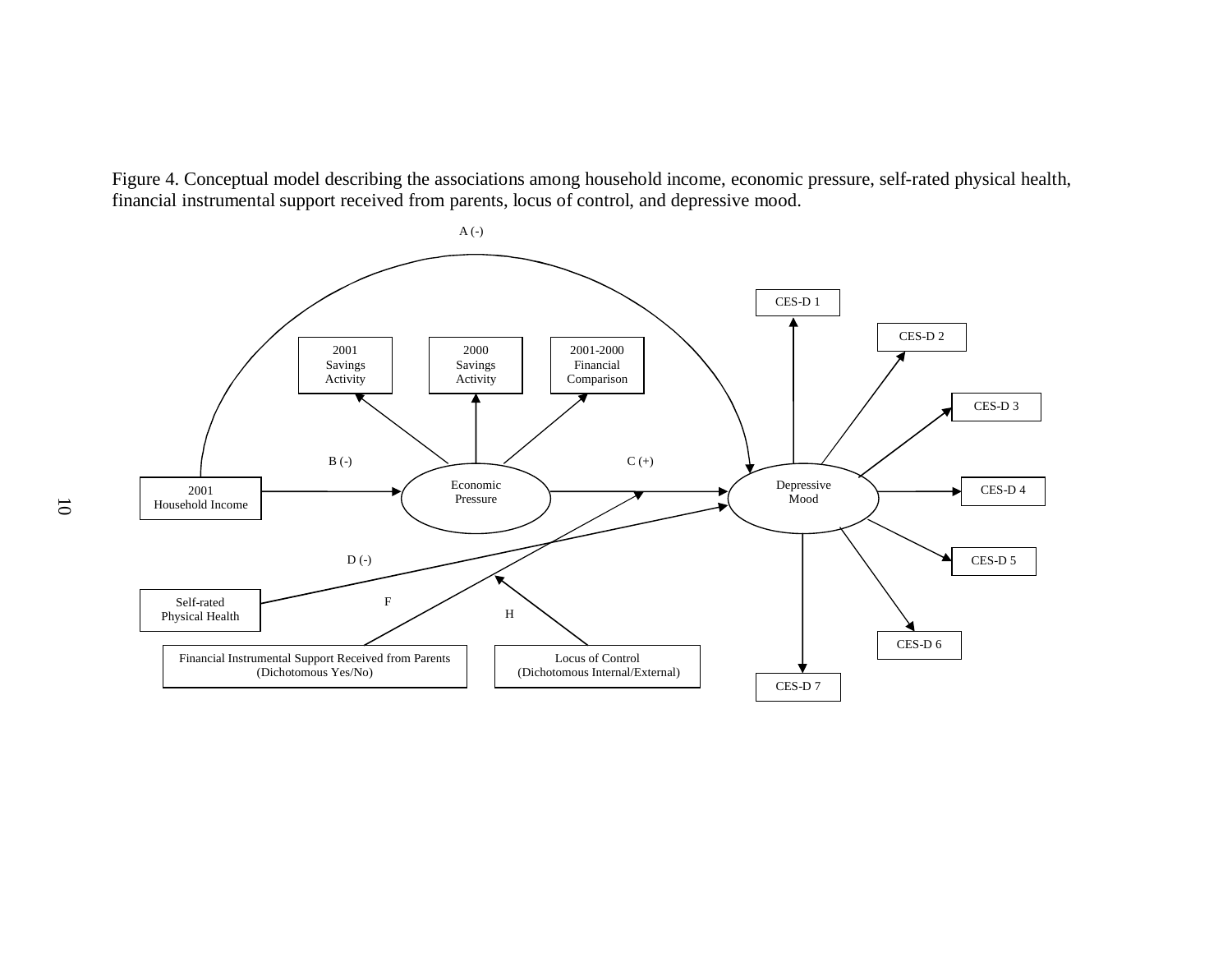Figure 4. Conceptual model describing the associations among household income, economic pressure, self-rated physical health, financial instrumental support received from parents, locus of control, and depressive mood.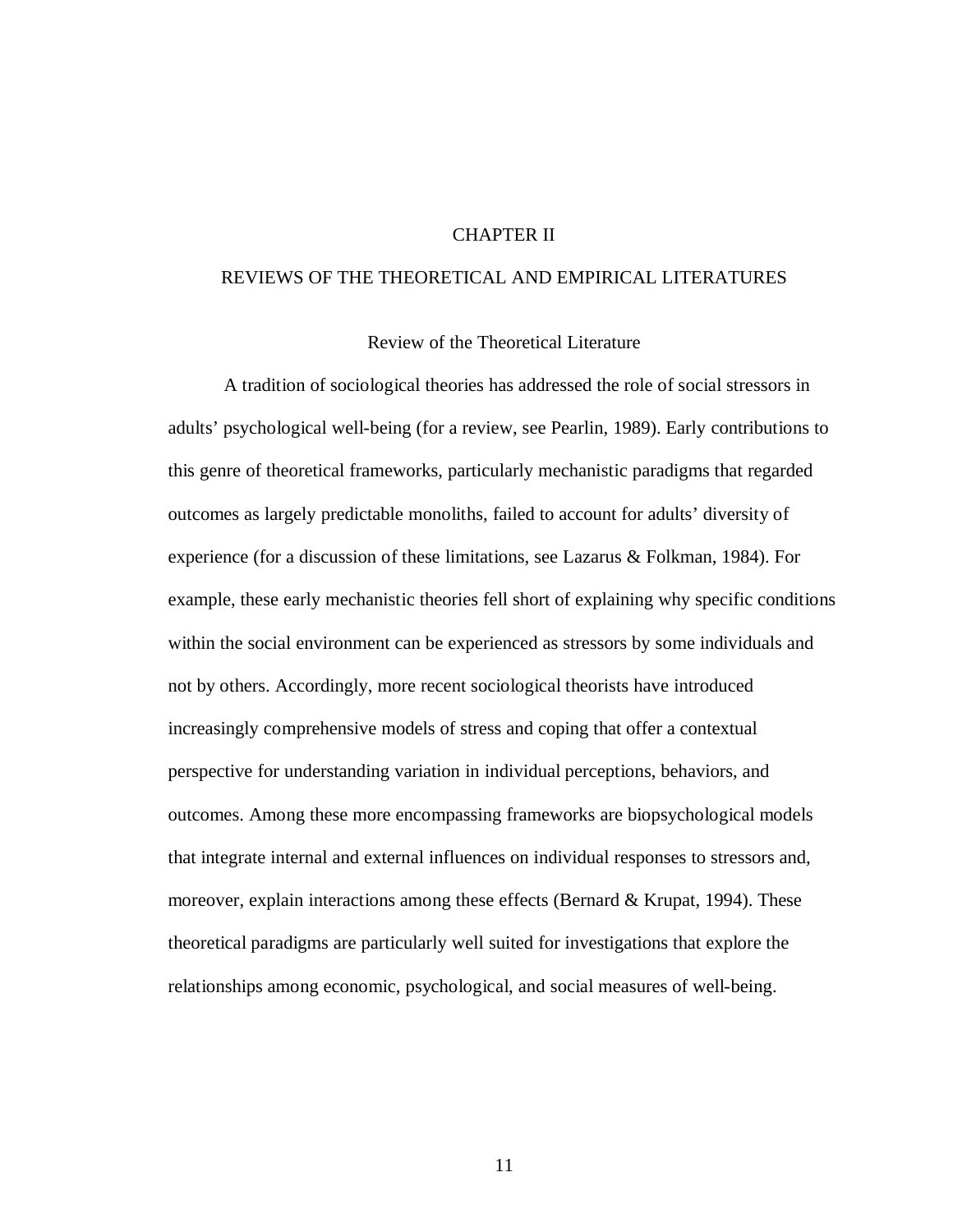# CHAPTER II

# REVIEWS OF THE THEORETICAL AND EMPIRICAL LITERATURES

## Review of the Theoretical Literature

A tradition of sociological theories has addressed the role of social stressors in adults' psychological well-being (for a review, see Pearlin, 1989). Early contributions to this genre of theoretical frameworks, particularly mechanistic paradigms that regarded outcomes as largely predictable monoliths, failed to account for adults' diversity of experience (for a discussion of these limitations, see Lazarus & Folkman, 1984). For example, these early mechanistic theories fell short of explaining why specific conditions within the social environment can be experienced as stressors by some individuals and not by others. Accordingly, more recent sociological theorists have introduced increasingly comprehensive models of stress and coping that offer a contextual perspective for understanding variation in individual perceptions, behaviors, and outcomes. Among these more encompassing frameworks are biopsychological models that integrate internal and external influences on individual responses to stressors and, moreover, explain interactions among these effects (Bernard & Krupat, 1994). These theoretical paradigms are particularly well suited for investigations that explore the relationships among economic, psychological, and social measures of well-being.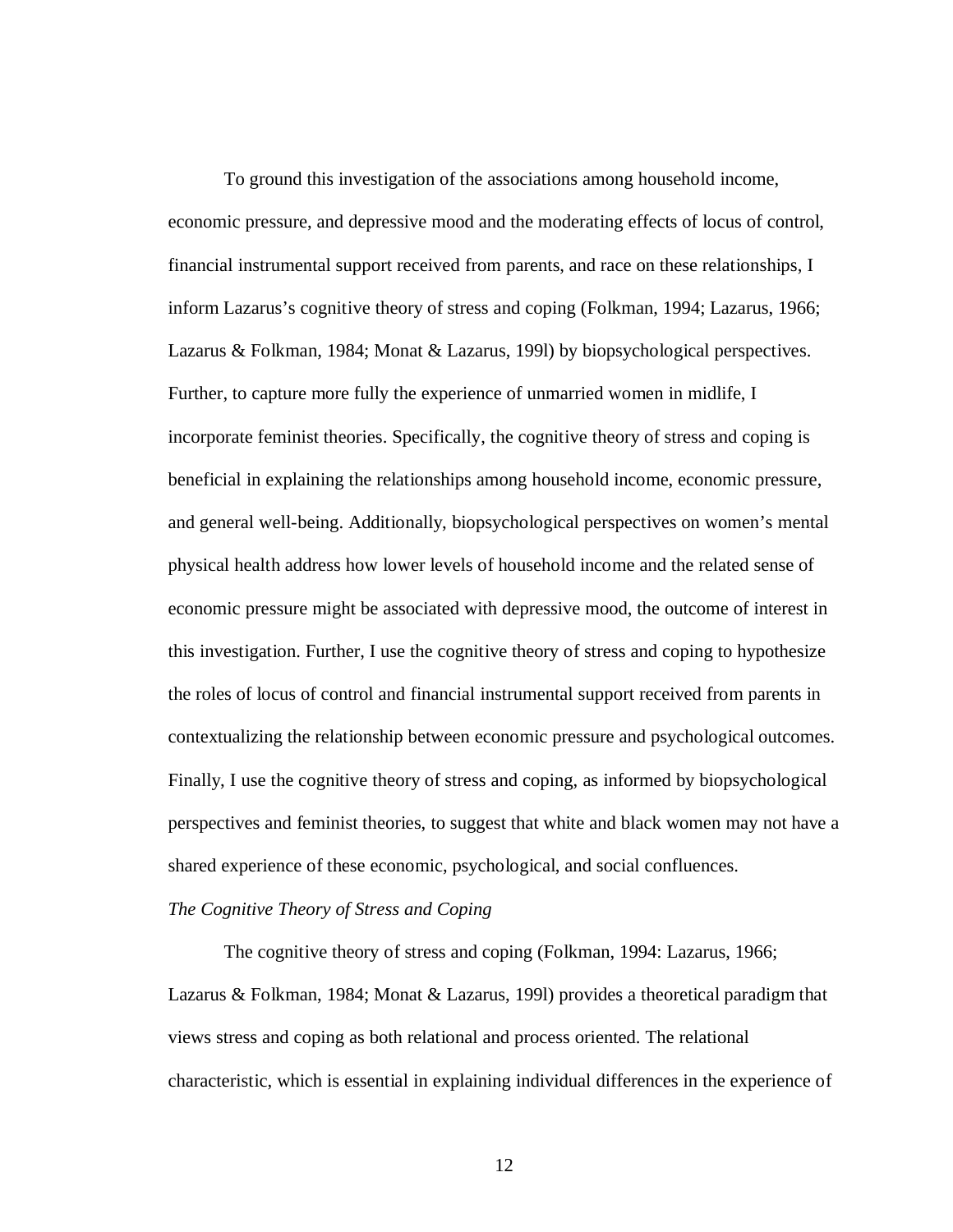To ground this investigation of the associations among household income, economic pressure, and depressive mood and the moderating effects of locus of control, financial instrumental support received from parents, and race on these relationships, I inform Lazarus's cognitive theory of stress and coping (Folkman, 1994; Lazarus, 1966; Lazarus & Folkman, 1984; Monat & Lazarus, 199l) by biopsychological perspectives. Further, to capture more fully the experience of unmarried women in midlife, I incorporate feminist theories. Specifically, the cognitive theory of stress and coping is beneficial in explaining the relationships among household income, economic pressure, and general well-being. Additionally, biopsychological perspectives on women's mental physical health address how lower levels of household income and the related sense of economic pressure might be associated with depressive mood, the outcome of interest in this investigation. Further, I use the cognitive theory of stress and coping to hypothesize the roles of locus of control and financial instrumental support received from parents in contextualizing the relationship between economic pressure and psychological outcomes. Finally, I use the cognitive theory of stress and coping, as informed by biopsychological perspectives and feminist theories, to suggest that white and black women may not have a shared experience of these economic, psychological, and social confluences.

*The Cognitive Theory of Stress and Coping*

The cognitive theory of stress and coping (Folkman, 1994: Lazarus, 1966; Lazarus & Folkman, 1984; Monat & Lazarus, 199l) provides a theoretical paradigm that views stress and coping as both relational and process oriented. The relational characteristic, which is essential in explaining individual differences in the experience of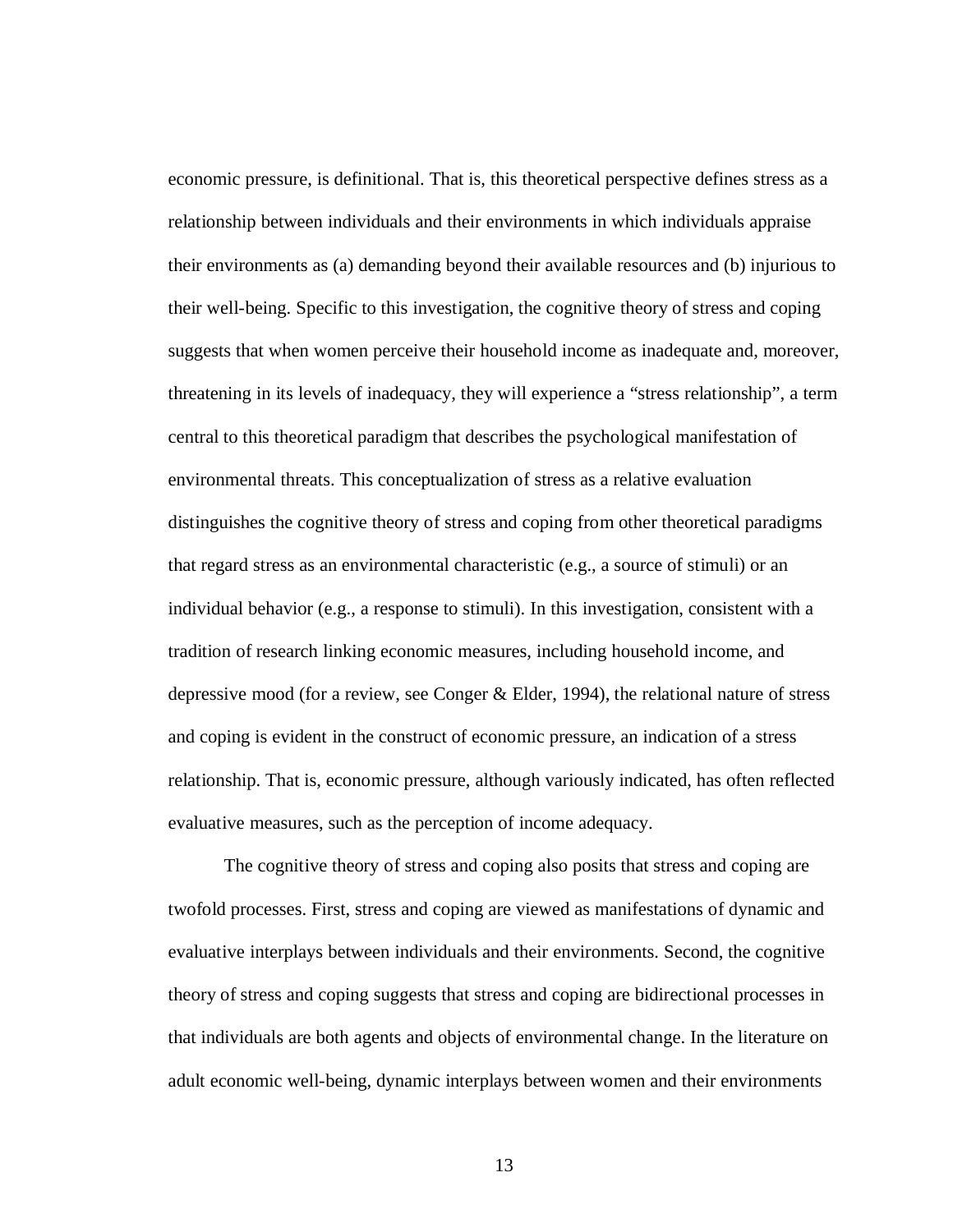economic pressure, is definitional. That is, this theoretical perspective defines stress as a relationship between individuals and their environments in which individuals appraise their environments as (a) demanding beyond their available resources and (b) injurious to their well-being. Specific to this investigation, the cognitive theory of stress and coping suggests that when women perceive their household income as inadequate and, moreover, threatening in its levels of inadequacy, they will experience a "stress relationship", a term central to this theoretical paradigm that describes the psychological manifestation of environmental threats. This conceptualization of stress as a relative evaluation distinguishes the cognitive theory of stress and coping from other theoretical paradigms that regard stress as an environmental characteristic (e.g., a source of stimuli) or an individual behavior (e.g., a response to stimuli). In this investigation, consistent with a tradition of research linking economic measures, including household income, and depressive mood (for a review, see Conger & Elder, 1994), the relational nature of stress and coping is evident in the construct of economic pressure, an indication of a stress relationship. That is, economic pressure, although variously indicated, has often reflected evaluative measures, such as the perception of income adequacy.

The cognitive theory of stress and coping also posits that stress and coping are twofold processes. First, stress and coping are viewed as manifestations of dynamic and evaluative interplays between individuals and their environments. Second, the cognitive theory of stress and coping suggests that stress and coping are bidirectional processes in that individuals are both agents and objects of environmental change. In the literature on adult economic well-being, dynamic interplays between women and their environments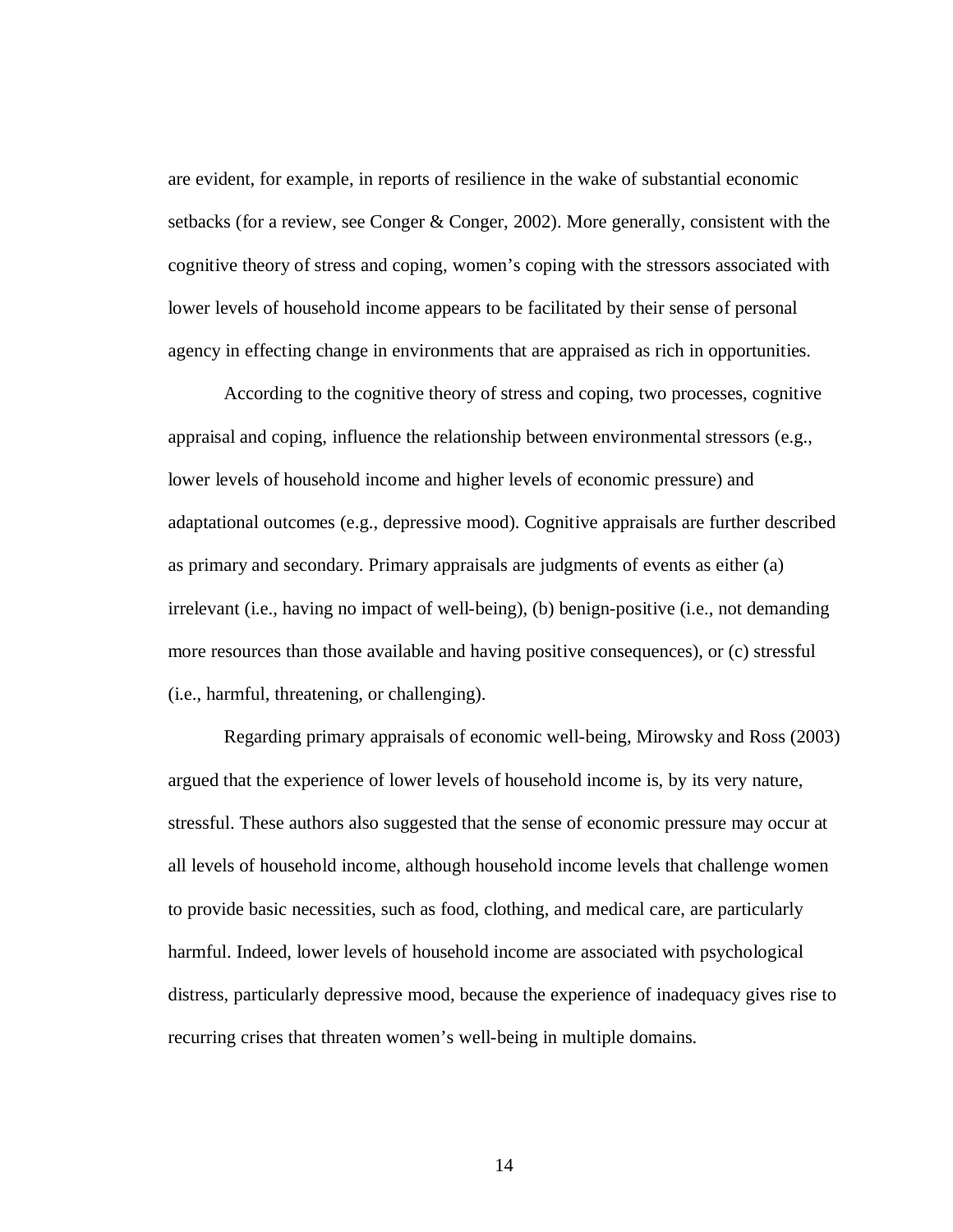are evident, for example, in reports of resilience in the wake of substantial economic setbacks (for a review, see Conger & Conger, 2002). More generally, consistent with the cognitive theory of stress and coping, women's coping with the stressors associated with lower levels of household income appears to be facilitated by their sense of personal agency in effecting change in environments that are appraised as rich in opportunities.

According to the cognitive theory of stress and coping, two processes, cognitive appraisal and coping, influence the relationship between environmental stressors (e.g., lower levels of household income and higher levels of economic pressure) and adaptational outcomes (e.g., depressive mood). Cognitive appraisals are further described as primary and secondary. Primary appraisals are judgments of events as either (a) irrelevant (i.e., having no impact of well-being), (b) benign-positive (i.e., not demanding more resources than those available and having positive consequences), or (c) stressful (i.e., harmful, threatening, or challenging).

Regarding primary appraisals of economic well-being, Mirowsky and Ross (2003) argued that the experience of lower levels of household income is, by its very nature, stressful. These authors also suggested that the sense of economic pressure may occur at all levels of household income, although household income levels that challenge women to provide basic necessities, such as food, clothing, and medical care, are particularly harmful. Indeed, lower levels of household income are associated with psychological distress, particularly depressive mood, because the experience of inadequacy gives rise to recurring crises that threaten women's well-being in multiple domains.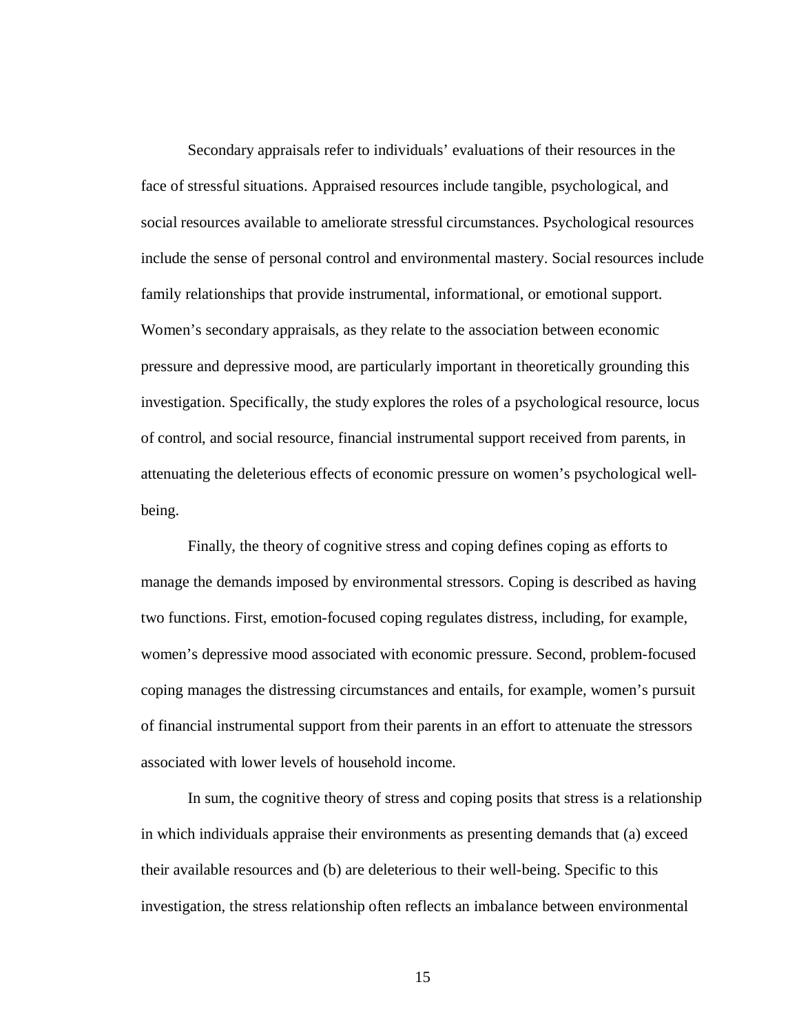Secondary appraisals refer to individuals' evaluations of their resources in the face of stressful situations. Appraised resources include tangible, psychological, and social resources available to ameliorate stressful circumstances. Psychological resources include the sense of personal control and environmental mastery. Social resources include family relationships that provide instrumental, informational, or emotional support. Women's secondary appraisals, as they relate to the association between economic pressure and depressive mood, are particularly important in theoretically grounding this investigation. Specifically, the study explores the roles of a psychological resource, locus of control, and social resource, financial instrumental support received from parents, in attenuating the deleterious effects of economic pressure on women's psychological well-being.

Finally, the theory of cognitive stress and coping defines coping as efforts to manage the demands imposed by environmental stressors. Coping is described as having two functions. First, emotion-focused coping regulates distress, including, for example, women's depressive mood associated with economic pressure. Second, problem-focused coping manages the distressing circumstances and entails, for example, women's pursuit of financial instrumental support from their parents in an effort to attenuate the stressors associated with lower levels of household income.

In sum, the cognitive theory of stress and coping posits that stress is a relationship in which individuals appraise their environments as presenting demands that (a) exceed their available resources and (b) are deleterious to their well-being. Specific to this investigation, the stress relationship often reflects an imbalance between environmental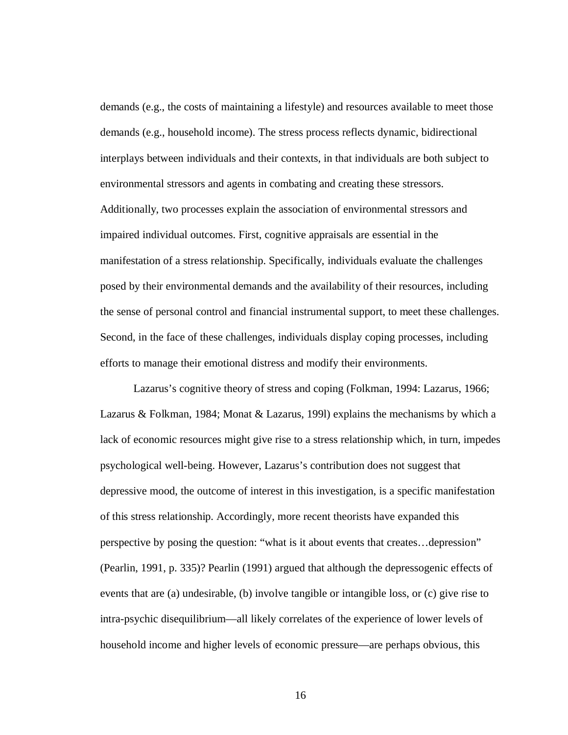demands (e.g., the costs of maintaining a lifestyle) and resources available to meet those demands (e.g., household income). The stress process reflects dynamic, bidirectional interplays between individuals and their contexts, in that individuals are both subject to environmental stressors and agents in combating and creating these stressors. Additionally, two processes explain the association of environmental stressors and impaired individual outcomes. First, cognitive appraisals are essential in the manifestation of a stress relationship. Specifically, individuals evaluate the challenges posed by their environmental demands and the availability of their resources, including the sense of personal control and financial instrumental support, to meet these challenges. Second, in the face of these challenges, individuals display coping processes, including efforts to manage their emotional distress and modify their environments.

Lazarus's cognitive theory of stress and coping (Folkman, 1994: Lazarus, 1966; Lazarus & Folkman, 1984; Monat & Lazarus, 199l) explains the mechanisms by which a lack of economic resources might give rise to a stress relationship which, in turn, impedes psychological well-being. However, Lazarus's contribution does not suggest that depressive mood, the outcome of interest in this investigation, is a specific manifestation of this stress relationship. Accordingly, more recent theorists have expanded this perspective by posing the question: "what is it about events that creates…depression" (Pearlin, 1991, p. 335)? Pearlin (1991) argued that although the depressogenic effects of events that are (a) undesirable, (b) involve tangible or intangible loss, or (c) give rise to intra-psychic disequilibrium—all likely correlates of the experience of lower levels of household income and higher levels of economic pressure—are perhaps obvious, this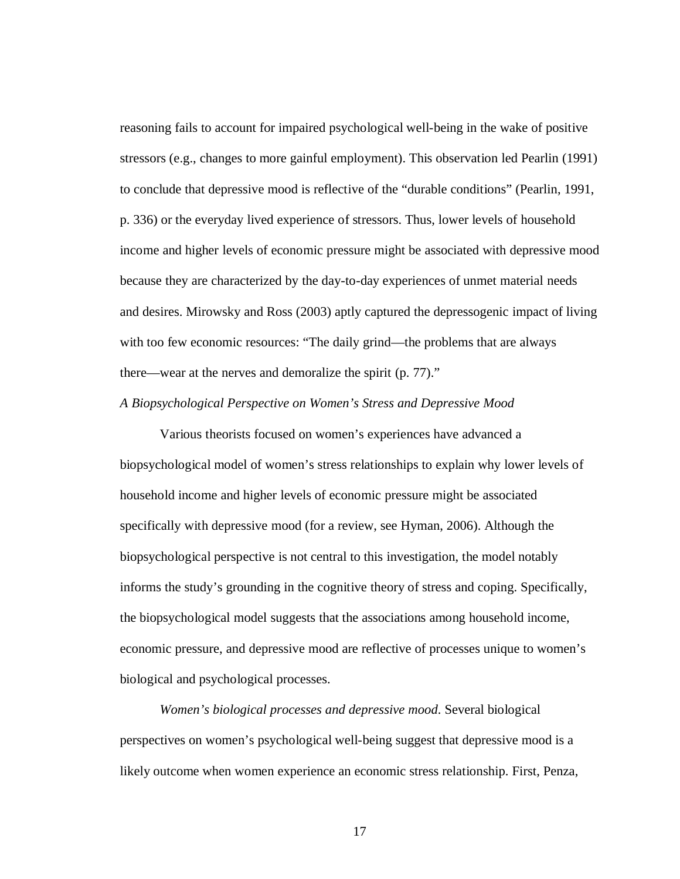reasoning fails to account for impaired psychological well-being in the wake of positive stressors (e.g., changes to more gainful employment). This observation led Pearlin (1991) to conclude that depressive mood is reflective of the "durable conditions" (Pearlin, 1991, p. 336) or the everyday lived experience of stressors. Thus, lower levels of household income and higher levels of economic pressure might be associated with depressive mood because they are characterized by the day-to-day experiences of unmet material needs and desires. Mirowsky and Ross (2003) aptly captured the depressogenic impact of living with too few economic resources: "The daily grind—the problems that are always there—wear at the nerves and demoralize the spirit (p. 77)."

### *A Biopsychological Perspective on Women's Stress and Depressive Mood*

Various theorists focused on women's experiences have advanced a biopsychological model of women's stress relationships to explain why lower levels of household income and higher levels of economic pressure might be associated specifically with depressive mood (for a review, see Hyman, 2006). Although the biopsychological perspective is not central to this investigation, the model notably informs the study's grounding in the cognitive theory of stress and coping. Specifically, the biopsychological model suggests that the associations among household income, economic pressure, and depressive mood are reflective of processes unique to women's biological and psychological processes.

*Women's biological processes and depressive mood*. Several biological perspectives on women's psychological well-being suggest that depressive mood is a likely outcome when women experience an economic stress relationship. First, Penza,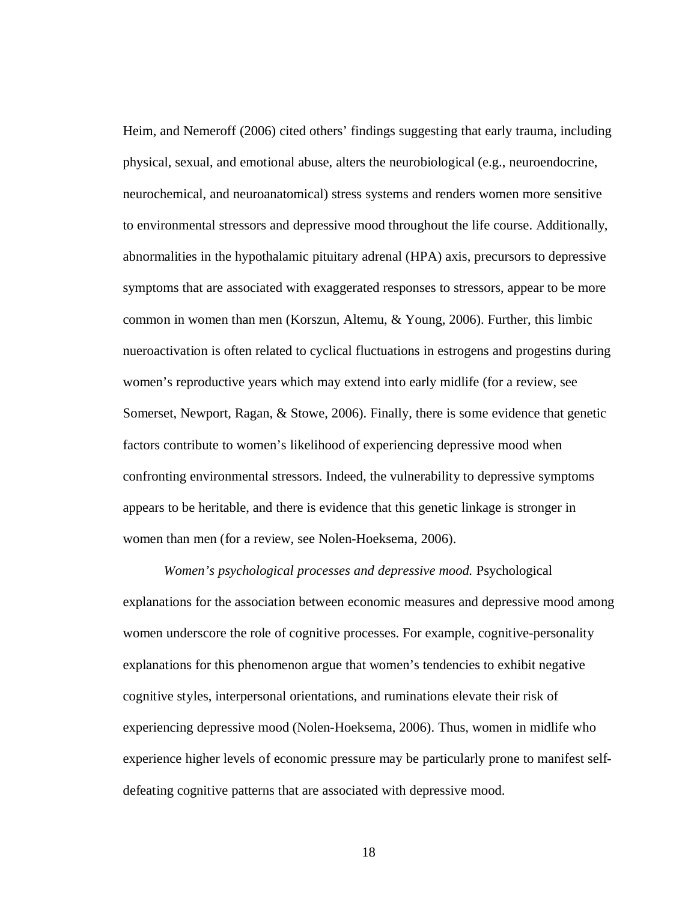Heim, and Nemeroff (2006) cited others' findings suggesting that early trauma, including physical, sexual, and emotional abuse, alters the neurobiological (e.g., neuroendocrine, neurochemical, and neuroanatomical) stress systems and renders women more sensitive to environmental stressors and depressive mood throughout the life course. Additionally, abnormalities in the hypothalamic pituitary adrenal (HPA) axis, precursors to depressive symptoms that are associated with exaggerated responses to stressors, appear to be more common in women than men (Korszun, Altemu, & Young, 2006). Further, this limbic nueroactivation is often related to cyclical fluctuations in estrogens and progestins during women's reproductive years which may extend into early midlife (for a review, see Somerset, Newport, Ragan, & Stowe, 2006). Finally, there is some evidence that genetic factors contribute to women's likelihood of experiencing depressive mood when confronting environmental stressors. Indeed, the vulnerability to depressive symptoms appears to be heritable, and there is evidence that this genetic linkage is stronger in women than men (for a review, see Nolen-Hoeksema, 2006).

*Women's psychological processes and depressive mood.* Psychological explanations for the association between economic measures and depressive mood among women underscore the role of cognitive processes. For example, cognitive-personality explanations for this phenomenon argue that women's tendencies to exhibit negative cognitive styles, interpersonal orientations, and ruminations elevate their risk of experiencing depressive mood (Nolen-Hoeksema, 2006). Thus, women in midlife who experience higher levels of economic pressure may be particularly prone to manifest self-defeating cognitive patterns that are associated with depressive mood.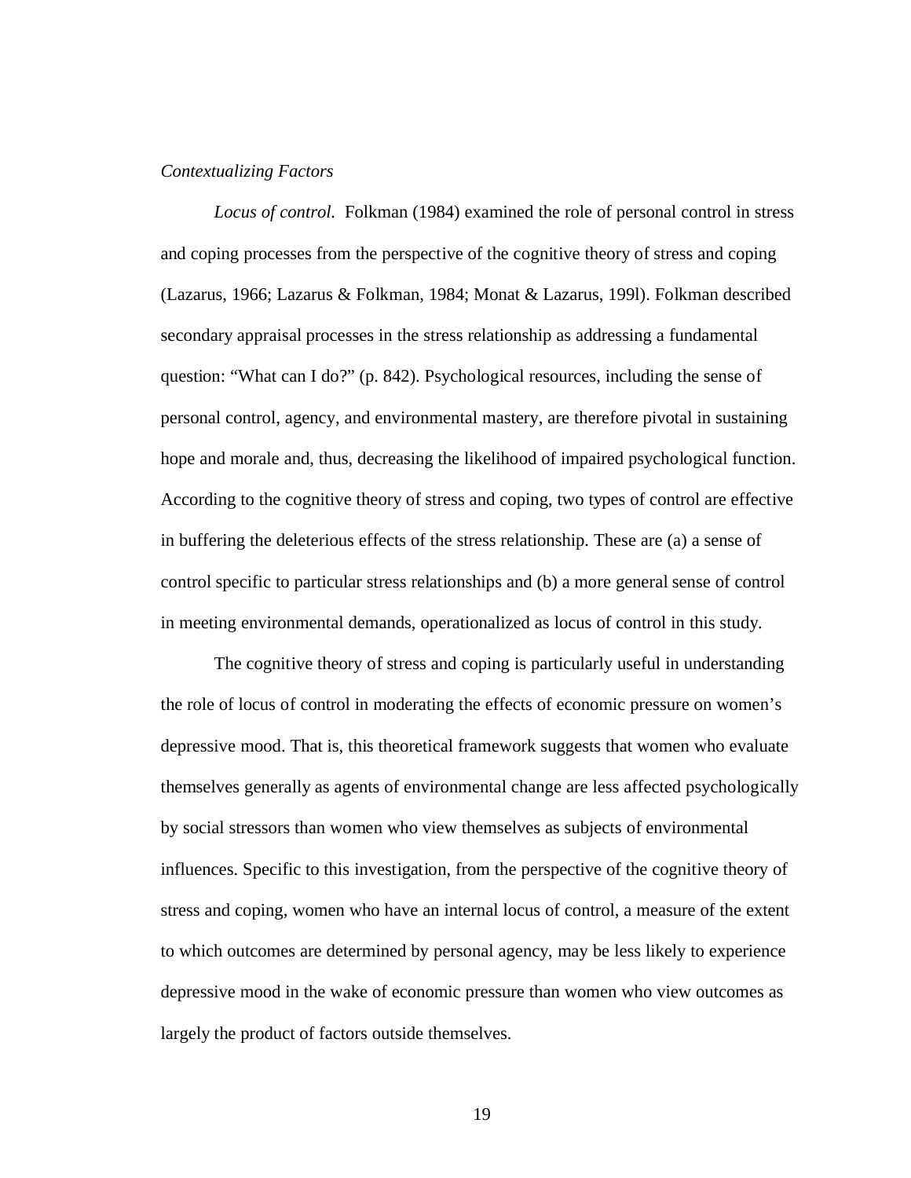*Contextualizing Factors*

*Locus of control.* Folkman (1984) examined the role of personal control in stress and coping processes from the perspective of the cognitive theory of stress and coping (Lazarus, 1966; Lazarus & Folkman, 1984; Monat & Lazarus, 199l). Folkman described secondary appraisal processes in the stress relationship as addressing a fundamental question: "What can I do?" (p. 842). Psychological resources, including the sense of personal control, agency, and environmental mastery, are therefore pivotal in sustaining hope and morale and, thus, decreasing the likelihood of impaired psychological function. According to the cognitive theory of stress and coping, two types of control are effective in buffering the deleterious effects of the stress relationship. These are (a) a sense of control specific to particular stress relationships and (b) a more general sense of control in meeting environmental demands, operationalized as locus of control in this study.

The cognitive theory of stress and coping is particularly useful in understanding the role of locus of control in moderating the effects of economic pressure on women's depressive mood. That is, this theoretical framework suggests that women who evaluate themselves generally as agents of environmental change are less affected psychologically by social stressors than women who view themselves as subjects of environmental influences. Specific to this investigation, from the perspective of the cognitive theory of stress and coping, women who have an internal locus of control, a measure of the extent to which outcomes are determined by personal agency, may be less likely to experience depressive mood in the wake of economic pressure than women who view outcomes as largely the product of factors outside themselves.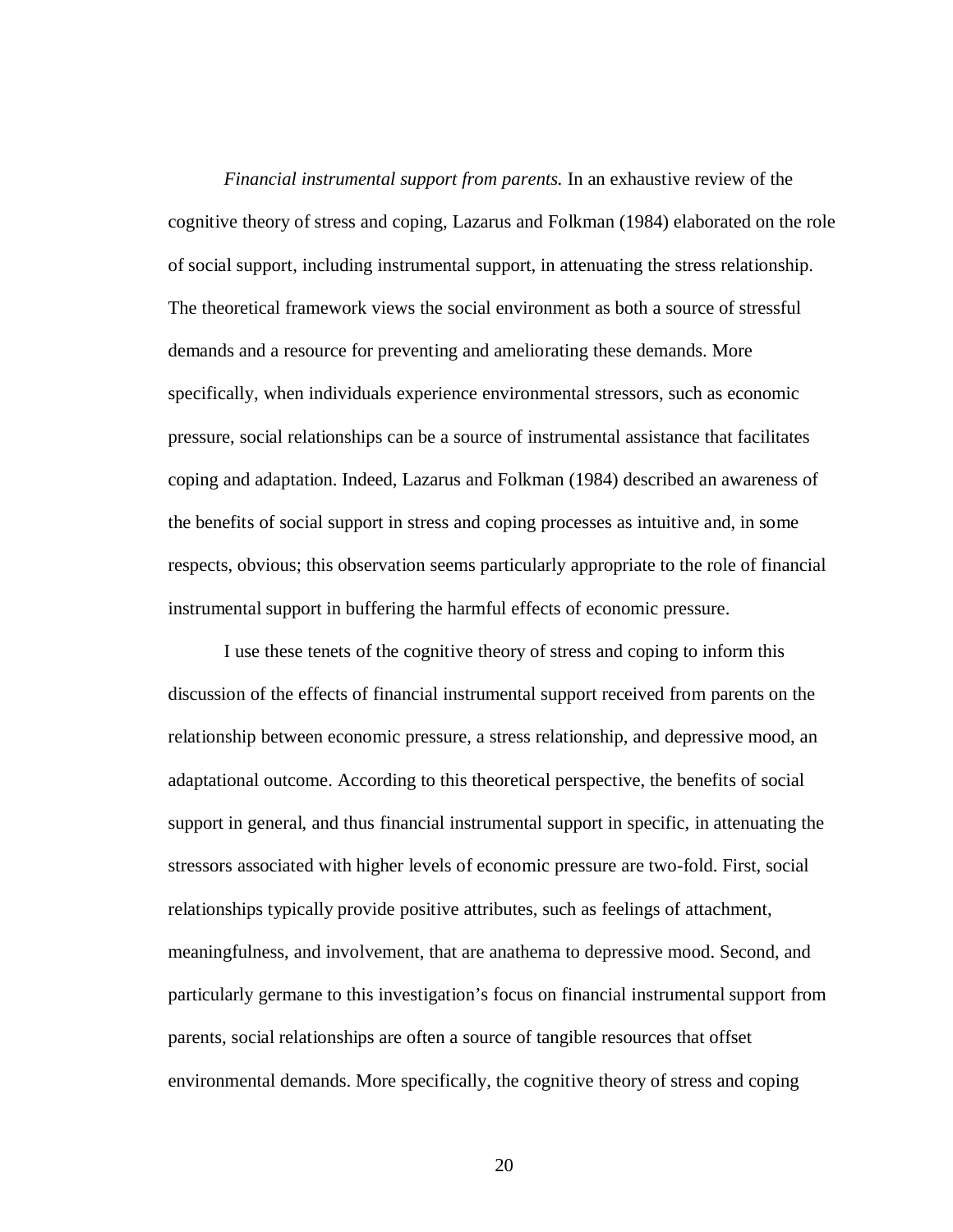*Financial instrumental support from parents.* In an exhaustive review of the cognitive theory of stress and coping, Lazarus and Folkman (1984) elaborated on the role of social support, including instrumental support, in attenuating the stress relationship. The theoretical framework views the social environment as both a source of stressful demands and a resource for preventing and ameliorating these demands. More specifically, when individuals experience environmental stressors, such as economic pressure, social relationships can be a source of instrumental assistance that facilitates coping and adaptation. Indeed, Lazarus and Folkman (1984) described an awareness of the benefits of social support in stress and coping processes as intuitive and, in some respects, obvious; this observation seems particularly appropriate to the role of financial instrumental support in buffering the harmful effects of economic pressure.

I use these tenets of the cognitive theory of stress and coping to inform this discussion of the effects of financial instrumental support received from parents on the relationship between economic pressure, a stress relationship, and depressive mood, an adaptational outcome. According to this theoretical perspective, the benefits of social support in general, and thus financial instrumental support in specific, in attenuating the stressors associated with higher levels of economic pressure are two-fold. First, social relationships typically provide positive attributes, such as feelings of attachment, meaningfulness, and involvement, that are anathema to depressive mood. Second, and particularly germane to this investigation's focus on financial instrumental support from parents, social relationships are often a source of tangible resources that offset environmental demands. More specifically, the cognitive theory of stress and coping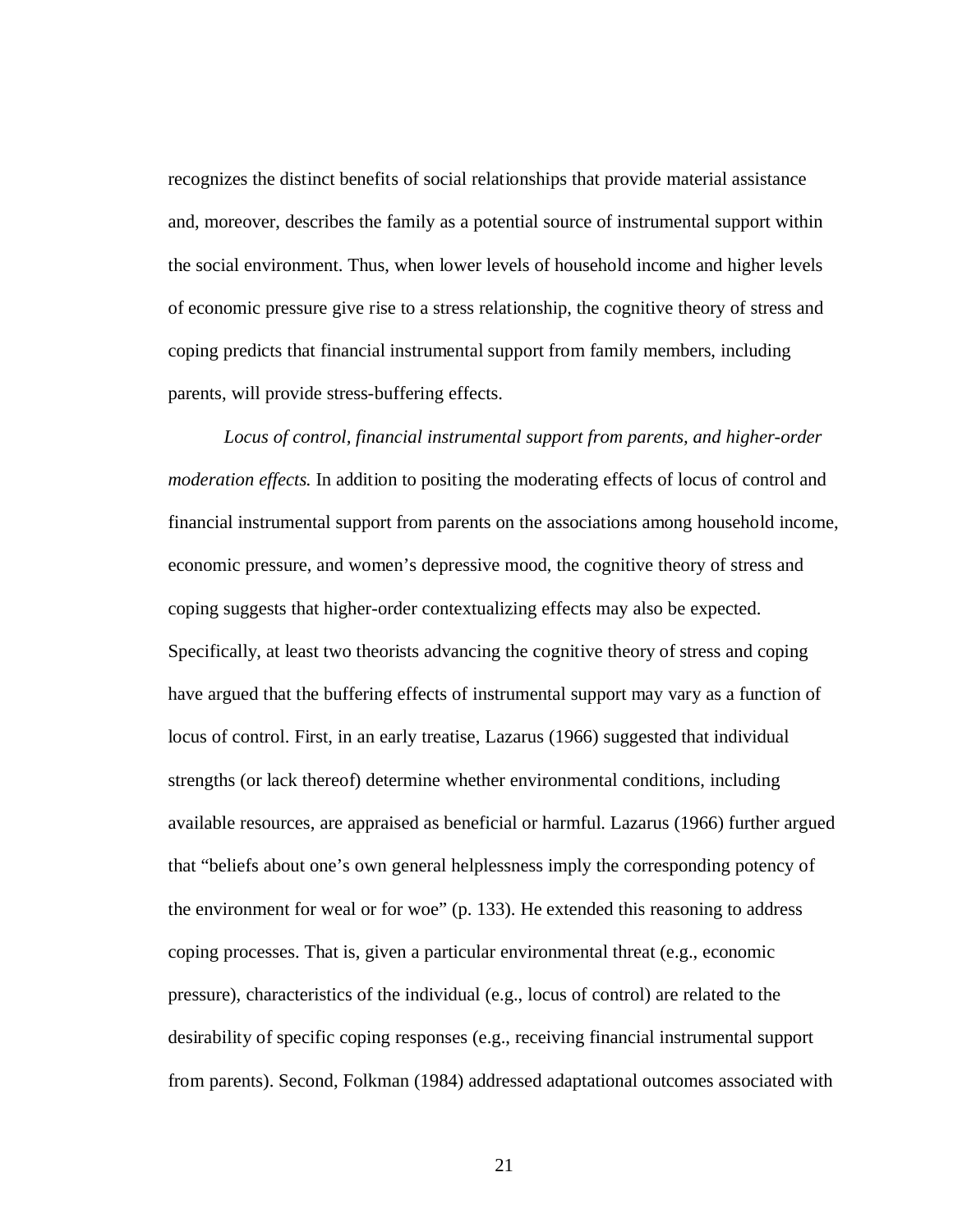recognizes the distinct benefits of social relationships that provide material assistance and, moreover, describes the family as a potential source of instrumental support within the social environment. Thus, when lower levels of household income and higher levels of economic pressure give rise to a stress relationship, the cognitive theory of stress and coping predicts that financial instrumental support from family members, including parents, will provide stress-buffering effects.

*Locus of control, financial instrumental support from parents, and higher-order moderation effects.* In addition to positing the moderating effects of locus of control and financial instrumental support from parents on the associations among household income, economic pressure, and women's depressive mood, the cognitive theory of stress and coping suggests that higher-order contextualizing effects may also be expected. Specifically, at least two theorists advancing the cognitive theory of stress and coping have argued that the buffering effects of instrumental support may vary as a function of locus of control. First, in an early treatise, Lazarus (1966) suggested that individual strengths (or lack thereof) determine whether environmental conditions, including available resources, are appraised as beneficial or harmful. Lazarus (1966) further argued that "beliefs about one's own general helplessness imply the corresponding potency of the environment for weal or for woe" (p. 133). He extended this reasoning to address coping processes. That is, given a particular environmental threat (e.g., economic pressure), characteristics of the individual (e.g., locus of control) are related to the desirability of specific coping responses (e.g., receiving financial instrumental support from parents). Second, Folkman (1984) addressed adaptational outcomes associated with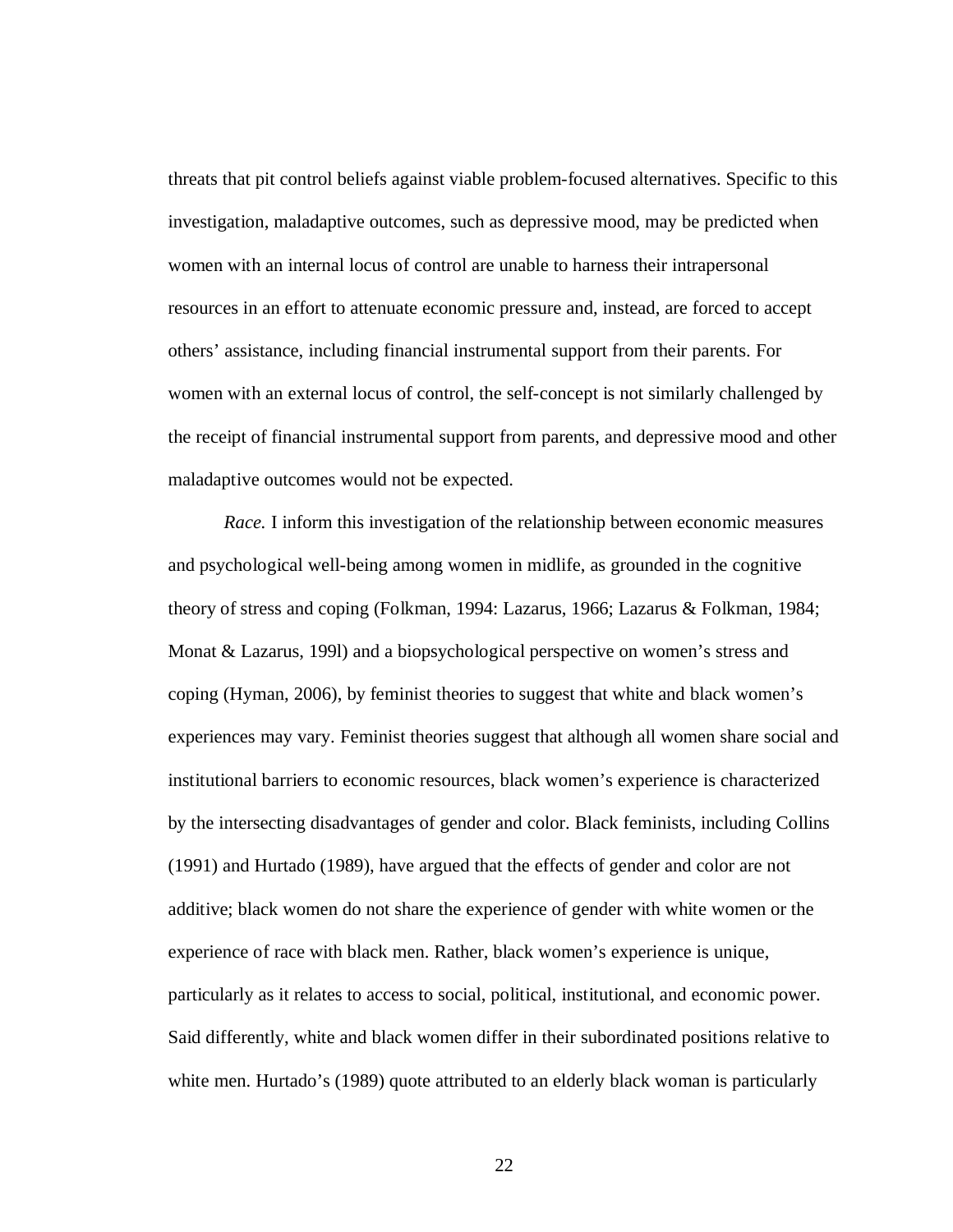threats that pit control beliefs against viable problem-focused alternatives. Specific to this investigation, maladaptive outcomes, such as depressive mood, may be predicted when women with an internal locus of control are unable to harness their intrapersonal resources in an effort to attenuate economic pressure and, instead, are forced to accept others' assistance, including financial instrumental support from their parents. For women with an external locus of control, the self-concept is not similarly challenged by the receipt of financial instrumental support from parents, and depressive mood and other maladaptive outcomes would not be expected.

*Race.* I inform this investigation of the relationship between economic measures and psychological well-being among women in midlife, as grounded in the cognitive theory of stress and coping (Folkman, 1994: Lazarus, 1966; Lazarus & Folkman, 1984; Monat & Lazarus, 199l) and a biopsychological perspective on women's stress and coping (Hyman, 2006), by feminist theories to suggest that white and black women's experiences may vary. Feminist theories suggest that although all women share social and institutional barriers to economic resources, black women's experience is characterized by the intersecting disadvantages of gender and color. Black feminists, including Collins (1991) and Hurtado (1989), have argued that the effects of gender and color are not additive; black women do not share the experience of gender with white women or the experience of race with black men. Rather, black women's experience is unique, particularly as it relates to access to social, political, institutional, and economic power. Said differently, white and black women differ in their subordinated positions relative to white men. Hurtado's (1989) quote attributed to an elderly black woman is particularly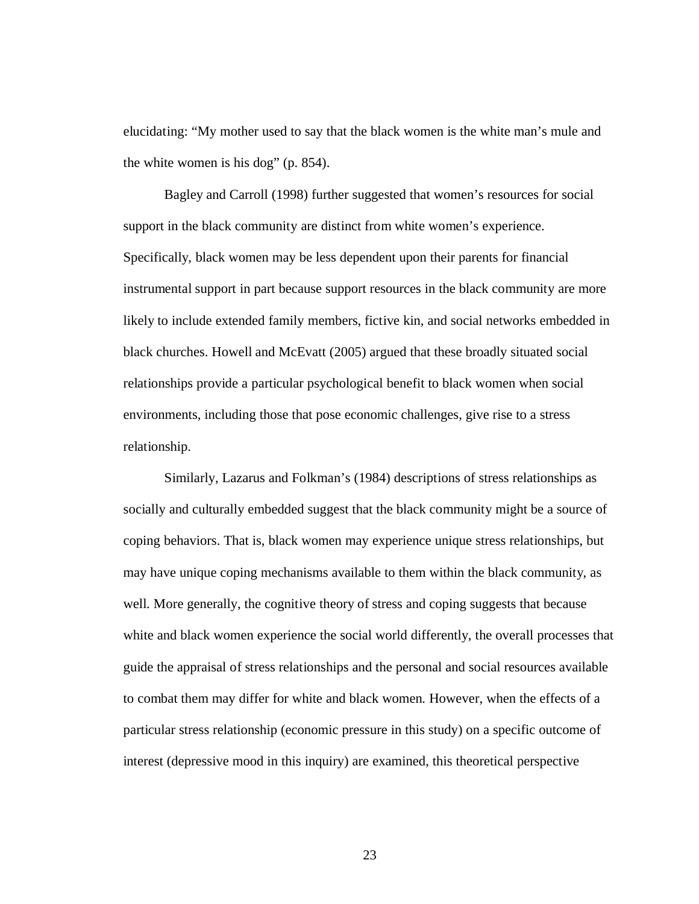elucidating: “My mother used to say that the black women is the white man’s mule and the white women is his dog” (p. 854).

Bagley and Carroll (1998) further suggested that women’s resources for social support in the black community are distinct from white women’s experience. Specifically, black women may be less dependent upon their parents for financial instrumental support in part because support resources in the black community are more likely to include extended family members, fictive kin, and social networks embedded in black churches. Howell and McEvatt (2005) argued that these broadly situated social relationships provide a particular psychological benefit to black women when social environments, including those that pose economic challenges, give rise to a stress relationship.

Similarly, Lazarus and Folkman’s (1984) descriptions of stress relationships as socially and culturally embedded suggest that the black community might be a source of coping behaviors. That is, black women may experience unique stress relationships, but may have unique coping mechanisms available to them within the black community, as well. More generally, the cognitive theory of stress and coping suggests that because white and black women experience the social world differently, the overall processes that guide the appraisal of stress relationships and the personal and social resources available to combat them may differ for white and black women. However, when the effects of a particular stress relationship (economic pressure in this study) on a specific outcome of interest (depressive mood in this inquiry) are examined, this theoretical perspective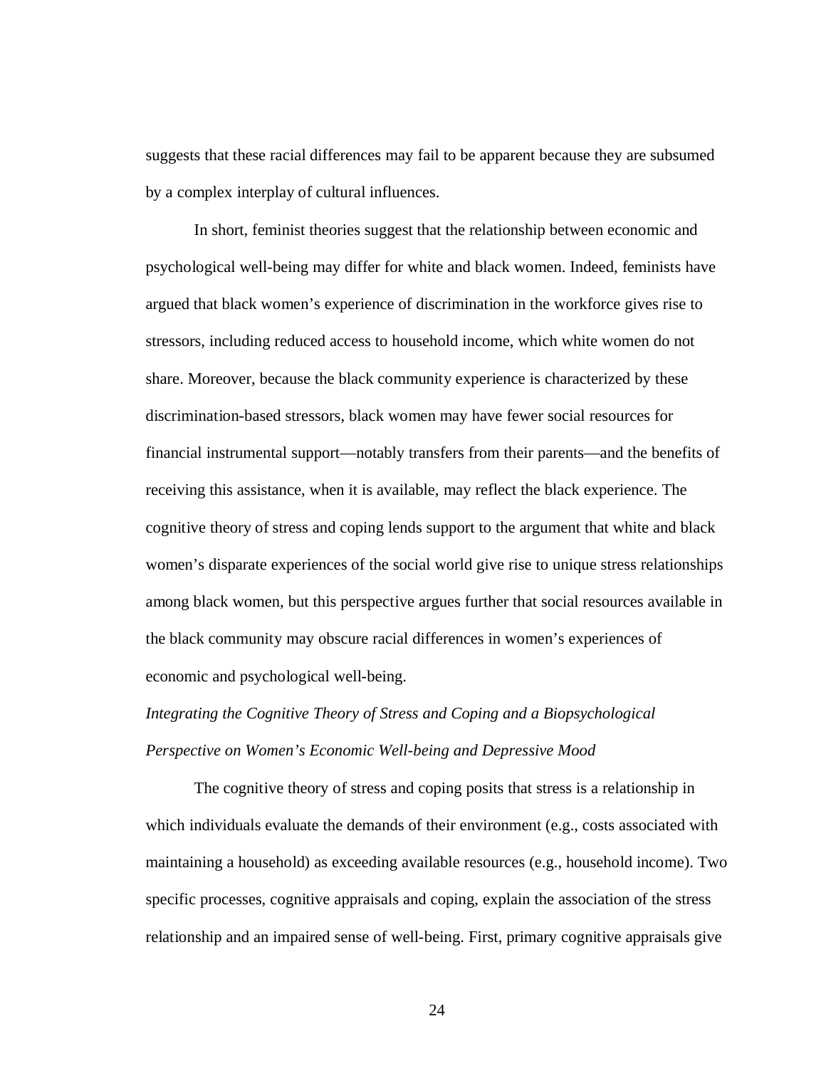suggests that these racial differences may fail to be apparent because they are subsumed by a complex interplay of cultural influences.

In short, feminist theories suggest that the relationship between economic and psychological well-being may differ for white and black women. Indeed, feminists have argued that black women's experience of discrimination in the workforce gives rise to stressors, including reduced access to household income, which white women do not share. Moreover, because the black community experience is characterized by these discrimination-based stressors, black women may have fewer social resources for financial instrumental support—notably transfers from their parents—and the benefits of receiving this assistance, when it is available, may reflect the black experience. The cognitive theory of stress and coping lends support to the argument that white and black women's disparate experiences of the social world give rise to unique stress relationships among black women, but this perspective argues further that social resources available in the black community may obscure racial differences in women's experiences of economic and psychological well-being.

*Integrating the Cognitive Theory of Stress and Coping and a Biopsychological Perspective on Women's Economic Well-being and Depressive Mood*

The cognitive theory of stress and coping posits that stress is a relationship in which individuals evaluate the demands of their environment (e.g., costs associated with maintaining a household) as exceeding available resources (e.g., household income). Two specific processes, cognitive appraisals and coping, explain the association of the stress relationship and an impaired sense of well-being. First, primary cognitive appraisals give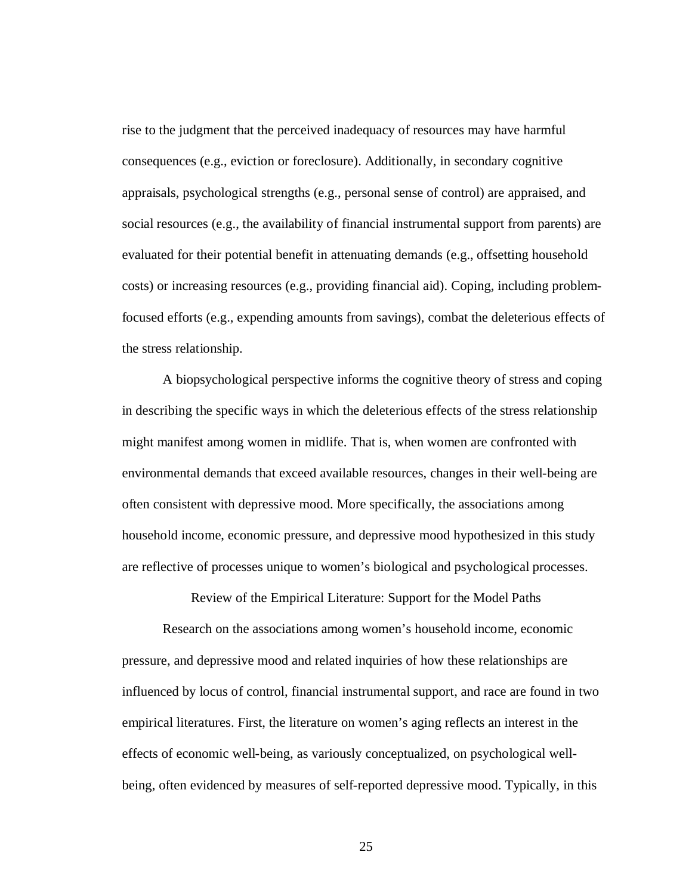rise to the judgment that the perceived inadequacy of resources may have harmful consequences (e.g., eviction or foreclosure). Additionally, in secondary cognitive appraisals, psychological strengths (e.g., personal sense of control) are appraised, and social resources (e.g., the availability of financial instrumental support from parents) are evaluated for their potential benefit in attenuating demands (e.g., offsetting household costs) or increasing resources (e.g., providing financial aid). Coping, including problem-focused efforts (e.g., expending amounts from savings), combat the deleterious effects of the stress relationship.

A biopsychological perspective informs the cognitive theory of stress and coping in describing the specific ways in which the deleterious effects of the stress relationship might manifest among women in midlife. That is, when women are confronted with environmental demands that exceed available resources, changes in their well-being are often consistent with depressive mood. More specifically, the associations among household income, economic pressure, and depressive mood hypothesized in this study are reflective of processes unique to women's biological and psychological processes.

## Review of the Empirical Literature: Support for the Model Paths

Research on the associations among women's household income, economic pressure, and depressive mood and related inquiries of how these relationships are influenced by locus of control, financial instrumental support, and race are found in two empirical literatures. First, the literature on women's aging reflects an interest in the effects of economic well-being, as variously conceptualized, on psychological well-being, often evidenced by measures of self-reported depressive mood. Typically, in this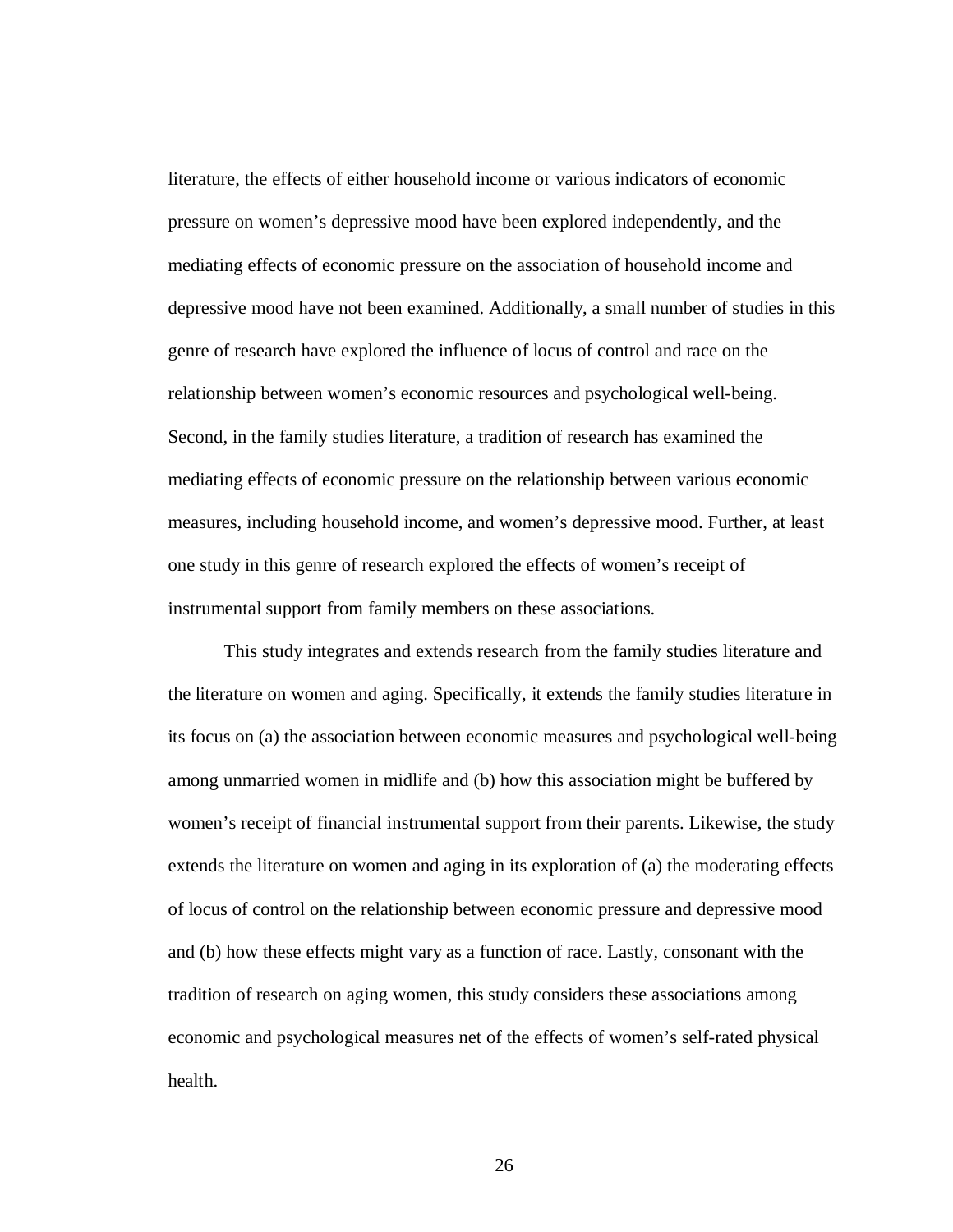literature, the effects of either household income or various indicators of economic pressure on women's depressive mood have been explored independently, and the mediating effects of economic pressure on the association of household income and depressive mood have not been examined. Additionally, a small number of studies in this genre of research have explored the influence of locus of control and race on the relationship between women's economic resources and psychological well-being. Second, in the family studies literature, a tradition of research has examined the mediating effects of economic pressure on the relationship between various economic measures, including household income, and women's depressive mood. Further, at least one study in this genre of research explored the effects of women's receipt of instrumental support from family members on these associations.

This study integrates and extends research from the family studies literature and the literature on women and aging. Specifically, it extends the family studies literature in its focus on (a) the association between economic measures and psychological well-being among unmarried women in midlife and (b) how this association might be buffered by women's receipt of financial instrumental support from their parents. Likewise, the study extends the literature on women and aging in its exploration of (a) the moderating effects of locus of control on the relationship between economic pressure and depressive mood and (b) how these effects might vary as a function of race. Lastly, consonant with the tradition of research on aging women, this study considers these associations among economic and psychological measures net of the effects of women's self-rated physical health.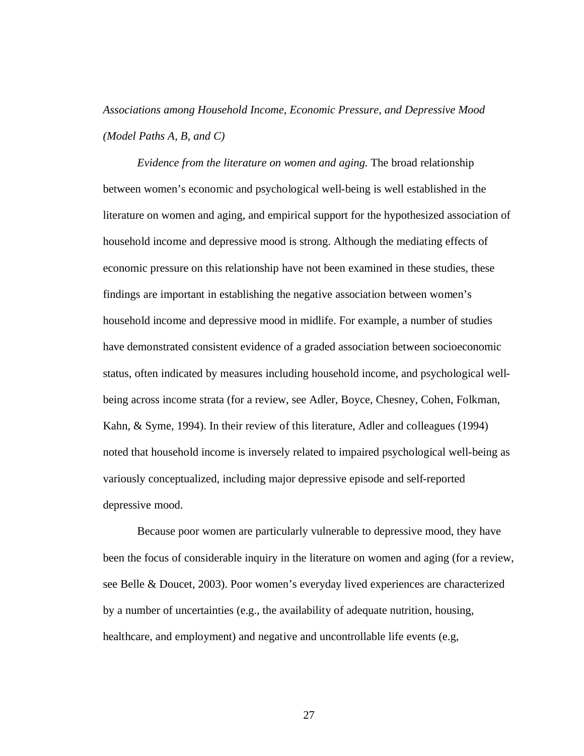### *Associations among Household Income, Economic Pressure, and Depressive Mood (Model Paths A, B, and C)*

*Evidence from the literature on women and aging.* The broad relationship between women's economic and psychological well-being is well established in the literature on women and aging, and empirical support for the hypothesized association of household income and depressive mood is strong. Although the mediating effects of economic pressure on this relationship have not been examined in these studies, these findings are important in establishing the negative association between women's household income and depressive mood in midlife. For example, a number of studies have demonstrated consistent evidence of a graded association between socioeconomic status, often indicated by measures including household income, and psychological well-being across income strata (for a review, see Adler, Boyce, Chesney, Cohen, Folkman, Kahn, & Syme, 1994). In their review of this literature, Adler and colleagues (1994) noted that household income is inversely related to impaired psychological well-being as variously conceptualized, including major depressive episode and self-reported depressive mood.

Because poor women are particularly vulnerable to depressive mood, they have been the focus of considerable inquiry in the literature on women and aging (for a review, see Belle & Doucet, 2003). Poor women's everyday lived experiences are characterized by a number of uncertainties (e.g., the availability of adequate nutrition, housing, healthcare, and employment) and negative and uncontrollable life events (e.g,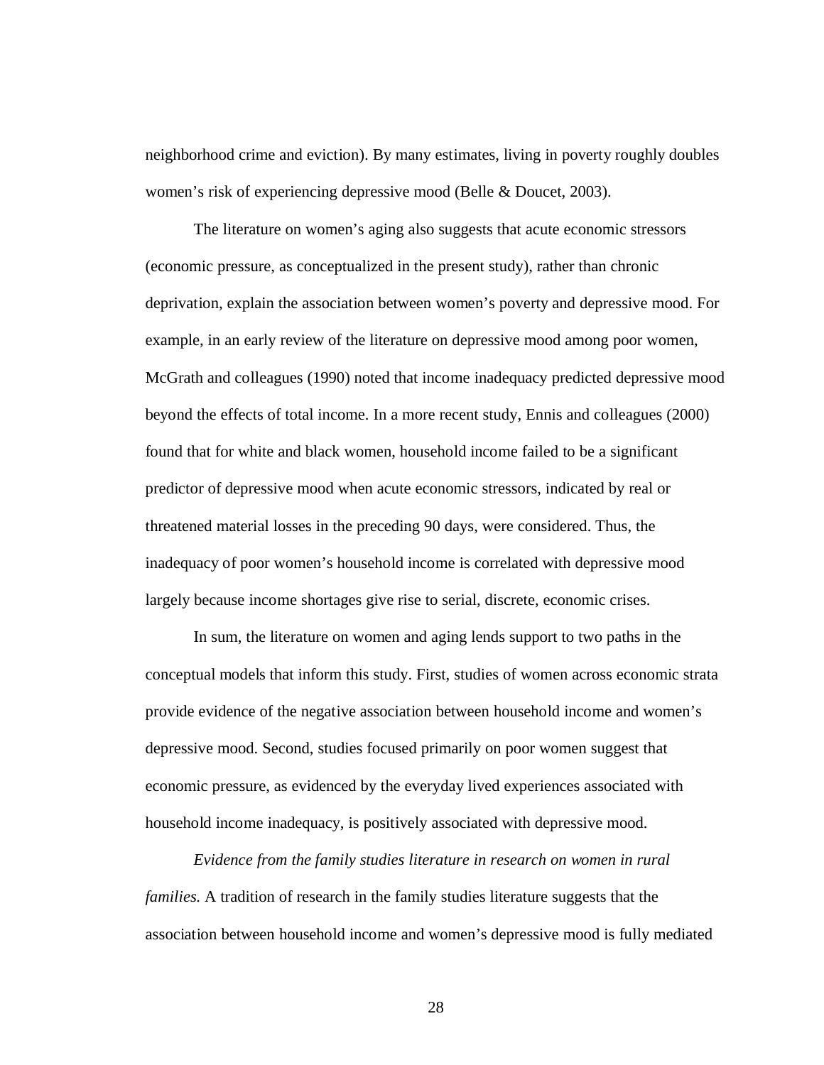neighborhood crime and eviction). By many estimates, living in poverty roughly doubles women's risk of experiencing depressive mood (Belle & Doucet, 2003).

The literature on women's aging also suggests that acute economic stressors (economic pressure, as conceptualized in the present study), rather than chronic deprivation, explain the association between women's poverty and depressive mood. For example, in an early review of the literature on depressive mood among poor women, McGrath and colleagues (1990) noted that income inadequacy predicted depressive mood beyond the effects of total income. In a more recent study, Ennis and colleagues (2000) found that for white and black women, household income failed to be a significant predictor of depressive mood when acute economic stressors, indicated by real or threatened material losses in the preceding 90 days, were considered. Thus, the inadequacy of poor women's household income is correlated with depressive mood largely because income shortages give rise to serial, discrete, economic crises.

In sum, the literature on women and aging lends support to two paths in the conceptual models that inform this study. First, studies of women across economic strata provide evidence of the negative association between household income and women's depressive mood. Second, studies focused primarily on poor women suggest that economic pressure, as evidenced by the everyday lived experiences associated with household income inadequacy, is positively associated with depressive mood.

*Evidence from the family studies literature in research on women in rural families.* A tradition of research in the family studies literature suggests that the association between household income and women's depressive mood is fully mediated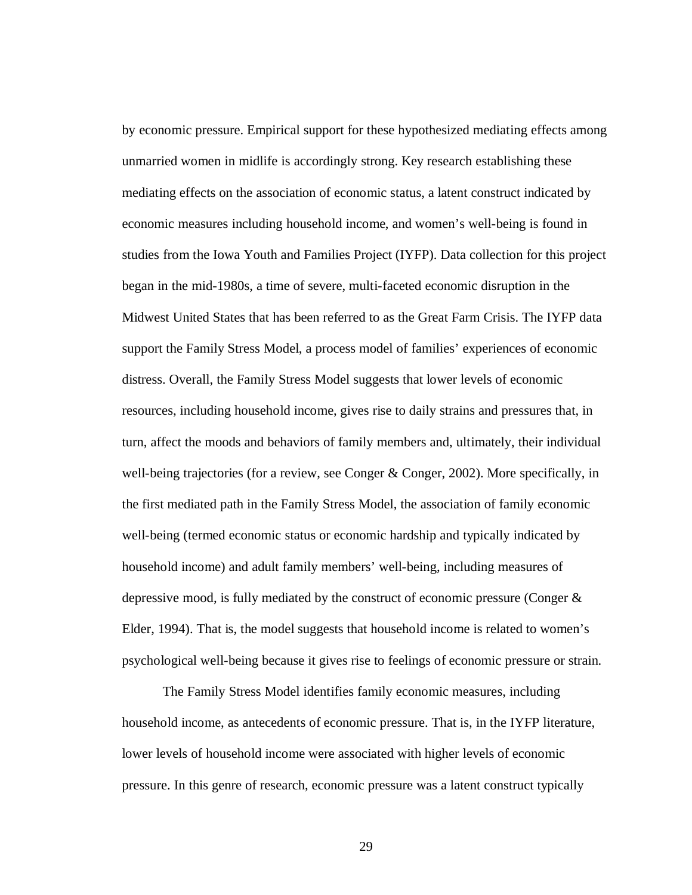by economic pressure. Empirical support for these hypothesized mediating effects among unmarried women in midlife is accordingly strong. Key research establishing these mediating effects on the association of economic status, a latent construct indicated by economic measures including household income, and women's well-being is found in studies from the Iowa Youth and Families Project (IYFP). Data collection for this project began in the mid-1980s, a time of severe, multi-faceted economic disruption in the Midwest United States that has been referred to as the Great Farm Crisis. The IYFP data support the Family Stress Model, a process model of families' experiences of economic distress. Overall, the Family Stress Model suggests that lower levels of economic resources, including household income, gives rise to daily strains and pressures that, in turn, affect the moods and behaviors of family members and, ultimately, their individual well-being trajectories (for a review, see Conger & Conger, 2002). More specifically, in the first mediated path in the Family Stress Model, the association of family economic well-being (termed economic status or economic hardship and typically indicated by household income) and adult family members' well-being, including measures of depressive mood, is fully mediated by the construct of economic pressure (Conger & Elder, 1994). That is, the model suggests that household income is related to women's psychological well-being because it gives rise to feelings of economic pressure or strain.

The Family Stress Model identifies family economic measures, including household income, as antecedents of economic pressure. That is, in the IYFP literature, lower levels of household income were associated with higher levels of economic pressure. In this genre of research, economic pressure was a latent construct typically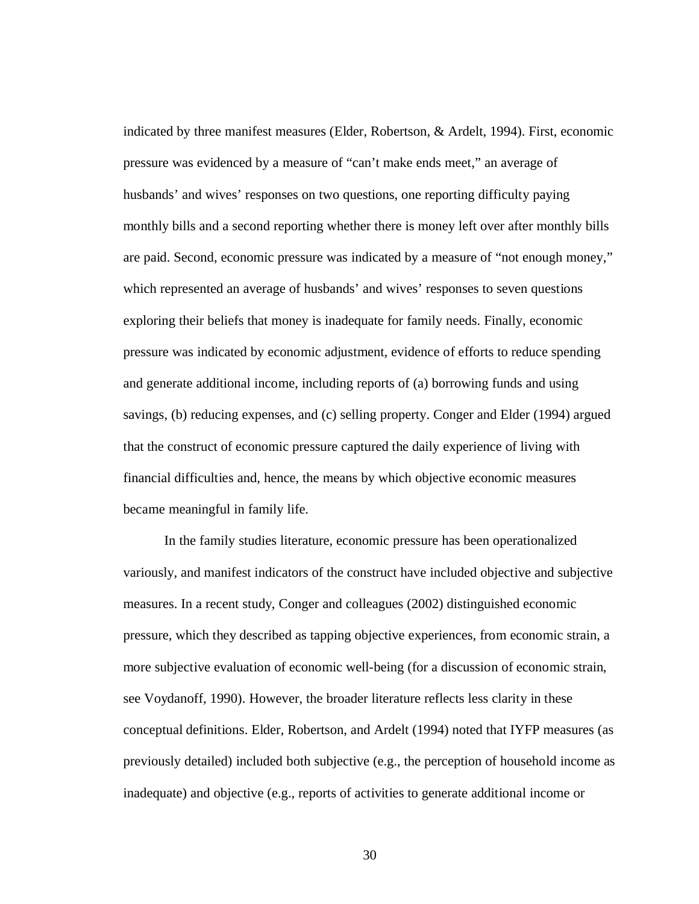indicated by three manifest measures (Elder, Robertson, & Ardelt, 1994). First, economic pressure was evidenced by a measure of "can't make ends meet," an average of husbands' and wives' responses on two questions, one reporting difficulty paying monthly bills and a second reporting whether there is money left over after monthly bills are paid. Second, economic pressure was indicated by a measure of "not enough money," which represented an average of husbands' and wives' responses to seven questions exploring their beliefs that money is inadequate for family needs. Finally, economic pressure was indicated by economic adjustment, evidence of efforts to reduce spending and generate additional income, including reports of (a) borrowing funds and using savings, (b) reducing expenses, and (c) selling property. Conger and Elder (1994) argued that the construct of economic pressure captured the daily experience of living with financial difficulties and, hence, the means by which objective economic measures became meaningful in family life.

In the family studies literature, economic pressure has been operationalized variously, and manifest indicators of the construct have included objective and subjective measures. In a recent study, Conger and colleagues (2002) distinguished economic pressure, which they described as tapping objective experiences, from economic strain, a more subjective evaluation of economic well-being (for a discussion of economic strain, see Voydanoff, 1990). However, the broader literature reflects less clarity in these conceptual definitions. Elder, Robertson, and Ardelt (1994) noted that IYFP measures (as previously detailed) included both subjective (e.g., the perception of household income as inadequate) and objective (e.g., reports of activities to generate additional income or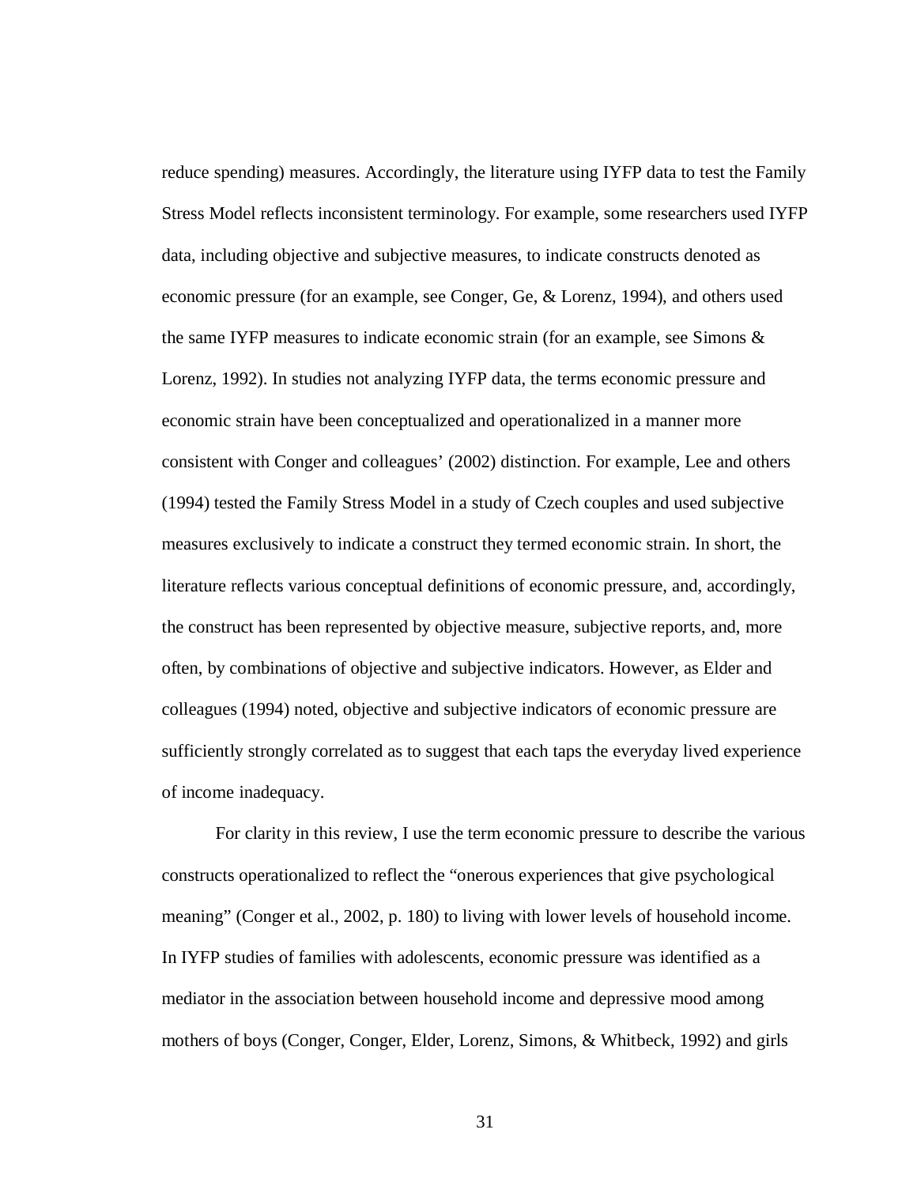reduce spending) measures. Accordingly, the literature using IYFP data to test the Family Stress Model reflects inconsistent terminology. For example, some researchers used IYFP data, including objective and subjective measures, to indicate constructs denoted as economic pressure (for an example, see Conger, Ge, & Lorenz, 1994), and others used the same IYFP measures to indicate economic strain (for an example, see Simons & Lorenz, 1992). In studies not analyzing IYFP data, the terms economic pressure and economic strain have been conceptualized and operationalized in a manner more consistent with Conger and colleagues' (2002) distinction. For example, Lee and others (1994) tested the Family Stress Model in a study of Czech couples and used subjective measures exclusively to indicate a construct they termed economic strain. In short, the literature reflects various conceptual definitions of economic pressure, and, accordingly, the construct has been represented by objective measure, subjective reports, and, more often, by combinations of objective and subjective indicators. However, as Elder and colleagues (1994) noted, objective and subjective indicators of economic pressure are sufficiently strongly correlated as to suggest that each taps the everyday lived experience of income inadequacy.

For clarity in this review, I use the term economic pressure to describe the various constructs operationalized to reflect the "onerous experiences that give psychological meaning" (Conger et al., 2002, p. 180) to living with lower levels of household income. In IYFP studies of families with adolescents, economic pressure was identified as a mediator in the association between household income and depressive mood among mothers of boys (Conger, Conger, Elder, Lorenz, Simons, & Whitbeck, 1992) and girls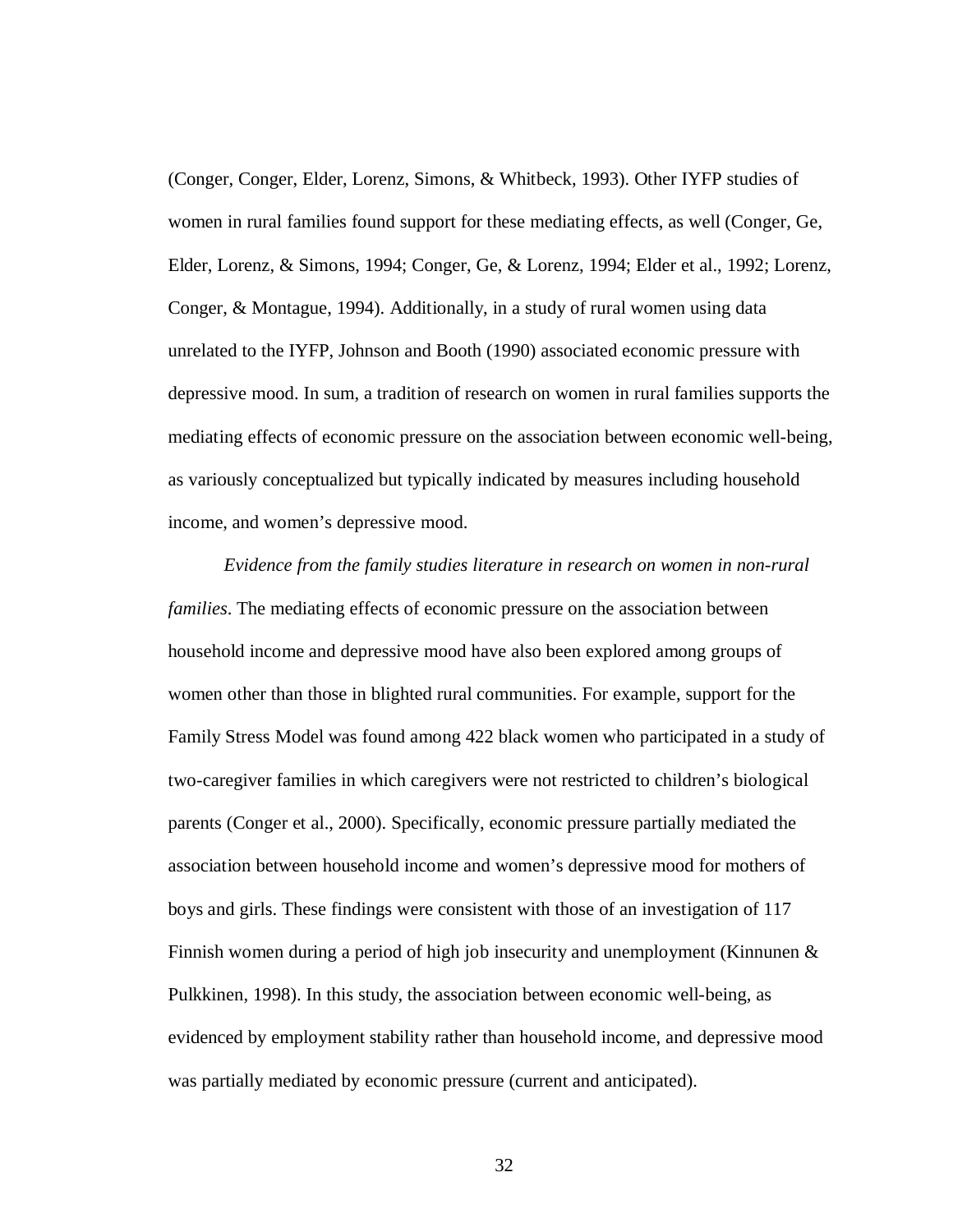(Conger, Conger, Elder, Lorenz, Simons, & Whitbeck, 1993). Other IYFP studies of women in rural families found support for these mediating effects, as well (Conger, Ge, Elder, Lorenz, & Simons, 1994; Conger, Ge, & Lorenz, 1994; Elder et al., 1992; Lorenz, Conger, & Montague, 1994). Additionally, in a study of rural women using data unrelated to the IYFP, Johnson and Booth (1990) associated economic pressure with depressive mood. In sum, a tradition of research on women in rural families supports the mediating effects of economic pressure on the association between economic well-being, as variously conceptualized but typically indicated by measures including household income, and women's depressive mood.

*Evidence from the family studies literature in research on women in non-rural families*. The mediating effects of economic pressure on the association between household income and depressive mood have also been explored among groups of women other than those in blighted rural communities. For example, support for the Family Stress Model was found among 422 black women who participated in a study of two-caregiver families in which caregivers were not restricted to children's biological parents (Conger et al., 2000). Specifically, economic pressure partially mediated the association between household income and women's depressive mood for mothers of boys and girls. These findings were consistent with those of an investigation of 117 Finnish women during a period of high job insecurity and unemployment (Kinnunen & Pulkkinen, 1998). In this study, the association between economic well-being, as evidenced by employment stability rather than household income, and depressive mood was partially mediated by economic pressure (current and anticipated).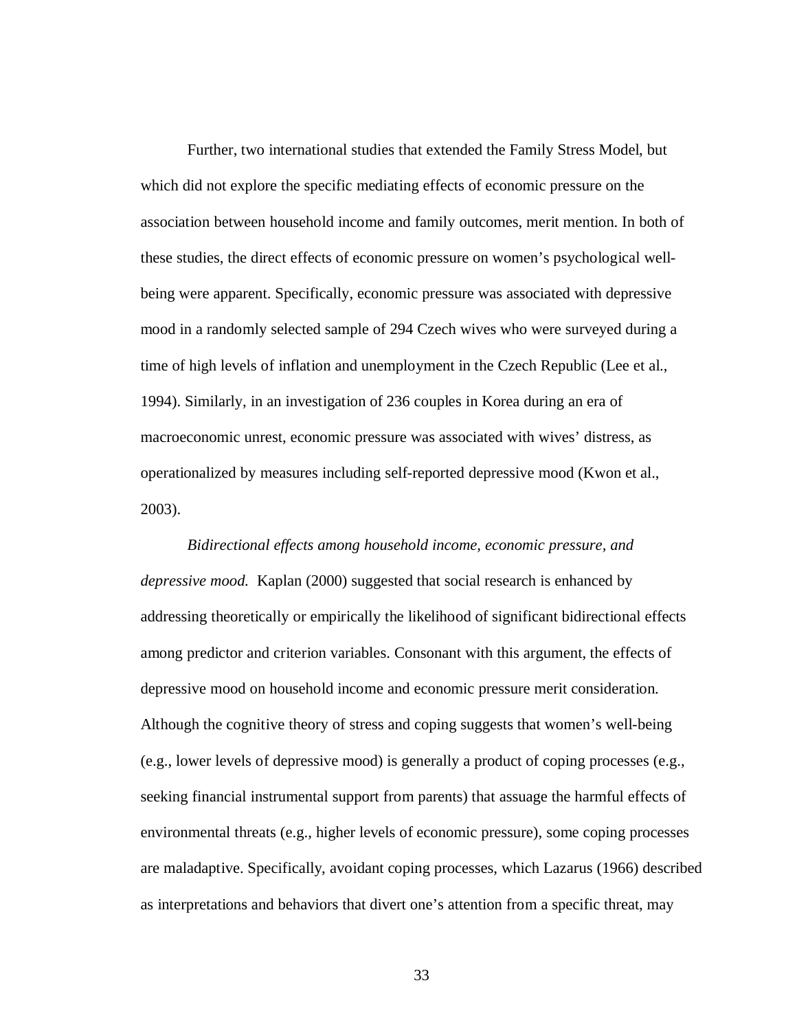Further, two international studies that extended the Family Stress Model, but which did not explore the specific mediating effects of economic pressure on the association between household income and family outcomes, merit mention. In both of these studies, the direct effects of economic pressure on women's psychological well-being were apparent. Specifically, economic pressure was associated with depressive mood in a randomly selected sample of 294 Czech wives who were surveyed during a time of high levels of inflation and unemployment in the Czech Republic (Lee et al., 1994). Similarly, in an investigation of 236 couples in Korea during an era of macroeconomic unrest, economic pressure was associated with wives' distress, as operationalized by measures including self-reported depressive mood (Kwon et al., 2003).

*Bidirectional effects among household income, economic pressure, and depressive mood.* Kaplan (2000) suggested that social research is enhanced by addressing theoretically or empirically the likelihood of significant bidirectional effects among predictor and criterion variables. Consonant with this argument, the effects of depressive mood on household income and economic pressure merit consideration. Although the cognitive theory of stress and coping suggests that women's well-being (e.g., lower levels of depressive mood) is generally a product of coping processes (e.g., seeking financial instrumental support from parents) that assuage the harmful effects of environmental threats (e.g., higher levels of economic pressure), some coping processes are maladaptive. Specifically, avoidant coping processes, which Lazarus (1966) described as interpretations and behaviors that divert one's attention from a specific threat, may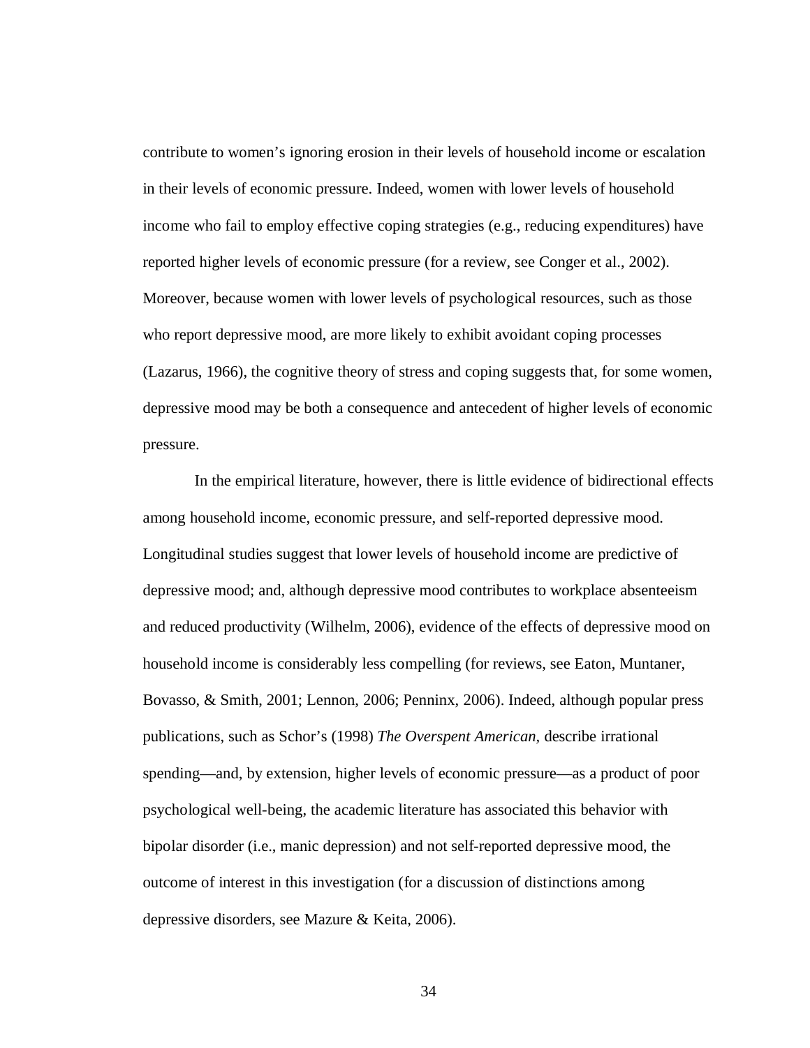contribute to women's ignoring erosion in their levels of household income or escalation in their levels of economic pressure. Indeed, women with lower levels of household income who fail to employ effective coping strategies (e.g., reducing expenditures) have reported higher levels of economic pressure (for a review, see Conger et al., 2002). Moreover, because women with lower levels of psychological resources, such as those who report depressive mood, are more likely to exhibit avoidant coping processes (Lazarus, 1966), the cognitive theory of stress and coping suggests that, for some women, depressive mood may be both a consequence and antecedent of higher levels of economic pressure.

In the empirical literature, however, there is little evidence of bidirectional effects among household income, economic pressure, and self-reported depressive mood. Longitudinal studies suggest that lower levels of household income are predictive of depressive mood; and, although depressive mood contributes to workplace absenteeism and reduced productivity (Wilhelm, 2006), evidence of the effects of depressive mood on household income is considerably less compelling (for reviews, see Eaton, Muntaner, Bovasso, & Smith, 2001; Lennon, 2006; Penninx, 2006). Indeed, although popular press publications, such as Schor's (1998) *The Overspent American,* describe irrational spending—and, by extension, higher levels of economic pressure—as a product of poor psychological well-being, the academic literature has associated this behavior with bipolar disorder (i.e., manic depression) and not self-reported depressive mood, the outcome of interest in this investigation (for a discussion of distinctions among depressive disorders, see Mazure & Keita, 2006).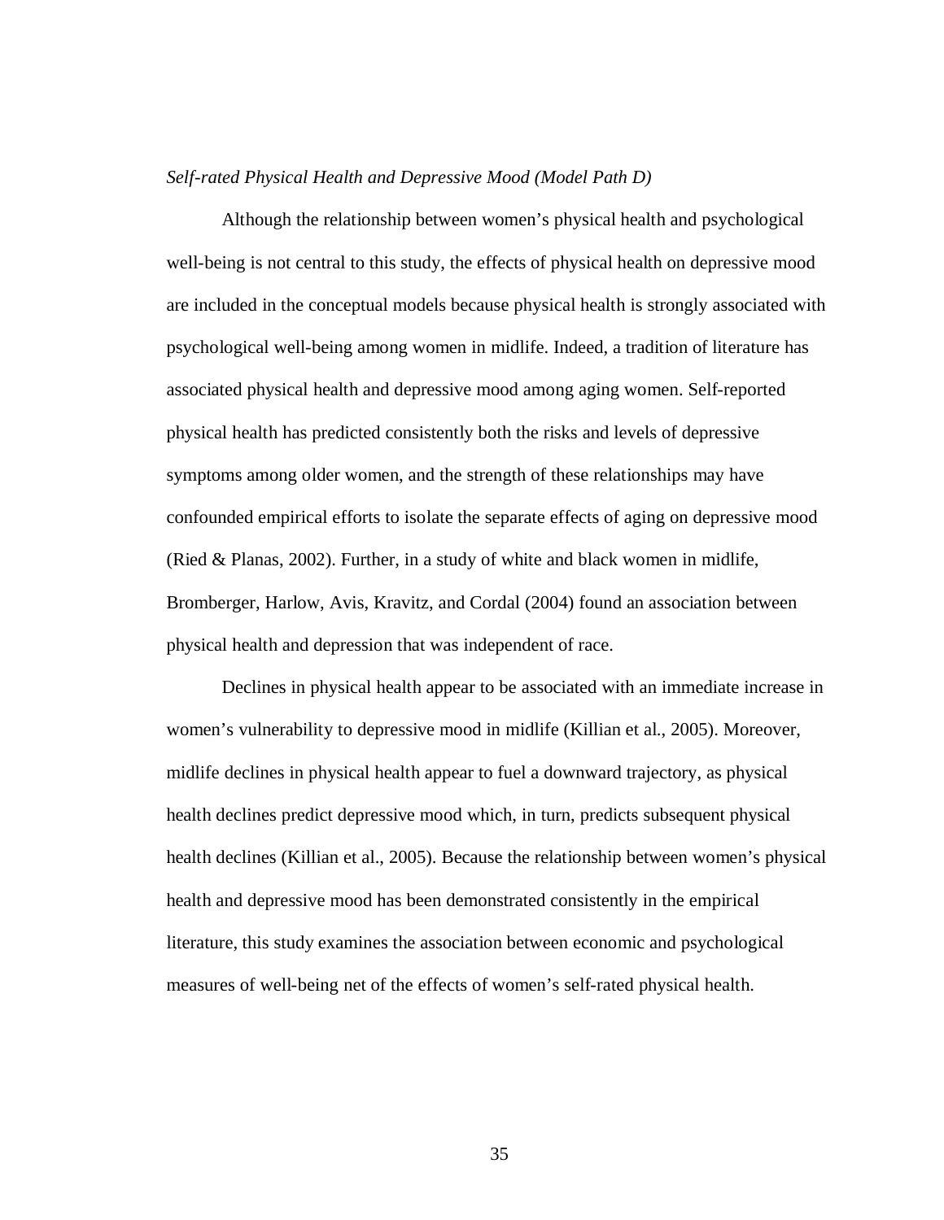*Self-rated Physical Health and Depressive Mood (Model Path D)*

Although the relationship between women's physical health and psychological well-being is not central to this study, the effects of physical health on depressive mood are included in the conceptual models because physical health is strongly associated with psychological well-being among women in midlife. Indeed, a tradition of literature has associated physical health and depressive mood among aging women. Self-reported physical health has predicted consistently both the risks and levels of depressive symptoms among older women, and the strength of these relationships may have confounded empirical efforts to isolate the separate effects of aging on depressive mood (Ried & Planas, 2002). Further, in a study of white and black women in midlife, Bromberger, Harlow, Avis, Kravitz, and Cordal (2004) found an association between physical health and depression that was independent of race.

Declines in physical health appear to be associated with an immediate increase in women's vulnerability to depressive mood in midlife (Killian et al., 2005). Moreover, midlife declines in physical health appear to fuel a downward trajectory, as physical health declines predict depressive mood which, in turn, predicts subsequent physical health declines (Killian et al., 2005). Because the relationship between women's physical health and depressive mood has been demonstrated consistently in the empirical literature, this study examines the association between economic and psychological measures of well-being net of the effects of women's self-rated physical health.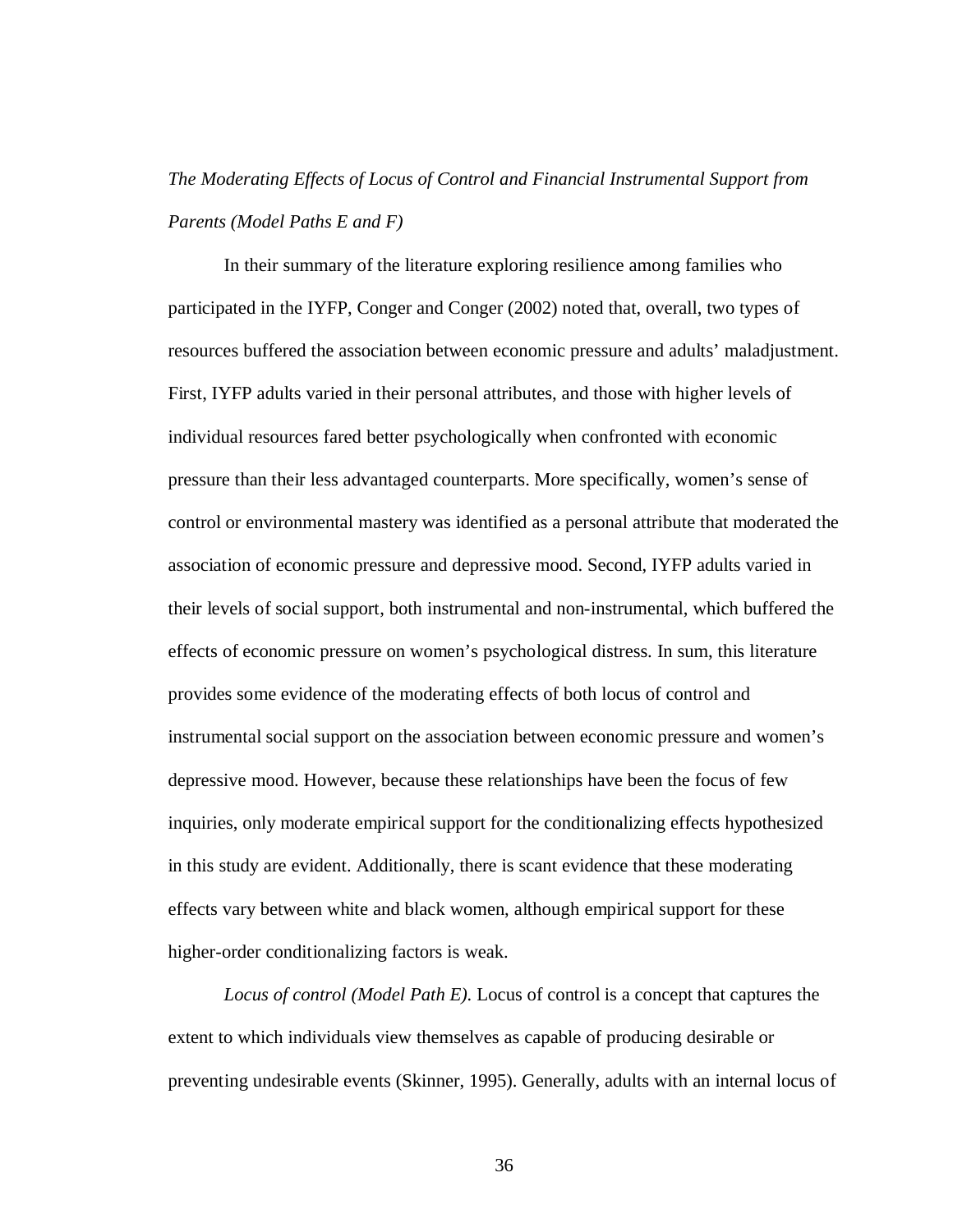*The Moderating Effects of Locus of Control and Financial Instrumental Support from Parents (Model Paths E and F)*

In their summary of the literature exploring resilience among families who participated in the IYFP, Conger and Conger (2002) noted that, overall, two types of resources buffered the association between economic pressure and adults' maladjustment. First, IYFP adults varied in their personal attributes, and those with higher levels of individual resources fared better psychologically when confronted with economic pressure than their less advantaged counterparts. More specifically, women's sense of control or environmental mastery was identified as a personal attribute that moderated the association of economic pressure and depressive mood. Second, IYFP adults varied in their levels of social support, both instrumental and non-instrumental, which buffered the effects of economic pressure on women's psychological distress. In sum, this literature provides some evidence of the moderating effects of both locus of control and instrumental social support on the association between economic pressure and women's depressive mood. However, because these relationships have been the focus of few inquiries, only moderate empirical support for the conditionalizing effects hypothesized in this study are evident. Additionally, there is scant evidence that these moderating effects vary between white and black women, although empirical support for these higher-order conditionalizing factors is weak.

*Locus of control (Model Path E).* Locus of control is a concept that captures the extent to which individuals view themselves as capable of producing desirable or preventing undesirable events (Skinner, 1995). Generally, adults with an internal locus of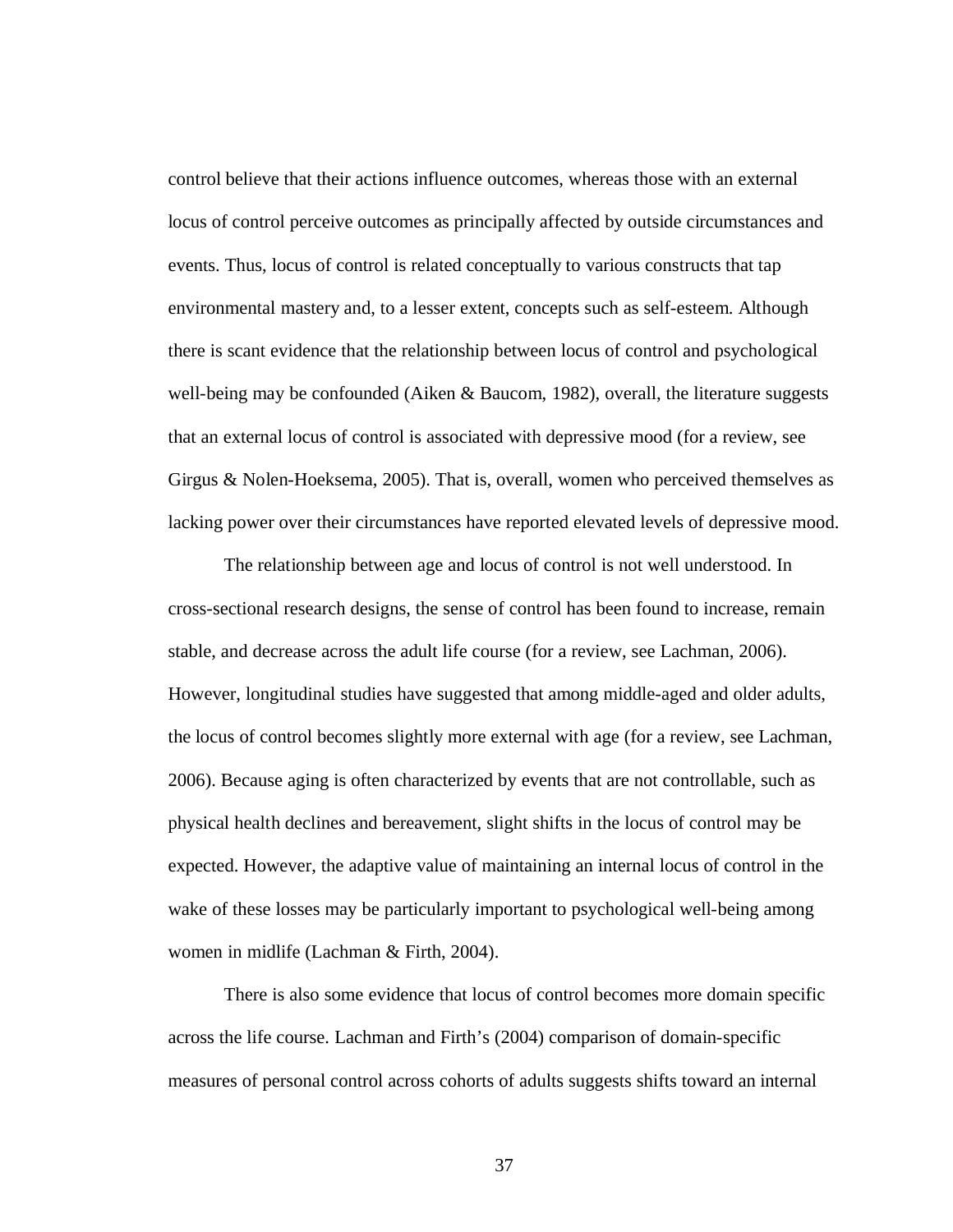control believe that their actions influence outcomes, whereas those with an external locus of control perceive outcomes as principally affected by outside circumstances and events. Thus, locus of control is related conceptually to various constructs that tap environmental mastery and, to a lesser extent, concepts such as self-esteem. Although there is scant evidence that the relationship between locus of control and psychological well-being may be confounded (Aiken & Baucom, 1982), overall, the literature suggests that an external locus of control is associated with depressive mood (for a review, see Girgus & Nolen-Hoeksema, 2005). That is, overall, women who perceived themselves as lacking power over their circumstances have reported elevated levels of depressive mood.

The relationship between age and locus of control is not well understood. In cross-sectional research designs, the sense of control has been found to increase, remain stable, and decrease across the adult life course (for a review, see Lachman, 2006). However, longitudinal studies have suggested that among middle-aged and older adults, the locus of control becomes slightly more external with age (for a review, see Lachman, 2006). Because aging is often characterized by events that are not controllable, such as physical health declines and bereavement, slight shifts in the locus of control may be expected. However, the adaptive value of maintaining an internal locus of control in the wake of these losses may be particularly important to psychological well-being among women in midlife (Lachman & Firth, 2004).

There is also some evidence that locus of control becomes more domain specific across the life course. Lachman and Firth's (2004) comparison of domain-specific measures of personal control across cohorts of adults suggests shifts toward an internal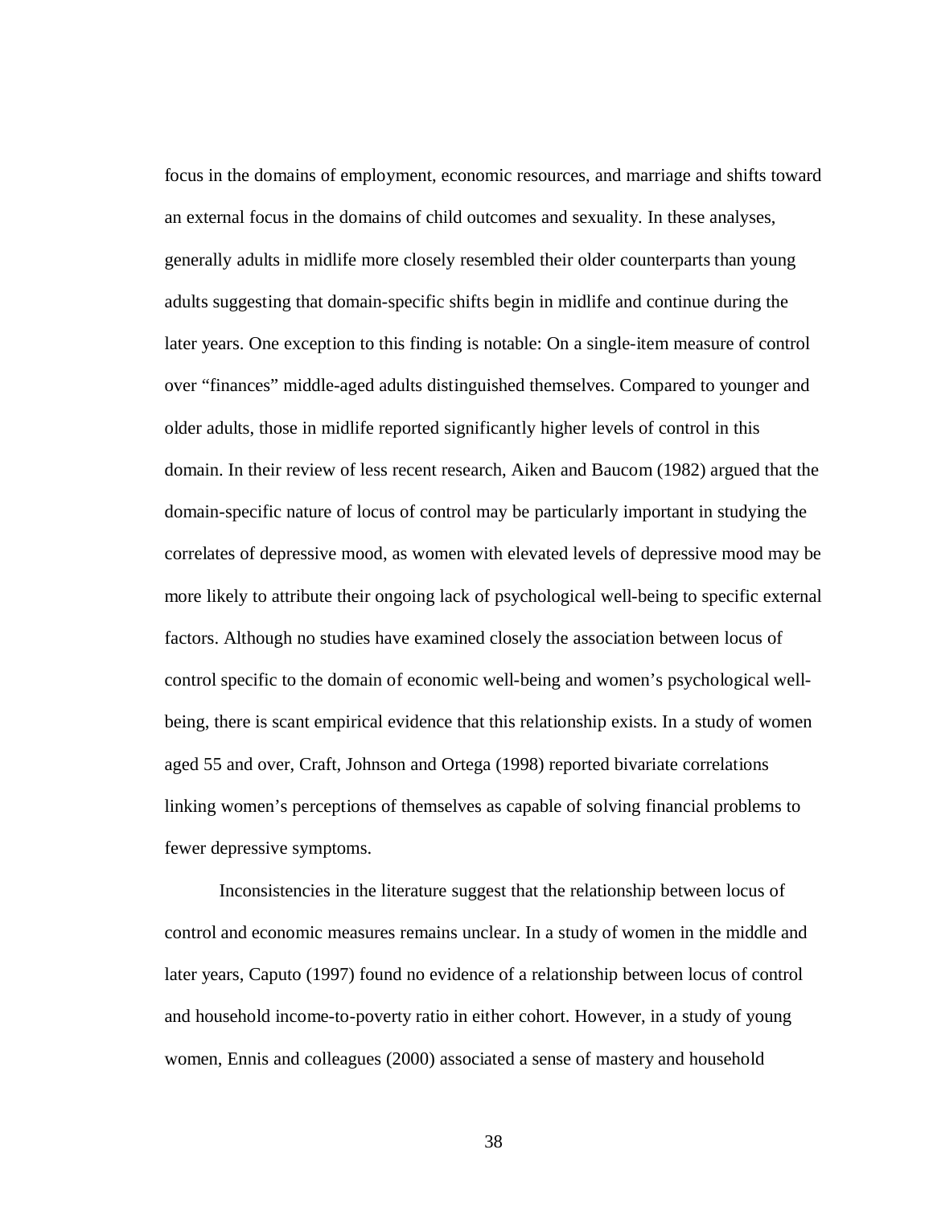focus in the domains of employment, economic resources, and marriage and shifts toward an external focus in the domains of child outcomes and sexuality. In these analyses, generally adults in midlife more closely resembled their older counterparts than young adults suggesting that domain-specific shifts begin in midlife and continue during the later years. One exception to this finding is notable: On a single-item measure of control over "finances" middle-aged adults distinguished themselves. Compared to younger and older adults, those in midlife reported significantly higher levels of control in this domain. In their review of less recent research, Aiken and Baucom (1982) argued that the domain-specific nature of locus of control may be particularly important in studying the correlates of depressive mood, as women with elevated levels of depressive mood may be more likely to attribute their ongoing lack of psychological well-being to specific external factors. Although no studies have examined closely the association between locus of control specific to the domain of economic well-being and women's psychological well-being, there is scant empirical evidence that this relationship exists. In a study of women aged 55 and over, Craft, Johnson and Ortega (1998) reported bivariate correlations linking women's perceptions of themselves as capable of solving financial problems to fewer depressive symptoms.

Inconsistencies in the literature suggest that the relationship between locus of control and economic measures remains unclear. In a study of women in the middle and later years, Caputo (1997) found no evidence of a relationship between locus of control and household income-to-poverty ratio in either cohort. However, in a study of young women, Ennis and colleagues (2000) associated a sense of mastery and household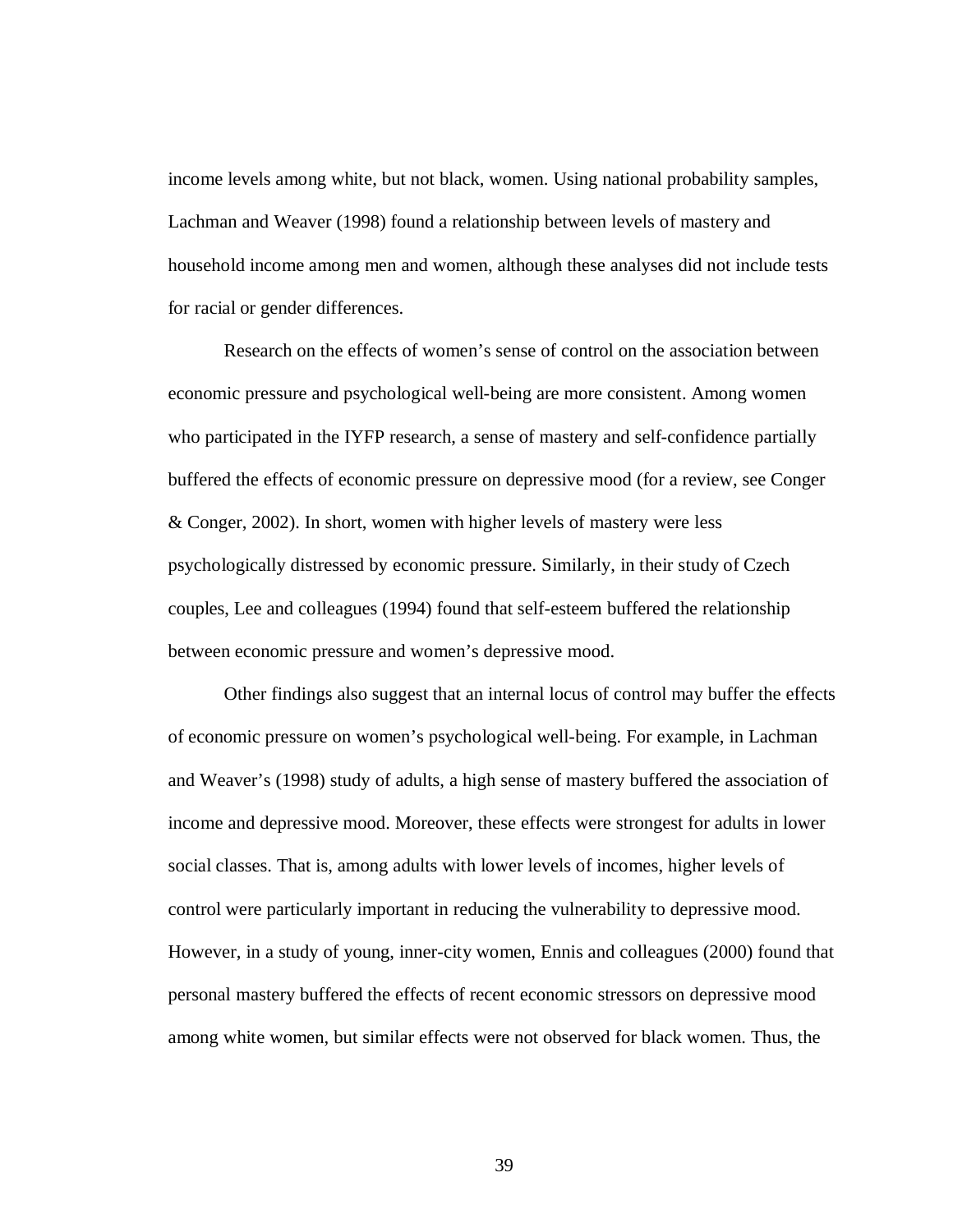income levels among white, but not black, women. Using national probability samples, Lachman and Weaver (1998) found a relationship between levels of mastery and household income among men and women, although these analyses did not include tests for racial or gender differences.

Research on the effects of women's sense of control on the association between economic pressure and psychological well-being are more consistent. Among women who participated in the IYFP research, a sense of mastery and self-confidence partially buffered the effects of economic pressure on depressive mood (for a review, see Conger & Conger, 2002). In short, women with higher levels of mastery were less psychologically distressed by economic pressure. Similarly, in their study of Czech couples, Lee and colleagues (1994) found that self-esteem buffered the relationship between economic pressure and women's depressive mood.

Other findings also suggest that an internal locus of control may buffer the effects of economic pressure on women's psychological well-being. For example, in Lachman and Weaver's (1998) study of adults, a high sense of mastery buffered the association of income and depressive mood. Moreover, these effects were strongest for adults in lower social classes. That is, among adults with lower levels of incomes, higher levels of control were particularly important in reducing the vulnerability to depressive mood. However, in a study of young, inner-city women, Ennis and colleagues (2000) found that personal mastery buffered the effects of recent economic stressors on depressive mood among white women, but similar effects were not observed for black women. Thus, the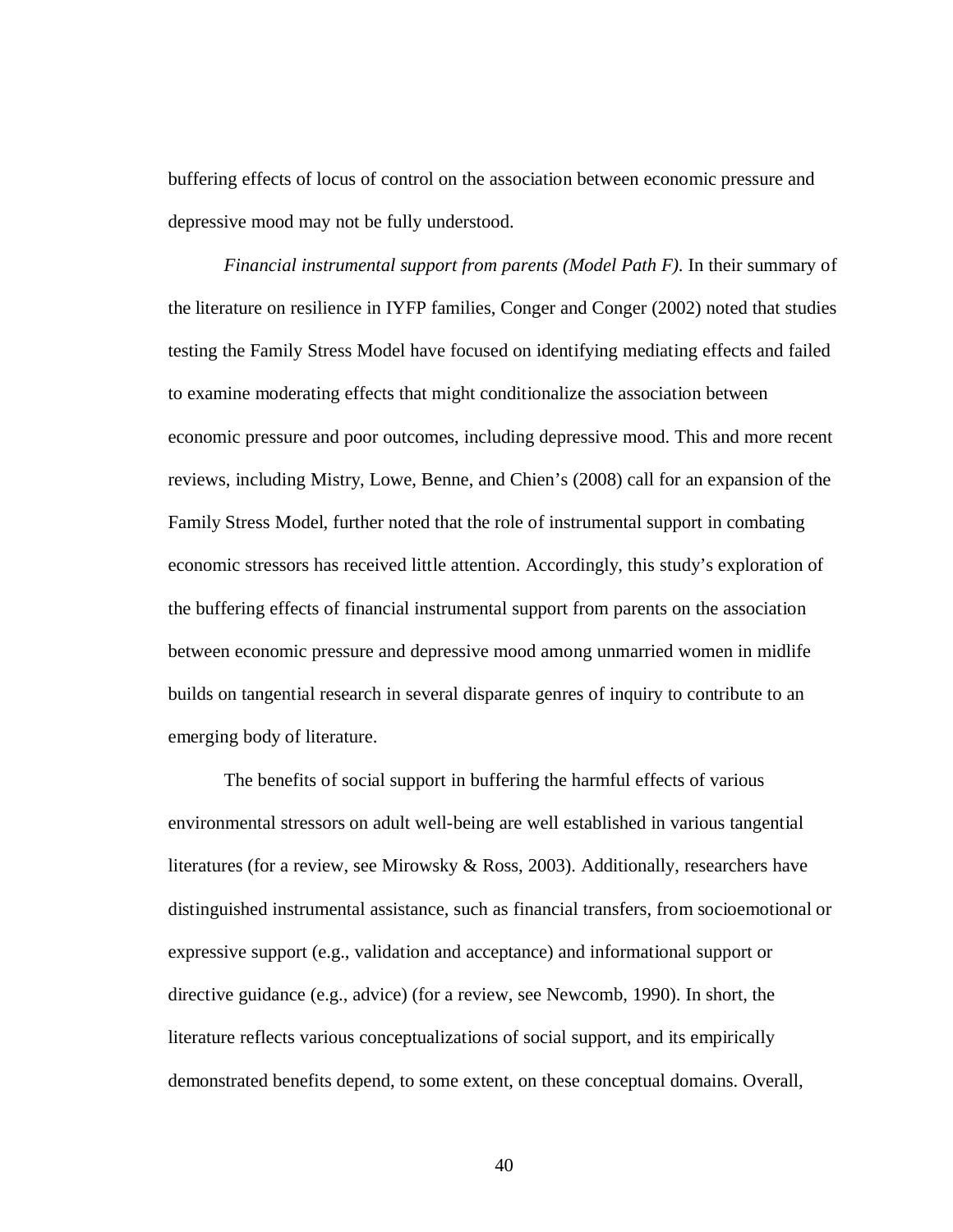buffering effects of locus of control on the association between economic pressure and depressive mood may not be fully understood.

*Financial instrumental support from parents (Model Path F)*. In their summary of the literature on resilience in IYFP families, Conger and Conger (2002) noted that studies testing the Family Stress Model have focused on identifying mediating effects and failed to examine moderating effects that might conditionalize the association between economic pressure and poor outcomes, including depressive mood. This and more recent reviews, including Mistry, Lowe, Benne, and Chien's (2008) call for an expansion of the Family Stress Model, further noted that the role of instrumental support in combating economic stressors has received little attention. Accordingly, this study's exploration of the buffering effects of financial instrumental support from parents on the association between economic pressure and depressive mood among unmarried women in midlife builds on tangential research in several disparate genres of inquiry to contribute to an emerging body of literature.

The benefits of social support in buffering the harmful effects of various environmental stressors on adult well-being are well established in various tangential literatures (for a review, see Mirowsky & Ross, 2003). Additionally, researchers have distinguished instrumental assistance, such as financial transfers, from socioemotional or expressive support (e.g., validation and acceptance) and informational support or directive guidance (e.g., advice) (for a review, see Newcomb, 1990). In short, the literature reflects various conceptualizations of social support, and its empirically demonstrated benefits depend, to some extent, on these conceptual domains. Overall,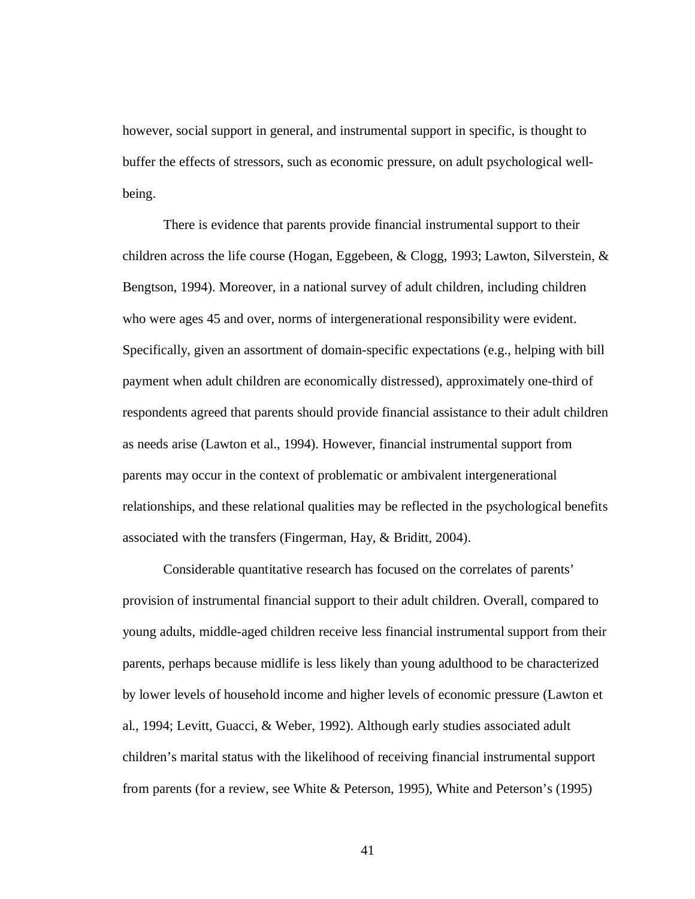however, social support in general, and instrumental support in specific, is thought to buffer the effects of stressors, such as economic pressure, on adult psychological well-being.

There is evidence that parents provide financial instrumental support to their children across the life course (Hogan, Eggebeen, & Clogg, 1993; Lawton, Silverstein, & Bengtson, 1994). Moreover, in a national survey of adult children, including children who were ages 45 and over, norms of intergenerational responsibility were evident. Specifically, given an assortment of domain-specific expectations (e.g., helping with bill payment when adult children are economically distressed), approximately one-third of respondents agreed that parents should provide financial assistance to their adult children as needs arise (Lawton et al., 1994). However, financial instrumental support from parents may occur in the context of problematic or ambivalent intergenerational relationships, and these relational qualities may be reflected in the psychological benefits associated with the transfers (Fingerman, Hay, & Briditt, 2004).

Considerable quantitative research has focused on the correlates of parents' provision of instrumental financial support to their adult children. Overall, compared to young adults, middle-aged children receive less financial instrumental support from their parents, perhaps because midlife is less likely than young adulthood to be characterized by lower levels of household income and higher levels of economic pressure (Lawton et al., 1994; Levitt, Guacci, & Weber, 1992). Although early studies associated adult children's marital status with the likelihood of receiving financial instrumental support from parents (for a review, see White & Peterson, 1995), White and Peterson's (1995)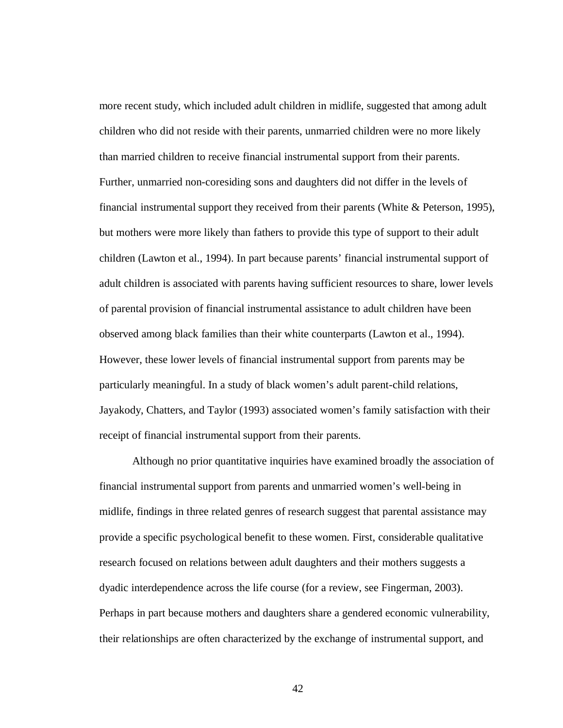more recent study, which included adult children in midlife, suggested that among adult children who did not reside with their parents, unmarried children were no more likely than married children to receive financial instrumental support from their parents. Further, unmarried non-coresiding sons and daughters did not differ in the levels of financial instrumental support they received from their parents (White & Peterson, 1995), but mothers were more likely than fathers to provide this type of support to their adult children (Lawton et al., 1994). In part because parents' financial instrumental support of adult children is associated with parents having sufficient resources to share, lower levels of parental provision of financial instrumental assistance to adult children have been observed among black families than their white counterparts (Lawton et al., 1994). However, these lower levels of financial instrumental support from parents may be particularly meaningful. In a study of black women's adult parent-child relations, Jayakody, Chatters, and Taylor (1993) associated women's family satisfaction with their receipt of financial instrumental support from their parents.

Although no prior quantitative inquiries have examined broadly the association of financial instrumental support from parents and unmarried women's well-being in midlife, findings in three related genres of research suggest that parental assistance may provide a specific psychological benefit to these women. First, considerable qualitative research focused on relations between adult daughters and their mothers suggests a dyadic interdependence across the life course (for a review, see Fingerman, 2003). Perhaps in part because mothers and daughters share a gendered economic vulnerability, their relationships are often characterized by the exchange of instrumental support, and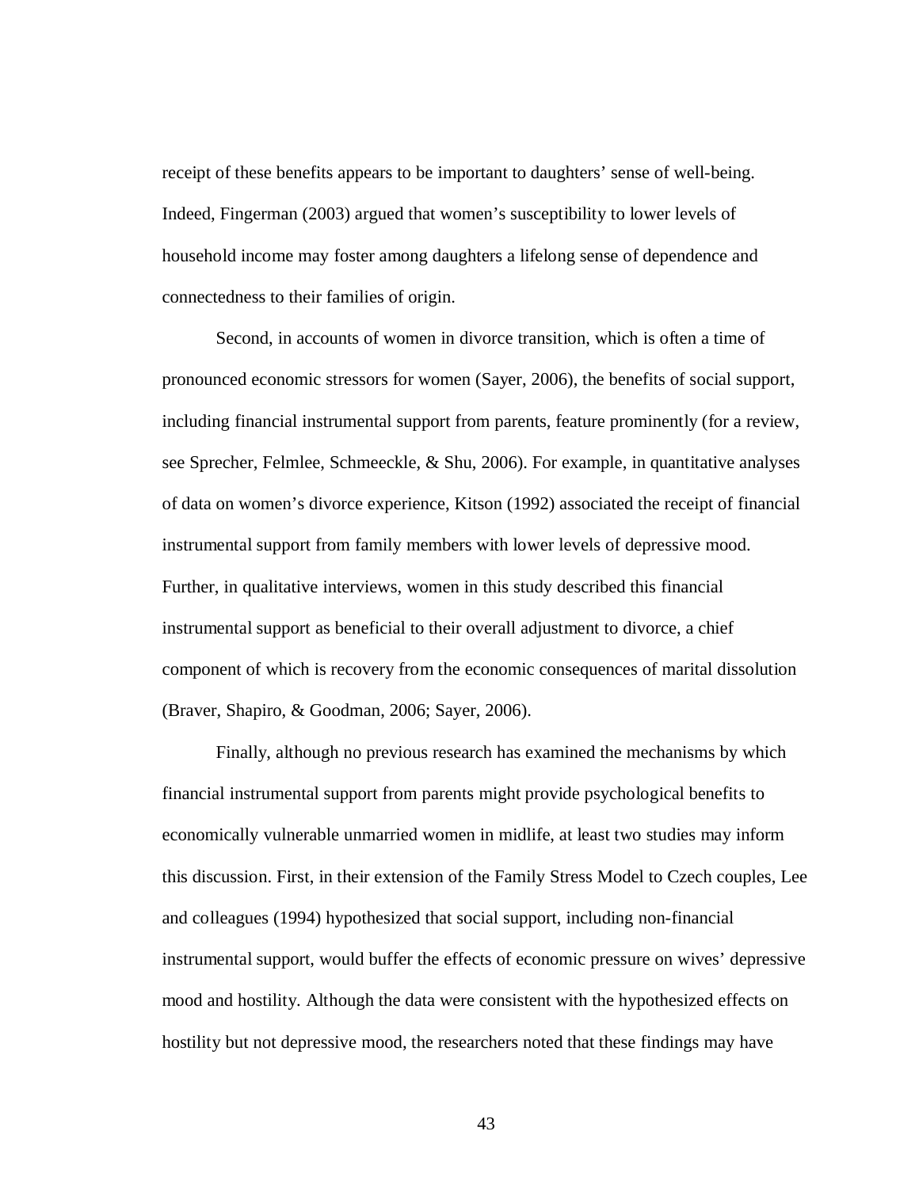receipt of these benefits appears to be important to daughters' sense of well-being. Indeed, Fingerman (2003) argued that women's susceptibility to lower levels of household income may foster among daughters a lifelong sense of dependence and connectedness to their families of origin.

Second, in accounts of women in divorce transition, which is often a time of pronounced economic stressors for women (Sayer, 2006), the benefits of social support, including financial instrumental support from parents, feature prominently (for a review, see Sprecher, Felmlee, Schmeeckle, & Shu, 2006). For example, in quantitative analyses of data on women's divorce experience, Kitson (1992) associated the receipt of financial instrumental support from family members with lower levels of depressive mood. Further, in qualitative interviews, women in this study described this financial instrumental support as beneficial to their overall adjustment to divorce, a chief component of which is recovery from the economic consequences of marital dissolution (Braver, Shapiro, & Goodman, 2006; Sayer, 2006).

Finally, although no previous research has examined the mechanisms by which financial instrumental support from parents might provide psychological benefits to economically vulnerable unmarried women in midlife, at least two studies may inform this discussion. First, in their extension of the Family Stress Model to Czech couples, Lee and colleagues (1994) hypothesized that social support, including non-financial instrumental support, would buffer the effects of economic pressure on wives' depressive mood and hostility. Although the data were consistent with the hypothesized effects on hostility but not depressive mood, the researchers noted that these findings may have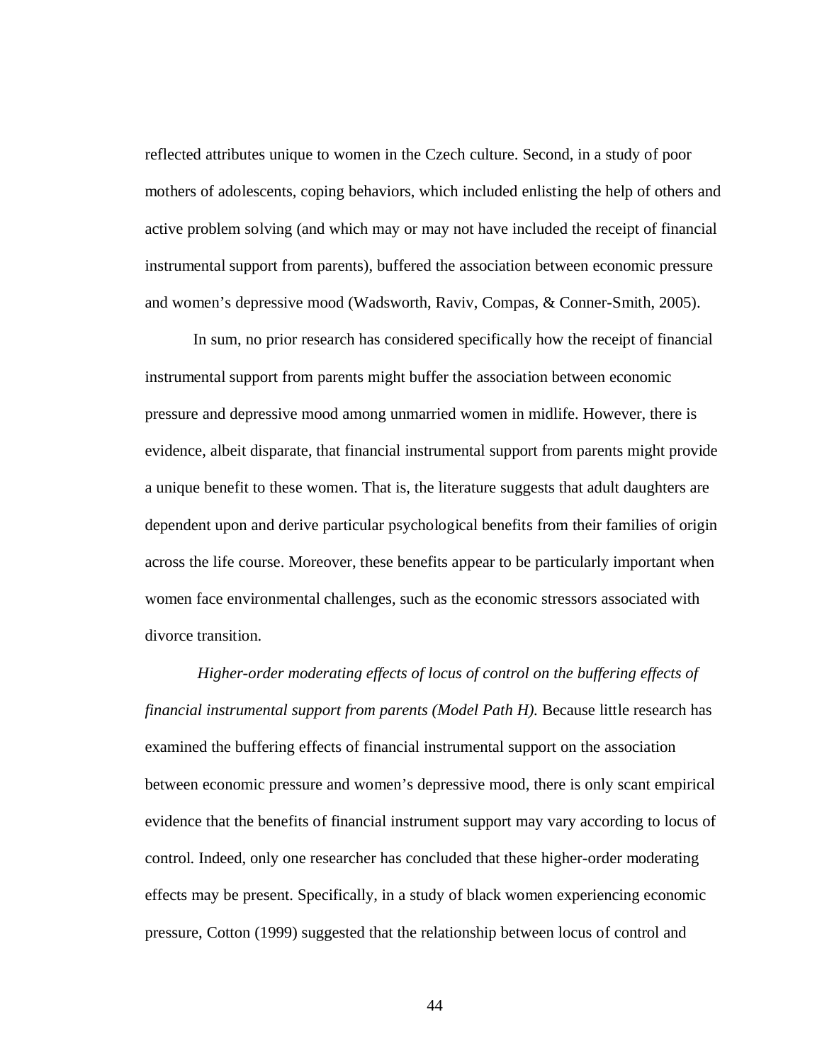reflected attributes unique to women in the Czech culture. Second, in a study of poor mothers of adolescents, coping behaviors, which included enlisting the help of others and active problem solving (and which may or may not have included the receipt of financial instrumental support from parents), buffered the association between economic pressure and women's depressive mood (Wadsworth, Raviv, Compas, & Conner-Smith, 2005).

In sum, no prior research has considered specifically how the receipt of financial instrumental support from parents might buffer the association between economic pressure and depressive mood among unmarried women in midlife. However, there is evidence, albeit disparate, that financial instrumental support from parents might provide a unique benefit to these women. That is, the literature suggests that adult daughters are dependent upon and derive particular psychological benefits from their families of origin across the life course. Moreover, these benefits appear to be particularly important when women face environmental challenges, such as the economic stressors associated with divorce transition.

*Higher-order moderating effects of locus of control on the buffering effects of financial instrumental support from parents (Model Path H).* Because little research has examined the buffering effects of financial instrumental support on the association between economic pressure and women's depressive mood, there is only scant empirical evidence that the benefits of financial instrument support may vary according to locus of control. Indeed, only one researcher has concluded that these higher-order moderating effects may be present. Specifically, in a study of black women experiencing economic pressure, Cotton (1999) suggested that the relationship between locus of control and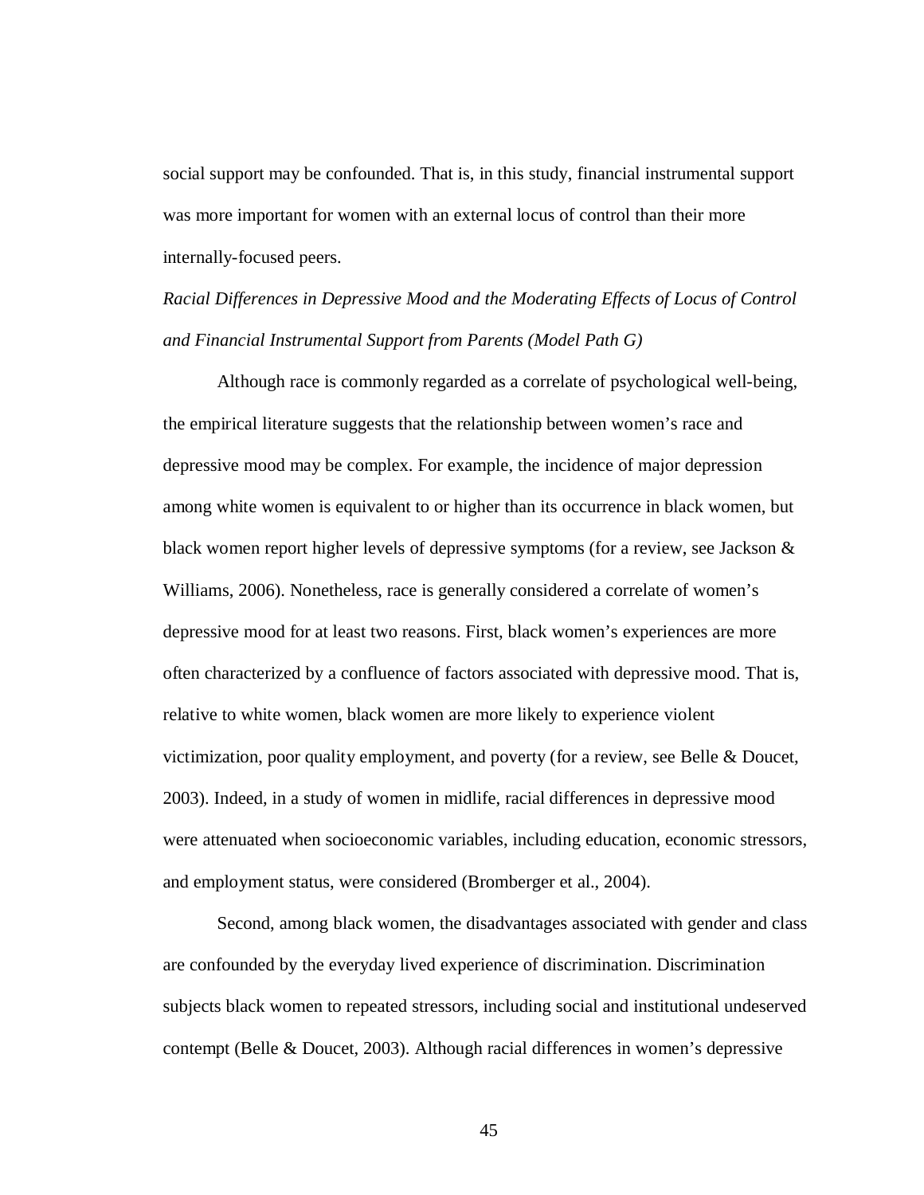social support may be confounded. That is, in this study, financial instrumental support was more important for women with an external locus of control than their more internally-focused peers.

*Racial Differences in Depressive Mood and the Moderating Effects of Locus of Control and Financial Instrumental Support from Parents (Model Path G)*

Although race is commonly regarded as a correlate of psychological well-being, the empirical literature suggests that the relationship between women's race and depressive mood may be complex. For example, the incidence of major depression among white women is equivalent to or higher than its occurrence in black women, but black women report higher levels of depressive symptoms (for a review, see Jackson & Williams, 2006). Nonetheless, race is generally considered a correlate of women's depressive mood for at least two reasons. First, black women's experiences are more often characterized by a confluence of factors associated with depressive mood. That is, relative to white women, black women are more likely to experience violent victimization, poor quality employment, and poverty (for a review, see Belle & Doucet, 2003). Indeed, in a study of women in midlife, racial differences in depressive mood were attenuated when socioeconomic variables, including education, economic stressors, and employment status, were considered (Bromberger et al., 2004).

Second, among black women, the disadvantages associated with gender and class are confounded by the everyday lived experience of discrimination. Discrimination subjects black women to repeated stressors, including social and institutional undeserved contempt (Belle & Doucet, 2003). Although racial differences in women's depressive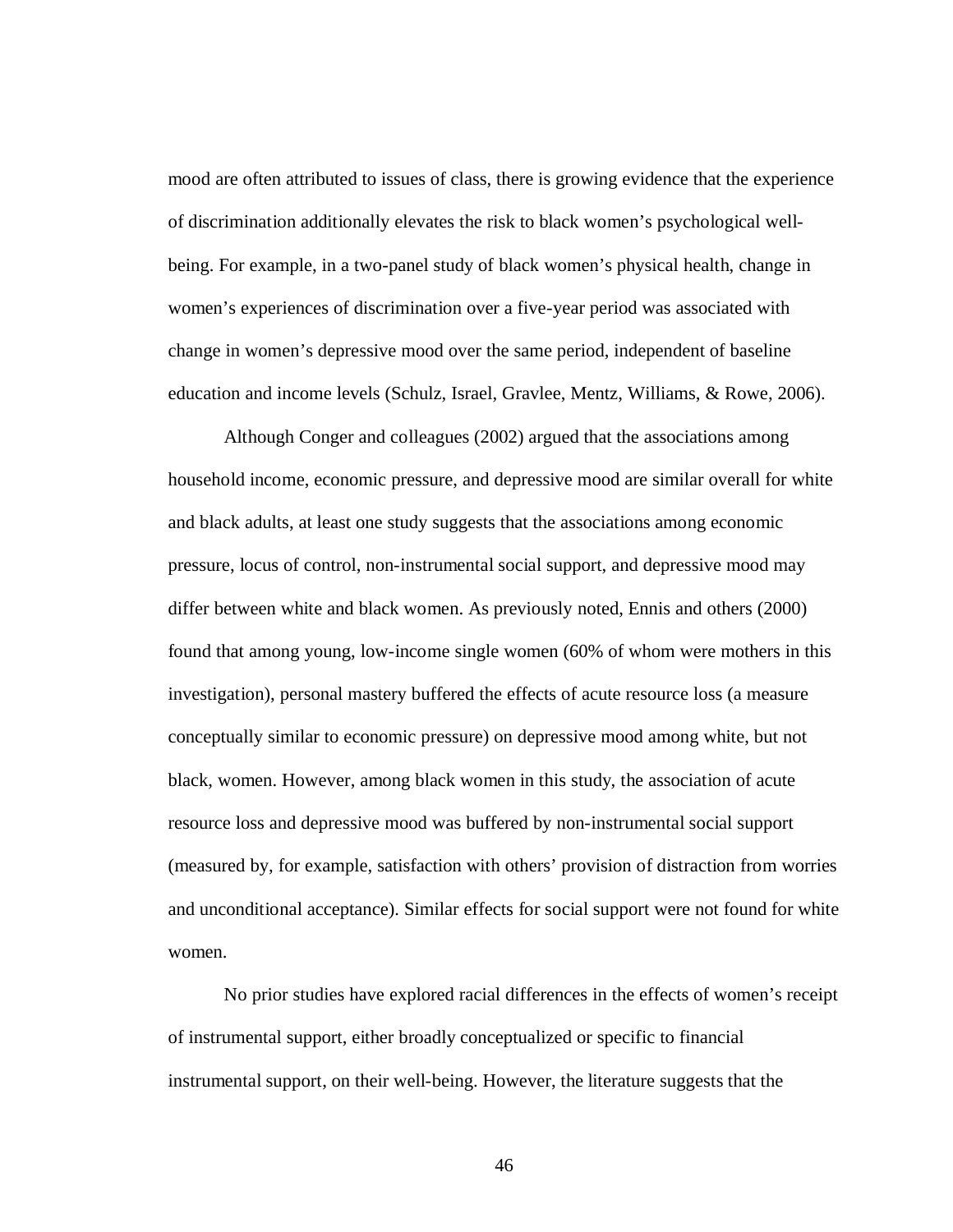mood are often attributed to issues of class, there is growing evidence that the experience of discrimination additionally elevates the risk to black women's psychological well-being. For example, in a two-panel study of black women's physical health, change in women's experiences of discrimination over a five-year period was associated with change in women's depressive mood over the same period, independent of baseline education and income levels (Schulz, Israel, Gravlee, Mentz, Williams, & Rowe, 2006).

Although Conger and colleagues (2002) argued that the associations among household income, economic pressure, and depressive mood are similar overall for white and black adults, at least one study suggests that the associations among economic pressure, locus of control, non-instrumental social support, and depressive mood may differ between white and black women. As previously noted, Ennis and others (2000) found that among young, low-income single women (60% of whom were mothers in this investigation), personal mastery buffered the effects of acute resource loss (a measure conceptually similar to economic pressure) on depressive mood among white, but not black, women. However, among black women in this study, the association of acute resource loss and depressive mood was buffered by non-instrumental social support (measured by, for example, satisfaction with others' provision of distraction from worries and unconditional acceptance). Similar effects for social support were not found for white women.

No prior studies have explored racial differences in the effects of women's receipt of instrumental support, either broadly conceptualized or specific to financial instrumental support, on their well-being. However, the literature suggests that the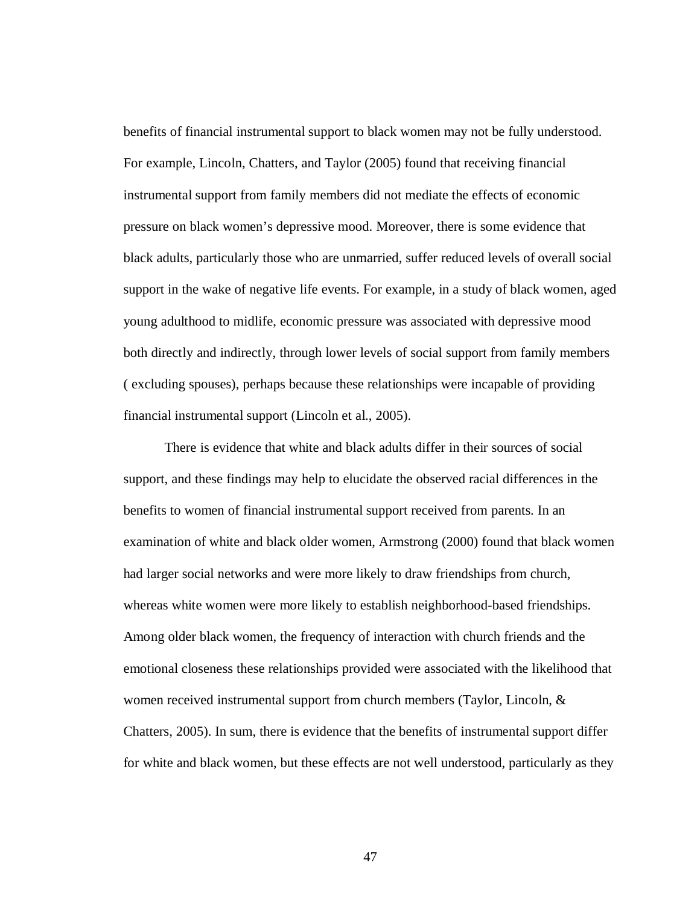benefits of financial instrumental support to black women may not be fully understood. For example, Lincoln, Chatters, and Taylor (2005) found that receiving financial instrumental support from family members did not mediate the effects of economic pressure on black women's depressive mood. Moreover, there is some evidence that black adults, particularly those who are unmarried, suffer reduced levels of overall social support in the wake of negative life events. For example, in a study of black women, aged young adulthood to midlife, economic pressure was associated with depressive mood both directly and indirectly, through lower levels of social support from family members ( excluding spouses), perhaps because these relationships were incapable of providing financial instrumental support (Lincoln et al., 2005).

There is evidence that white and black adults differ in their sources of social support, and these findings may help to elucidate the observed racial differences in the benefits to women of financial instrumental support received from parents. In an examination of white and black older women, Armstrong (2000) found that black women had larger social networks and were more likely to draw friendships from church, whereas white women were more likely to establish neighborhood-based friendships. Among older black women, the frequency of interaction with church friends and the emotional closeness these relationships provided were associated with the likelihood that women received instrumental support from church members (Taylor, Lincoln, & Chatters, 2005). In sum, there is evidence that the benefits of instrumental support differ for white and black women, but these effects are not well understood, particularly as they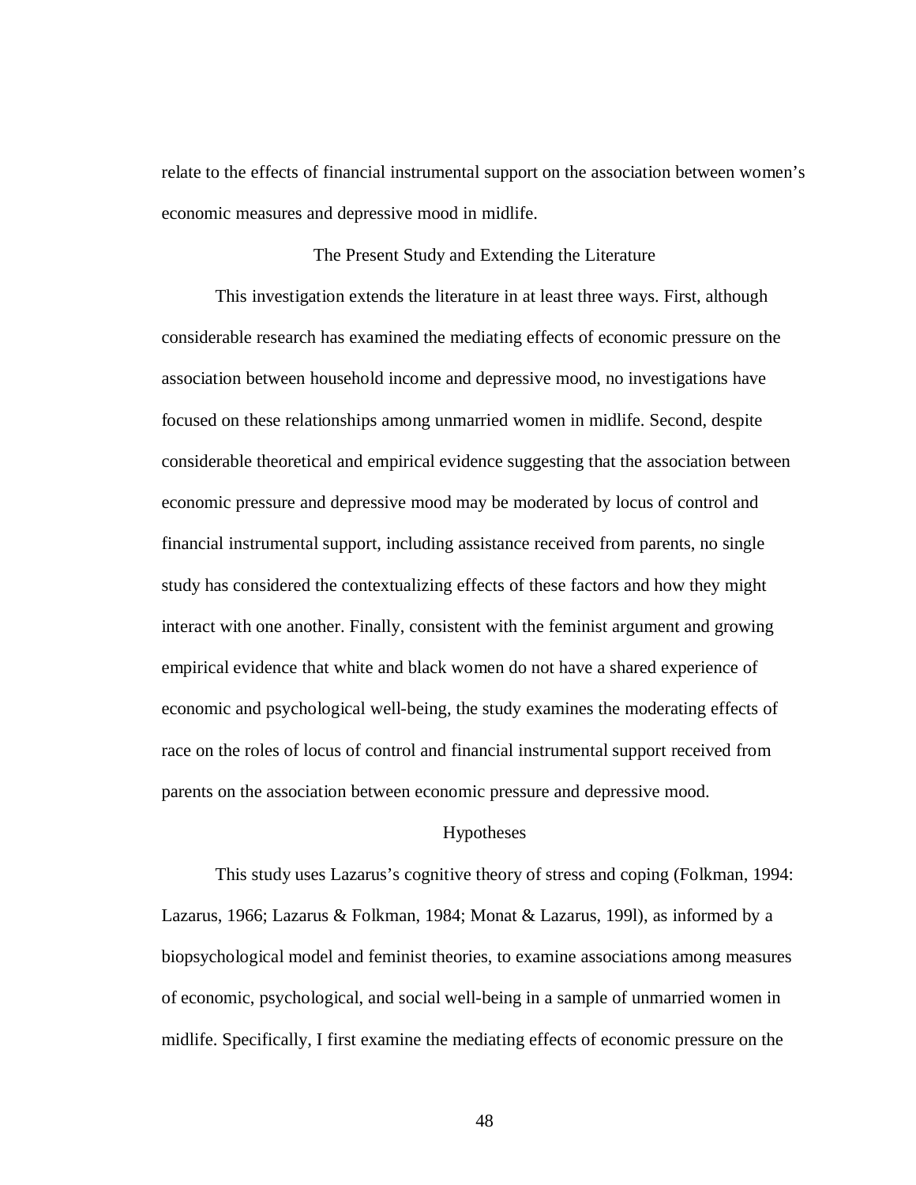relate to the effects of financial instrumental support on the association between women's economic measures and depressive mood in midlife.

## The Present Study and Extending the Literature

This investigation extends the literature in at least three ways. First, although considerable research has examined the mediating effects of economic pressure on the association between household income and depressive mood, no investigations have focused on these relationships among unmarried women in midlife. Second, despite considerable theoretical and empirical evidence suggesting that the association between economic pressure and depressive mood may be moderated by locus of control and financial instrumental support, including assistance received from parents, no single study has considered the contextualizing effects of these factors and how they might interact with one another. Finally, consistent with the feminist argument and growing empirical evidence that white and black women do not have a shared experience of economic and psychological well-being, the study examines the moderating effects of race on the roles of locus of control and financial instrumental support received from parents on the association between economic pressure and depressive mood.

## Hypotheses

This study uses Lazarus's cognitive theory of stress and coping (Folkman, 1994: Lazarus, 1966; Lazarus & Folkman, 1984; Monat & Lazarus, 199l), as informed by a biopsychological model and feminist theories, to examine associations among measures of economic, psychological, and social well-being in a sample of unmarried women in midlife. Specifically, I first examine the mediating effects of economic pressure on the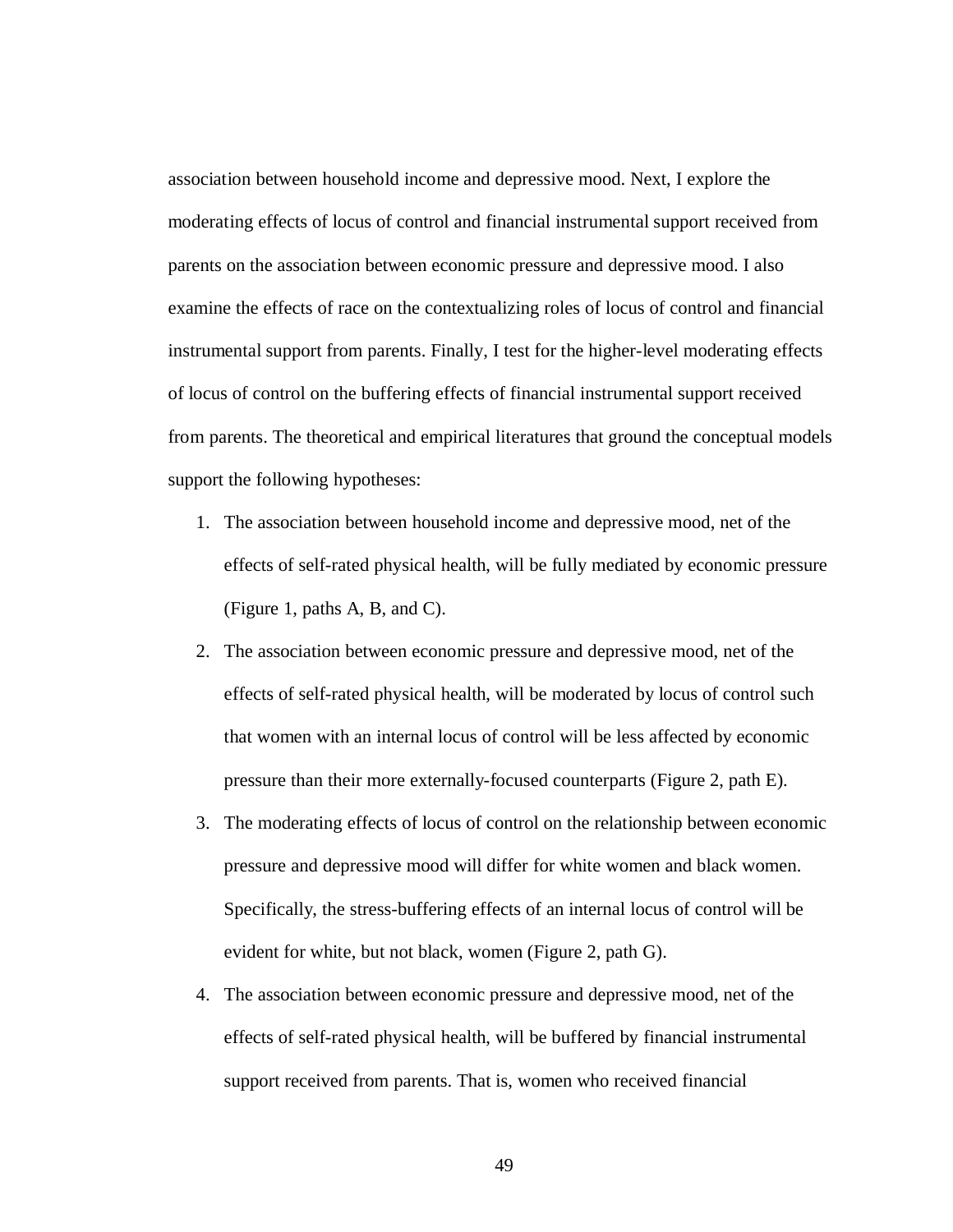association between household income and depressive mood. Next, I explore the moderating effects of locus of control and financial instrumental support received from parents on the association between economic pressure and depressive mood. I also examine the effects of race on the contextualizing roles of locus of control and financial instrumental support from parents. Finally, I test for the higher-level moderating effects of locus of control on the buffering effects of financial instrumental support received from parents. The theoretical and empirical literatures that ground the conceptual models support the following hypotheses:

1. The association between household income and depressive mood, net of the effects of self-rated physical health, will be fully mediated by economic pressure (Figure 1, paths A, B, and C).
2. The association between economic pressure and depressive mood, net of the effects of self-rated physical health, will be moderated by locus of control such that women with an internal locus of control will be less affected by economic pressure than their more externally-focused counterparts (Figure 2, path E).
3. The moderating effects of locus of control on the relationship between economic pressure and depressive mood will differ for white women and black women. Specifically, the stress-buffering effects of an internal locus of control will be evident for white, but not black, women (Figure 2, path G).
4. The association between economic pressure and depressive mood, net of the effects of self-rated physical health, will be buffered by financial instrumental support received from parents. That is, women who received financial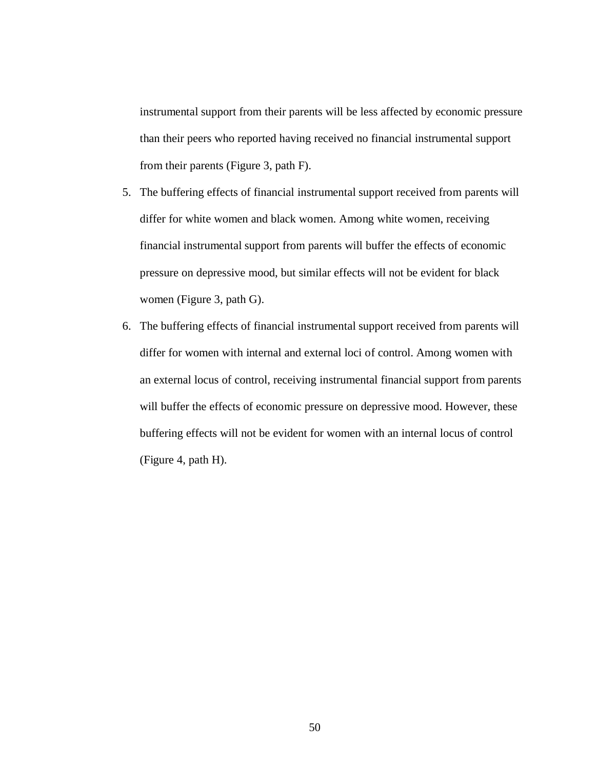instrumental support from their parents will be less affected by economic pressure than their peers who reported having received no financial instrumental support from their parents (Figure 3, path F).

5. The buffering effects of financial instrumental support received from parents will differ for white women and black women. Among white women, receiving financial instrumental support from parents will buffer the effects of economic pressure on depressive mood, but similar effects will not be evident for black women (Figure 3, path G).
6. The buffering effects of financial instrumental support received from parents will differ for women with internal and external loci of control. Among women with an external locus of control, receiving instrumental financial support from parents will buffer the effects of economic pressure on depressive mood. However, these buffering effects will not be evident for women with an internal locus of control (Figure 4, path H).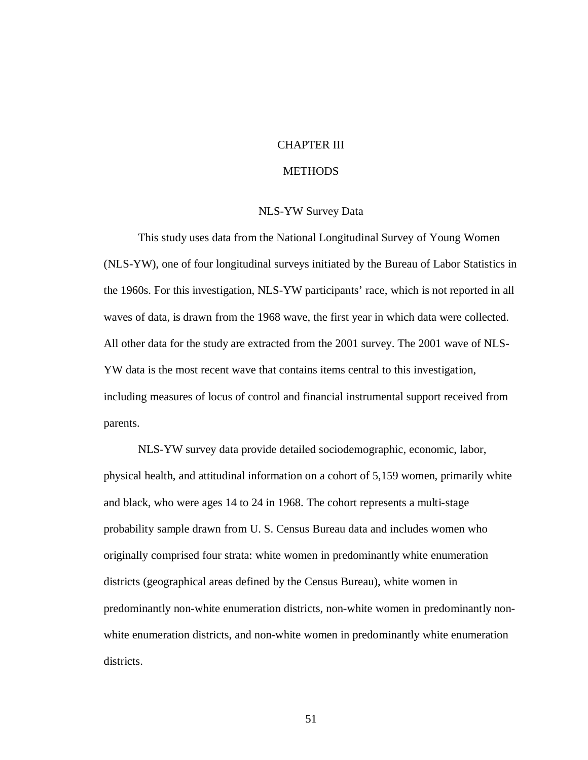# CHAPTER III

# METHODS

## NLS-YW Survey Data

This study uses data from the National Longitudinal Survey of Young Women (NLS-YW), one of four longitudinal surveys initiated by the Bureau of Labor Statistics in the 1960s. For this investigation, NLS-YW participants' race, which is not reported in all waves of data, is drawn from the 1968 wave, the first year in which data were collected. All other data for the study are extracted from the 2001 survey. The 2001 wave of NLS-YW data is the most recent wave that contains items central to this investigation, including measures of locus of control and financial instrumental support received from parents.

NLS-YW survey data provide detailed sociodemographic, economic, labor, physical health, and attitudinal information on a cohort of 5,159 women, primarily white and black, who were ages 14 to 24 in 1968. The cohort represents a multi-stage probability sample drawn from U. S. Census Bureau data and includes women who originally comprised four strata: white women in predominantly white enumeration districts (geographical areas defined by the Census Bureau), white women in predominantly non-white enumeration districts, non-white women in predominantly non-white enumeration districts, and non-white women in predominantly white enumeration districts.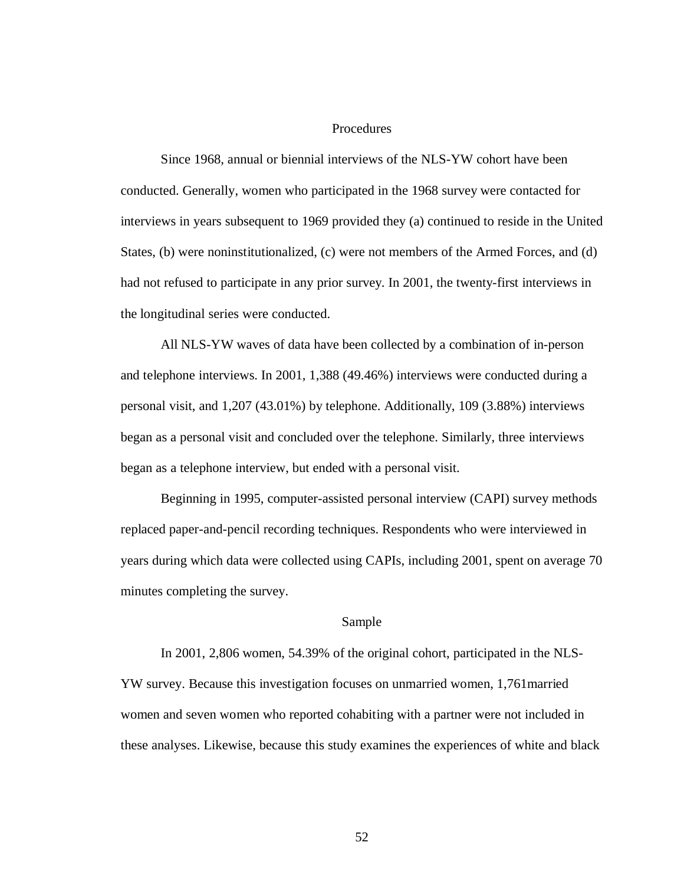## Procedures

Since 1968, annual or biennial interviews of the NLS-YW cohort have been conducted. Generally, women who participated in the 1968 survey were contacted for interviews in years subsequent to 1969 provided they (a) continued to reside in the United States, (b) were noninstitutionalized, (c) were not members of the Armed Forces, and (d) had not refused to participate in any prior survey. In 2001, the twenty-first interviews in the longitudinal series were conducted.

All NLS-YW waves of data have been collected by a combination of in-person and telephone interviews. In 2001, 1,388 (49.46%) interviews were conducted during a personal visit, and 1,207 (43.01%) by telephone. Additionally, 109 (3.88%) interviews began as a personal visit and concluded over the telephone. Similarly, three interviews began as a telephone interview, but ended with a personal visit.

Beginning in 1995, computer-assisted personal interview (CAPI) survey methods replaced paper-and-pencil recording techniques. Respondents who were interviewed in years during which data were collected using CAPIs, including 2001, spent on average 70 minutes completing the survey.

## Sample

In 2001, 2,806 women, 54.39% of the original cohort, participated in the NLS-YW survey. Because this investigation focuses on unmarried women, 1,761married women and seven women who reported cohabiting with a partner were not included in these analyses. Likewise, because this study examines the experiences of white and black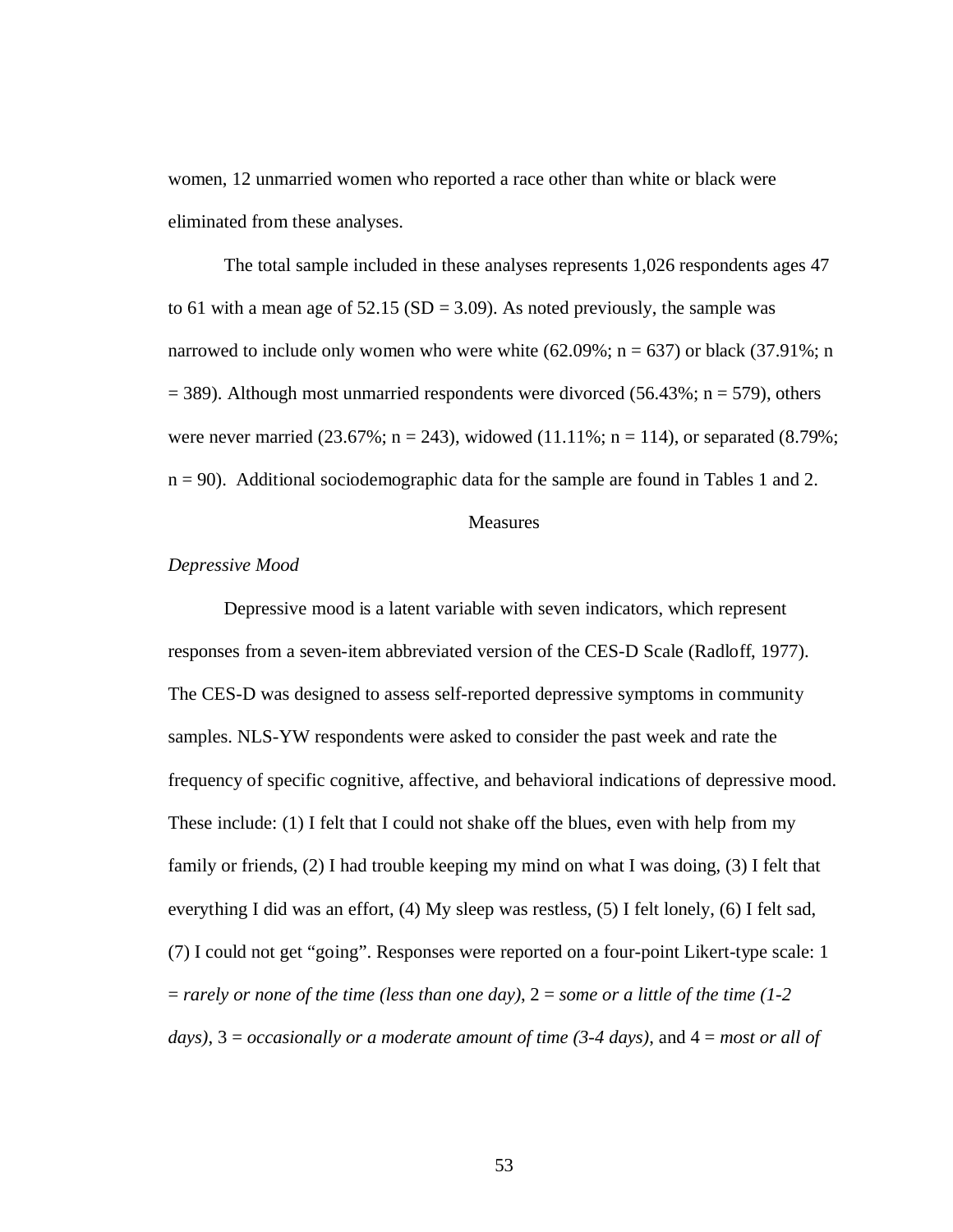women, 12 unmarried women who reported a race other than white or black were eliminated from these analyses.

The total sample included in these analyses represents 1,026 respondents ages 47 to 61 with a mean age of 52.15 (SD = 3.09). As noted previously, the sample was narrowed to include only women who were white (62.09%; n = 637) or black (37.91%; n = 389). Although most unmarried respondents were divorced (56.43%; n = 579), others were never married (23.67%; n = 243), widowed (11.11%; n = 114), or separated (8.79%; n = 90). Additional sociodemographic data for the sample are found in Tables 1 and 2.

## Measures

### *Depressive Mood*

Depressive mood is a latent variable with seven indicators, which represent responses from a seven-item abbreviated version of the CES-D Scale (Radloff, 1977). The CES-D was designed to assess self-reported depressive symptoms in community samples. NLS-YW respondents were asked to consider the past week and rate the frequency of specific cognitive, affective, and behavioral indications of depressive mood. These include: (1) I felt that I could not shake off the blues, even with help from my family or friends, (2) I had trouble keeping my mind on what I was doing, (3) I felt that everything I did was an effort, (4) My sleep was restless, (5) I felt lonely, (6) I felt sad, (7) I could not get "going". Responses were reported on a four-point Likert-type scale: 1 = *rarely or none of the time (less than one day)*, 2 = *some or a little of the time (1-2 days)*, 3 = *occasionally or a moderate amount of time (3-4 days)*, and 4 = *most or all of*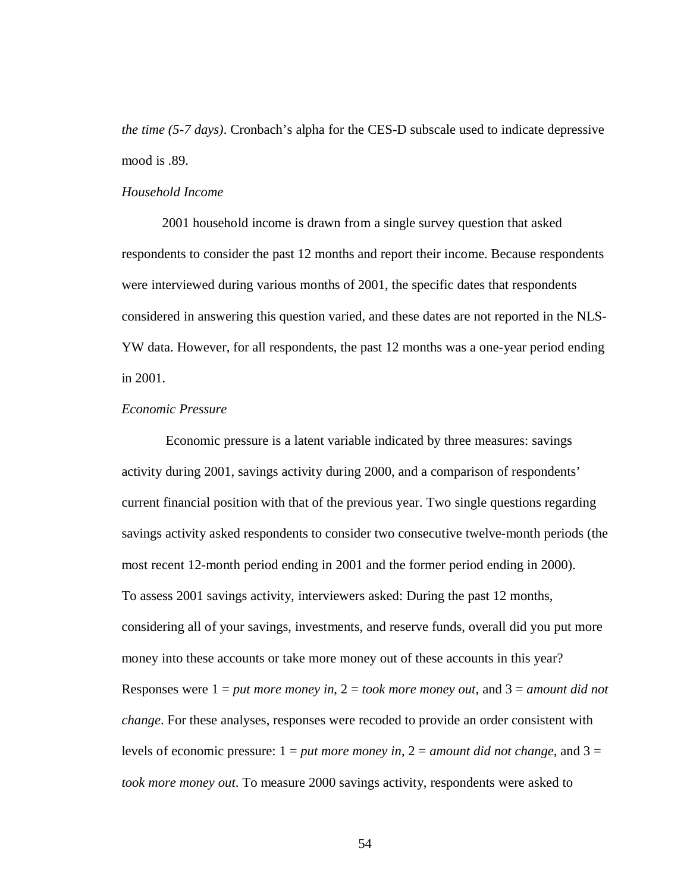*the time (5-7 days)*. Cronbach's alpha for the CES-D subscale used to indicate depressive mood is .89.

*Household Income*

2001 household income is drawn from a single survey question that asked respondents to consider the past 12 months and report their income. Because respondents were interviewed during various months of 2001, the specific dates that respondents considered in answering this question varied, and these dates are not reported in the NLS-YW data. However, for all respondents, the past 12 months was a one-year period ending in 2001.

*Economic Pressure*

Economic pressure is a latent variable indicated by three measures: savings activity during 2001, savings activity during 2000, and a comparison of respondents' current financial position with that of the previous year. Two single questions regarding savings activity asked respondents to consider two consecutive twelve-month periods (the most recent 12-month period ending in 2001 and the former period ending in 2000). To assess 2001 savings activity, interviewers asked: During the past 12 months, considering all of your savings, investments, and reserve funds, overall did you put more money into these accounts or take more money out of these accounts in this year? Responses were 1 = *put more money in*, 2 = *took more money out*, and 3 = *amount did not change*. For these analyses, responses were recoded to provide an order consistent with levels of economic pressure: 1 = *put more money in*, 2 = *amount did not change*, and 3 = *took more money out*. To measure 2000 savings activity, respondents were asked to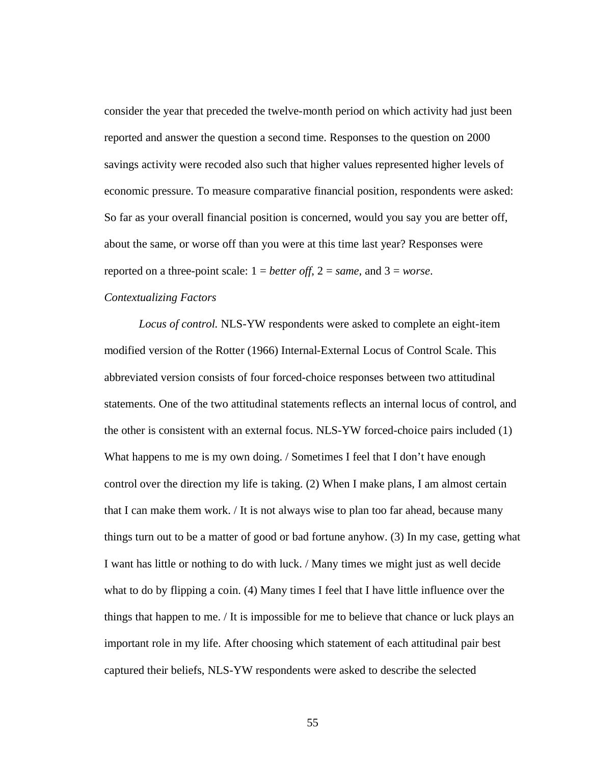consider the year that preceded the twelve-month period on which activity had just been reported and answer the question a second time. Responses to the question on 2000 savings activity were recoded also such that higher values represented higher levels of economic pressure. To measure comparative financial position, respondents were asked: So far as your overall financial position is concerned, would you say you are better off, about the same, or worse off than you were at this time last year? Responses were reported on a three-point scale: 1 = *better off*, 2 = *same*, and 3 = *worse*.

*Contextualizing Factors*

*Locus of control.* NLS-YW respondents were asked to complete an eight-item modified version of the Rotter (1966) Internal-External Locus of Control Scale. This abbreviated version consists of four forced-choice responses between two attitudinal statements. One of the two attitudinal statements reflects an internal locus of control, and the other is consistent with an external focus. NLS-YW forced-choice pairs included (1) What happens to me is my own doing. / Sometimes I feel that I don't have enough control over the direction my life is taking. (2) When I make plans, I am almost certain that I can make them work. / It is not always wise to plan too far ahead, because many things turn out to be a matter of good or bad fortune anyhow. (3) In my case, getting what I want has little or nothing to do with luck. / Many times we might just as well decide what to do by flipping a coin. (4) Many times I feel that I have little influence over the things that happen to me. / It is impossible for me to believe that chance or luck plays an important role in my life. After choosing which statement of each attitudinal pair best captured their beliefs, NLS-YW respondents were asked to describe the selected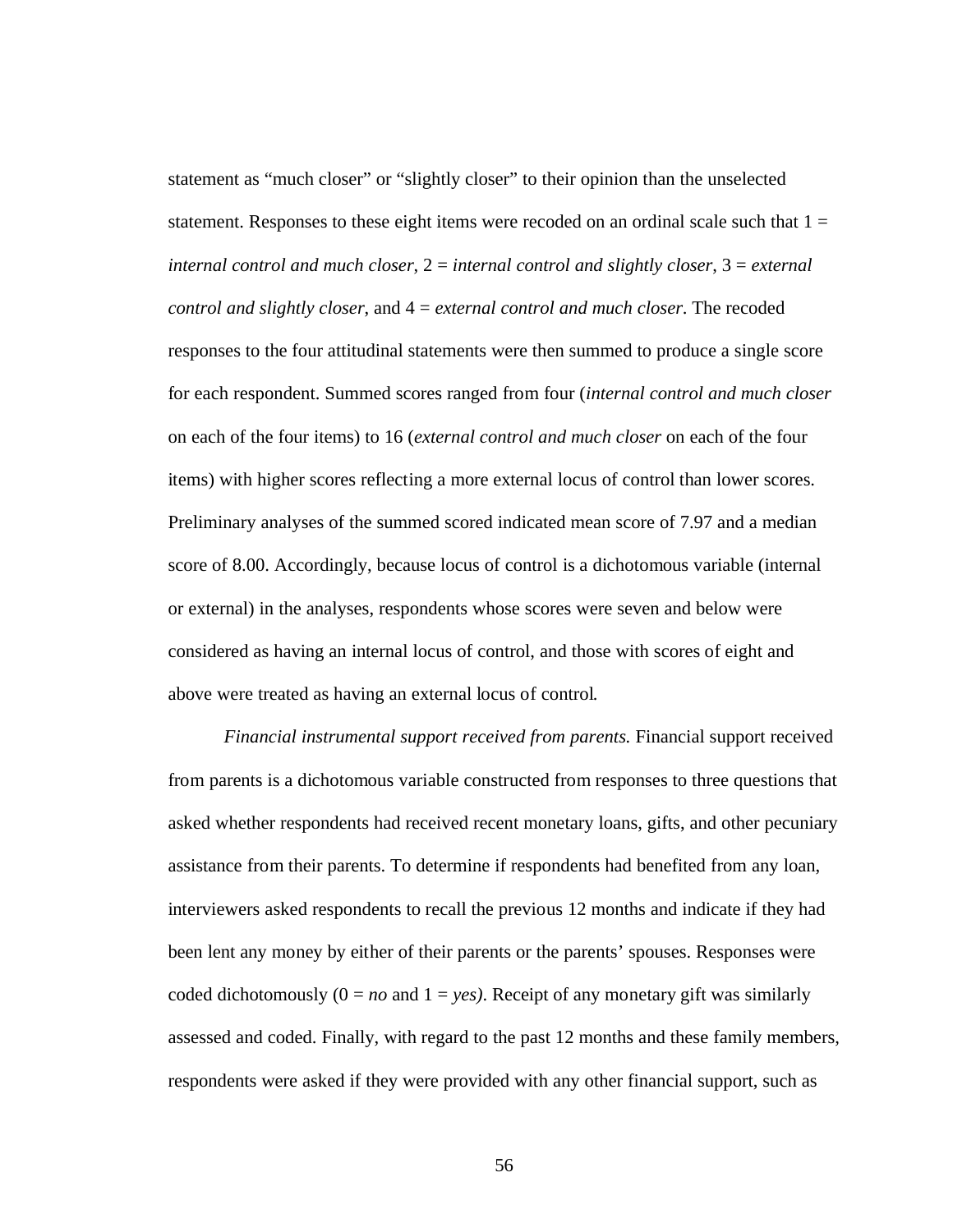statement as “much closer” or “slightly closer” to their opinion than the unselected statement. Responses to these eight items were recoded on an ordinal scale such that 1 = *internal control and much closer*, 2 = *internal control and slightly closer*, 3 = *external control and slightly closer*, and 4 = *external control and much closer*. The recoded responses to the four attitudinal statements were then summed to produce a single score for each respondent. Summed scores ranged from four (*internal control and much closer* on each of the four items) to 16 (*external control and much closer* on each of the four items) with higher scores reflecting a more external locus of control than lower scores. Preliminary analyses of the summed scored indicated mean score of 7.97 and a median score of 8.00. Accordingly, because locus of control is a dichotomous variable (internal or external) in the analyses, respondents whose scores were seven and below were considered as having an internal locus of control, and those with scores of eight and above were treated as having an external locus of control.

*Financial instrumental support received from parents.* Financial support received from parents is a dichotomous variable constructed from responses to three questions that asked whether respondents had received recent monetary loans, gifts, and other pecuniary assistance from their parents. To determine if respondents had benefited from any loan, interviewers asked respondents to recall the previous 12 months and indicate if they had been lent any money by either of their parents or the parents’ spouses. Responses were coded dichotomously (0 = *no* and 1 = *yes)*. Receipt of any monetary gift was similarly assessed and coded. Finally, with regard to the past 12 months and these family members, respondents were asked if they were provided with any other financial support, such as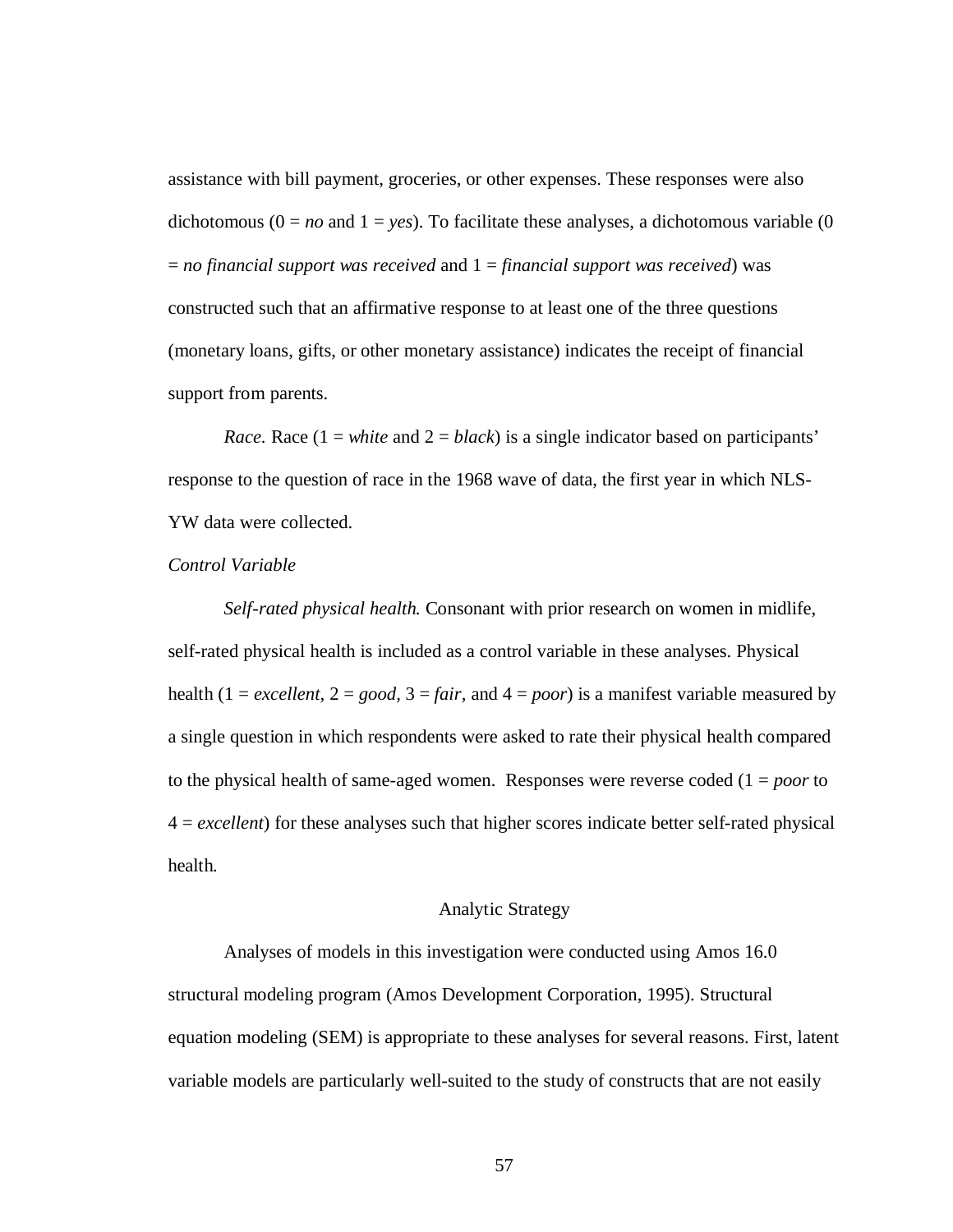assistance with bill payment, groceries, or other expenses. These responses were also dichotomous (0 = *no* and 1 = *yes*). To facilitate these analyses, a dichotomous variable (0 = *no financial support was received* and 1 = *financial support was received*) was constructed such that an affirmative response to at least one of the three questions (monetary loans, gifts, or other monetary assistance) indicates the receipt of financial support from parents.

*Race.* Race (1 = *white* and 2 = *black*) is a single indicator based on participants' response to the question of race in the 1968 wave of data, the first year in which NLS-YW data were collected.

### *Control Variable*

*Self-rated physical health.* Consonant with prior research on women in midlife, self-rated physical health is included as a control variable in these analyses. Physical health (1 = *excellent,* 2 = *good,* 3 = *fair,* and 4 = *poor*) is a manifest variable measured by a single question in which respondents were asked to rate their physical health compared to the physical health of same-aged women. Responses were reverse coded (1 = *poor* to 4 = *excellent*) for these analyses such that higher scores indicate better self-rated physical health.

## Analytic Strategy

Analyses of models in this investigation were conducted using Amos 16.0 structural modeling program (Amos Development Corporation, 1995). Structural equation modeling (SEM) is appropriate to these analyses for several reasons. First, latent variable models are particularly well-suited to the study of constructs that are not easily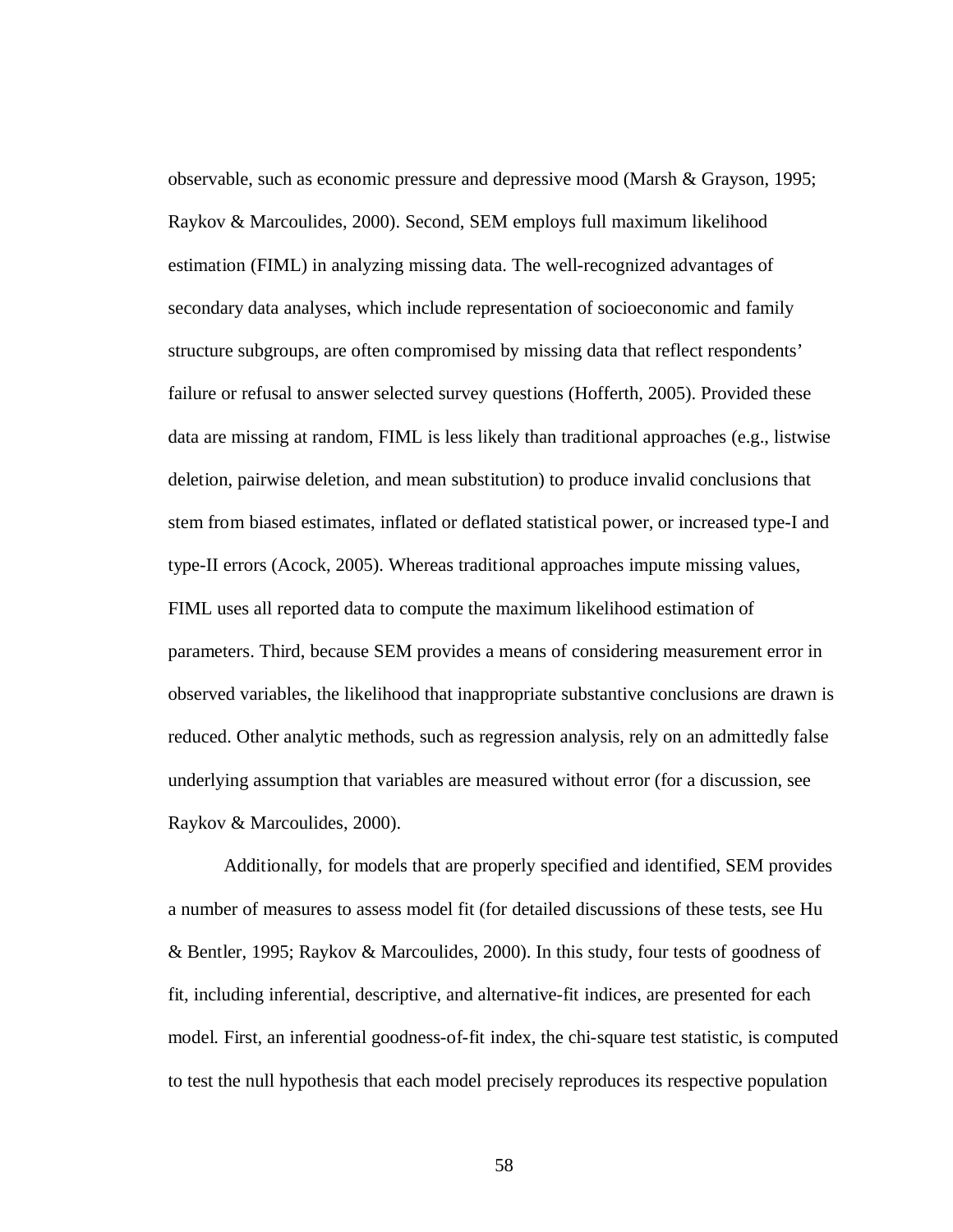observable, such as economic pressure and depressive mood (Marsh & Grayson, 1995; Raykov & Marcoulides, 2000). Second, SEM employs full maximum likelihood estimation (FIML) in analyzing missing data. The well-recognized advantages of secondary data analyses, which include representation of socioeconomic and family structure subgroups, are often compromised by missing data that reflect respondents' failure or refusal to answer selected survey questions (Hofferth, 2005). Provided these data are missing at random, FIML is less likely than traditional approaches (e.g., listwise deletion, pairwise deletion, and mean substitution) to produce invalid conclusions that stem from biased estimates, inflated or deflated statistical power, or increased type-I and type-II errors (Acock, 2005). Whereas traditional approaches impute missing values, FIML uses all reported data to compute the maximum likelihood estimation of parameters. Third, because SEM provides a means of considering measurement error in observed variables, the likelihood that inappropriate substantive conclusions are drawn is reduced. Other analytic methods, such as regression analysis, rely on an admittedly false underlying assumption that variables are measured without error (for a discussion, see Raykov & Marcoulides, 2000).

Additionally, for models that are properly specified and identified, SEM provides a number of measures to assess model fit (for detailed discussions of these tests, see Hu & Bentler, 1995; Raykov & Marcoulides, 2000). In this study, four tests of goodness of fit, including inferential, descriptive, and alternative-fit indices, are presented for each model. First, an inferential goodness-of-fit index, the chi-square test statistic, is computed to test the null hypothesis that each model precisely reproduces its respective population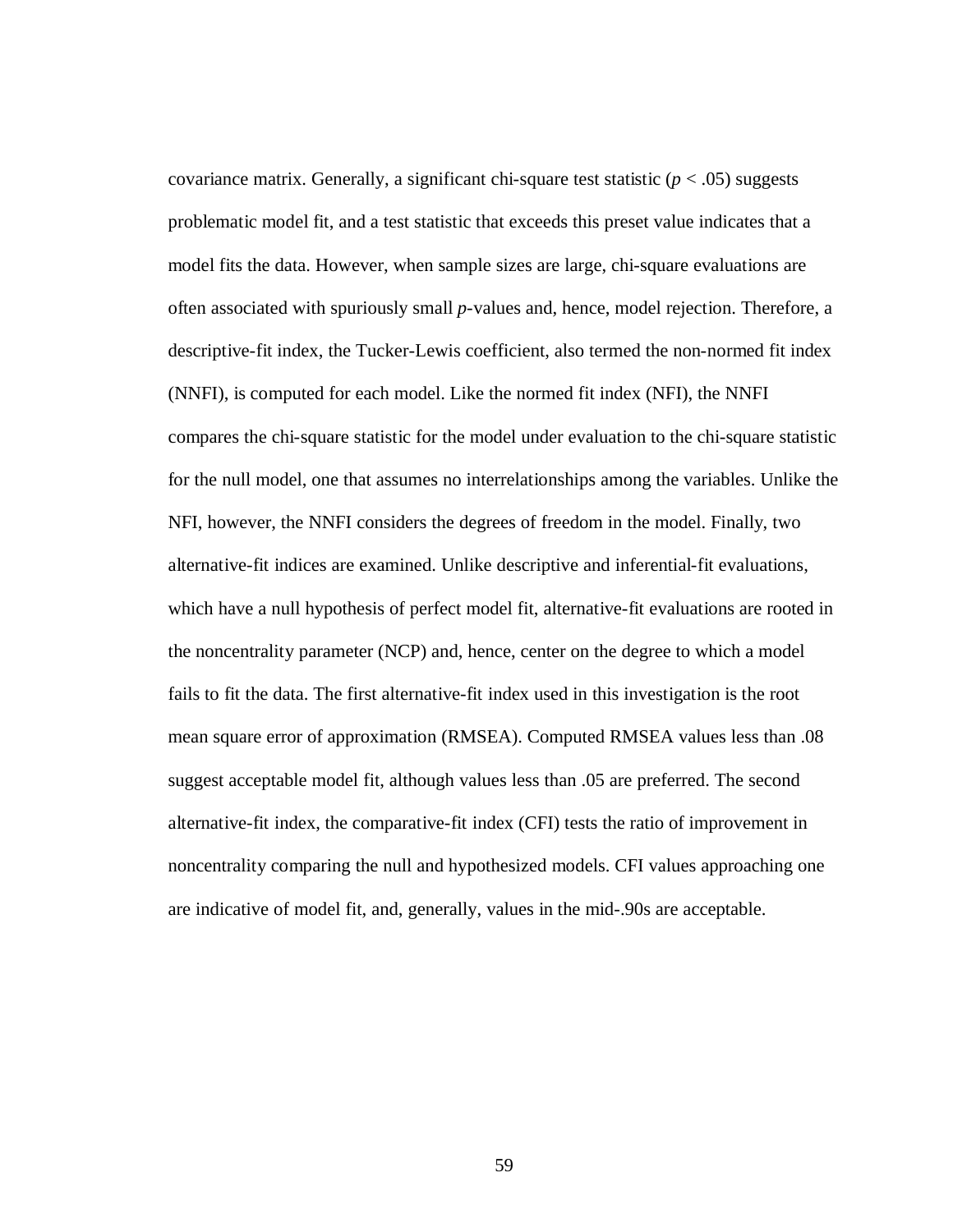covariance matrix. Generally, a significant chi-square test statistic ($p < .05$) suggests problematic model fit, and a test statistic that exceeds this preset value indicates that a model fits the data. However, when sample sizes are large, chi-square evaluations are often associated with spuriously small *p*-values and, hence, model rejection. Therefore, a descriptive-fit index, the Tucker-Lewis coefficient, also termed the non-normed fit index (NNFI), is computed for each model. Like the normed fit index (NFI), the NNFI compares the chi-square statistic for the model under evaluation to the chi-square statistic for the null model, one that assumes no interrelationships among the variables. Unlike the NFI, however, the NNFI considers the degrees of freedom in the model. Finally, two alternative-fit indices are examined. Unlike descriptive and inferential-fit evaluations, which have a null hypothesis of perfect model fit, alternative-fit evaluations are rooted in the noncentrality parameter (NCP) and, hence, center on the degree to which a model fails to fit the data. The first alternative-fit index used in this investigation is the root mean square error of approximation (RMSEA). Computed RMSEA values less than .08 suggest acceptable model fit, although values less than .05 are preferred. The second alternative-fit index, the comparative-fit index (CFI) tests the ratio of improvement in noncentrality comparing the null and hypothesized models. CFI values approaching one are indicative of model fit, and, generally, values in the mid-.90s are acceptable.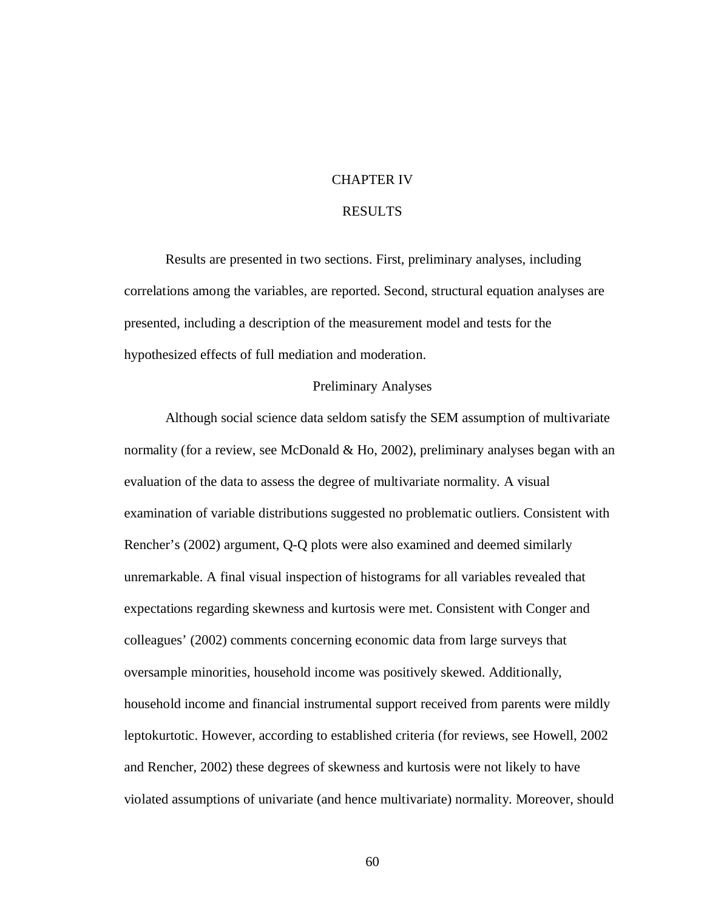# CHAPTER IV

# RESULTS

Results are presented in two sections. First, preliminary analyses, including correlations among the variables, are reported. Second, structural equation analyses are presented, including a description of the measurement model and tests for the hypothesized effects of full mediation and moderation.

## Preliminary Analyses

Although social science data seldom satisfy the SEM assumption of multivariate normality (for a review, see McDonald & Ho, 2002), preliminary analyses began with an evaluation of the data to assess the degree of multivariate normality. A visual examination of variable distributions suggested no problematic outliers. Consistent with Rencher's (2002) argument, Q-Q plots were also examined and deemed similarly unremarkable. A final visual inspection of histograms for all variables revealed that expectations regarding skewness and kurtosis were met. Consistent with Conger and colleagues' (2002) comments concerning economic data from large surveys that oversample minorities, household income was positively skewed. Additionally, household income and financial instrumental support received from parents were mildly leptokurtotic. However, according to established criteria (for reviews, see Howell, 2002 and Rencher, 2002) these degrees of skewness and kurtosis were not likely to have violated assumptions of univariate (and hence multivariate) normality. Moreover, should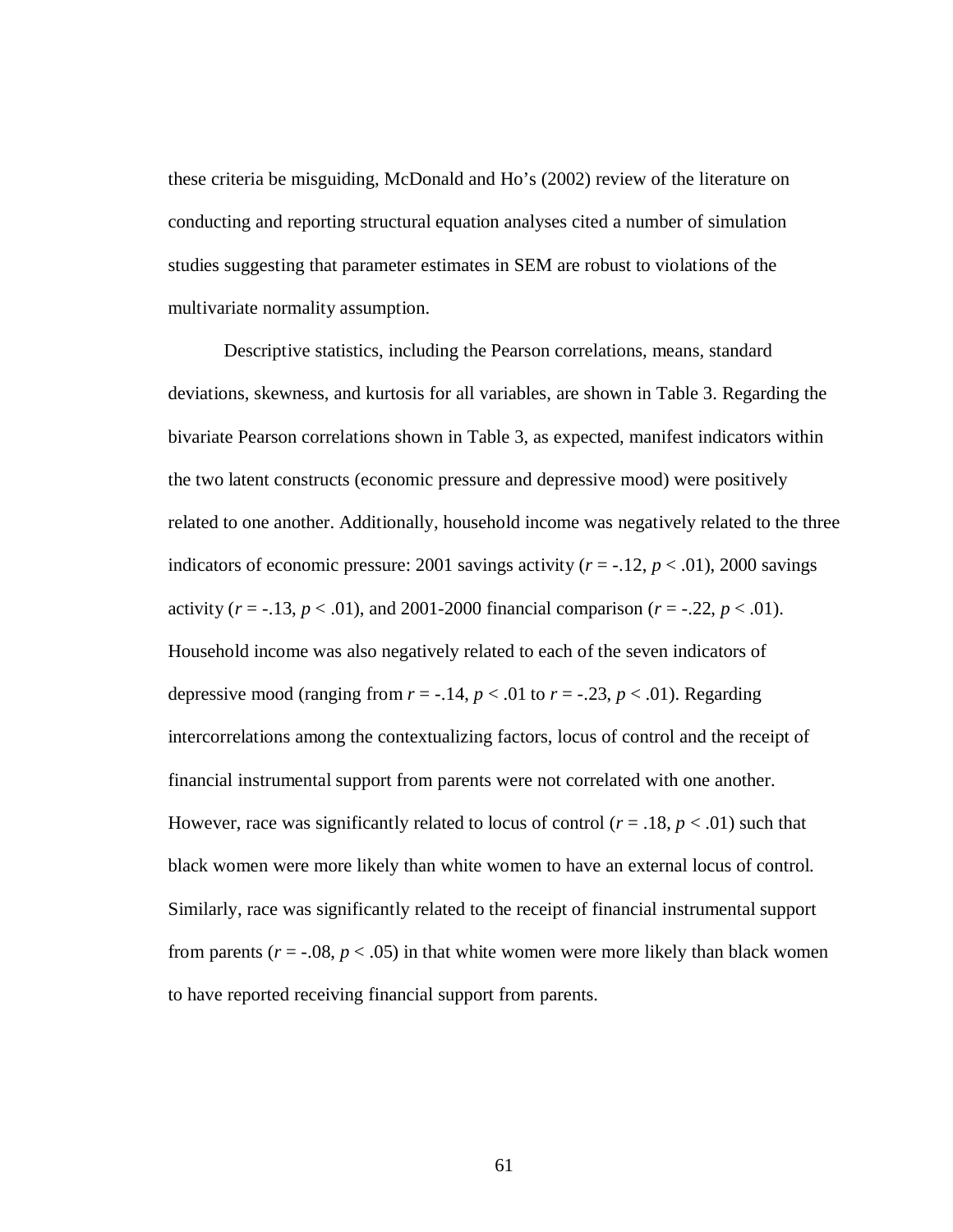these criteria be misguiding, McDonald and Ho's (2002) review of the literature on conducting and reporting structural equation analyses cited a number of simulation studies suggesting that parameter estimates in SEM are robust to violations of the multivariate normality assumption.

Descriptive statistics, including the Pearson correlations, means, standard deviations, skewness, and kurtosis for all variables, are shown in Table 3. Regarding the bivariate Pearson correlations shown in Table 3, as expected, manifest indicators within the two latent constructs (economic pressure and depressive mood) were positively related to one another. Additionally, household income was negatively related to the three indicators of economic pressure: 2001 savings activity ($r = -.12$, $p < .01$), 2000 savings activity ($r = -.13$, $p < .01$), and 2001-2000 financial comparison ($r = -.22$, $p < .01$). Household income was also negatively related to each of the seven indicators of depressive mood (ranging from $r = -.14$, $p < .01$ to $r = -.23$, $p < .01$). Regarding intercorrelations among the contextualizing factors, locus of control and the receipt of financial instrumental support from parents were not correlated with one another. However, race was significantly related to locus of control ($r = .18$, $p < .01$) such that black women were more likely than white women to have an external locus of control. Similarly, race was significantly related to the receipt of financial instrumental support from parents ($r = -.08$, $p < .05$) in that white women were more likely than black women to have reported receiving financial support from parents.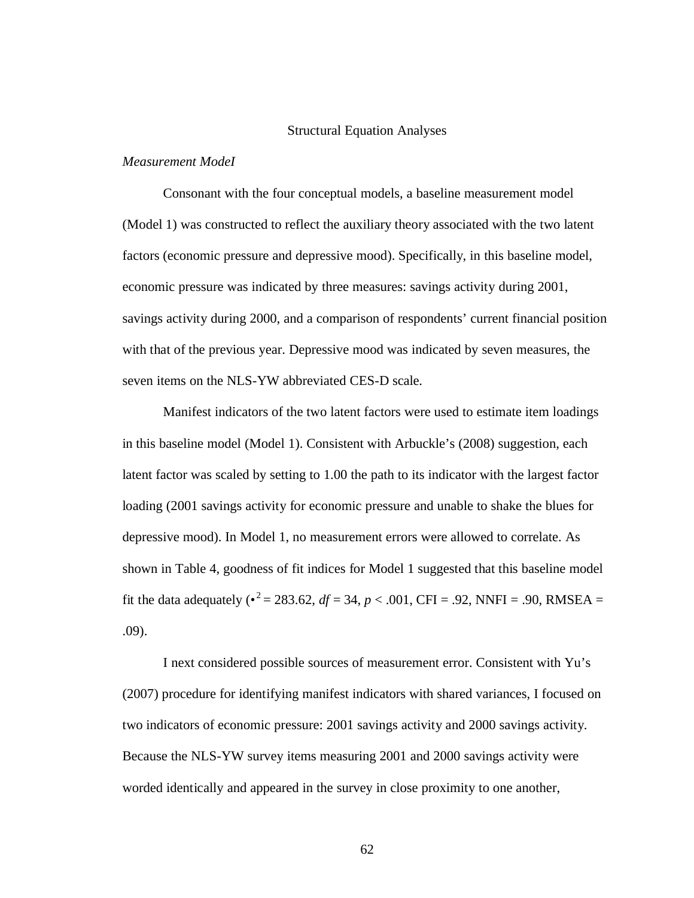## Structural Equation Analyses

### *Measurement Model*

Consonant with the four conceptual models, a baseline measurement model (Model 1) was constructed to reflect the auxiliary theory associated with the two latent factors (economic pressure and depressive mood). Specifically, in this baseline model, economic pressure was indicated by three measures: savings activity during 2001, savings activity during 2000, and a comparison of respondents' current financial position with that of the previous year. Depressive mood was indicated by seven measures, the seven items on the NLS-YW abbreviated CES-D scale.

Manifest indicators of the two latent factors were used to estimate item loadings in this baseline model (Model 1). Consistent with Arbuckle's (2008) suggestion, each latent factor was scaled by setting to 1.00 the path to its indicator with the largest factor loading (2001 savings activity for economic pressure and unable to shake the blues for depressive mood). In Model 1, no measurement errors were allowed to correlate. As shown in Table 4, goodness of fit indices for Model 1 suggested that this baseline model fit the data adequately ($\chi^2 = 283.62$, $df = 34$, $p < .001$, CFI = .92, NNFI = .90, RMSEA = .09).

I next considered possible sources of measurement error. Consistent with Yu's (2007) procedure for identifying manifest indicators with shared variances, I focused on two indicators of economic pressure: 2001 savings activity and 2000 savings activity. Because the NLS-YW survey items measuring 2001 and 2000 savings activity were worded identically and appeared in the survey in close proximity to one another,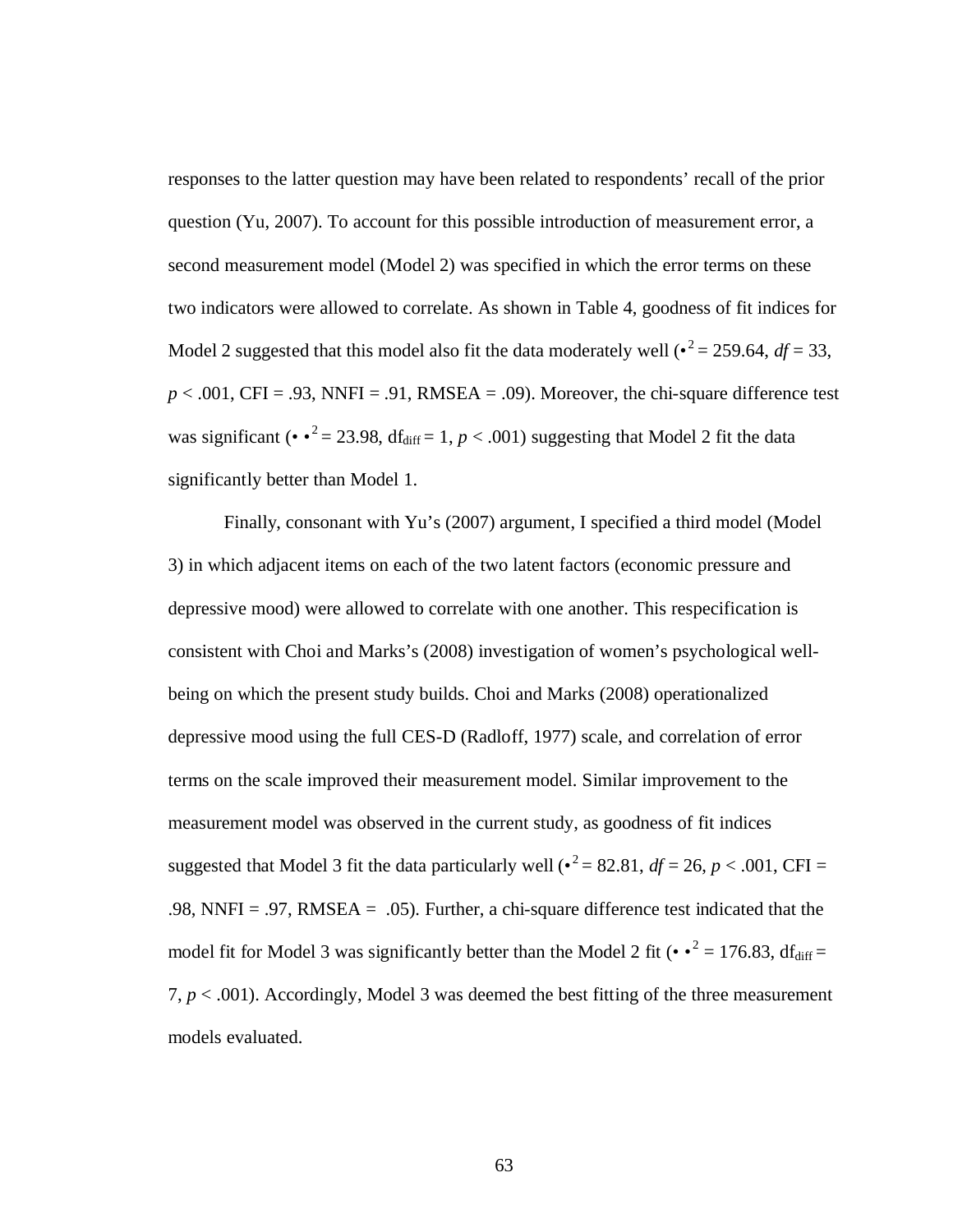responses to the latter question may have been related to respondents' recall of the prior question (Yu, 2007). To account for this possible introduction of measurement error, a second measurement model (Model 2) was specified in which the error terms on these two indicators were allowed to correlate. As shown in Table 4, goodness of fit indices for Model 2 suggested that this model also fit the data moderately well ($\chi^2 = 259.64$, $df = 33$, $p < .001$, CFI = .93, NNFI = .91, RMSEA = .09). Moreover, the chi-square difference test was significant ($\Delta\chi^2 = 23.98$, $df_{diff} = 1$, $p < .001$) suggesting that Model 2 fit the data significantly better than Model 1.

Finally, consonant with Yu's (2007) argument, I specified a third model (Model 3) in which adjacent items on each of the two latent factors (economic pressure and depressive mood) were allowed to correlate with one another. This respecification is consistent with Choi and Marks's (2008) investigation of women's psychological well-being on which the present study builds. Choi and Marks (2008) operationalized depressive mood using the full CES-D (Radloff, 1977) scale, and correlation of error terms on the scale improved their measurement model. Similar improvement to the measurement model was observed in the current study, as goodness of fit indices suggested that Model 3 fit the data particularly well ($\chi^2 = 82.81$, $df = 26$, $p < .001$, CFI = .98, NNFI = .97, RMSEA = .05). Further, a chi-square difference test indicated that the model fit for Model 3 was significantly better than the Model 2 fit ($\Delta\chi^2 = 176.83$, $df_{diff} = 7$, $p < .001$). Accordingly, Model 3 was deemed the best fitting of the three measurement models evaluated.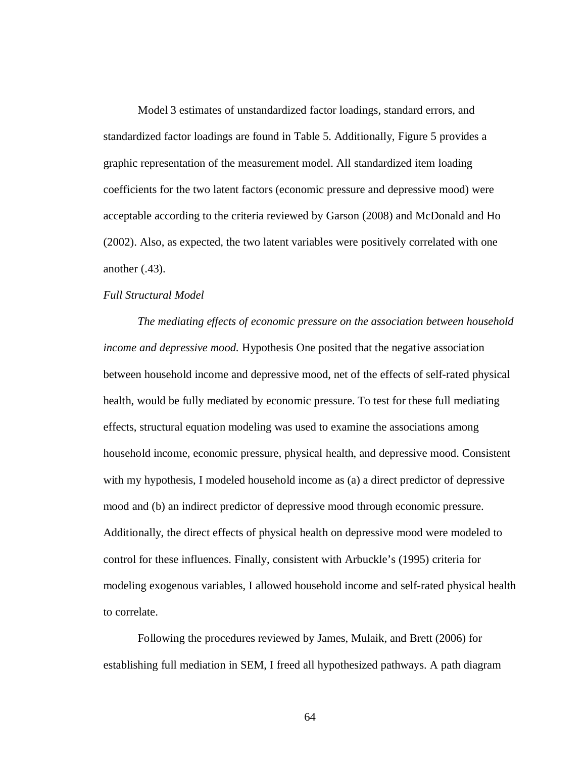Model 3 estimates of unstandardized factor loadings, standard errors, and standardized factor loadings are found in Table 5. Additionally, Figure 5 provides a graphic representation of the measurement model. All standardized item loading coefficients for the two latent factors (economic pressure and depressive mood) were acceptable according to the criteria reviewed by Garson (2008) and McDonald and Ho (2002). Also, as expected, the two latent variables were positively correlated with one another (.43).

*Full Structural Model*

*The mediating effects of economic pressure on the association between household income and depressive mood.* Hypothesis One posited that the negative association between household income and depressive mood, net of the effects of self-rated physical health, would be fully mediated by economic pressure. To test for these full mediating effects, structural equation modeling was used to examine the associations among household income, economic pressure, physical health, and depressive mood. Consistent with my hypothesis, I modeled household income as (a) a direct predictor of depressive mood and (b) an indirect predictor of depressive mood through economic pressure. Additionally, the direct effects of physical health on depressive mood were modeled to control for these influences. Finally, consistent with Arbuckle's (1995) criteria for modeling exogenous variables, I allowed household income and self-rated physical health to correlate.

Following the procedures reviewed by James, Mulaik, and Brett (2006) for establishing full mediation in SEM, I freed all hypothesized pathways. A path diagram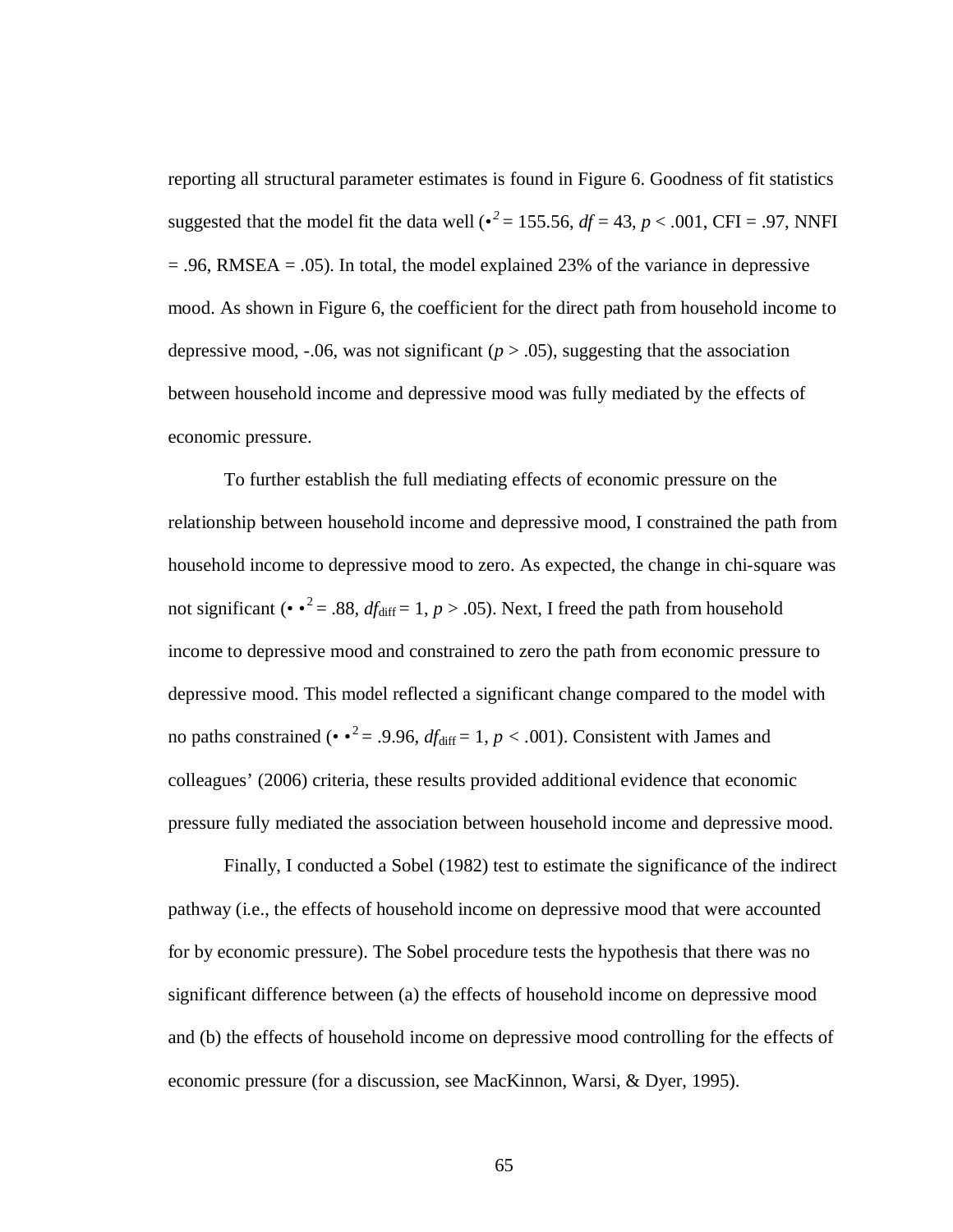reporting all structural parameter estimates is found in Figure 6. Goodness of fit statistics suggested that the model fit the data well ($\chi^2$ = 155.56, *df* = 43, *p* < .001, CFI = .97, NNFI = .96, RMSEA = .05). In total, the model explained 23% of the variance in depressive mood. As shown in Figure 6, the coefficient for the direct path from household income to depressive mood, -.06, was not significant (*p* > .05), suggesting that the association between household income and depressive mood was fully mediated by the effects of economic pressure.

To further establish the full mediating effects of economic pressure on the relationship between household income and depressive mood, I constrained the path from household income to depressive mood to zero. As expected, the change in chi-square was not significant ($\Delta\chi^2$ = .88, $df_{\text{diff}}$ = 1, *p* > .05). Next, I freed the path from household income to depressive mood and constrained to zero the path from economic pressure to depressive mood. This model reflected a significant change compared to the model with no paths constrained ($\Delta\chi^2$ = .9.96, $df_{\text{diff}}$ = 1, *p* < .001). Consistent with James and colleagues' (2006) criteria, these results provided additional evidence that economic pressure fully mediated the association between household income and depressive mood.

Finally, I conducted a Sobel (1982) test to estimate the significance of the indirect pathway (i.e., the effects of household income on depressive mood that were accounted for by economic pressure). The Sobel procedure tests the hypothesis that there was no significant difference between (a) the effects of household income on depressive mood and (b) the effects of household income on depressive mood controlling for the effects of economic pressure (for a discussion, see MacKinnon, Warsi, & Dyer, 1995).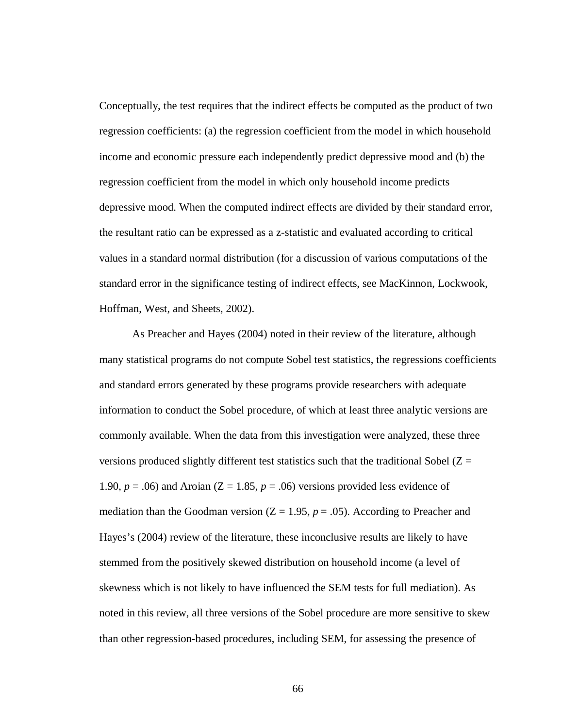Conceptually, the test requires that the indirect effects be computed as the product of two regression coefficients: (a) the regression coefficient from the model in which household income and economic pressure each independently predict depressive mood and (b) the regression coefficient from the model in which only household income predicts depressive mood. When the computed indirect effects are divided by their standard error, the resultant ratio can be expressed as a z-statistic and evaluated according to critical values in a standard normal distribution (for a discussion of various computations of the standard error in the significance testing of indirect effects, see MacKinnon, Lockwook, Hoffman, West, and Sheets, 2002).

As Preacher and Hayes (2004) noted in their review of the literature, although many statistical programs do not compute Sobel test statistics, the regressions coefficients and standard errors generated by these programs provide researchers with adequate information to conduct the Sobel procedure, of which at least three analytic versions are commonly available. When the data from this investigation were analyzed, these three versions produced slightly different test statistics such that the traditional Sobel ($Z = 1.90$, $p = .06$) and Aroian ($Z = 1.85$, $p = .06$) versions provided less evidence of mediation than the Goodman version ($Z = 1.95$, $p = .05$). According to Preacher and Hayes's (2004) review of the literature, these inconclusive results are likely to have stemmed from the positively skewed distribution on household income (a level of skewness which is not likely to have influenced the SEM tests for full mediation). As noted in this review, all three versions of the Sobel procedure are more sensitive to skew than other regression-based procedures, including SEM, for assessing the presence of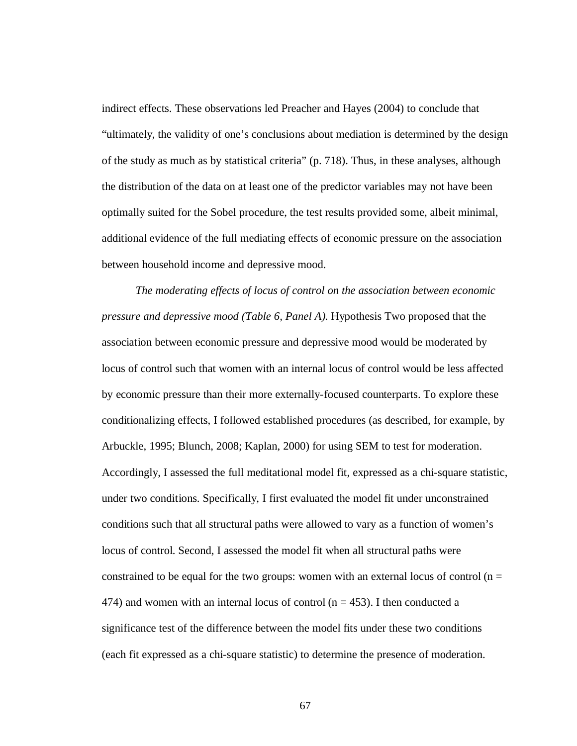indirect effects. These observations led Preacher and Hayes (2004) to conclude that "ultimately, the validity of one's conclusions about mediation is determined by the design of the study as much as by statistical criteria" (p. 718). Thus, in these analyses, although the distribution of the data on at least one of the predictor variables may not have been optimally suited for the Sobel procedure, the test results provided some, albeit minimal, additional evidence of the full mediating effects of economic pressure on the association between household income and depressive mood.

*The moderating effects of locus of control on the association between economic pressure and depressive mood (Table 6, Panel A).* Hypothesis Two proposed that the association between economic pressure and depressive mood would be moderated by locus of control such that women with an internal locus of control would be less affected by economic pressure than their more externally-focused counterparts. To explore these conditionalizing effects, I followed established procedures (as described, for example, by Arbuckle, 1995; Blunch, 2008; Kaplan, 2000) for using SEM to test for moderation. Accordingly, I assessed the full meditational model fit, expressed as a chi-square statistic, under two conditions. Specifically, I first evaluated the model fit under unconstrained conditions such that all structural paths were allowed to vary as a function of women's locus of control. Second, I assessed the model fit when all structural paths were constrained to be equal for the two groups: women with an external locus of control ($n = 474$) and women with an internal locus of control ($n = 453$). I then conducted a significance test of the difference between the model fits under these two conditions (each fit expressed as a chi-square statistic) to determine the presence of moderation.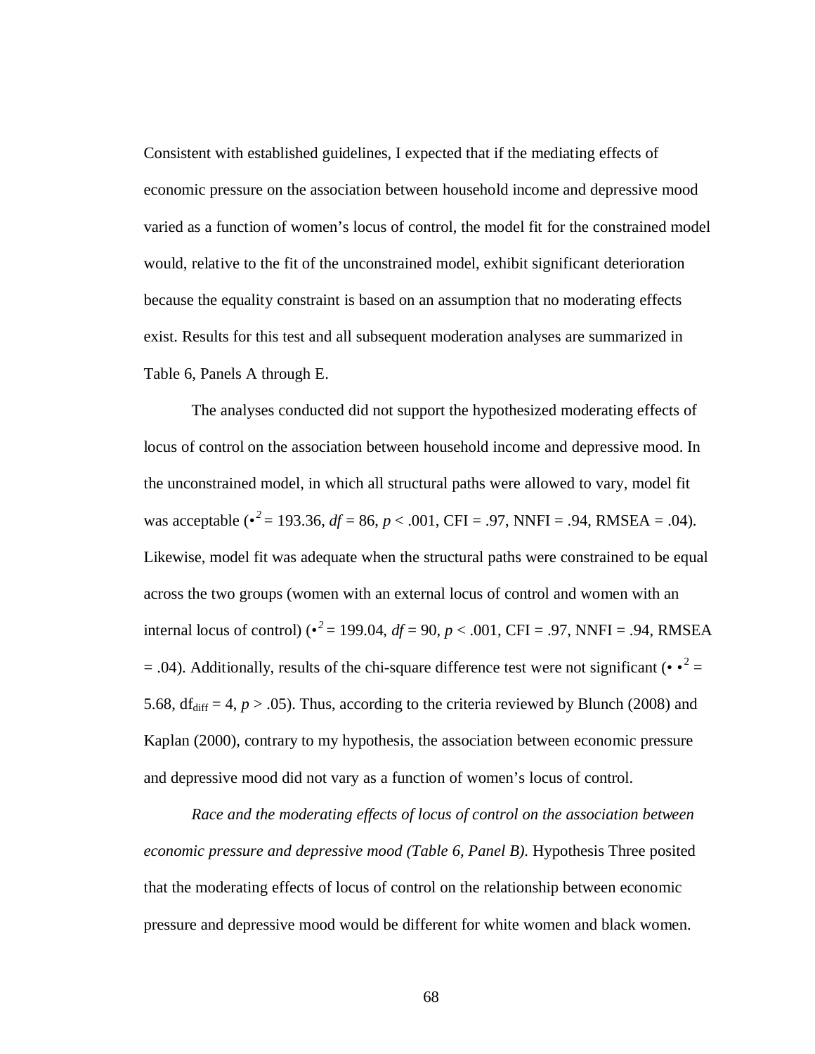Consistent with established guidelines, I expected that if the mediating effects of economic pressure on the association between household income and depressive mood varied as a function of women's locus of control, the model fit for the constrained model would, relative to the fit of the unconstrained model, exhibit significant deterioration because the equality constraint is based on an assumption that no moderating effects exist. Results for this test and all subsequent moderation analyses are summarized in Table 6, Panels A through E.

The analyses conducted did not support the hypothesized moderating effects of locus of control on the association between household income and depressive mood. In the unconstrained model, in which all structural paths were allowed to vary, model fit was acceptable ($\chi^2$ = 193.36, *df* = 86, *p* < .001, CFI = .97, NNFI = .94, RMSEA = .04). Likewise, model fit was adequate when the structural paths were constrained to be equal across the two groups (women with an external locus of control and women with an internal locus of control) ($\chi^2$ = 199.04, *df* = 90, *p* < .001, CFI = .97, NNFI = .94, RMSEA = .04). Additionally, results of the chi-square difference test were not significant ($\Delta\chi^2$ = 5.68, $df_{diff}$ = 4, *p* > .05). Thus, according to the criteria reviewed by Blunch (2008) and Kaplan (2000), contrary to my hypothesis, the association between economic pressure and depressive mood did not vary as a function of women's locus of control.

*Race and the moderating effects of locus of control on the association between economic pressure and depressive mood (Table 6, Panel B).* Hypothesis Three posited that the moderating effects of locus of control on the relationship between economic pressure and depressive mood would be different for white women and black women.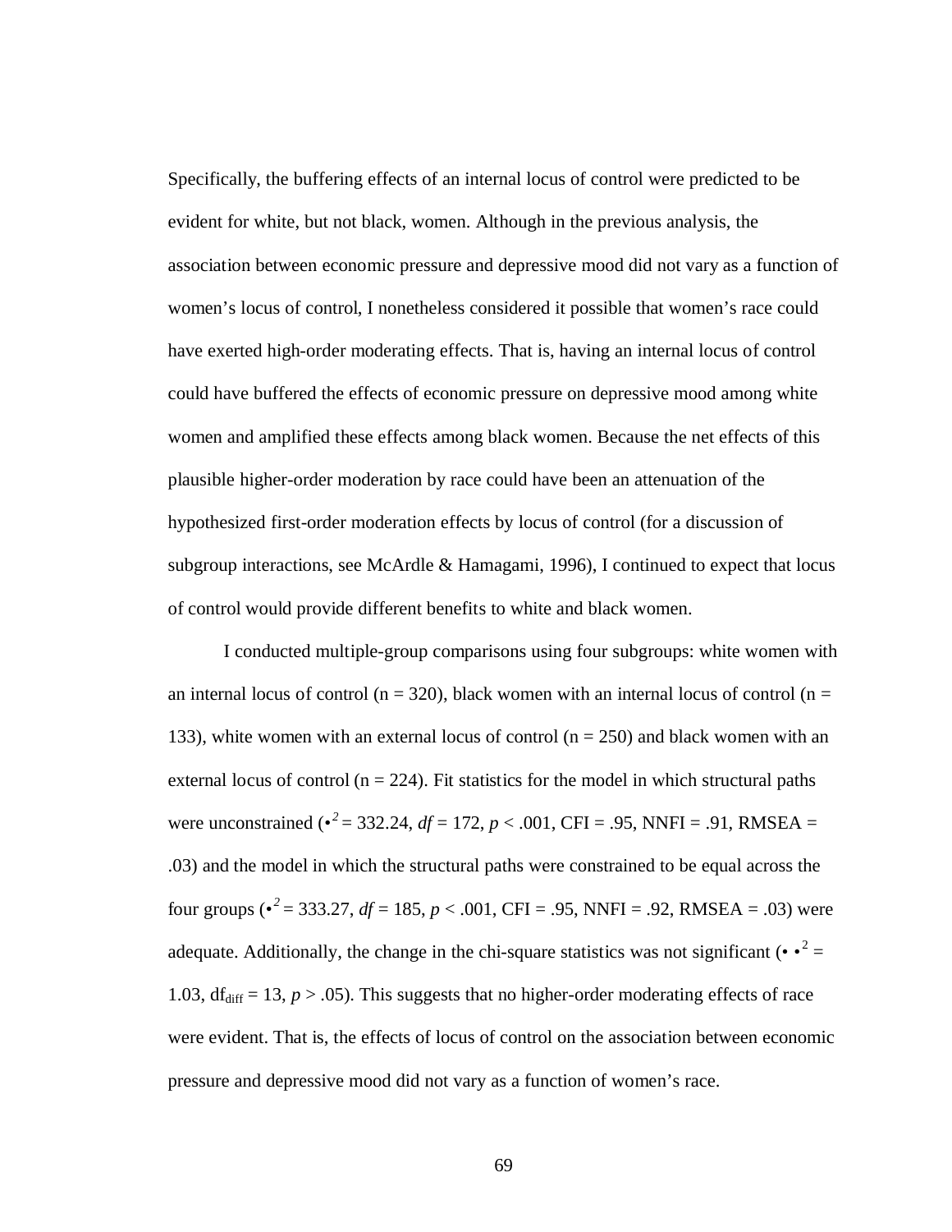Specifically, the buffering effects of an internal locus of control were predicted to be evident for white, but not black, women. Although in the previous analysis, the association between economic pressure and depressive mood did not vary as a function of women's locus of control, I nonetheless considered it possible that women's race could have exerted high-order moderating effects. That is, having an internal locus of control could have buffered the effects of economic pressure on depressive mood among white women and amplified these effects among black women. Because the net effects of this plausible higher-order moderation by race could have been an attenuation of the hypothesized first-order moderation effects by locus of control (for a discussion of subgroup interactions, see McArdle & Hamagami, 1996), I continued to expect that locus of control would provide different benefits to white and black women.

I conducted multiple-group comparisons using four subgroups: white women with an internal locus of control (n = 320), black women with an internal locus of control (n = 133), white women with an external locus of control (n = 250) and black women with an external locus of control (n = 224). Fit statistics for the model in which structural paths were unconstrained ($\chi^2 = 332.24$, $df = 172$, $p < .001$, CFI = .95, NNFI = .91, RMSEA = .03) and the model in which the structural paths were constrained to be equal across the four groups ($\chi^2 = 333.27$, $df = 185$, $p < .001$, CFI = .95, NNFI = .92, RMSEA = .03) were adequate. Additionally, the change in the chi-square statistics was not significant ($\Delta\chi^2 = 1.03$, $df_{diff} = 13$, $p > .05$). This suggests that no higher-order moderating effects of race were evident. That is, the effects of locus of control on the association between economic pressure and depressive mood did not vary as a function of women's race.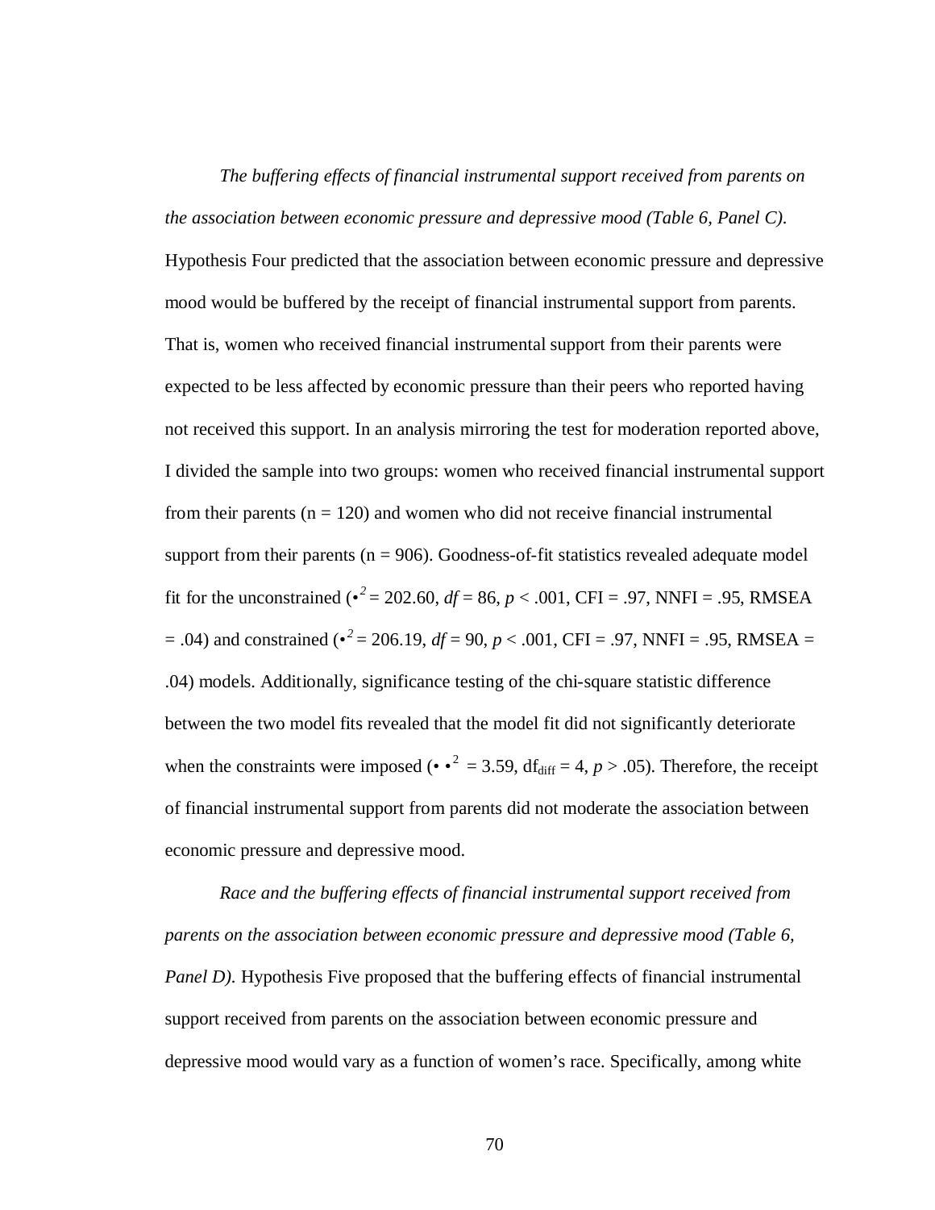*The buffering effects of financial instrumental support received from parents on the association between economic pressure and depressive mood (Table 6, Panel C).* Hypothesis Four predicted that the association between economic pressure and depressive mood would be buffered by the receipt of financial instrumental support from parents. That is, women who received financial instrumental support from their parents were expected to be less affected by economic pressure than their peers who reported having not received this support. In an analysis mirroring the test for moderation reported above, I divided the sample into two groups: women who received financial instrumental support from their parents (n = 120) and women who did not receive financial instrumental support from their parents (n = 906). Goodness-of-fit statistics revealed adequate model fit for the unconstrained ($\chi^2$ = 202.60, $df$ = 86, $p$ < .001, CFI = .97, NNFI = .95, RMSEA = .04) and constrained ($\chi^2$ = 206.19, $df$ = 90, $p$ < .001, CFI = .97, NNFI = .95, RMSEA = .04) models. Additionally, significance testing of the chi-square statistic difference between the two model fits revealed that the model fit did not significantly deteriorate when the constraints were imposed ($\Delta\chi^2$ = 3.59, $df_{diff}$ = 4, $p$ > .05). Therefore, the receipt of financial instrumental support from parents did not moderate the association between economic pressure and depressive mood.

*Race and the buffering effects of financial instrumental support received from parents on the association between economic pressure and depressive mood (Table 6, Panel D).* Hypothesis Five proposed that the buffering effects of financial instrumental support received from parents on the association between economic pressure and depressive mood would vary as a function of women's race. Specifically, among white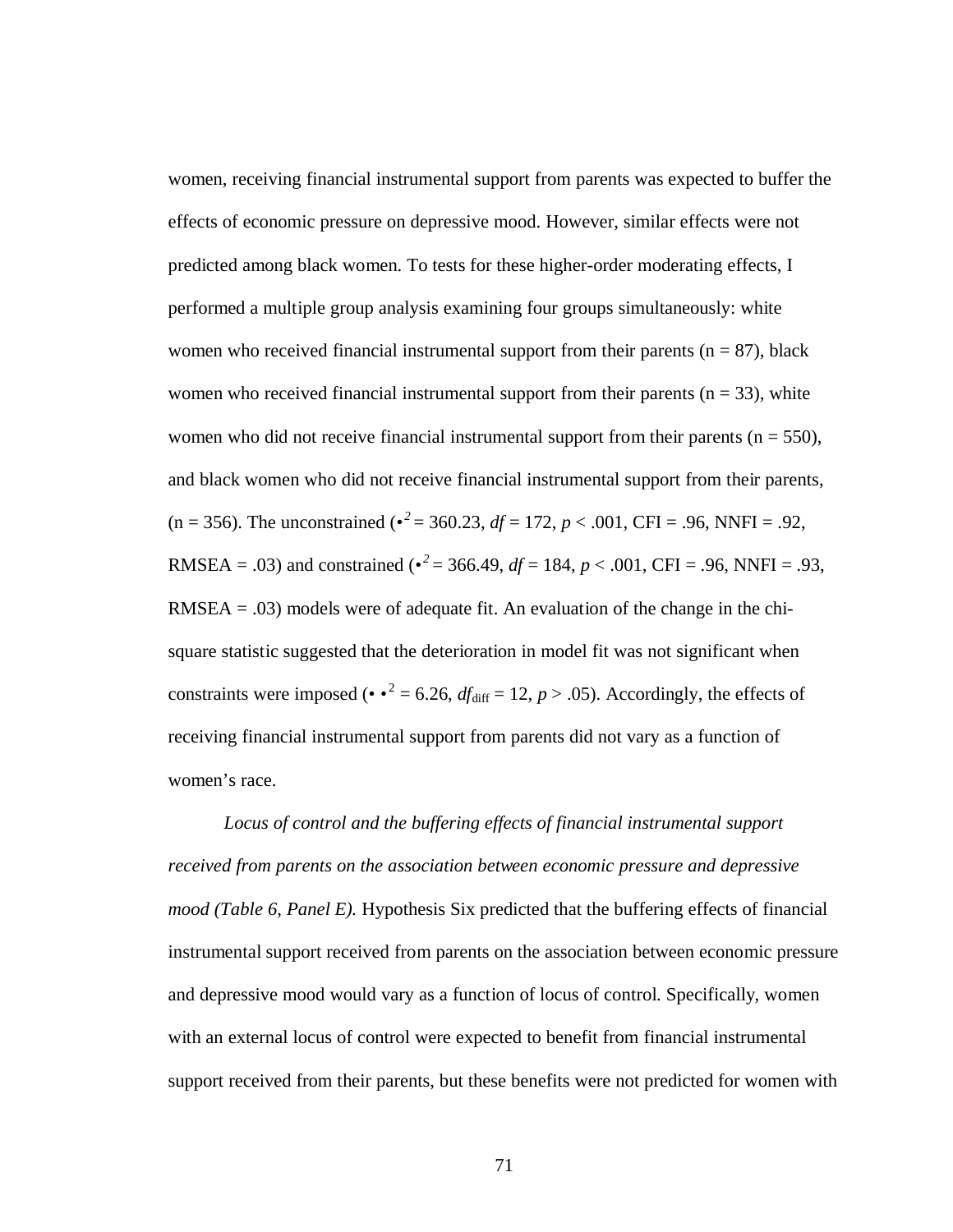women, receiving financial instrumental support from parents was expected to buffer the effects of economic pressure on depressive mood. However, similar effects were not predicted among black women. To tests for these higher-order moderating effects, I performed a multiple group analysis examining four groups simultaneously: white women who received financial instrumental support from their parents (n = 87), black women who received financial instrumental support from their parents (n = 33), white women who did not receive financial instrumental support from their parents (n = 550), and black women who did not receive financial instrumental support from their parents, (n = 356). The unconstrained ($\chi^2$ = 360.23, *df* = 172, $p < .001$, CFI = .96, NNFI = .92, RMSEA = .03) and constrained ($\chi^2$ = 366.49, *df* = 184, $p < .001$, CFI = .96, NNFI = .93, RMSEA = .03) models were of adequate fit. An evaluation of the change in the chi-square statistic suggested that the deterioration in model fit was not significant when constraints were imposed ($\Delta\chi^2$ = 6.26, $df_{\text{diff}}$ = 12, $p > .05$). Accordingly, the effects of receiving financial instrumental support from parents did not vary as a function of women's race.

*Locus of control and the buffering effects of financial instrumental support received from parents on the association between economic pressure and depressive mood (Table 6, Panel E).* Hypothesis Six predicted that the buffering effects of financial instrumental support received from parents on the association between economic pressure and depressive mood would vary as a function of locus of control. Specifically, women with an external locus of control were expected to benefit from financial instrumental support received from their parents, but these benefits were not predicted for women with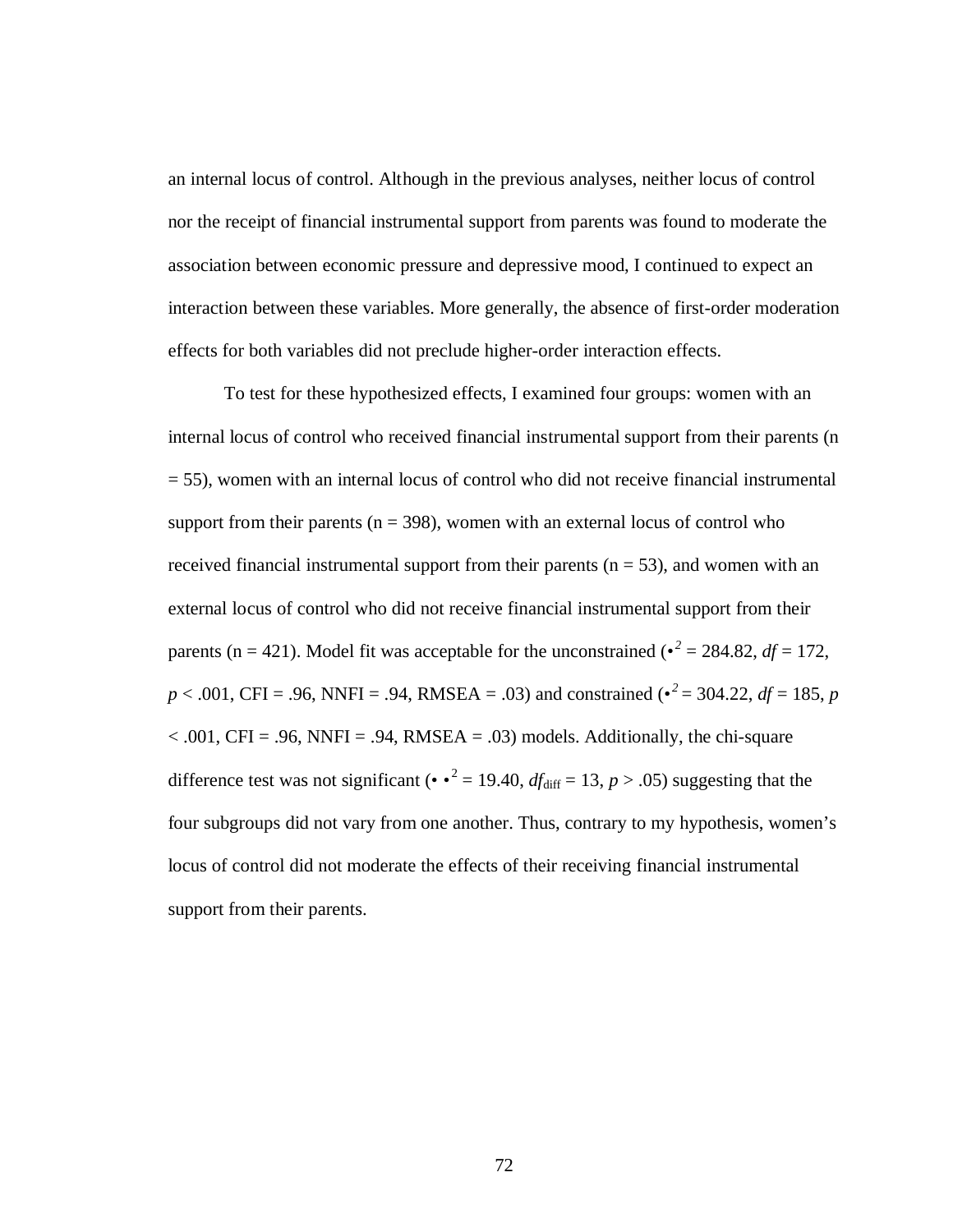an internal locus of control. Although in the previous analyses, neither locus of control nor the receipt of financial instrumental support from parents was found to moderate the association between economic pressure and depressive mood, I continued to expect an interaction between these variables. More generally, the absence of first-order moderation effects for both variables did not preclude higher-order interaction effects.

To test for these hypothesized effects, I examined four groups: women with an internal locus of control who received financial instrumental support from their parents (n = 55), women with an internal locus of control who did not receive financial instrumental support from their parents (n = 398), women with an external locus of control who received financial instrumental support from their parents (n = 53), and women with an external locus of control who did not receive financial instrumental support from their parents (n = 421). Model fit was acceptable for the unconstrained ($\chi^2$ = 284.82, *df* = 172, *p* < .001, CFI = .96, NNFI = .94, RMSEA = .03) and constrained ($\chi^2$ = 304.22, *df* = 185, *p* < .001, CFI = .96, NNFI = .94, RMSEA = .03) models. Additionally, the chi-square difference test was not significant ($\Delta\chi^2$ = 19.40, $df_{\text{diff}}$ = 13, *p* > .05) suggesting that the four subgroups did not vary from one another. Thus, contrary to my hypothesis, women's locus of control did not moderate the effects of their receiving financial instrumental support from their parents.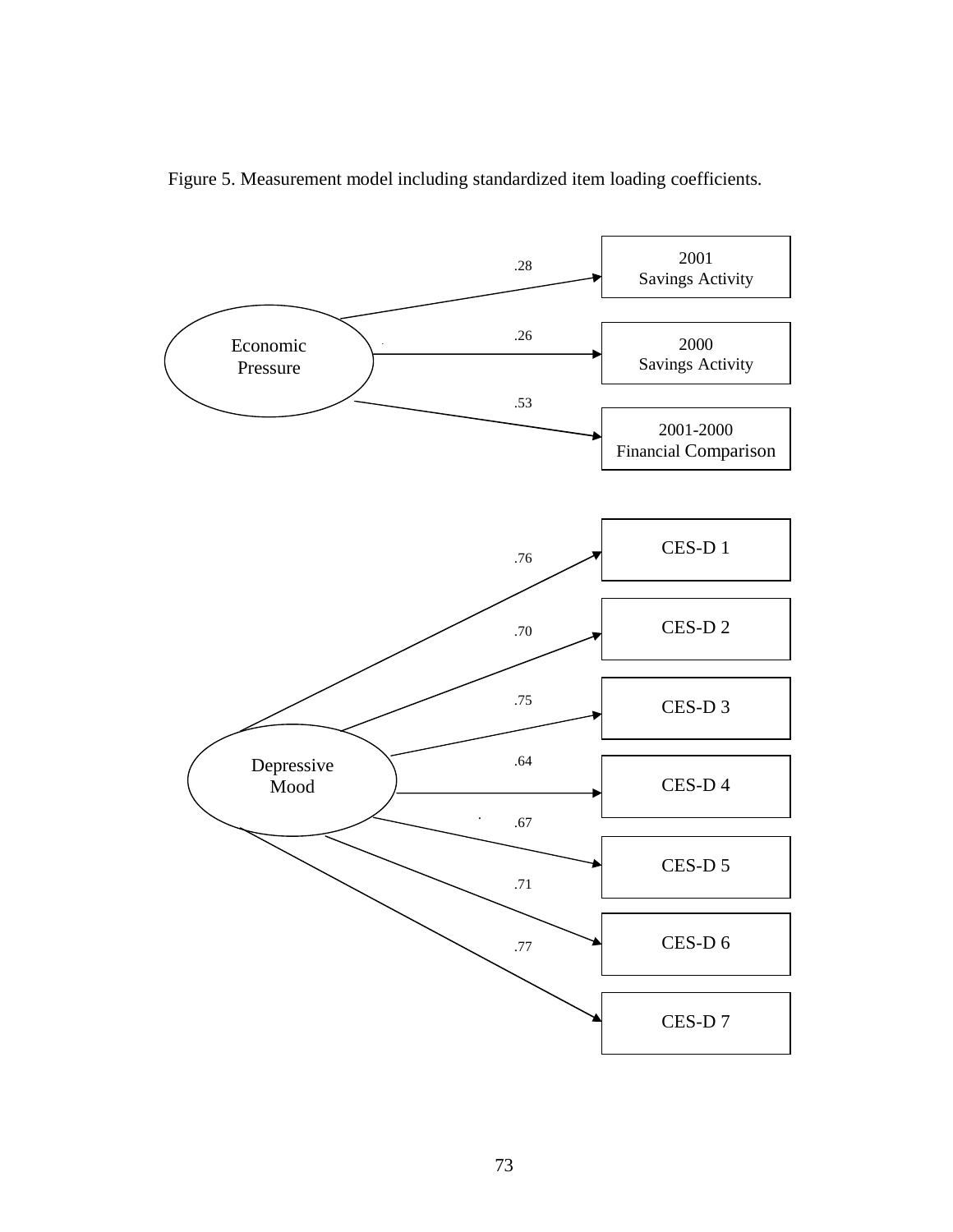Figure 5. Measurement model including standardized item loading coefficients.

| Latent Variable | Indicator | Standardized Loading |
|---|---|---|
| Economic Pressure | 2001 Savings Activity | .28 |
| Economic Pressure | 2000 Savings Activity | .26 |
| Economic Pressure | 2001-2000 Financial Comparison | .53 |
| Depressive Mood | CES-D 1 | .76 |
| Depressive Mood | CES-D 2 | .70 |
| Depressive Mood | CES-D 3 | .75 |
| Depressive Mood | CES-D 4 | .64 |
| Depressive Mood | CES-D 5 | .67 |
| Depressive Mood | CES-D 6 | .71 |
| Depressive Mood | CES-D 7 | .77 |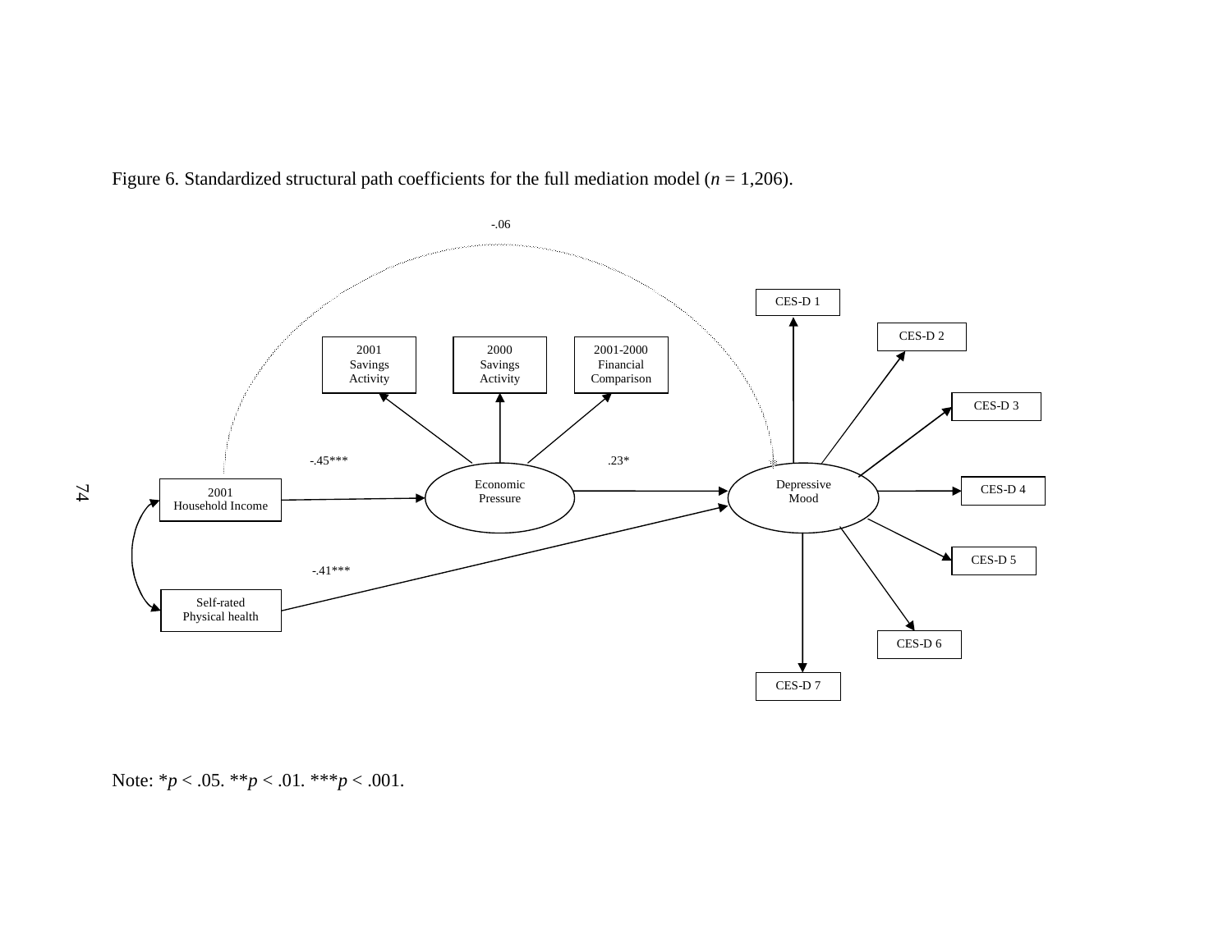Figure 6. Standardized structural path coefficients for the full mediation model (*n* = 1,206).

-.06

CES-D 1

CES-D 2

2001 Savings Activity

2000 Savings Activity

2001-2000 Financial Comparison

CES-D 3

-.45***

.23*

2001 Household Income

Economic Pressure

Depressive Mood

CES-D 4

CES-D 5

-.41***

Self-rated Physical health

CES-D 6

CES-D 7

Note: *$p < .05$. **$p < .01$. ***$p < .001$.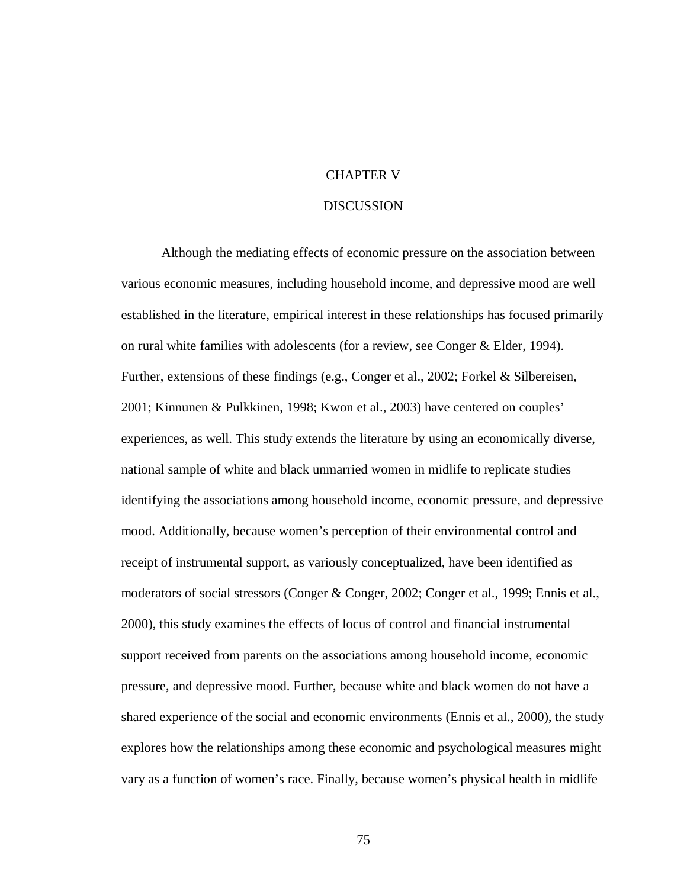# CHAPTER V

# DISCUSSION

Although the mediating effects of economic pressure on the association between various economic measures, including household income, and depressive mood are well established in the literature, empirical interest in these relationships has focused primarily on rural white families with adolescents (for a review, see Conger & Elder, 1994). Further, extensions of these findings (e.g., Conger et al., 2002; Forkel & Silbereisen, 2001; Kinnunen & Pulkkinen, 1998; Kwon et al., 2003) have centered on couples' experiences, as well. This study extends the literature by using an economically diverse, national sample of white and black unmarried women in midlife to replicate studies identifying the associations among household income, economic pressure, and depressive mood. Additionally, because women's perception of their environmental control and receipt of instrumental support, as variously conceptualized, have been identified as moderators of social stressors (Conger & Conger, 2002; Conger et al., 1999; Ennis et al., 2000), this study examines the effects of locus of control and financial instrumental support received from parents on the associations among household income, economic pressure, and depressive mood. Further, because white and black women do not have a shared experience of the social and economic environments (Ennis et al., 2000), the study explores how the relationships among these economic and psychological measures might vary as a function of women's race. Finally, because women's physical health in midlife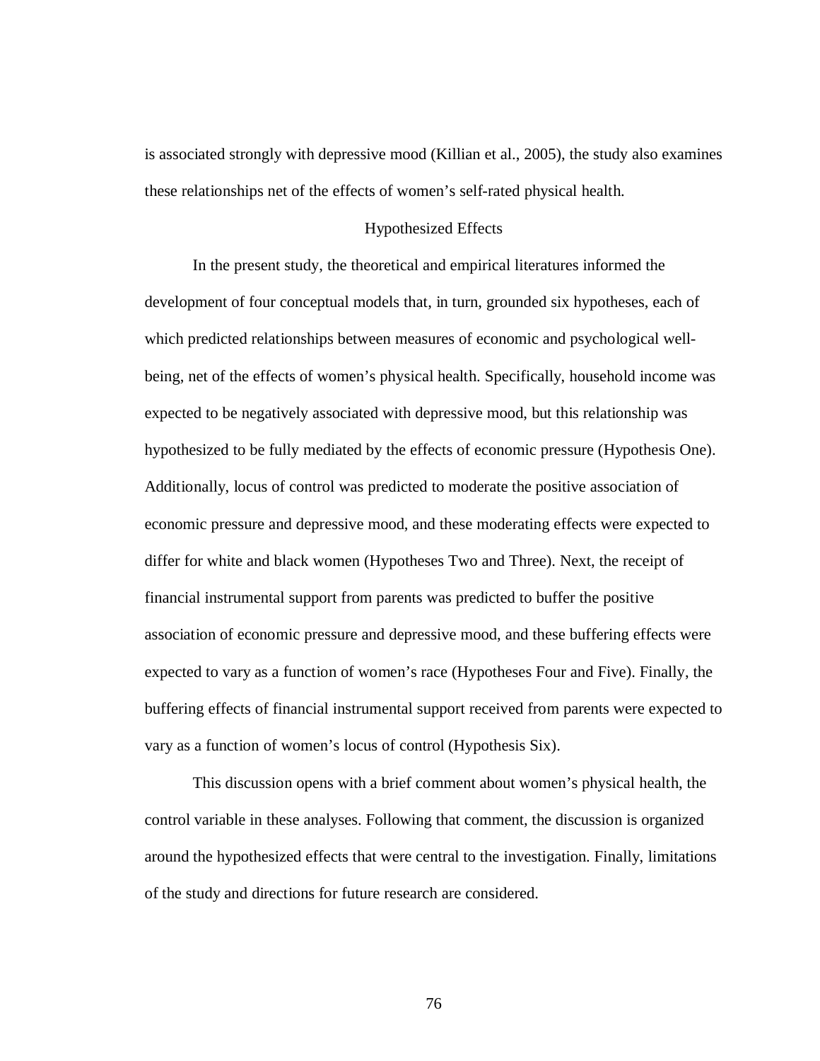is associated strongly with depressive mood (Killian et al., 2005), the study also examines these relationships net of the effects of women's self-rated physical health.

## Hypothesized Effects

In the present study, the theoretical and empirical literatures informed the development of four conceptual models that, in turn, grounded six hypotheses, each of which predicted relationships between measures of economic and psychological well-being, net of the effects of women's physical health. Specifically, household income was expected to be negatively associated with depressive mood, but this relationship was hypothesized to be fully mediated by the effects of economic pressure (Hypothesis One). Additionally, locus of control was predicted to moderate the positive association of economic pressure and depressive mood, and these moderating effects were expected to differ for white and black women (Hypotheses Two and Three). Next, the receipt of financial instrumental support from parents was predicted to buffer the positive association of economic pressure and depressive mood, and these buffering effects were expected to vary as a function of women's race (Hypotheses Four and Five). Finally, the buffering effects of financial instrumental support received from parents were expected to vary as a function of women's locus of control (Hypothesis Six).

This discussion opens with a brief comment about women's physical health, the control variable in these analyses. Following that comment, the discussion is organized around the hypothesized effects that were central to the investigation. Finally, limitations of the study and directions for future research are considered.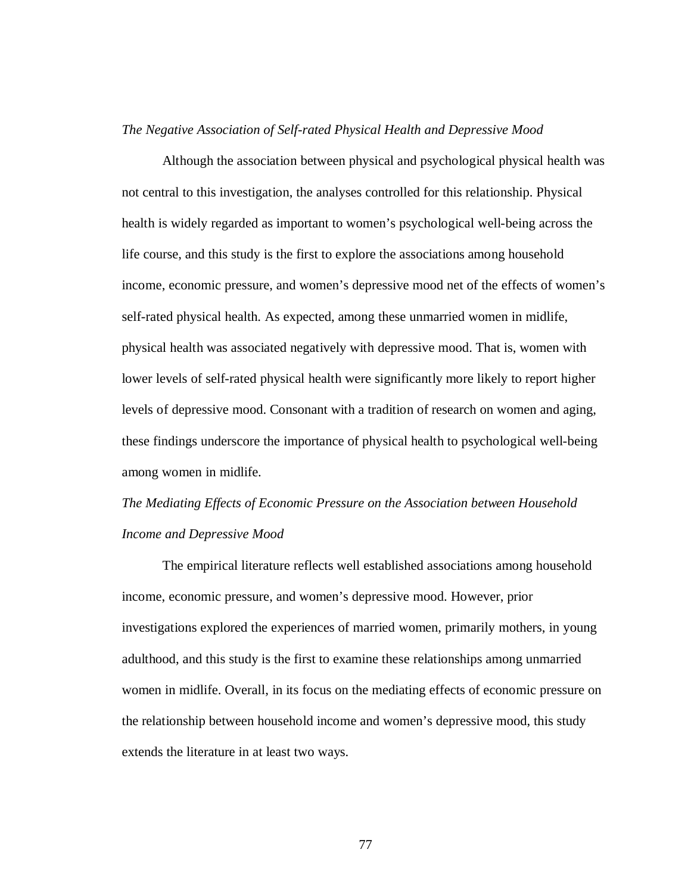*The Negative Association of Self-rated Physical Health and Depressive Mood*

Although the association between physical and psychological physical health was not central to this investigation, the analyses controlled for this relationship. Physical health is widely regarded as important to women's psychological well-being across the life course, and this study is the first to explore the associations among household income, economic pressure, and women's depressive mood net of the effects of women's self-rated physical health. As expected, among these unmarried women in midlife, physical health was associated negatively with depressive mood. That is, women with lower levels of self-rated physical health were significantly more likely to report higher levels of depressive mood. Consonant with a tradition of research on women and aging, these findings underscore the importance of physical health to psychological well-being among women in midlife.

*The Mediating Effects of Economic Pressure on the Association between Household Income and Depressive Mood*

The empirical literature reflects well established associations among household income, economic pressure, and women's depressive mood. However, prior investigations explored the experiences of married women, primarily mothers, in young adulthood, and this study is the first to examine these relationships among unmarried women in midlife. Overall, in its focus on the mediating effects of economic pressure on the relationship between household income and women's depressive mood, this study extends the literature in at least two ways.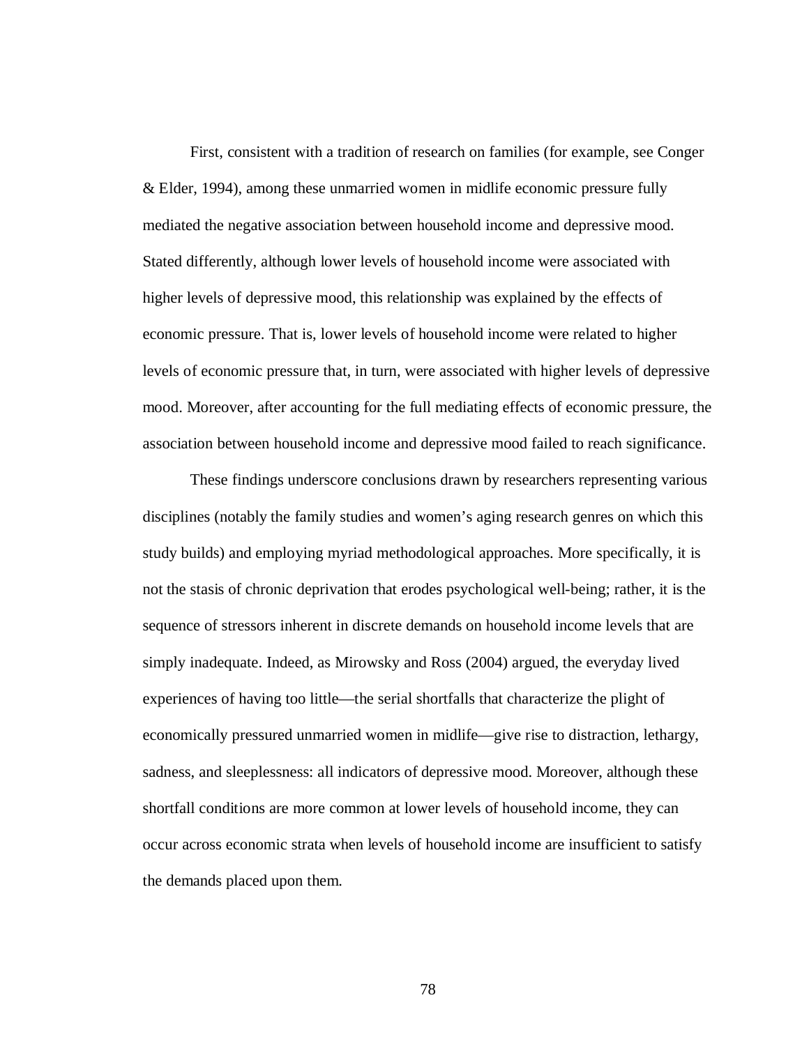First, consistent with a tradition of research on families (for example, see Conger & Elder, 1994), among these unmarried women in midlife economic pressure fully mediated the negative association between household income and depressive mood. Stated differently, although lower levels of household income were associated with higher levels of depressive mood, this relationship was explained by the effects of economic pressure. That is, lower levels of household income were related to higher levels of economic pressure that, in turn, were associated with higher levels of depressive mood. Moreover, after accounting for the full mediating effects of economic pressure, the association between household income and depressive mood failed to reach significance.

These findings underscore conclusions drawn by researchers representing various disciplines (notably the family studies and women's aging research genres on which this study builds) and employing myriad methodological approaches. More specifically, it is not the stasis of chronic deprivation that erodes psychological well-being; rather, it is the sequence of stressors inherent in discrete demands on household income levels that are simply inadequate. Indeed, as Mirowsky and Ross (2004) argued, the everyday lived experiences of having too little—the serial shortfalls that characterize the plight of economically pressured unmarried women in midlife—give rise to distraction, lethargy, sadness, and sleeplessness: all indicators of depressive mood. Moreover, although these shortfall conditions are more common at lower levels of household income, they can occur across economic strata when levels of household income are insufficient to satisfy the demands placed upon them.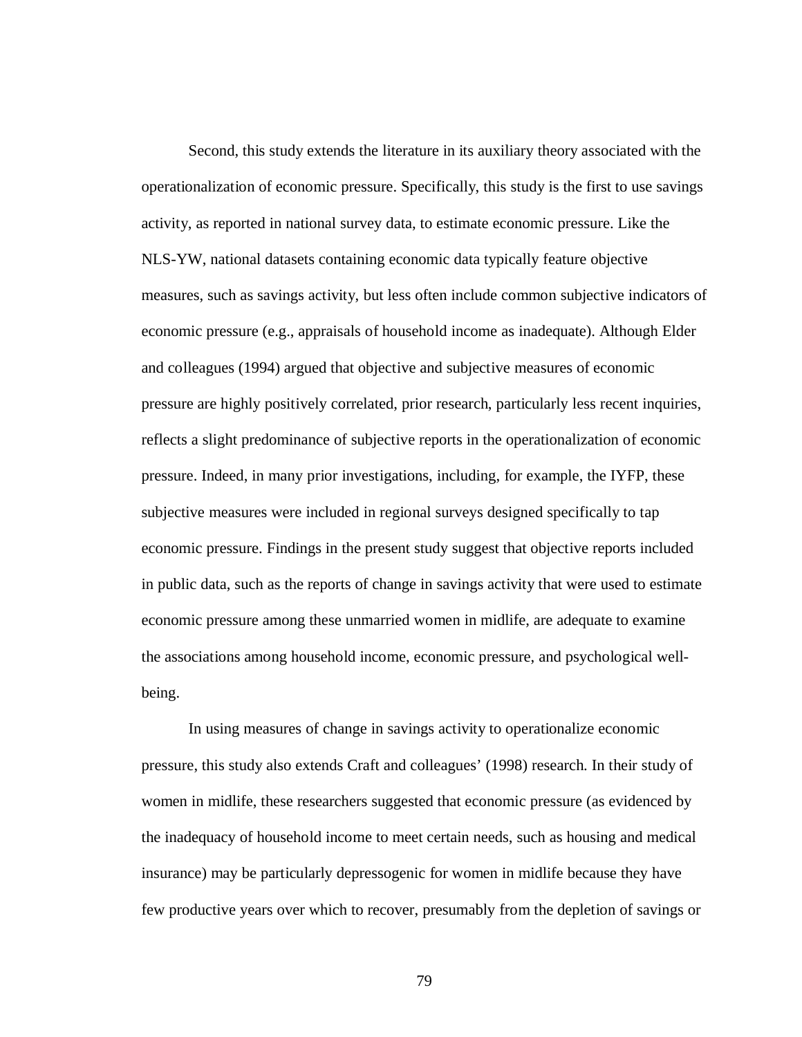Second, this study extends the literature in its auxiliary theory associated with the operationalization of economic pressure. Specifically, this study is the first to use savings activity, as reported in national survey data, to estimate economic pressure. Like the NLS-YW, national datasets containing economic data typically feature objective measures, such as savings activity, but less often include common subjective indicators of economic pressure (e.g., appraisals of household income as inadequate). Although Elder and colleagues (1994) argued that objective and subjective measures of economic pressure are highly positively correlated, prior research, particularly less recent inquiries, reflects a slight predominance of subjective reports in the operationalization of economic pressure. Indeed, in many prior investigations, including, for example, the IYFP, these subjective measures were included in regional surveys designed specifically to tap economic pressure. Findings in the present study suggest that objective reports included in public data, such as the reports of change in savings activity that were used to estimate economic pressure among these unmarried women in midlife, are adequate to examine the associations among household income, economic pressure, and psychological well-being.

In using measures of change in savings activity to operationalize economic pressure, this study also extends Craft and colleagues' (1998) research. In their study of women in midlife, these researchers suggested that economic pressure (as evidenced by the inadequacy of household income to meet certain needs, such as housing and medical insurance) may be particularly depressogenic for women in midlife because they have few productive years over which to recover, presumably from the depletion of savings or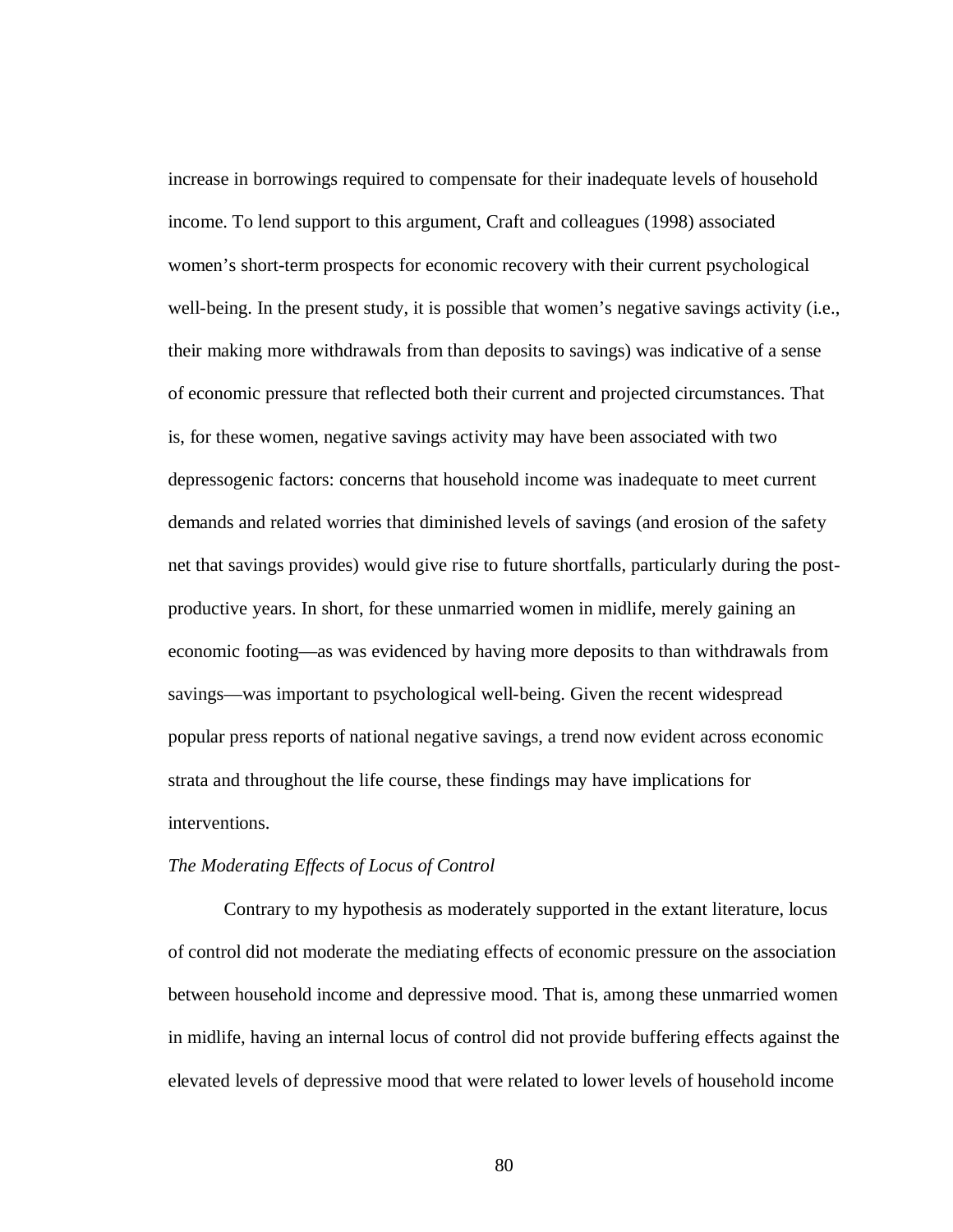increase in borrowings required to compensate for their inadequate levels of household income. To lend support to this argument, Craft and colleagues (1998) associated women's short-term prospects for economic recovery with their current psychological well-being. In the present study, it is possible that women's negative savings activity (i.e., their making more withdrawals from than deposits to savings) was indicative of a sense of economic pressure that reflected both their current and projected circumstances. That is, for these women, negative savings activity may have been associated with two depressogenic factors: concerns that household income was inadequate to meet current demands and related worries that diminished levels of savings (and erosion of the safety net that savings provides) would give rise to future shortfalls, particularly during the post-productive years. In short, for these unmarried women in midlife, merely gaining an economic footing—as was evidenced by having more deposits to than withdrawals from savings—was important to psychological well-being. Given the recent widespread popular press reports of national negative savings, a trend now evident across economic strata and throughout the life course, these findings may have implications for interventions.

*The Moderating Effects of Locus of Control*

Contrary to my hypothesis as moderately supported in the extant literature, locus of control did not moderate the mediating effects of economic pressure on the association between household income and depressive mood. That is, among these unmarried women in midlife, having an internal locus of control did not provide buffering effects against the elevated levels of depressive mood that were related to lower levels of household income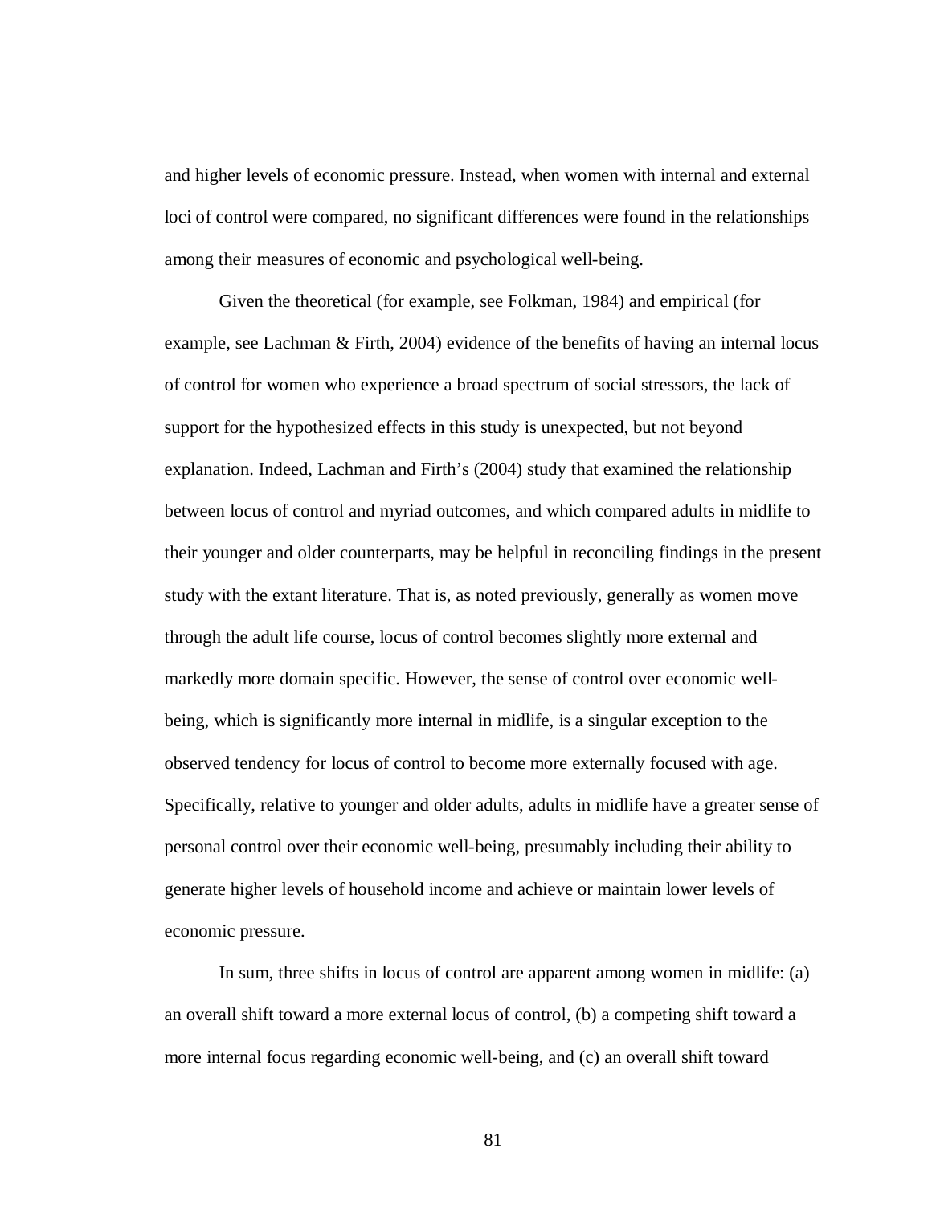and higher levels of economic pressure. Instead, when women with internal and external loci of control were compared, no significant differences were found in the relationships among their measures of economic and psychological well-being.

Given the theoretical (for example, see Folkman, 1984) and empirical (for example, see Lachman & Firth, 2004) evidence of the benefits of having an internal locus of control for women who experience a broad spectrum of social stressors, the lack of support for the hypothesized effects in this study is unexpected, but not beyond explanation. Indeed, Lachman and Firth's (2004) study that examined the relationship between locus of control and myriad outcomes, and which compared adults in midlife to their younger and older counterparts, may be helpful in reconciling findings in the present study with the extant literature. That is, as noted previously, generally as women move through the adult life course, locus of control becomes slightly more external and markedly more domain specific. However, the sense of control over economic well-being, which is significantly more internal in midlife, is a singular exception to the observed tendency for locus of control to become more externally focused with age. Specifically, relative to younger and older adults, adults in midlife have a greater sense of personal control over their economic well-being, presumably including their ability to generate higher levels of household income and achieve or maintain lower levels of economic pressure.

In sum, three shifts in locus of control are apparent among women in midlife: (a) an overall shift toward a more external locus of control, (b) a competing shift toward a more internal focus regarding economic well-being, and (c) an overall shift toward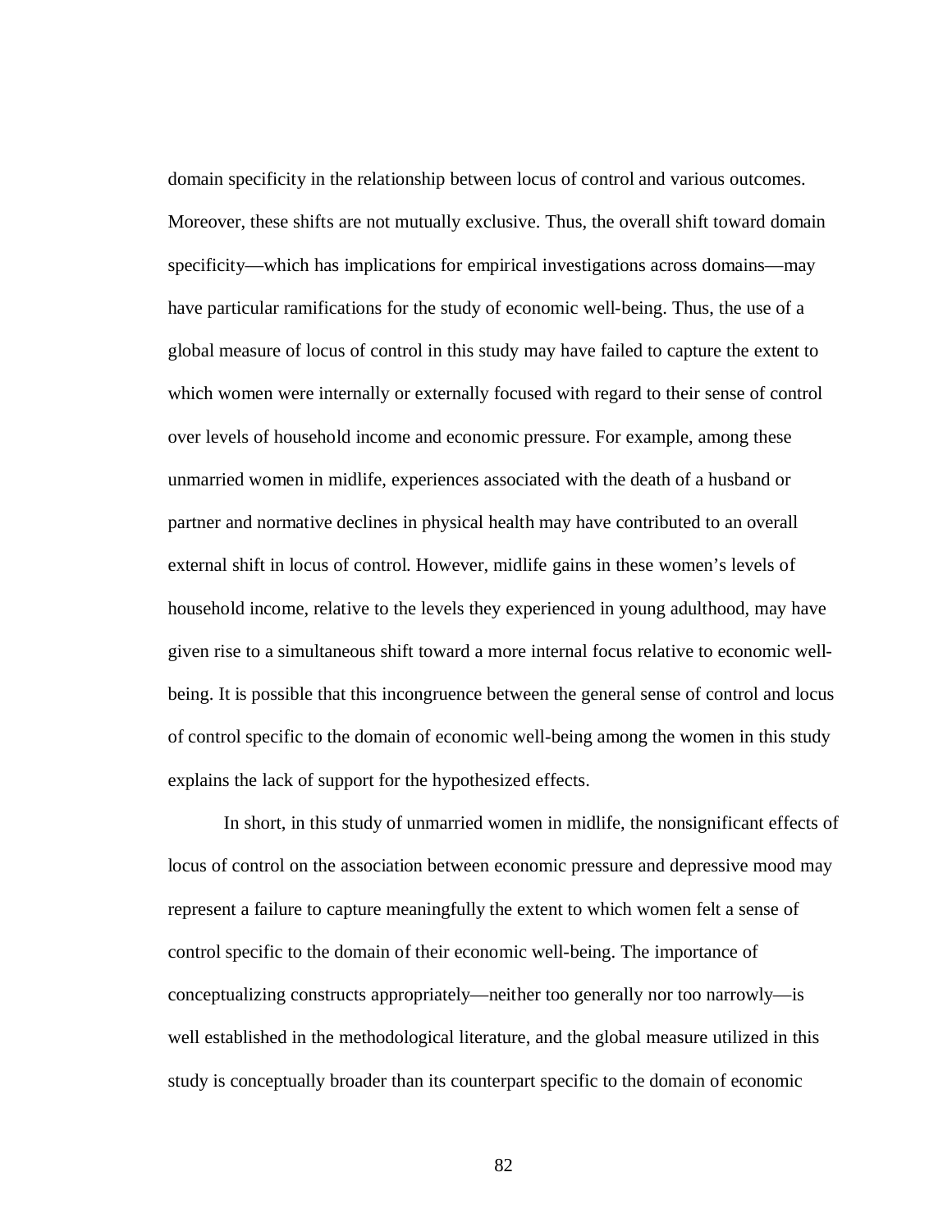domain specificity in the relationship between locus of control and various outcomes. Moreover, these shifts are not mutually exclusive. Thus, the overall shift toward domain specificity—which has implications for empirical investigations across domains—may have particular ramifications for the study of economic well-being. Thus, the use of a global measure of locus of control in this study may have failed to capture the extent to which women were internally or externally focused with regard to their sense of control over levels of household income and economic pressure. For example, among these unmarried women in midlife, experiences associated with the death of a husband or partner and normative declines in physical health may have contributed to an overall external shift in locus of control. However, midlife gains in these women's levels of household income, relative to the levels they experienced in young adulthood, may have given rise to a simultaneous shift toward a more internal focus relative to economic well-being. It is possible that this incongruence between the general sense of control and locus of control specific to the domain of economic well-being among the women in this study explains the lack of support for the hypothesized effects.

In short, in this study of unmarried women in midlife, the nonsignificant effects of locus of control on the association between economic pressure and depressive mood may represent a failure to capture meaningfully the extent to which women felt a sense of control specific to the domain of their economic well-being. The importance of conceptualizing constructs appropriately—neither too generally nor too narrowly—is well established in the methodological literature, and the global measure utilized in this study is conceptually broader than its counterpart specific to the domain of economic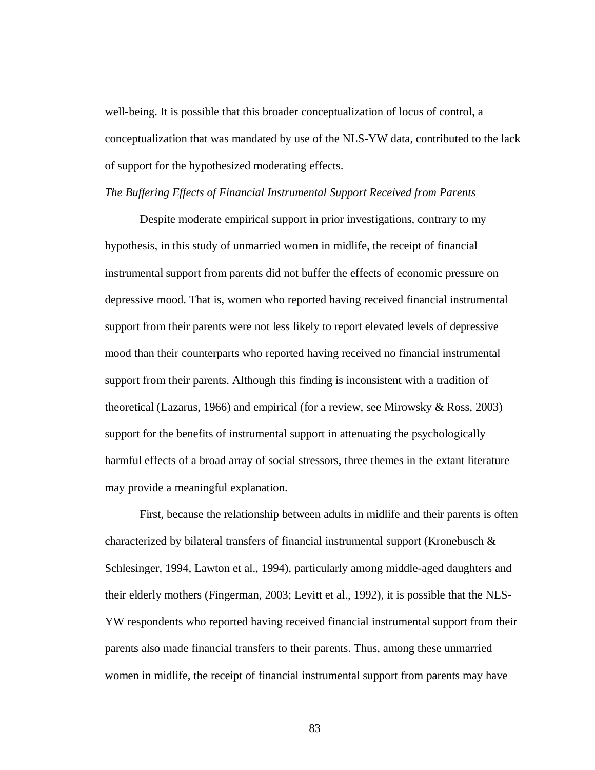well-being. It is possible that this broader conceptualization of locus of control, a conceptualization that was mandated by use of the NLS-YW data, contributed to the lack of support for the hypothesized moderating effects.

*The Buffering Effects of Financial Instrumental Support Received from Parents*

Despite moderate empirical support in prior investigations, contrary to my hypothesis, in this study of unmarried women in midlife, the receipt of financial instrumental support from parents did not buffer the effects of economic pressure on depressive mood. That is, women who reported having received financial instrumental support from their parents were not less likely to report elevated levels of depressive mood than their counterparts who reported having received no financial instrumental support from their parents. Although this finding is inconsistent with a tradition of theoretical (Lazarus, 1966) and empirical (for a review, see Mirowsky & Ross, 2003) support for the benefits of instrumental support in attenuating the psychologically harmful effects of a broad array of social stressors, three themes in the extant literature may provide a meaningful explanation.

First, because the relationship between adults in midlife and their parents is often characterized by bilateral transfers of financial instrumental support (Kronebusch & Schlesinger, 1994, Lawton et al., 1994), particularly among middle-aged daughters and their elderly mothers (Fingerman, 2003; Levitt et al., 1992), it is possible that the NLS-YW respondents who reported having received financial instrumental support from their parents also made financial transfers to their parents. Thus, among these unmarried women in midlife, the receipt of financial instrumental support from parents may have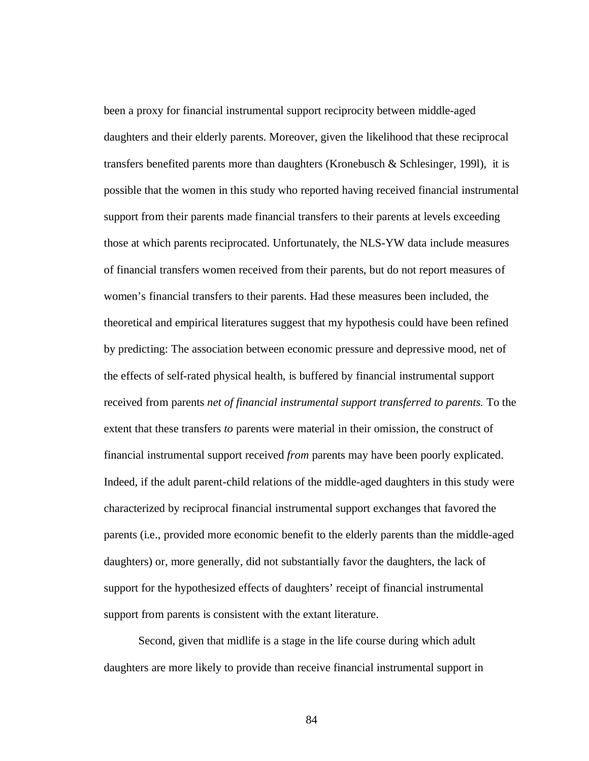been a proxy for financial instrumental support reciprocity between middle-aged daughters and their elderly parents. Moreover, given the likelihood that these reciprocal transfers benefited parents more than daughters (Kronebusch & Schlesinger, 199l), it is possible that the women in this study who reported having received financial instrumental support from their parents made financial transfers to their parents at levels exceeding those at which parents reciprocated. Unfortunately, the NLS-YW data include measures of financial transfers women received from their parents, but do not report measures of women's financial transfers to their parents. Had these measures been included, the theoretical and empirical literatures suggest that my hypothesis could have been refined by predicting: The association between economic pressure and depressive mood, net of the effects of self-rated physical health, is buffered by financial instrumental support received from parents *net of financial instrumental support transferred to parents.* To the extent that these transfers *to* parents were material in their omission, the construct of financial instrumental support received *from* parents may have been poorly explicated. Indeed, if the adult parent-child relations of the middle-aged daughters in this study were characterized by reciprocal financial instrumental support exchanges that favored the parents (i.e., provided more economic benefit to the elderly parents than the middle-aged daughters) or, more generally, did not substantially favor the daughters, the lack of support for the hypothesized effects of daughters' receipt of financial instrumental support from parents is consistent with the extant literature.

Second, given that midlife is a stage in the life course during which adult daughters are more likely to provide than receive financial instrumental support in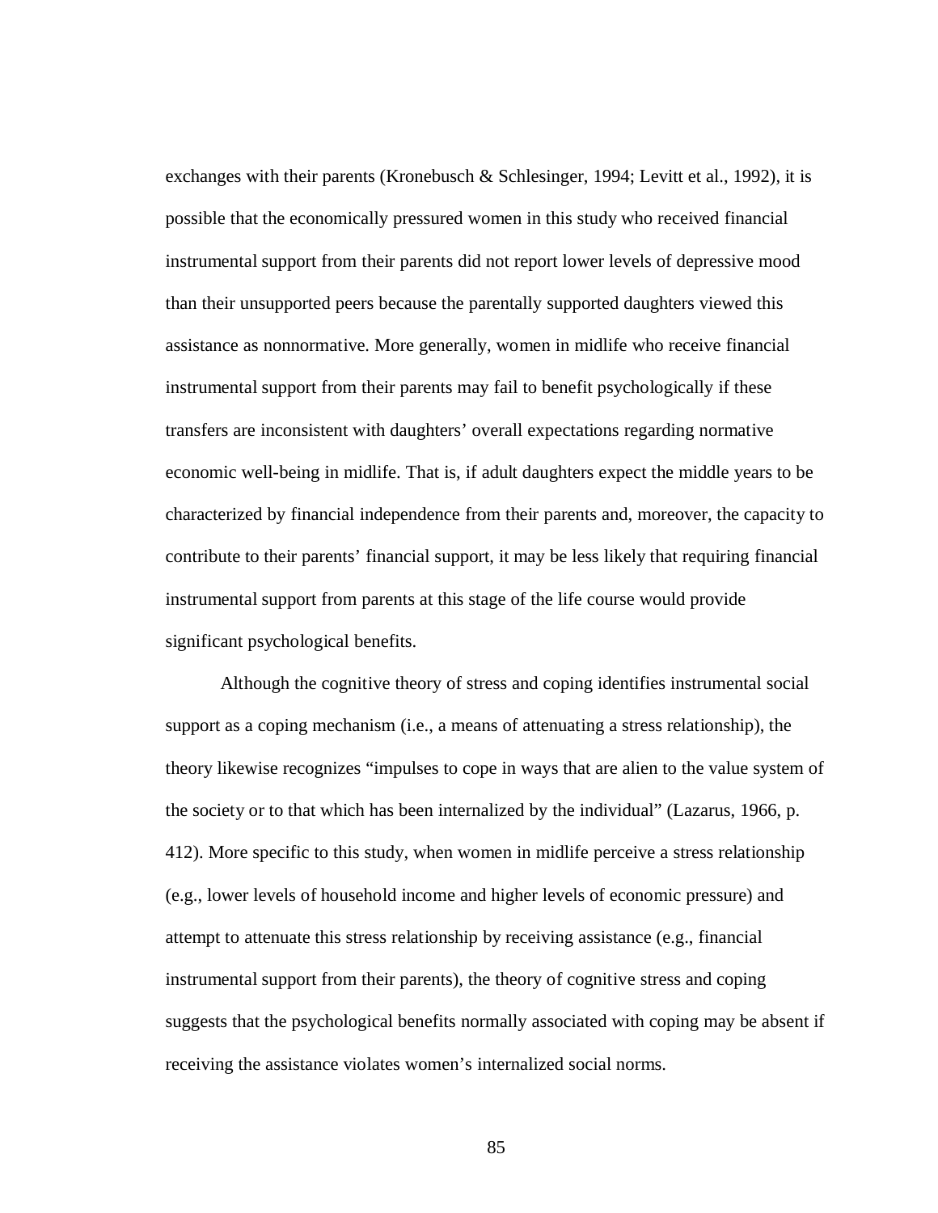exchanges with their parents (Kronebusch & Schlesinger, 1994; Levitt et al., 1992), it is possible that the economically pressured women in this study who received financial instrumental support from their parents did not report lower levels of depressive mood than their unsupported peers because the parentally supported daughters viewed this assistance as nonnormative. More generally, women in midlife who receive financial instrumental support from their parents may fail to benefit psychologically if these transfers are inconsistent with daughters' overall expectations regarding normative economic well-being in midlife. That is, if adult daughters expect the middle years to be characterized by financial independence from their parents and, moreover, the capacity to contribute to their parents' financial support, it may be less likely that requiring financial instrumental support from parents at this stage of the life course would provide significant psychological benefits.

Although the cognitive theory of stress and coping identifies instrumental social support as a coping mechanism (i.e., a means of attenuating a stress relationship), the theory likewise recognizes "impulses to cope in ways that are alien to the value system of the society or to that which has been internalized by the individual" (Lazarus, 1966, p. 412). More specific to this study, when women in midlife perceive a stress relationship (e.g., lower levels of household income and higher levels of economic pressure) and attempt to attenuate this stress relationship by receiving assistance (e.g., financial instrumental support from their parents), the theory of cognitive stress and coping suggests that the psychological benefits normally associated with coping may be absent if receiving the assistance violates women's internalized social norms.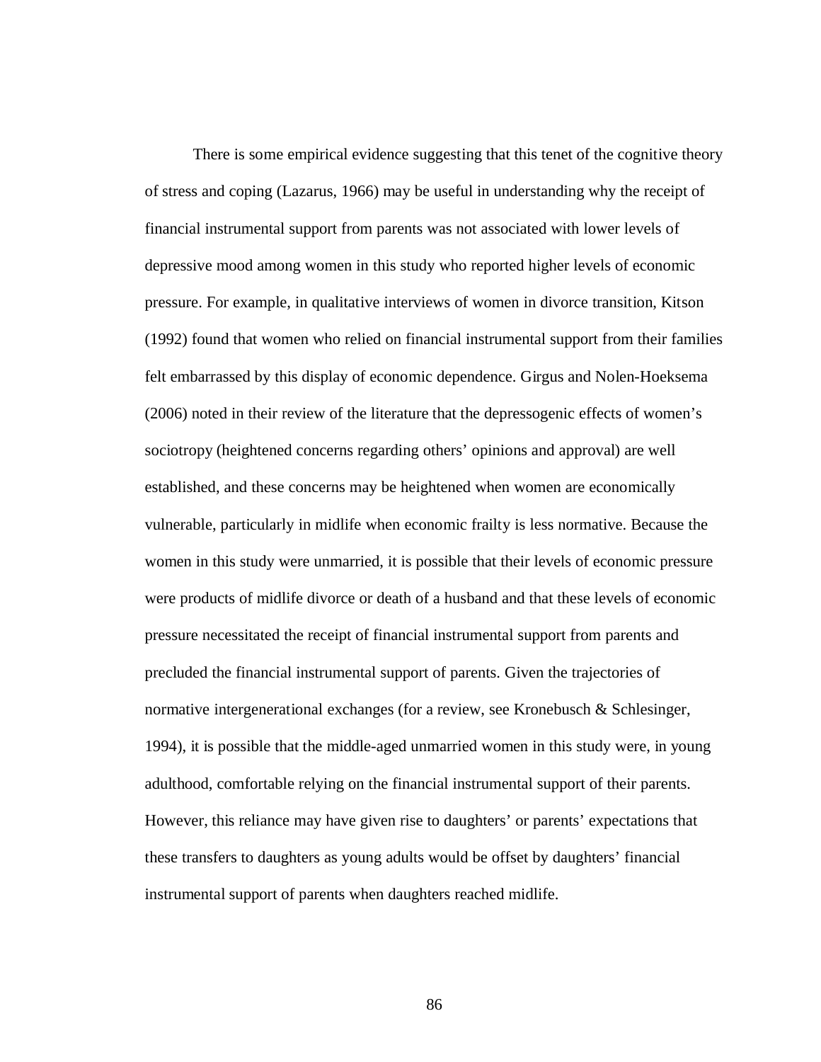There is some empirical evidence suggesting that this tenet of the cognitive theory of stress and coping (Lazarus, 1966) may be useful in understanding why the receipt of financial instrumental support from parents was not associated with lower levels of depressive mood among women in this study who reported higher levels of economic pressure. For example, in qualitative interviews of women in divorce transition, Kitson (1992) found that women who relied on financial instrumental support from their families felt embarrassed by this display of economic dependence. Girgus and Nolen-Hoeksema (2006) noted in their review of the literature that the depressogenic effects of women's sociotropy (heightened concerns regarding others' opinions and approval) are well established, and these concerns may be heightened when women are economically vulnerable, particularly in midlife when economic frailty is less normative. Because the women in this study were unmarried, it is possible that their levels of economic pressure were products of midlife divorce or death of a husband and that these levels of economic pressure necessitated the receipt of financial instrumental support from parents and precluded the financial instrumental support of parents. Given the trajectories of normative intergenerational exchanges (for a review, see Kronebusch & Schlesinger, 1994), it is possible that the middle-aged unmarried women in this study were, in young adulthood, comfortable relying on the financial instrumental support of their parents. However, this reliance may have given rise to daughters' or parents' expectations that these transfers to daughters as young adults would be offset by daughters' financial instrumental support of parents when daughters reached midlife.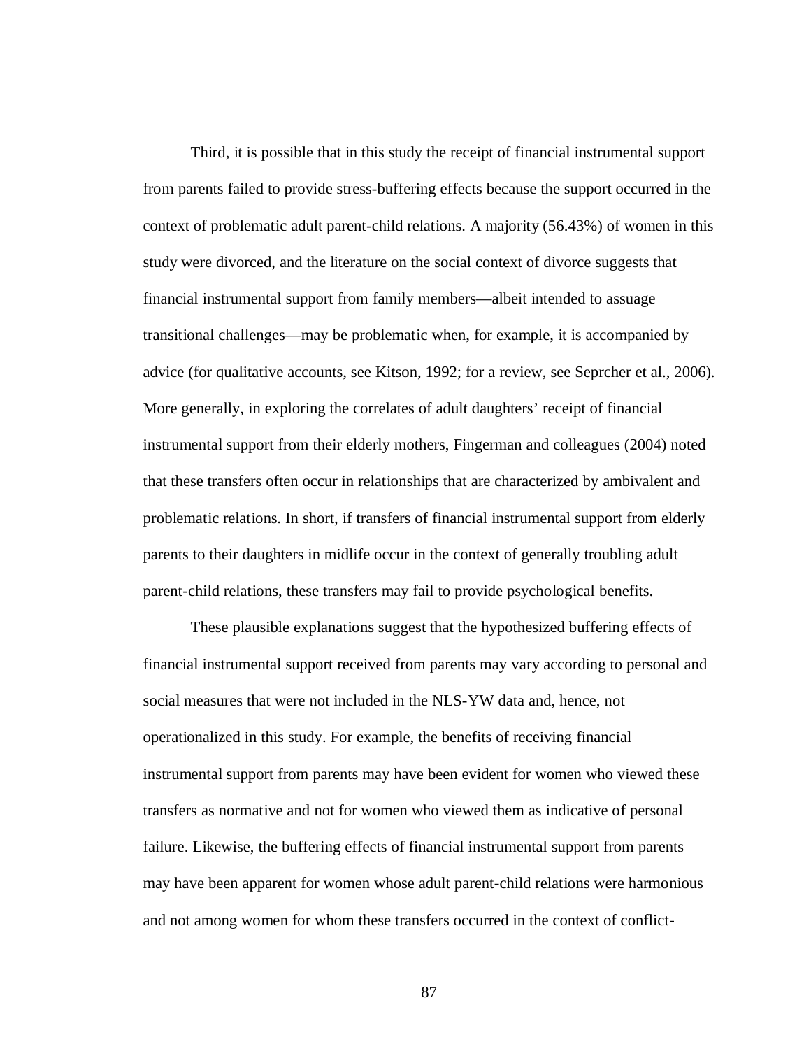Third, it is possible that in this study the receipt of financial instrumental support from parents failed to provide stress-buffering effects because the support occurred in the context of problematic adult parent-child relations. A majority (56.43%) of women in this study were divorced, and the literature on the social context of divorce suggests that financial instrumental support from family members—albeit intended to assuage transitional challenges—may be problematic when, for example, it is accompanied by advice (for qualitative accounts, see Kitson, 1992; for a review, see Seprcher et al., 2006). More generally, in exploring the correlates of adult daughters' receipt of financial instrumental support from their elderly mothers, Fingerman and colleagues (2004) noted that these transfers often occur in relationships that are characterized by ambivalent and problematic relations. In short, if transfers of financial instrumental support from elderly parents to their daughters in midlife occur in the context of generally troubling adult parent-child relations, these transfers may fail to provide psychological benefits.

These plausible explanations suggest that the hypothesized buffering effects of financial instrumental support received from parents may vary according to personal and social measures that were not included in the NLS-YW data and, hence, not operationalized in this study. For example, the benefits of receiving financial instrumental support from parents may have been evident for women who viewed these transfers as normative and not for women who viewed them as indicative of personal failure. Likewise, the buffering effects of financial instrumental support from parents may have been apparent for women whose adult parent-child relations were harmonious and not among women for whom these transfers occurred in the context of conflict-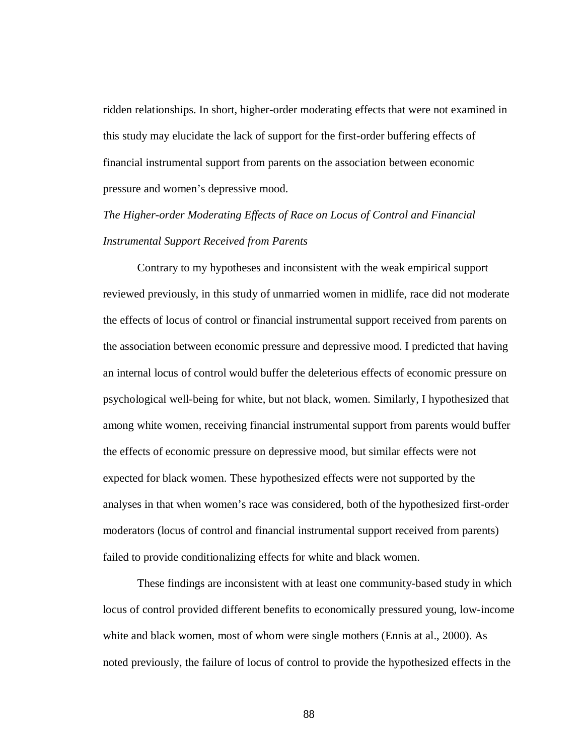ridden relationships. In short, higher-order moderating effects that were not examined in this study may elucidate the lack of support for the first-order buffering effects of financial instrumental support from parents on the association between economic pressure and women's depressive mood.

*The Higher-order Moderating Effects of Race on Locus of Control and Financial Instrumental Support Received from Parents*

Contrary to my hypotheses and inconsistent with the weak empirical support reviewed previously, in this study of unmarried women in midlife, race did not moderate the effects of locus of control or financial instrumental support received from parents on the association between economic pressure and depressive mood. I predicted that having an internal locus of control would buffer the deleterious effects of economic pressure on psychological well-being for white, but not black, women. Similarly, I hypothesized that among white women, receiving financial instrumental support from parents would buffer the effects of economic pressure on depressive mood, but similar effects were not expected for black women. These hypothesized effects were not supported by the analyses in that when women's race was considered, both of the hypothesized first-order moderators (locus of control and financial instrumental support received from parents) failed to provide conditionalizing effects for white and black women.

These findings are inconsistent with at least one community-based study in which locus of control provided different benefits to economically pressured young, low-income white and black women, most of whom were single mothers (Ennis at al., 2000). As noted previously, the failure of locus of control to provide the hypothesized effects in the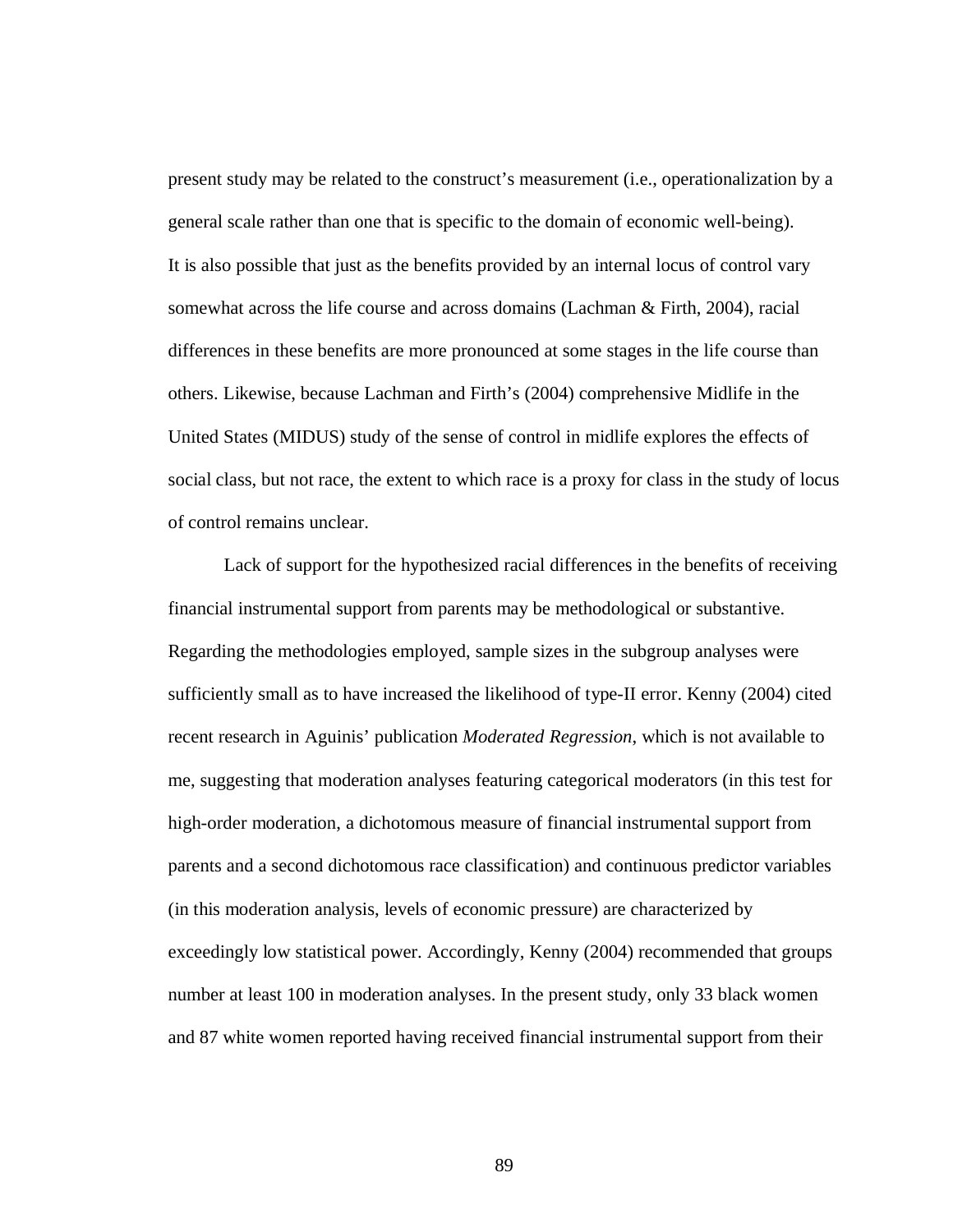present study may be related to the construct's measurement (i.e., operationalization by a general scale rather than one that is specific to the domain of economic well-being). It is also possible that just as the benefits provided by an internal locus of control vary somewhat across the life course and across domains (Lachman & Firth, 2004), racial differences in these benefits are more pronounced at some stages in the life course than others. Likewise, because Lachman and Firth's (2004) comprehensive Midlife in the United States (MIDUS) study of the sense of control in midlife explores the effects of social class, but not race, the extent to which race is a proxy for class in the study of locus of control remains unclear.

Lack of support for the hypothesized racial differences in the benefits of receiving financial instrumental support from parents may be methodological or substantive. Regarding the methodologies employed, sample sizes in the subgroup analyses were sufficiently small as to have increased the likelihood of type-II error. Kenny (2004) cited recent research in Aguinis' publication *Moderated Regression*, which is not available to me, suggesting that moderation analyses featuring categorical moderators (in this test for high-order moderation, a dichotomous measure of financial instrumental support from parents and a second dichotomous race classification) and continuous predictor variables (in this moderation analysis, levels of economic pressure) are characterized by exceedingly low statistical power. Accordingly, Kenny (2004) recommended that groups number at least 100 in moderation analyses. In the present study, only 33 black women and 87 white women reported having received financial instrumental support from their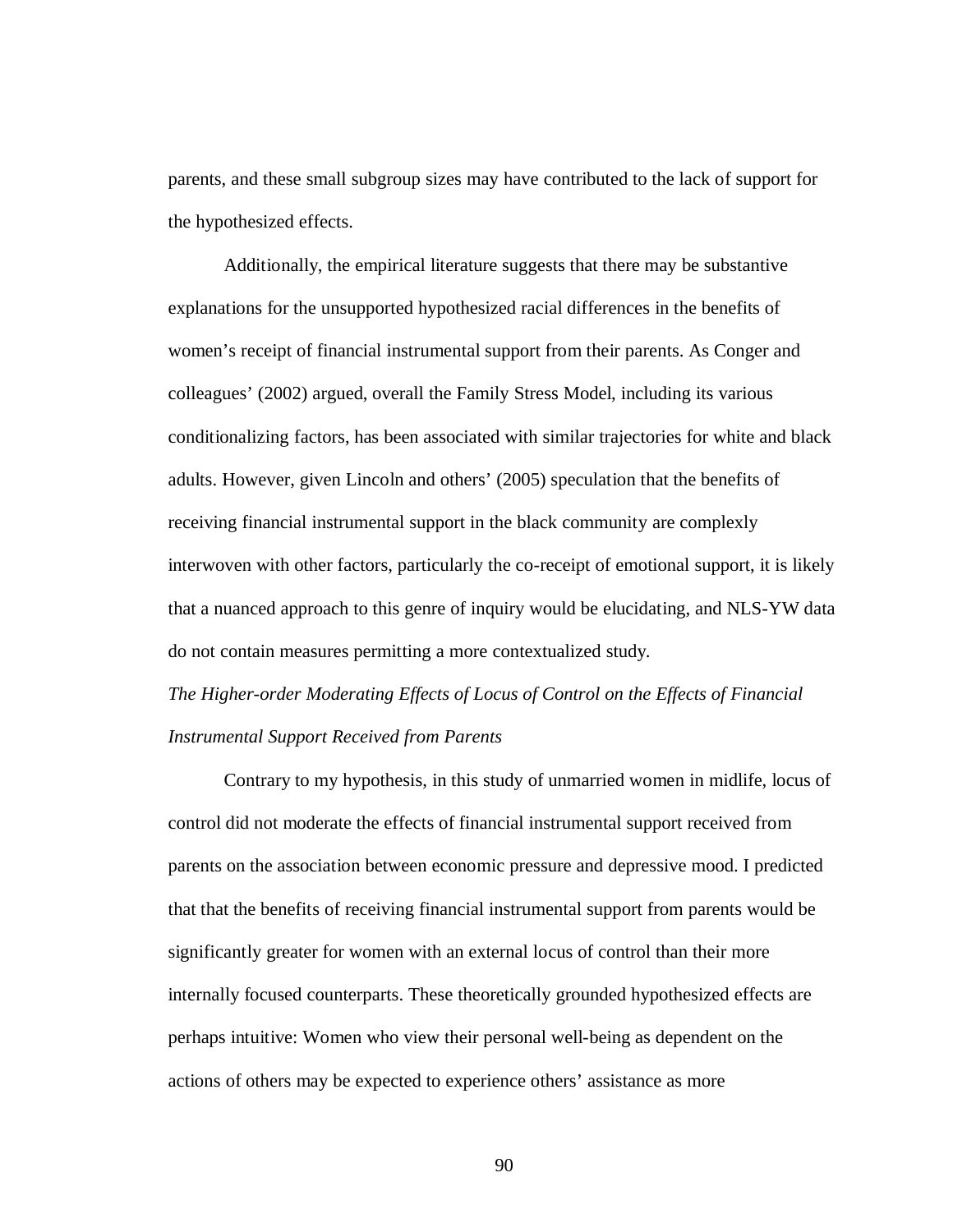parents, and these small subgroup sizes may have contributed to the lack of support for the hypothesized effects.

Additionally, the empirical literature suggests that there may be substantive explanations for the unsupported hypothesized racial differences in the benefits of women's receipt of financial instrumental support from their parents. As Conger and colleagues' (2002) argued, overall the Family Stress Model, including its various conditionalizing factors, has been associated with similar trajectories for white and black adults. However, given Lincoln and others' (2005) speculation that the benefits of receiving financial instrumental support in the black community are complexly interwoven with other factors, particularly the co-receipt of emotional support, it is likely that a nuanced approach to this genre of inquiry would be elucidating, and NLS-YW data do not contain measures permitting a more contextualized study.

*The Higher-order Moderating Effects of Locus of Control on the Effects of Financial Instrumental Support Received from Parents*

Contrary to my hypothesis, in this study of unmarried women in midlife, locus of control did not moderate the effects of financial instrumental support received from parents on the association between economic pressure and depressive mood. I predicted that that the benefits of receiving financial instrumental support from parents would be significantly greater for women with an external locus of control than their more internally focused counterparts. These theoretically grounded hypothesized effects are perhaps intuitive: Women who view their personal well-being as dependent on the actions of others may be expected to experience others' assistance as more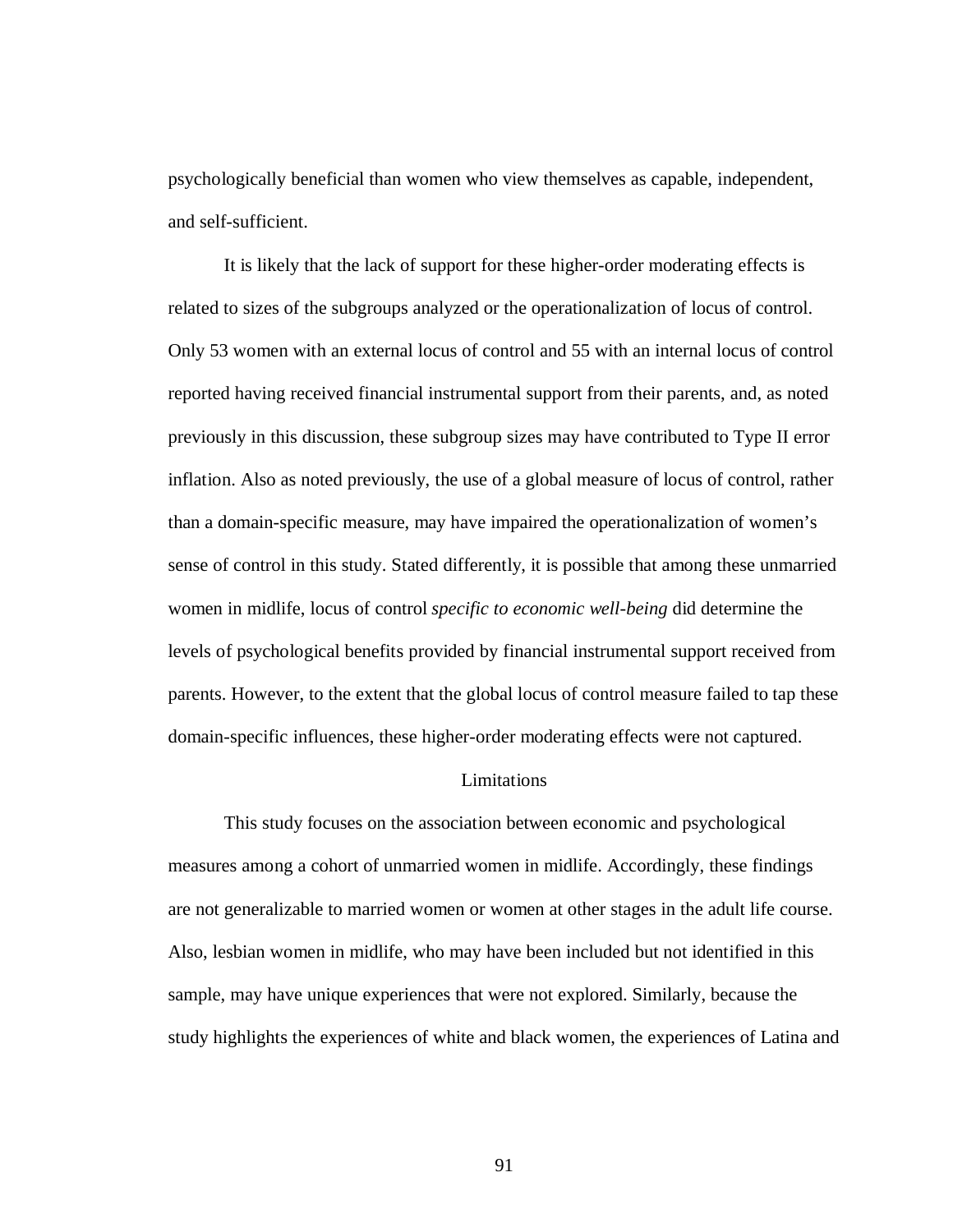psychologically beneficial than women who view themselves as capable, independent, and self-sufficient.

It is likely that the lack of support for these higher-order moderating effects is related to sizes of the subgroups analyzed or the operationalization of locus of control. Only 53 women with an external locus of control and 55 with an internal locus of control reported having received financial instrumental support from their parents, and, as noted previously in this discussion, these subgroup sizes may have contributed to Type II error inflation. Also as noted previously, the use of a global measure of locus of control, rather than a domain-specific measure, may have impaired the operationalization of women's sense of control in this study. Stated differently, it is possible that among these unmarried women in midlife, locus of control *specific to economic well-being* did determine the levels of psychological benefits provided by financial instrumental support received from parents. However, to the extent that the global locus of control measure failed to tap these domain-specific influences, these higher-order moderating effects were not captured.

## Limitations

This study focuses on the association between economic and psychological measures among a cohort of unmarried women in midlife. Accordingly, these findings are not generalizable to married women or women at other stages in the adult life course. Also, lesbian women in midlife, who may have been included but not identified in this sample, may have unique experiences that were not explored. Similarly, because the study highlights the experiences of white and black women, the experiences of Latina and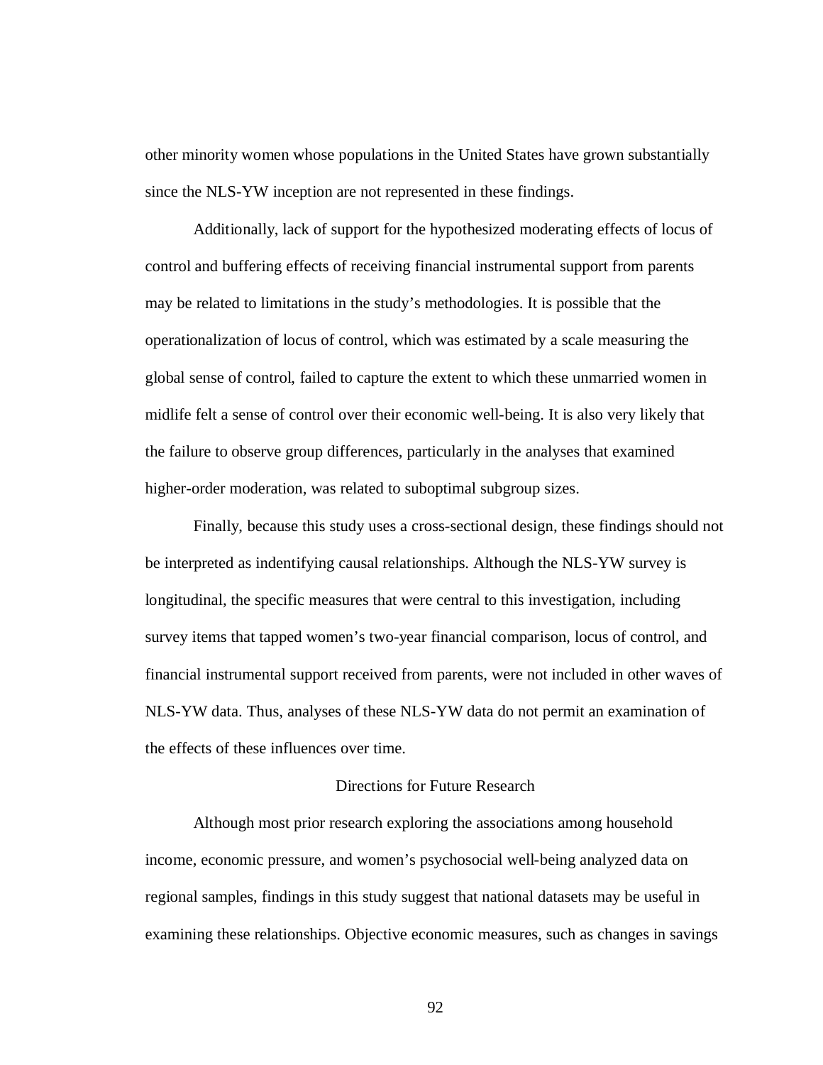other minority women whose populations in the United States have grown substantially since the NLS-YW inception are not represented in these findings.

Additionally, lack of support for the hypothesized moderating effects of locus of control and buffering effects of receiving financial instrumental support from parents may be related to limitations in the study's methodologies. It is possible that the operationalization of locus of control, which was estimated by a scale measuring the global sense of control, failed to capture the extent to which these unmarried women in midlife felt a sense of control over their economic well-being. It is also very likely that the failure to observe group differences, particularly in the analyses that examined higher-order moderation, was related to suboptimal subgroup sizes.

Finally, because this study uses a cross-sectional design, these findings should not be interpreted as indentifying causal relationships. Although the NLS-YW survey is longitudinal, the specific measures that were central to this investigation, including survey items that tapped women's two-year financial comparison, locus of control, and financial instrumental support received from parents, were not included in other waves of NLS-YW data. Thus, analyses of these NLS-YW data do not permit an examination of the effects of these influences over time.

## Directions for Future Research

Although most prior research exploring the associations among household income, economic pressure, and women's psychosocial well-being analyzed data on regional samples, findings in this study suggest that national datasets may be useful in examining these relationships. Objective economic measures, such as changes in savings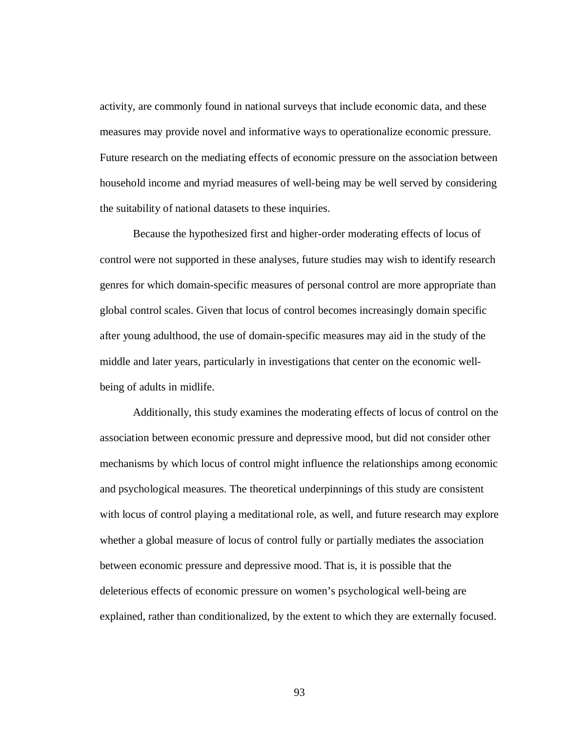activity, are commonly found in national surveys that include economic data, and these measures may provide novel and informative ways to operationalize economic pressure. Future research on the mediating effects of economic pressure on the association between household income and myriad measures of well-being may be well served by considering the suitability of national datasets to these inquiries.

Because the hypothesized first and higher-order moderating effects of locus of control were not supported in these analyses, future studies may wish to identify research genres for which domain-specific measures of personal control are more appropriate than global control scales. Given that locus of control becomes increasingly domain specific after young adulthood, the use of domain-specific measures may aid in the study of the middle and later years, particularly in investigations that center on the economic well-being of adults in midlife.

Additionally, this study examines the moderating effects of locus of control on the association between economic pressure and depressive mood, but did not consider other mechanisms by which locus of control might influence the relationships among economic and psychological measures. The theoretical underpinnings of this study are consistent with locus of control playing a meditational role, as well, and future research may explore whether a global measure of locus of control fully or partially mediates the association between economic pressure and depressive mood. That is, it is possible that the deleterious effects of economic pressure on women's psychological well-being are explained, rather than conditionalized, by the extent to which they are externally focused.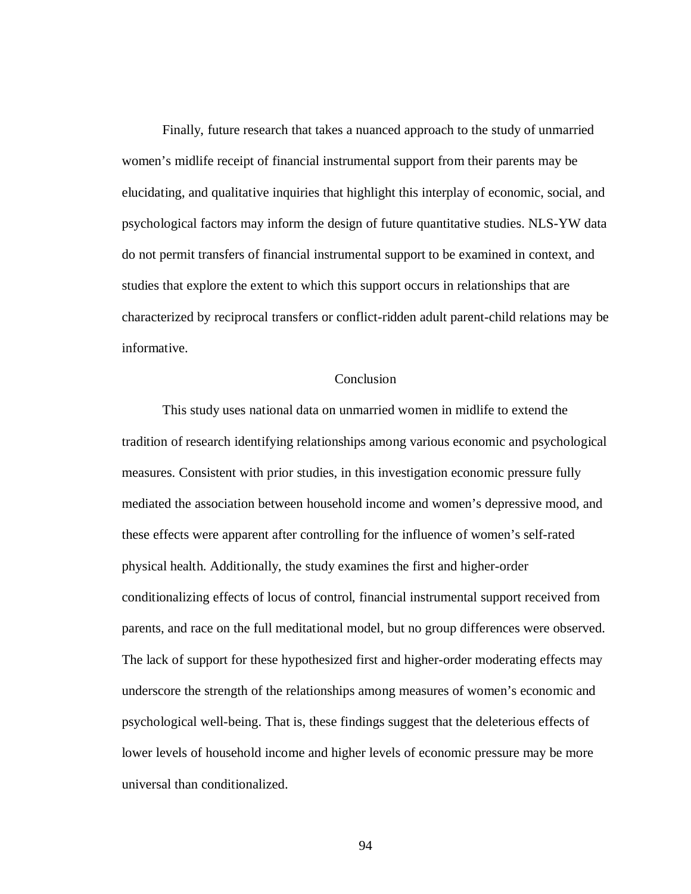Finally, future research that takes a nuanced approach to the study of unmarried women's midlife receipt of financial instrumental support from their parents may be elucidating, and qualitative inquiries that highlight this interplay of economic, social, and psychological factors may inform the design of future quantitative studies. NLS-YW data do not permit transfers of financial instrumental support to be examined in context, and studies that explore the extent to which this support occurs in relationships that are characterized by reciprocal transfers or conflict-ridden adult parent-child relations may be informative.

## Conclusion

This study uses national data on unmarried women in midlife to extend the tradition of research identifying relationships among various economic and psychological measures. Consistent with prior studies, in this investigation economic pressure fully mediated the association between household income and women's depressive mood, and these effects were apparent after controlling for the influence of women's self-rated physical health. Additionally, the study examines the first and higher-order conditionalizing effects of locus of control, financial instrumental support received from parents, and race on the full meditational model, but no group differences were observed. The lack of support for these hypothesized first and higher-order moderating effects may underscore the strength of the relationships among measures of women's economic and psychological well-being. That is, these findings suggest that the deleterious effects of lower levels of household income and higher levels of economic pressure may be more universal than conditionalized.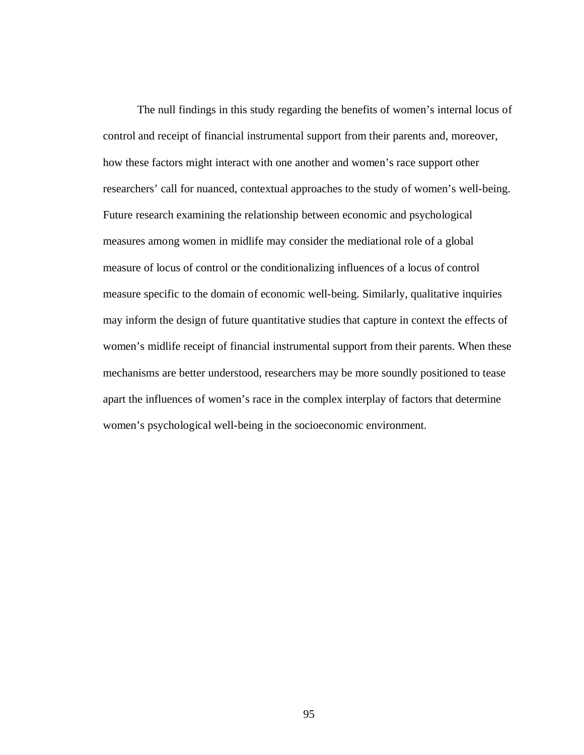The null findings in this study regarding the benefits of women's internal locus of control and receipt of financial instrumental support from their parents and, moreover, how these factors might interact with one another and women's race support other researchers' call for nuanced, contextual approaches to the study of women's well-being. Future research examining the relationship between economic and psychological measures among women in midlife may consider the mediational role of a global measure of locus of control or the conditionalizing influences of a locus of control measure specific to the domain of economic well-being. Similarly, qualitative inquiries may inform the design of future quantitative studies that capture in context the effects of women's midlife receipt of financial instrumental support from their parents. When these mechanisms are better understood, researchers may be more soundly positioned to tease apart the influences of women's race in the complex interplay of factors that determine women's psychological well-being in the socioeconomic environment.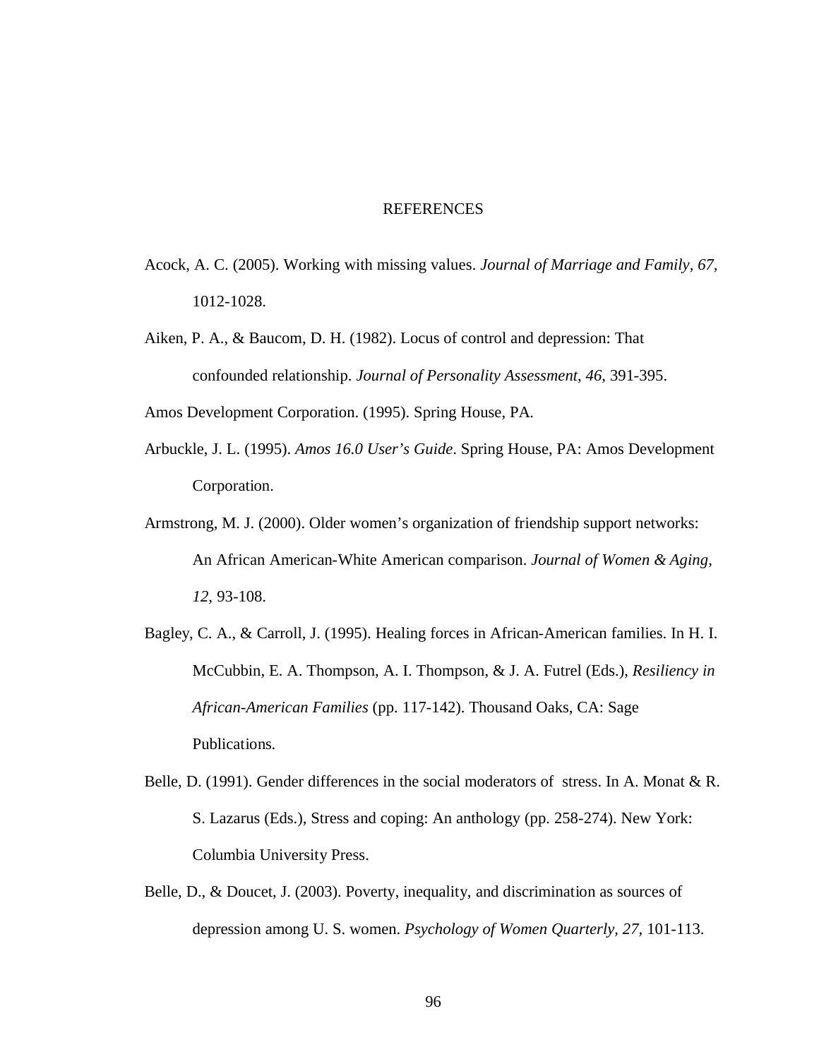# REFERENCES

Acock, A. C. (2005). Working with missing values. *Journal of Marriage and Family*, *67*, 1012-1028.

Aiken, P. A., & Baucom, D. H. (1982). Locus of control and depression: That confounded relationship. *Journal of Personality Assessment*, *46,* 391-395.

Amos Development Corporation. (1995). Spring House, PA.

Arbuckle, J. L. (1995). *Amos 16.0 User's Guide*. Spring House, PA: Amos Development Corporation.

Armstrong, M. J. (2000). Older women's organization of friendship support networks: An African American-White American comparison. *Journal of Women & Aging, 12,* 93-108.

Bagley, C. A., & Carroll, J. (1995). Healing forces in African-American families. In H. I. McCubbin, E. A. Thompson, A. I. Thompson, & J. A. Futrel (Eds.), *Resiliency in African-American Families* (pp. 117-142). Thousand Oaks, CA: Sage Publications.

Belle, D. (1991). Gender differences in the social moderators of stress. In A. Monat & R. S. Lazarus (Eds.), Stress and coping: An anthology (pp. 258-274). New York: Columbia University Press.

Belle, D., & Doucet, J. (2003). Poverty, inequality, and discrimination as sources of depression among U. S. women. *Psychology of Women Quarterly, 27,* 101-113.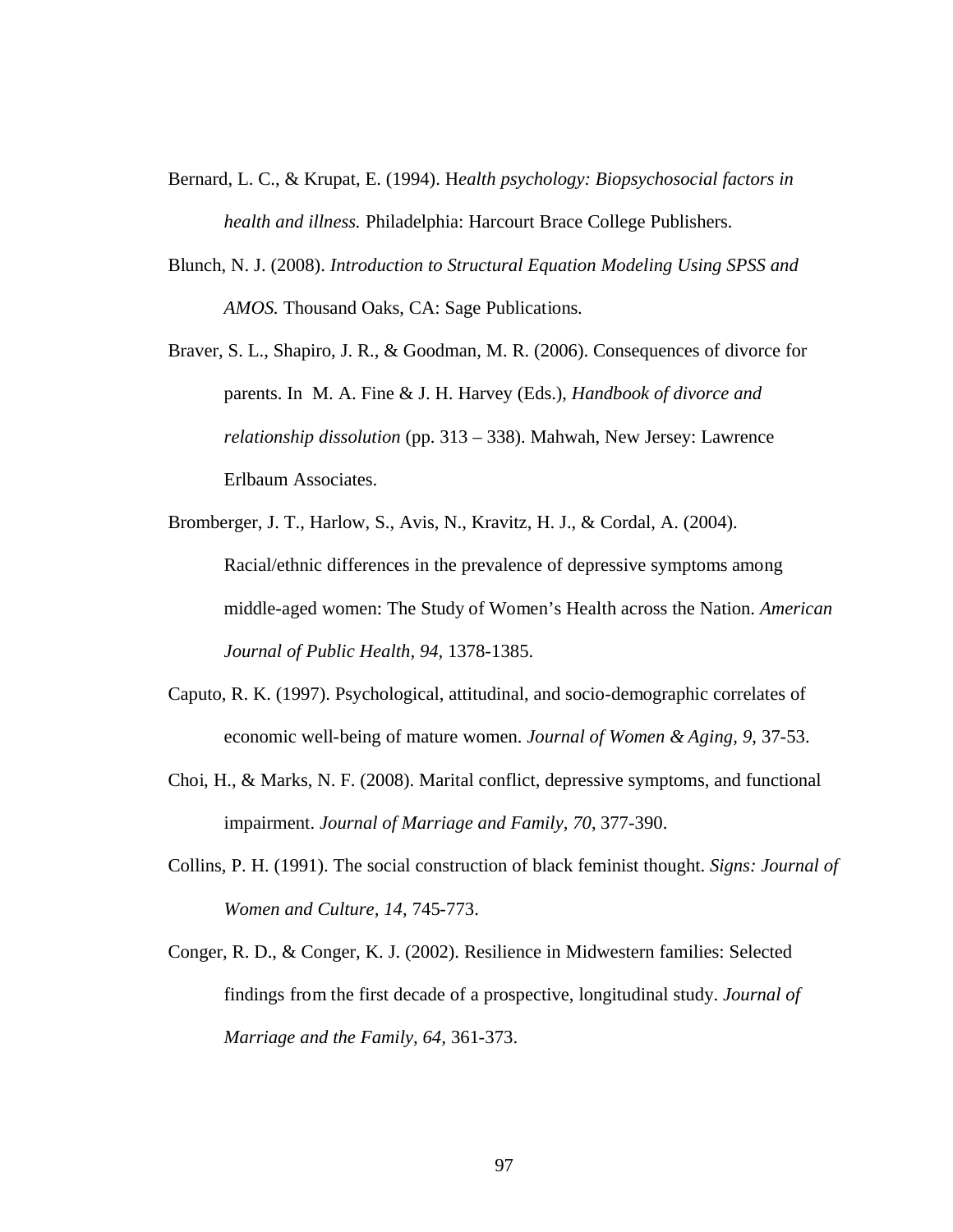Bernard, L. C., & Krupat, E. (1994). H*ealth psychology: Biopsychosocial factors in health and illness.* Philadelphia: Harcourt Brace College Publishers.

Blunch, N. J. (2008). *Introduction to Structural Equation Modeling Using SPSS and AMOS.* Thousand Oaks, CA: Sage Publications.

Braver, S. L., Shapiro, J. R., & Goodman, M. R. (2006). Consequences of divorce for parents. In M. A. Fine & J. H. Harvey (Eds.), *Handbook of divorce and relationship dissolution* (pp. 313 – 338). Mahwah, New Jersey: Lawrence Erlbaum Associates.

Bromberger, J. T., Harlow, S., Avis, N., Kravitz, H. J., & Cordal, A. (2004). Racial/ethnic differences in the prevalence of depressive symptoms among middle-aged women: The Study of Women's Health across the Nation. *American Journal of Public Health, 94,* 1378-1385.

Caputo, R. K. (1997). Psychological, attitudinal, and socio-demographic correlates of economic well-being of mature women. *Journal of Women & Aging, 9,* 37-53.

Choi, H., & Marks, N. F. (2008). Marital conflict, depressive symptoms, and functional impairment. *Journal of Marriage and Family, 70,* 377-390.

Collins, P. H. (1991). The social construction of black feminist thought. *Signs: Journal of Women and Culture, 14,* 745-773.

Conger, R. D., & Conger, K. J. (2002). Resilience in Midwestern families: Selected findings from the first decade of a prospective, longitudinal study. *Journal of Marriage and the Family, 64,* 361-373.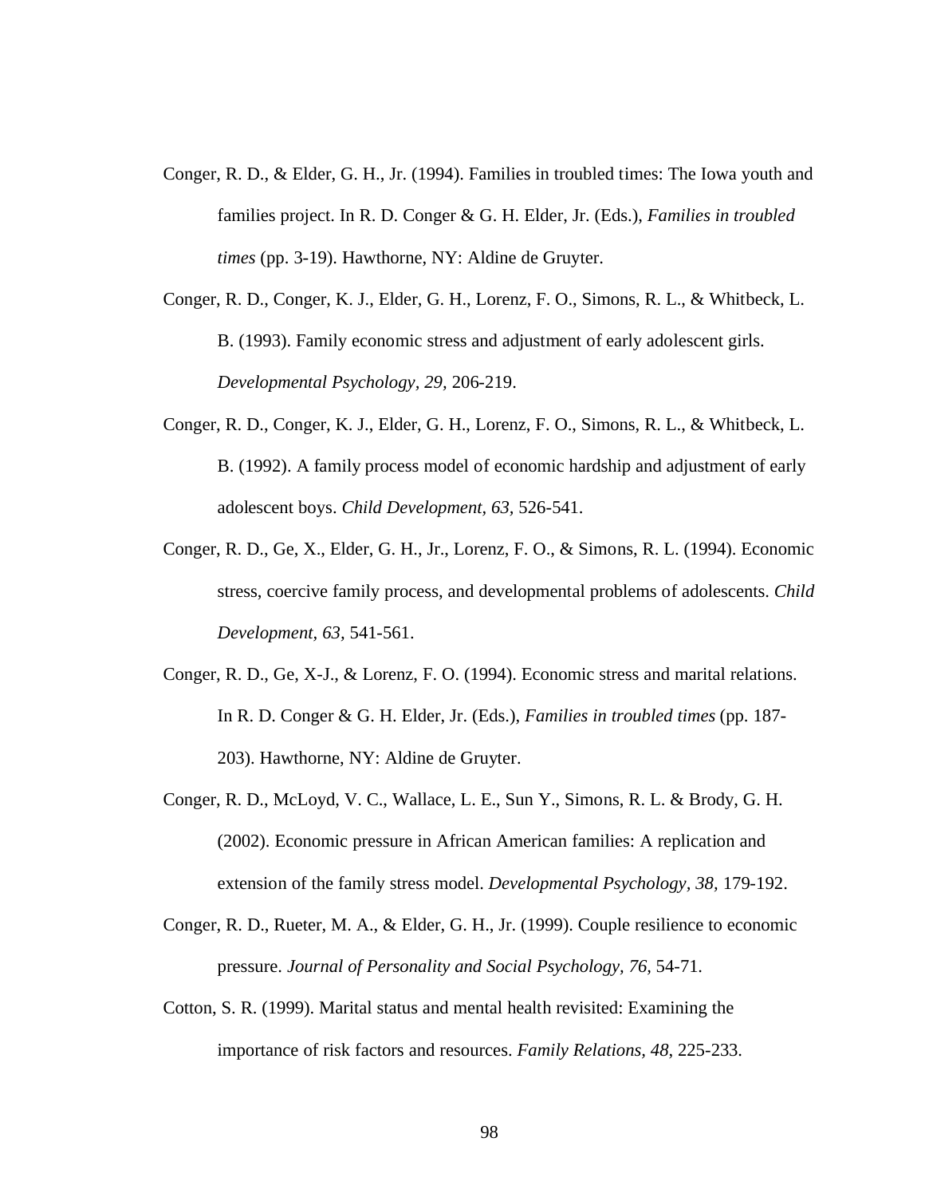Conger, R. D., & Elder, G. H., Jr. (1994). Families in troubled times: The Iowa youth and families project. In R. D. Conger & G. H. Elder, Jr. (Eds.), *Families in troubled times* (pp. 3-19). Hawthorne, NY: Aldine de Gruyter.

Conger, R. D., Conger, K. J., Elder, G. H., Lorenz, F. O., Simons, R. L., & Whitbeck, L. B. (1993). Family economic stress and adjustment of early adolescent girls. *Developmental Psychology, 29,* 206-219.

Conger, R. D., Conger, K. J., Elder, G. H., Lorenz, F. O., Simons, R. L., & Whitbeck, L. B. (1992). A family process model of economic hardship and adjustment of early adolescent boys. *Child Development, 63,* 526-541.

Conger, R. D., Ge, X., Elder, G. H., Jr., Lorenz, F. O., & Simons, R. L. (1994). Economic stress, coercive family process, and developmental problems of adolescents. *Child Development, 63,* 541-561.

Conger, R. D., Ge, X-J., & Lorenz, F. O. (1994). Economic stress and marital relations. In R. D. Conger & G. H. Elder, Jr. (Eds.), *Families in troubled times* (pp. 187-203). Hawthorne, NY: Aldine de Gruyter.

Conger, R. D., McLoyd, V. C., Wallace, L. E., Sun Y., Simons, R. L. & Brody, G. H. (2002). Economic pressure in African American families: A replication and extension of the family stress model. *Developmental Psychology, 38,* 179-192.

Conger, R. D., Rueter, M. A., & Elder, G. H., Jr. (1999). Couple resilience to economic pressure. *Journal of Personality and Social Psychology, 76,* 54-71.

Cotton, S. R. (1999). Marital status and mental health revisited: Examining the importance of risk factors and resources. *Family Relations, 48,* 225-233.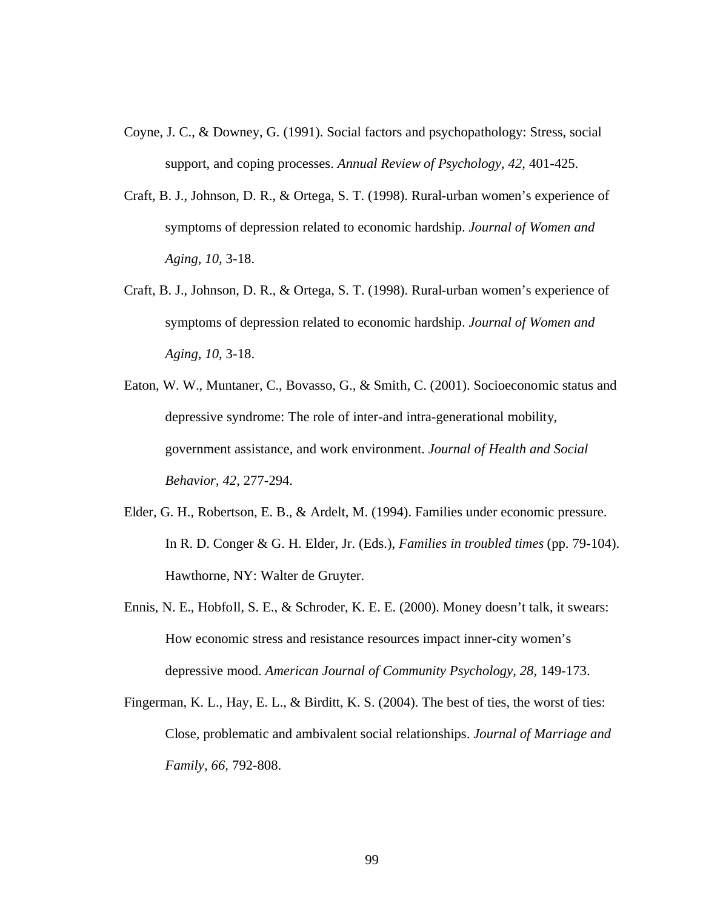Coyne, J. C., & Downey, G. (1991). Social factors and psychopathology: Stress, social support, and coping processes. *Annual Review of Psychology, 42,* 401-425.

Craft, B. J., Johnson, D. R., & Ortega, S. T. (1998). Rural-urban women's experience of symptoms of depression related to economic hardship. *Journal of Women and Aging, 10,* 3-18.

Craft, B. J., Johnson, D. R., & Ortega, S. T. (1998). Rural-urban women's experience of symptoms of depression related to economic hardship. *Journal of Women and Aging, 10,* 3-18.

Eaton, W. W., Muntaner, C., Bovasso, G., & Smith, C. (2001). Socioeconomic status and depressive syndrome: The role of inter-and intra-generational mobility, government assistance, and work environment. *Journal of Health and Social Behavior, 42,* 277-294.

Elder, G. H., Robertson, E. B., & Ardelt, M. (1994). Families under economic pressure. In R. D. Conger & G. H. Elder, Jr. (Eds.), *Families in troubled times* (pp. 79-104). Hawthorne, NY: Walter de Gruyter.

Ennis, N. E., Hobfoll, S. E., & Schroder, K. E. E. (2000). Money doesn't talk, it swears: How economic stress and resistance resources impact inner-city women's depressive mood. *American Journal of Community Psychology, 28,* 149-173.

Fingerman, K. L., Hay, E. L., & Birditt, K. S. (2004). The best of ties, the worst of ties: Close, problematic and ambivalent social relationships. *Journal of Marriage and Family, 66,* 792-808.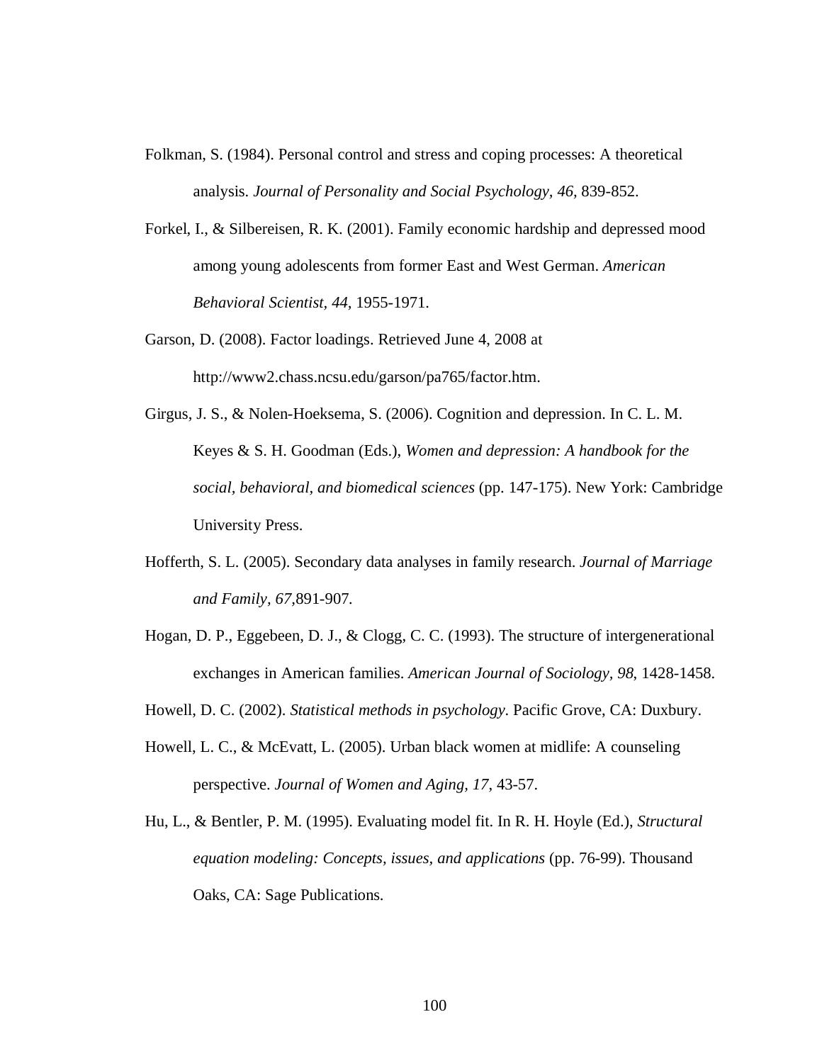Folkman, S. (1984). Personal control and stress and coping processes: A theoretical analysis. *Journal of Personality and Social Psychology, 46,* 839-852.

Forkel, I., & Silbereisen, R. K. (2001). Family economic hardship and depressed mood among young adolescents from former East and West German. *American Behavioral Scientist, 44,* 1955-1971.

Garson, D. (2008). Factor loadings. Retrieved June 4, 2008 at http://www2.chass.ncsu.edu/garson/pa765/factor.htm.

Girgus, J. S., & Nolen-Hoeksema, S. (2006). Cognition and depression. In C. L. M. Keyes & S. H. Goodman (Eds.), *Women and depression: A handbook for the social, behavioral, and biomedical sciences* (pp. 147-175). New York: Cambridge University Press.

Hofferth, S. L. (2005). Secondary data analyses in family research. *Journal of Marriage and Family, 67,*891-907.

Hogan, D. P., Eggebeen, D. J., & Clogg, C. C. (1993). The structure of intergenerational exchanges in American families. *American Journal of Sociology, 98,* 1428-1458.

Howell, D. C. (2002). *Statistical methods in psychology.* Pacific Grove, CA: Duxbury.

Howell, L. C., & McEvatt, L. (2005). Urban black women at midlife: A counseling perspective. *Journal of Women and Aging, 17,* 43-57.

Hu, L., & Bentler, P. M. (1995). Evaluating model fit. In R. H. Hoyle (Ed.), *Structural equation modeling: Concepts, issues, and applications* (pp. 76-99). Thousand Oaks, CA: Sage Publications.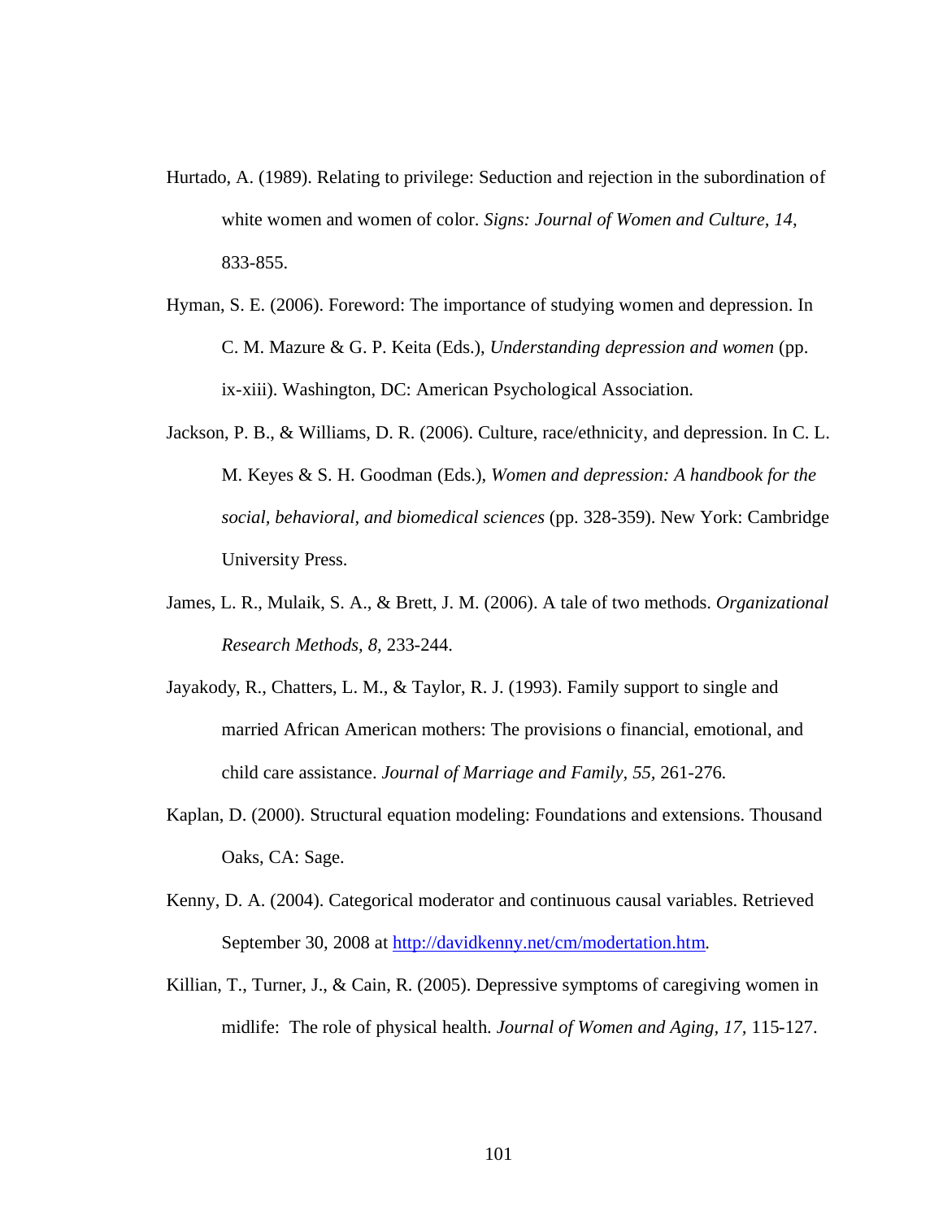Hurtado, A. (1989). Relating to privilege: Seduction and rejection in the subordination of white women and women of color. *Signs: Journal of Women and Culture, 14,* 833-855.

Hyman, S. E. (2006). Foreword: The importance of studying women and depression. In C. M. Mazure & G. P. Keita (Eds.), *Understanding depression and women* (pp. ix-xiii). Washington, DC: American Psychological Association.

Jackson, P. B., & Williams, D. R. (2006). Culture, race/ethnicity, and depression. In C. L. M. Keyes & S. H. Goodman (Eds.), *Women and depression: A handbook for the social, behavioral, and biomedical sciences* (pp. 328-359). New York: Cambridge University Press.

James, L. R., Mulaik, S. A., & Brett, J. M. (2006). A tale of two methods. *Organizational Research Methods, 8,* 233-244.

Jayakody, R., Chatters, L. M., & Taylor, R. J. (1993). Family support to single and married African American mothers: The provisions o financial, emotional, and child care assistance. *Journal of Marriage and Family, 55,* 261-276.

Kaplan, D. (2000). Structural equation modeling: Foundations and extensions. Thousand Oaks, CA: Sage.

Kenny, D. A. (2004). Categorical moderator and continuous causal variables. Retrieved September 30, 2008 at http://davidkenny.net/cm/modertation.htm.

Killian, T., Turner, J., & Cain, R. (2005). Depressive symptoms of caregiving women in midlife: The role of physical health. *Journal of Women and Aging, 17,* 115-127.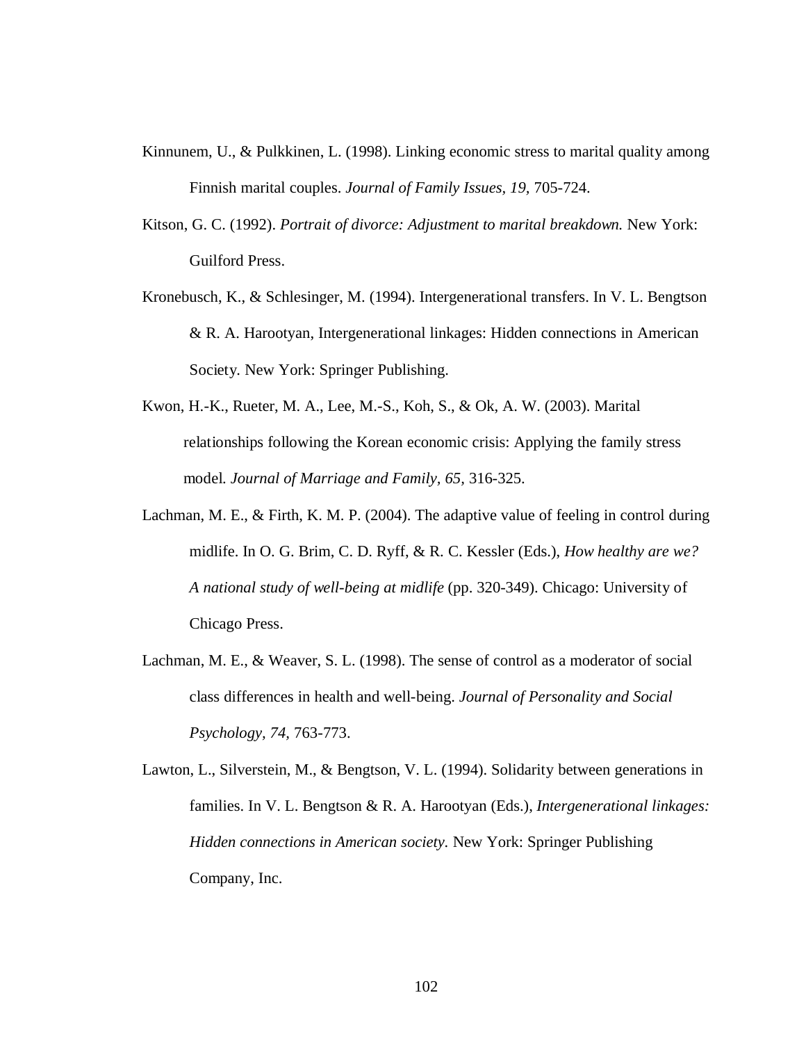Kinnunem, U., & Pulkkinen, L. (1998). Linking economic stress to marital quality among Finnish marital couples. *Journal of Family Issues, 19,* 705-724.

Kitson, G. C. (1992). *Portrait of divorce: Adjustment to marital breakdown.* New York: Guilford Press.

Kronebusch, K., & Schlesinger, M. (1994). Intergenerational transfers. In V. L. Bengtson & R. A. Harootyan, Intergenerational linkages: Hidden connections in American Society. New York: Springer Publishing.

Kwon, H.-K., Rueter, M. A., Lee, M.-S., Koh, S., & Ok, A. W. (2003). Marital relationships following the Korean economic crisis: Applying the family stress model. *Journal of Marriage and Family, 65,* 316-325.

Lachman, M. E., & Firth, K. M. P. (2004). The adaptive value of feeling in control during midlife. In O. G. Brim, C. D. Ryff, & R. C. Kessler (Eds.), *How healthy are we? A national study of well-being at midlife* (pp. 320-349). Chicago: University of Chicago Press.

Lachman, M. E., & Weaver, S. L. (1998). The sense of control as a moderator of social class differences in health and well-being. *Journal of Personality and Social Psychology, 74,* 763-773.

Lawton, L., Silverstein, M., & Bengtson, V. L. (1994). Solidarity between generations in families. In V. L. Bengtson & R. A. Harootyan (Eds.), *Intergenerational linkages: Hidden connections in American society.* New York: Springer Publishing Company, Inc.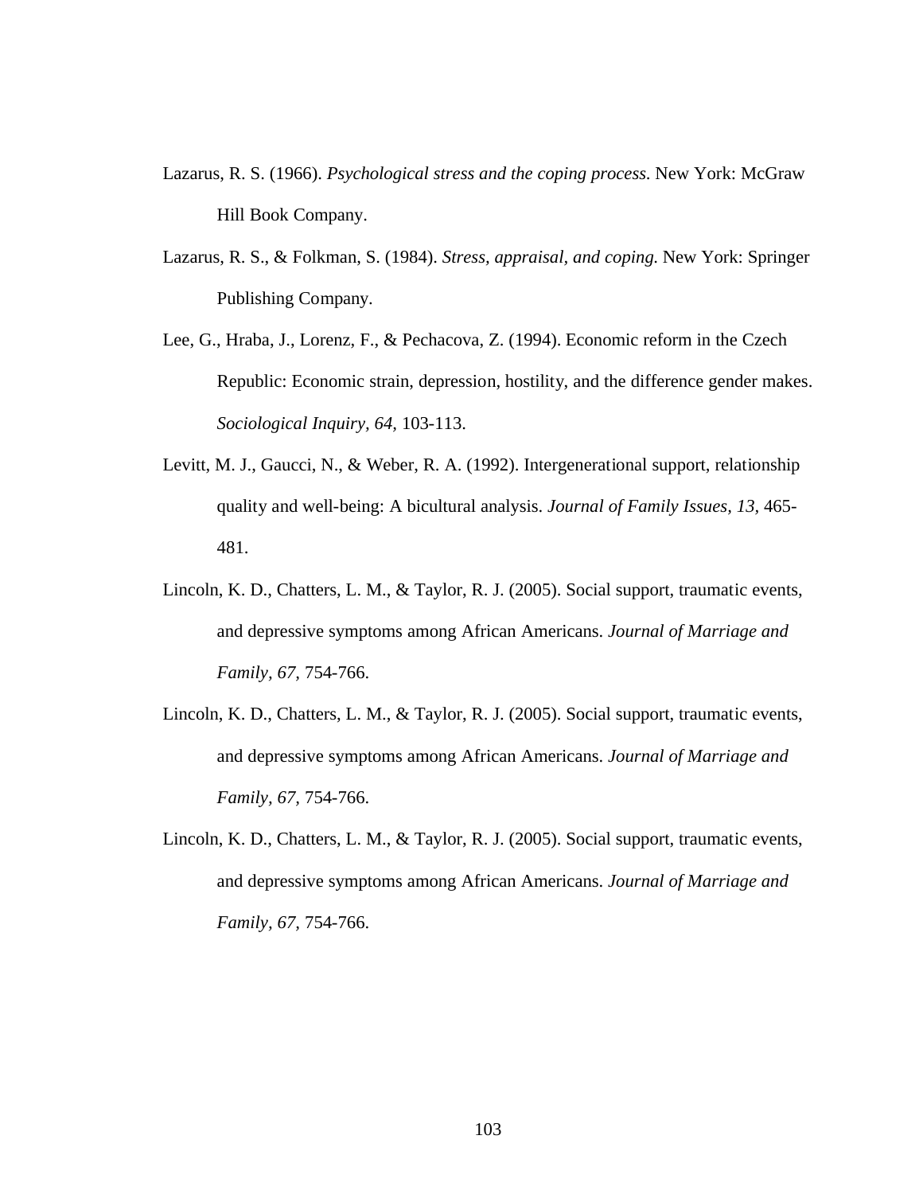Lazarus, R. S. (1966). *Psychological stress and the coping process*. New York: McGraw Hill Book Company.

Lazarus, R. S., & Folkman, S. (1984). *Stress, appraisal, and coping.* New York: Springer Publishing Company.

Lee, G., Hraba, J., Lorenz, F., & Pechacova, Z. (1994). Economic reform in the Czech Republic: Economic strain, depression, hostility, and the difference gender makes. *Sociological Inquiry, 64,* 103-113.

Levitt, M. J., Gaucci, N., & Weber, R. A. (1992). Intergenerational support, relationship quality and well-being: A bicultural analysis. *Journal of Family Issues, 13,* 465-481.

Lincoln, K. D., Chatters, L. M., & Taylor, R. J. (2005). Social support, traumatic events, and depressive symptoms among African Americans. *Journal of Marriage and Family, 67,* 754-766.

Lincoln, K. D., Chatters, L. M., & Taylor, R. J. (2005). Social support, traumatic events, and depressive symptoms among African Americans. *Journal of Marriage and Family, 67,* 754-766.

Lincoln, K. D., Chatters, L. M., & Taylor, R. J. (2005). Social support, traumatic events, and depressive symptoms among African Americans. *Journal of Marriage and Family, 67,* 754-766.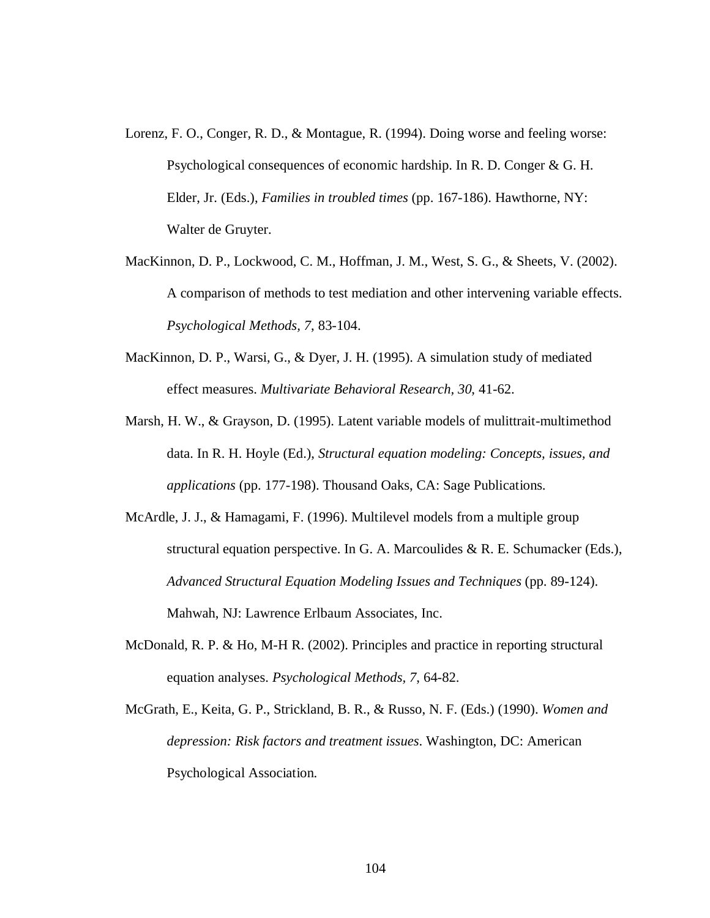Lorenz, F. O., Conger, R. D., & Montague, R. (1994). Doing worse and feeling worse: Psychological consequences of economic hardship. In R. D. Conger & G. H. Elder, Jr. (Eds.), *Families in troubled times* (pp. 167-186). Hawthorne, NY: Walter de Gruyter.

MacKinnon, D. P., Lockwood, C. M., Hoffman, J. M., West, S. G., & Sheets, V. (2002). A comparison of methods to test mediation and other intervening variable effects. *Psychological Methods, 7*, 83-104.

MacKinnon, D. P., Warsi, G., & Dyer, J. H. (1995). A simulation study of mediated effect measures. *Multivariate Behavioral Research, 30*, 41-62.

Marsh, H. W., & Grayson, D. (1995). Latent variable models of mulittrait-multimethod data. In R. H. Hoyle (Ed.), *Structural equation modeling: Concepts, issues, and applications* (pp. 177-198). Thousand Oaks, CA: Sage Publications.

McArdle, J. J., & Hamagami, F. (1996). Multilevel models from a multiple group structural equation perspective. In G. A. Marcoulides & R. E. Schumacker (Eds.), *Advanced Structural Equation Modeling Issues and Techniques* (pp. 89-124). Mahwah, NJ: Lawrence Erlbaum Associates, Inc.

McDonald, R. P. & Ho, M-H R. (2002). Principles and practice in reporting structural equation analyses. *Psychological Methods, 7*, 64-82.

McGrath, E., Keita, G. P., Strickland, B. R., & Russo, N. F. (Eds.) (1990). *Women and depression: Risk factors and treatment issues*. Washington, DC: American Psychological Association.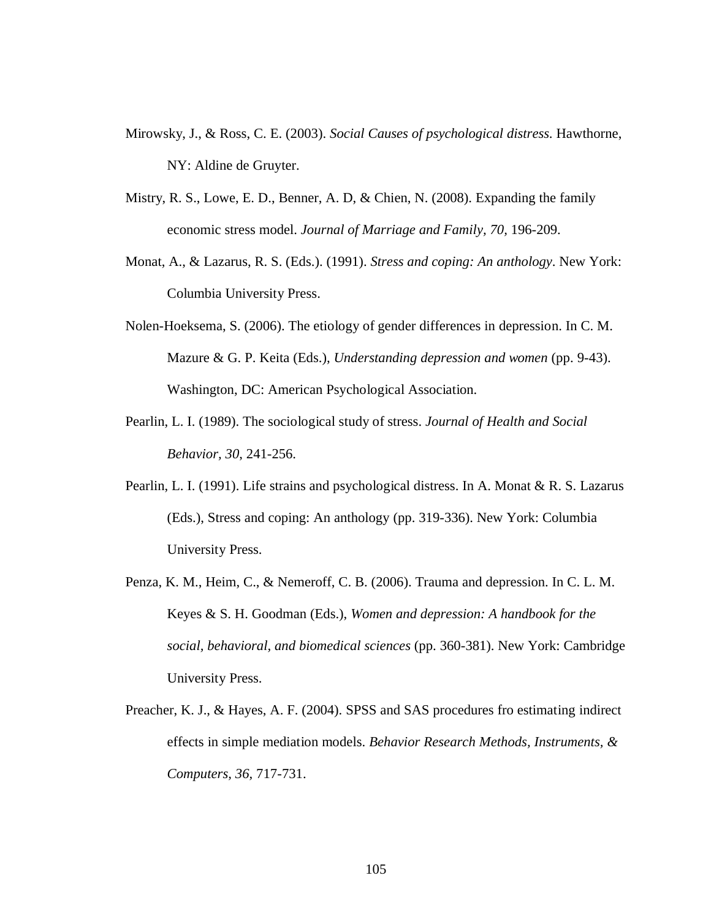Mirowsky, J., & Ross, C. E. (2003). *Social Causes of psychological distress*. Hawthorne, NY: Aldine de Gruyter.

Mistry, R. S., Lowe, E. D., Benner, A. D, & Chien, N. (2008). Expanding the family economic stress model. *Journal of Marriage and Family, 70,* 196-209.

Monat, A., & Lazarus, R. S. (Eds.). (1991). *Stress and coping: An anthology*. New York: Columbia University Press.

Nolen-Hoeksema, S. (2006). The etiology of gender differences in depression. In C. M. Mazure & G. P. Keita (Eds.), *Understanding depression and women* (pp. 9-43). Washington, DC: American Psychological Association.

Pearlin, L. I. (1989). The sociological study of stress. *Journal of Health and Social Behavior, 30*, 241-256.

Pearlin, L. I. (1991). Life strains and psychological distress. In A. Monat & R. S. Lazarus (Eds.), Stress and coping: An anthology (pp. 319-336). New York: Columbia University Press.

Penza, K. M., Heim, C., & Nemeroff, C. B. (2006). Trauma and depression. In C. L. M. Keyes & S. H. Goodman (Eds.), *Women and depression: A handbook for the social, behavioral, and biomedical sciences* (pp. 360-381). New York: Cambridge University Press.

Preacher, K. J., & Hayes, A. F. (2004). SPSS and SAS procedures fro estimating indirect effects in simple mediation models. *Behavior Research Methods, Instruments, & Computers, 36*, 717-731.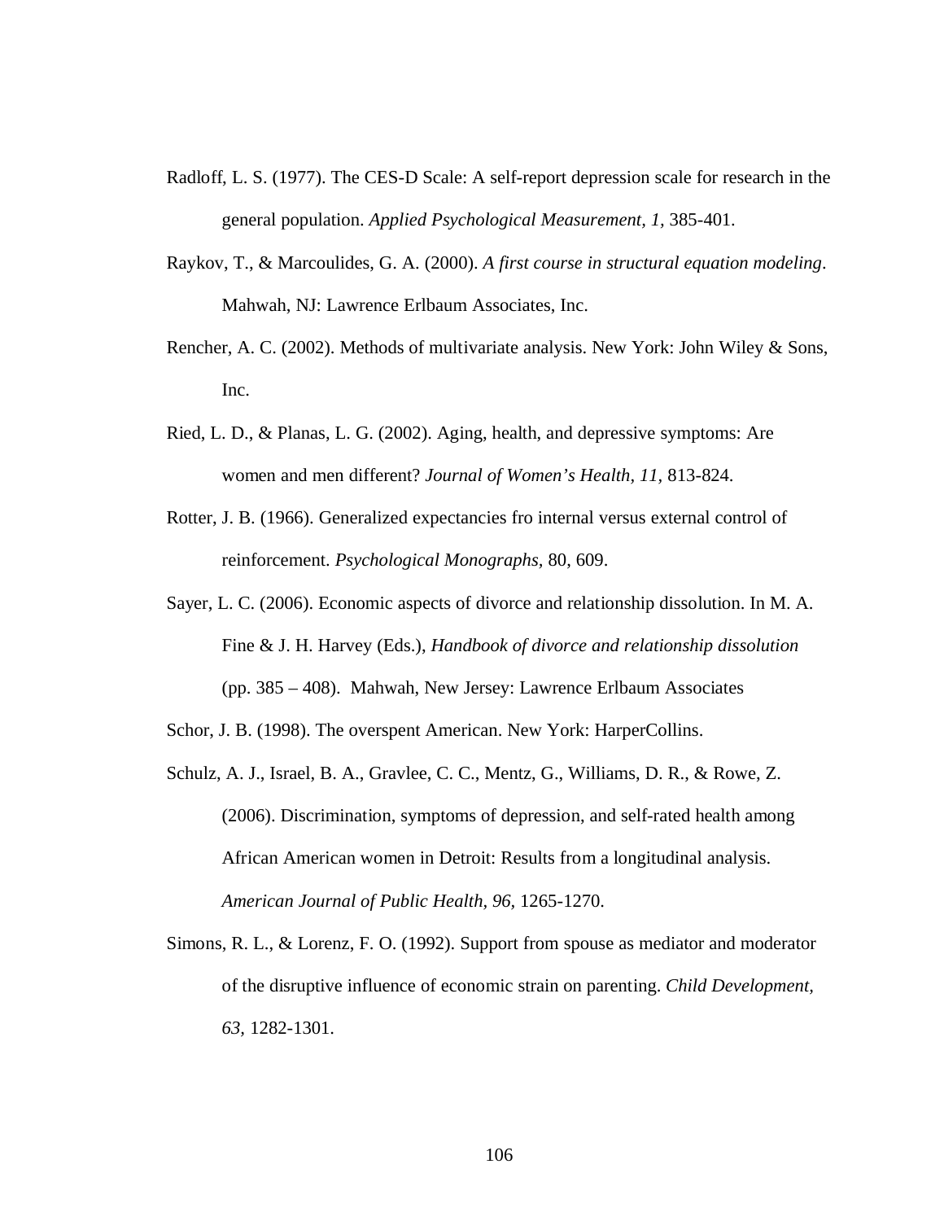Radloff, L. S. (1977). The CES-D Scale: A self-report depression scale for research in the general population. *Applied Psychological Measurement, 1*, 385-401.

Raykov, T., & Marcoulides, G. A. (2000). *A first course in structural equation modeling*. Mahwah, NJ: Lawrence Erlbaum Associates, Inc.

Rencher, A. C. (2002). Methods of multivariate analysis. New York: John Wiley & Sons, Inc.

Ried, L. D., & Planas, L. G. (2002). Aging, health, and depressive symptoms: Are women and men different? *Journal of Women's Health, 11*, 813-824.

Rotter, J. B. (1966). Generalized expectancies fro internal versus external control of reinforcement. *Psychological Monographs*, 80, 609.

Sayer, L. C. (2006). Economic aspects of divorce and relationship dissolution. In M. A. Fine & J. H. Harvey (Eds.), *Handbook of divorce and relationship dissolution* (pp. 385 – 408). Mahwah, New Jersey: Lawrence Erlbaum Associates

Schor, J. B. (1998). The overspent American. New York: HarperCollins.

Schulz, A. J., Israel, B. A., Gravlee, C. C., Mentz, G., Williams, D. R., & Rowe, Z. (2006). Discrimination, symptoms of depression, and self-rated health among African American women in Detroit: Results from a longitudinal analysis. *American Journal of Public Health, 96*, 1265-1270.

Simons, R. L., & Lorenz, F. O. (1992). Support from spouse as mediator and moderator of the disruptive influence of economic strain on parenting. *Child Development, 63*, 1282-1301.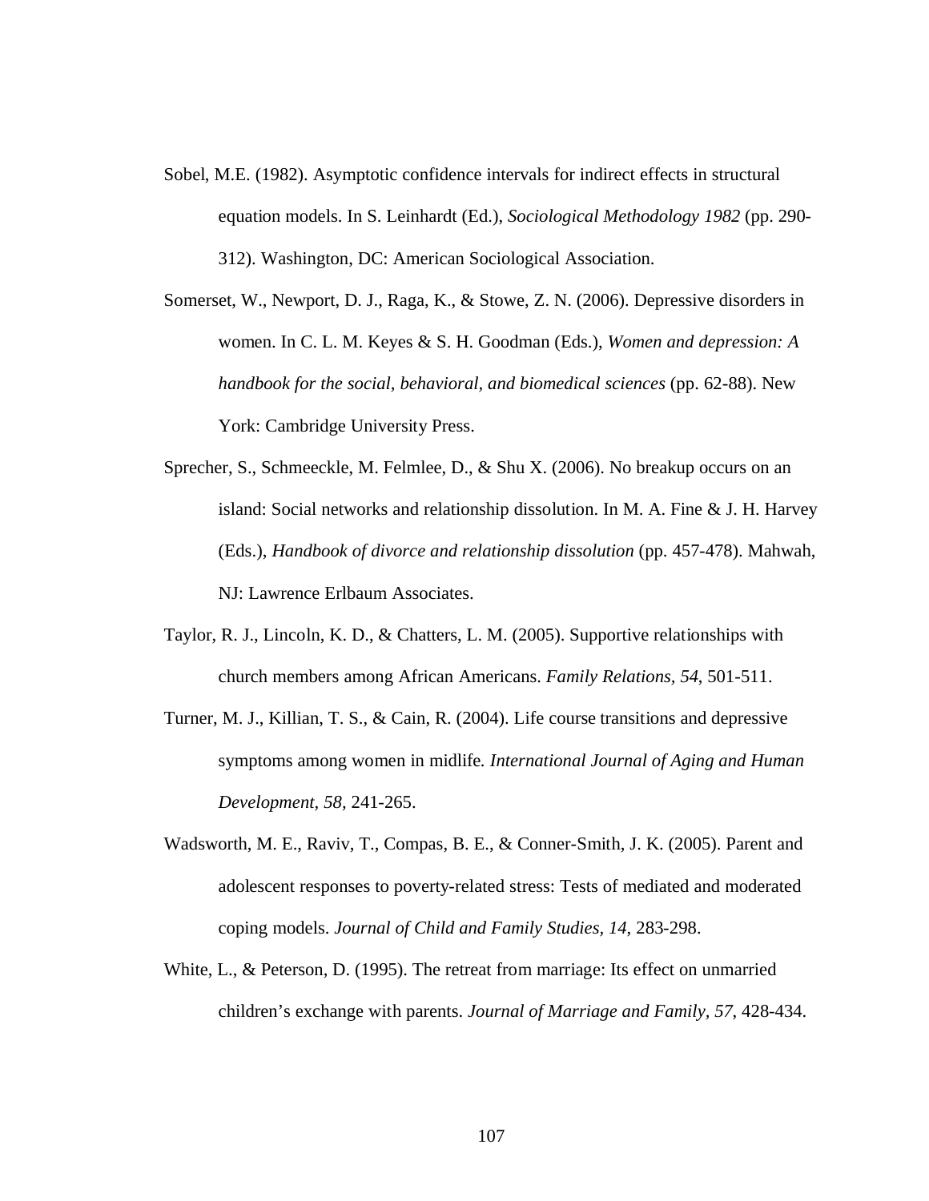Sobel, M.E. (1982). Asymptotic confidence intervals for indirect effects in structural equation models. In S. Leinhardt (Ed.), *Sociological Methodology 1982* (pp. 290-312). Washington, DC: American Sociological Association.

Somerset, W., Newport, D. J., Raga, K., & Stowe, Z. N. (2006). Depressive disorders in women. In C. L. M. Keyes & S. H. Goodman (Eds.), *Women and depression: A handbook for the social, behavioral, and biomedical sciences* (pp. 62-88). New York: Cambridge University Press.

Sprecher, S., Schmeeckle, M. Felmlee, D., & Shu X. (2006). No breakup occurs on an island: Social networks and relationship dissolution. In M. A. Fine & J. H. Harvey (Eds.), *Handbook of divorce and relationship dissolution* (pp. 457-478). Mahwah, NJ: Lawrence Erlbaum Associates.

Taylor, R. J., Lincoln, K. D., & Chatters, L. M. (2005). Supportive relationships with church members among African Americans. *Family Relations*, *54*, 501-511.

Turner, M. J., Killian, T. S., & Cain, R. (2004). Life course transitions and depressive symptoms among women in midlife. *International Journal of Aging and Human Development, 58,* 241-265.

Wadsworth, M. E., Raviv, T., Compas, B. E., & Conner-Smith, J. K. (2005). Parent and adolescent responses to poverty-related stress: Tests of mediated and moderated coping models. *Journal of Child and Family Studies, 14*, 283-298.

White, L., & Peterson, D. (1995). The retreat from marriage: Its effect on unmarried children's exchange with parents. *Journal of Marriage and Family, 57*, 428-434.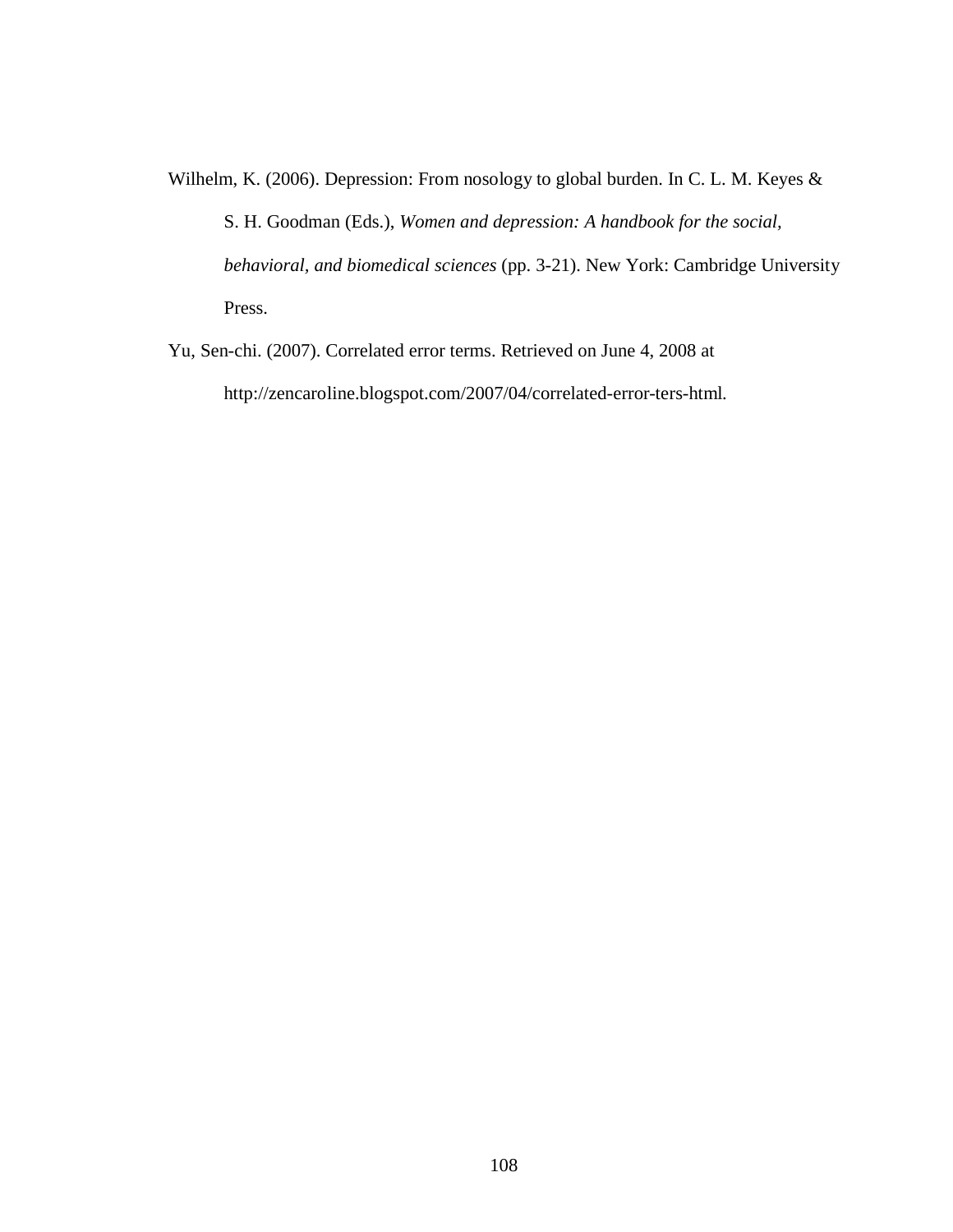Wilhelm, K. (2006). Depression: From nosology to global burden. In C. L. M. Keyes & S. H. Goodman (Eds.), *Women and depression: A handbook for the social, behavioral, and biomedical sciences* (pp. 3-21). New York: Cambridge University Press.

Yu, Sen-chi. (2007). Correlated error terms. Retrieved on June 4, 2008 at http://zencaroline.blogspot.com/2007/04/correlated-error-ters-html.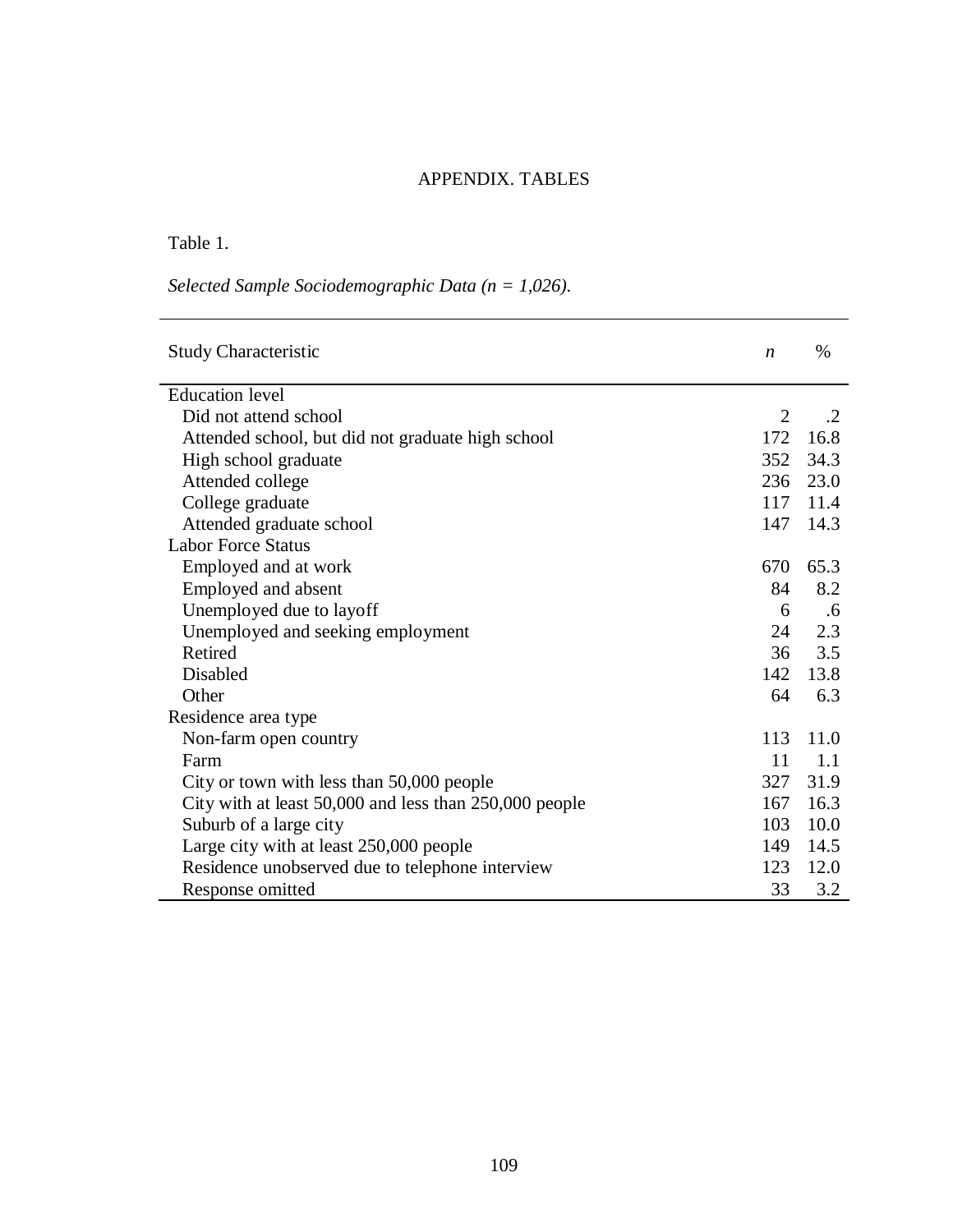# APPENDIX. TABLES

Table 1.

*Selected Sample Sociodemographic Data (n = 1,026).*

| Study Characteristic | *n* | % |
|---|---|---|
| Education level | | |
| Did not attend school | 2 | .2 |
| Attended school, but did not graduate high school | 172 | 16.8 |
| High school graduate | 352 | 34.3 |
| Attended college | 236 | 23.0 |
| College graduate | 117 | 11.4 |
| Attended graduate school | 147 | 14.3 |
| Labor Force Status | | |
| Employed and at work | 670 | 65.3 |
| Employed and absent | 84 | 8.2 |
| Unemployed due to layoff | 6 | .6 |
| Unemployed and seeking employment | 24 | 2.3 |
| Retired | 36 | 3.5 |
| Disabled | 142 | 13.8 |
| Other | 64 | 6.3 |
| Residence area type | | |
| Non-farm open country | 113 | 11.0 |
| Farm | 11 | 1.1 |
| City or town with less than 50,000 people | 327 | 31.9 |
| City with at least 50,000 and less than 250,000 people | 167 | 16.3 |
| Suburb of a large city | 103 | 10.0 |
| Large city with at least 250,000 people | 149 | 14.5 |
| Residence unobserved due to telephone interview | 123 | 12.0 |
| Response omitted | 33 | 3.2 |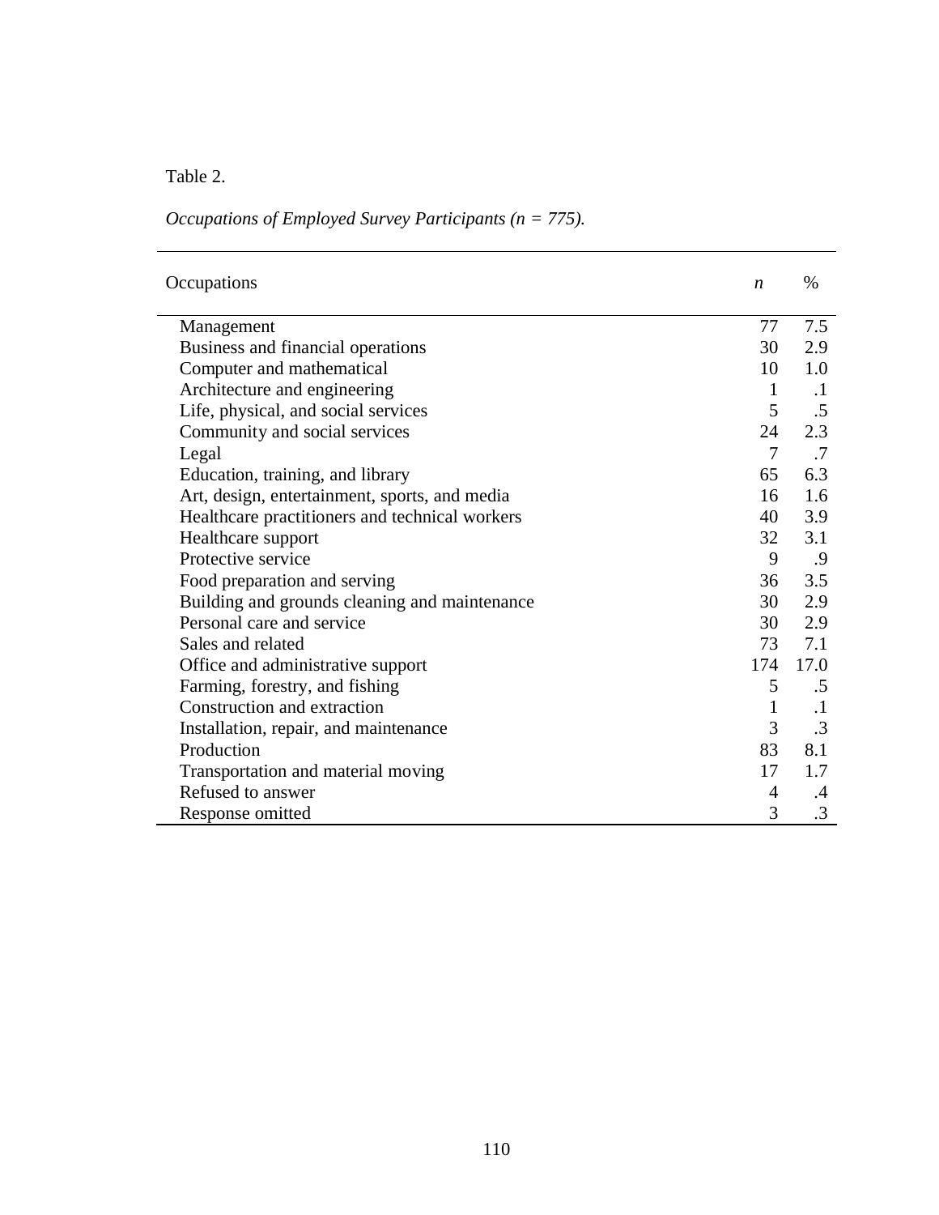Table 2.

*Occupations of Employed Survey Participants (n = 775).*

| Occupations | *n* | % |
|---|---|---|
| Management | 77 | 7.5 |
| Business and financial operations | 30 | 2.9 |
| Computer and mathematical | 10 | 1.0 |
| Architecture and engineering | 1 | .1 |
| Life, physical, and social services | 5 | .5 |
| Community and social services | 24 | 2.3 |
| Legal | 7 | .7 |
| Education, training, and library | 65 | 6.3 |
| Art, design, entertainment, sports, and media | 16 | 1.6 |
| Healthcare practitioners and technical workers | 40 | 3.9 |
| Healthcare support | 32 | 3.1 |
| Protective service | 9 | .9 |
| Food preparation and serving | 36 | 3.5 |
| Building and grounds cleaning and maintenance | 30 | 2.9 |
| Personal care and service | 30 | 2.9 |
| Sales and related | 73 | 7.1 |
| Office and administrative support | 174 | 17.0 |
| Farming, forestry, and fishing | 5 | .5 |
| Construction and extraction | 1 | .1 |
| Installation, repair, and maintenance | 3 | .3 |
| Production | 83 | 8.1 |
| Transportation and material moving | 17 | 1.7 |
| Refused to answer | 4 | .4 |
| Response omitted | 3 | .3 |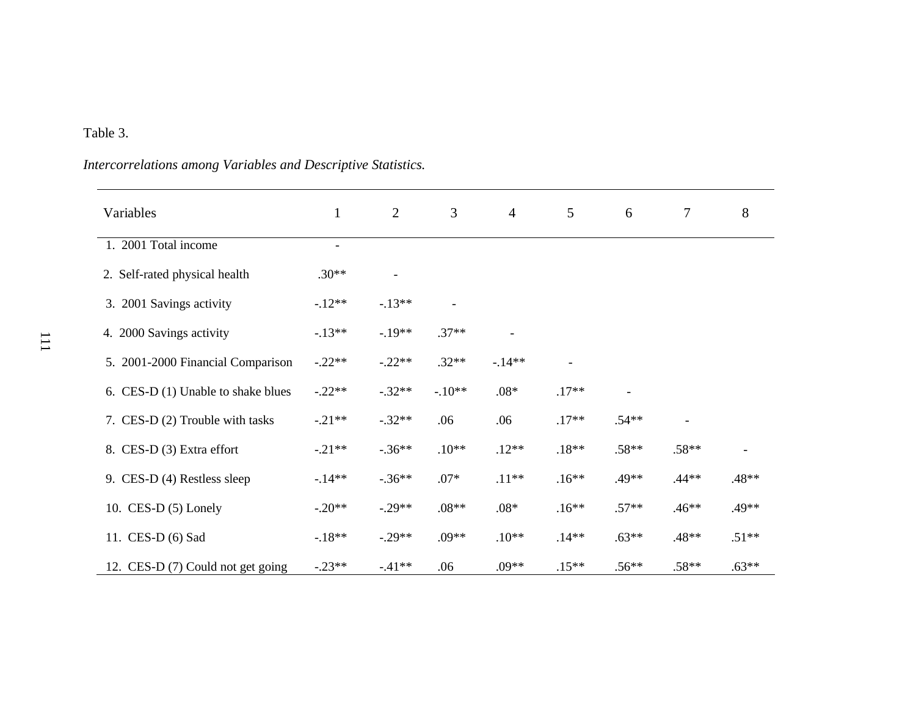Table 3.

*Intercorrelations among Variables and Descriptive Statistics.*

| Variables | 1 | 2 | 3 | 4 | 5 | 6 | 7 | 8 |
|---|---|---|---|---|---|---|---|---|
| 1. 2001 Total income | - | | | | | | | |
| 2. Self-rated physical health | .30** | - | | | | | | |
| 3. 2001 Savings activity | -.12** | -.13** | - | | | | | |
| 4. 2000 Savings activity | -.13** | -.19** | .37** | - | | | | |
| 5. 2001-2000 Financial Comparison | -.22** | -.22** | .32** | -.14** | - | | | |
| 6. CES-D (1) Unable to shake blues | -.22** | -.32** | -.10** | .08* | .17** | - | | |
| 7. CES-D (2) Trouble with tasks | -.21** | -.32** | .06 | .06 | .17** | .54** | - | |
| 8. CES-D (3) Extra effort | -.21** | -.36** | .10** | .12** | .18** | .58** | .58** | - |
| 9. CES-D (4) Restless sleep | -.14** | -.36** | .07* | .11** | .16** | .49** | .44** | .48** |
| 10. CES-D (5) Lonely | -.20** | -.29** | .08** | .08* | .16** | .57** | .46** | .49** |
| 11. CES-D (6) Sad | -.18** | -.29** | .09** | .10** | .14** | .63** | .48** | .51** |
| 12. CES-D (7) Could not get going | -.23** | -.41** | .06 | .09** | .15** | .56** | .58** | .63** |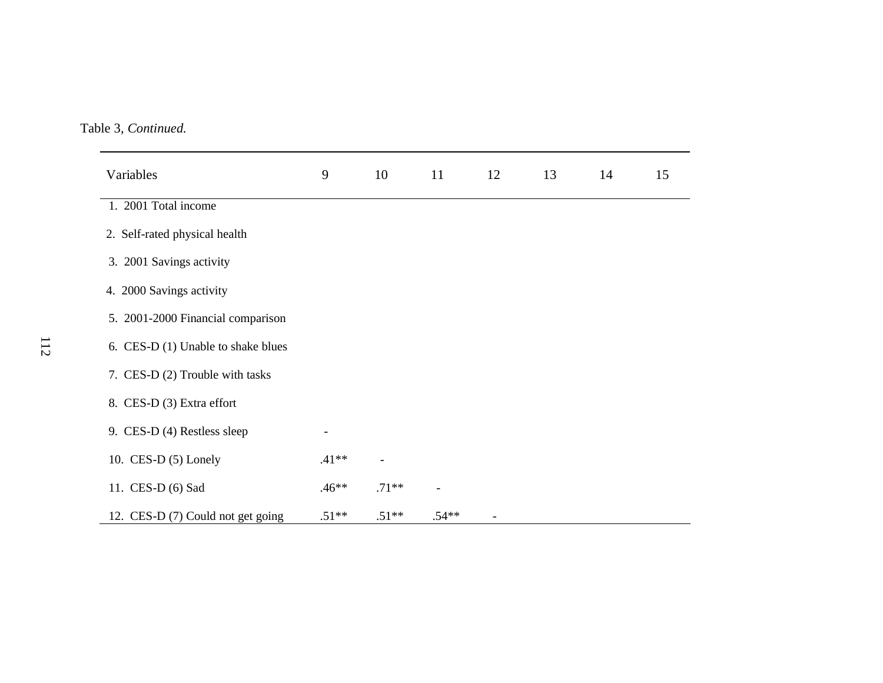Table 3, *Continued.*

| Variables | 9 | 10 | 11 | 12 | 13 | 14 | 15 |
|---|---|---|---|---|---|---|---|
| 1. 2001 Total income | | | | | | | |
| 2. Self-rated physical health | | | | | | | |
| 3. 2001 Savings activity | | | | | | | |
| 4. 2000 Savings activity | | | | | | | |
| 5. 2001-2000 Financial comparison | | | | | | | |
| 6. CES-D (1) Unable to shake blues | | | | | | | |
| 7. CES-D (2) Trouble with tasks | | | | | | | |
| 8. CES-D (3) Extra effort | | | | | | | |
| 9. CES-D (4) Restless sleep | - | | | | | | |
| 10. CES-D (5) Lonely | .41** | - | | | | | |
| 11. CES-D (6) Sad | .46** | .71** | - | | | | |
| 12. CES-D (7) Could not get going | .51** | .51** | .54** | - | | | |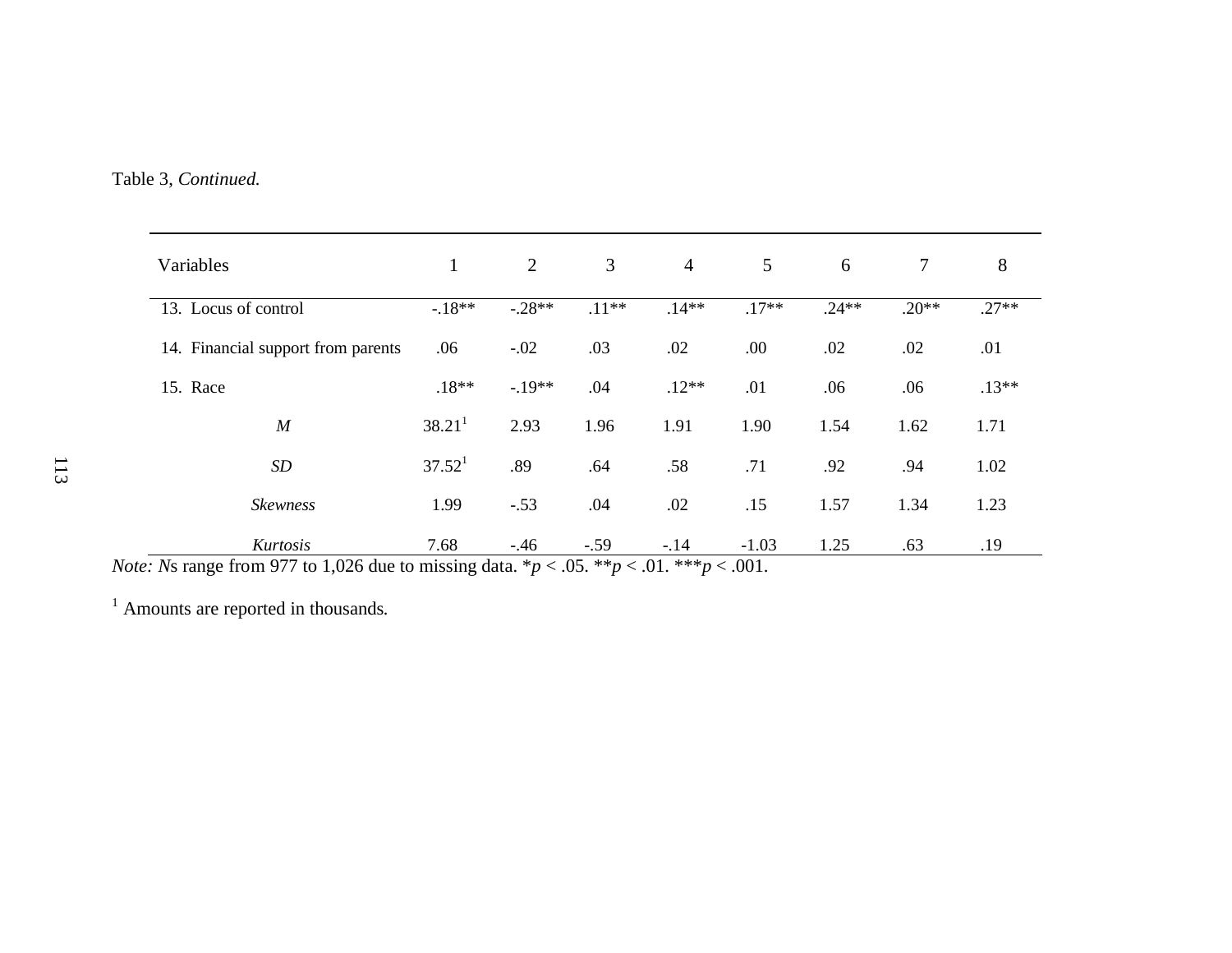Table 3, *Continued.*

| Variables | 1 | 2 | 3 | 4 | 5 | 6 | 7 | 8 |
|---|---|---|---|---|---|---|---|---|
| 13. Locus of control | -.18** | -.28** | .11** | .14** | .17** | .24** | .20** | .27** |
| 14. Financial support from parents | .06 | -.02 | .03 | .02 | .00 | .02 | .02 | .01 |
| 15. Race | .18** | -.19** | .04 | .12** | .01 | .06 | .06 | .13** |
| *M* | 38.21[1] | 2.93 | 1.96 | 1.91 | 1.90 | 1.54 | 1.62 | 1.71 |
| *SD* | 37.52[1] | .89 | .64 | .58 | .71 | .92 | .94 | 1.02 |
| *Skewness* | 1.99 | -.53 | .04 | .02 | .15 | 1.57 | 1.34 | 1.23 |
| *Kurtosis* | 7.68 | -.46 | -.59 | -.14 | -1.03 | 1.25 | .63 | .19 |

*Note: N*s range from 977 to 1,026 due to missing data. *$p < .05$. **$p < .01$. ***$p < .001$.

[1] Amounts are reported in thousands.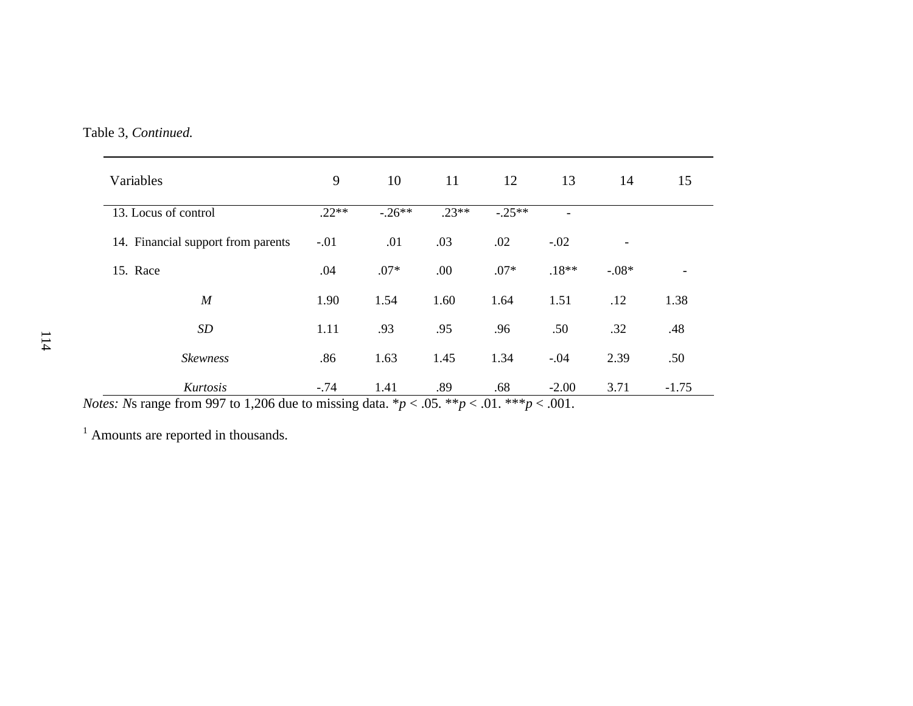Table 3, *Continued.*

| Variables | 9 | 10 | 11 | 12 | 13 | 14 | 15 |
|---|---|---|---|---|---|---|---|
| 13. Locus of control | .22** | -.26** | .23** | -.25** | - | | |
| 14. Financial support from parents | -.01 | .01 | .03 | .02 | -.02 | - | |
| 15. Race | .04 | .07* | .00 | .07* | .18** | -.08* | - |
| *M* | 1.90 | 1.54 | 1.60 | 1.64 | 1.51 | .12 | 1.38 |
| *SD* | 1.11 | .93 | .95 | .96 | .50 | .32 | .48 |
| *Skewness* | .86 | 1.63 | 1.45 | 1.34 | -.04 | 2.39 | .50 |
| *Kurtosis* | -.74 | 1.41 | .89 | .68 | -2.00 | 3.71 | -1.75 |

*Notes: N*s range from 997 to 1,206 due to missing data. \**p* < .05. \*\**p* < .01. \*\*\**p* < .001.

[1] Amounts are reported in thousands.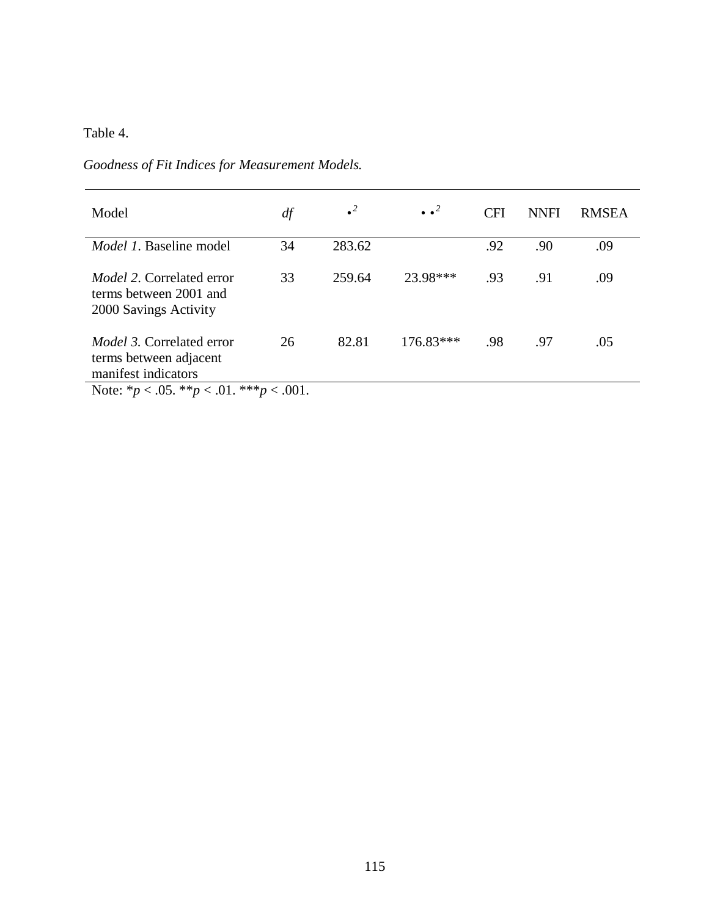Table 4.

*Goodness of Fit Indices for Measurement Models.*

| Model | *df* | $\chi^2$ | $\Delta\chi^2$ | CFI | NNFI | RMSEA |
|---|---|---|---|---|---|---|
| *Model 1.* Baseline model | 34 | 283.62 | | .92 | .90 | .09 |
| *Model 2.* Correlated error terms between 2001 and 2000 Savings Activity | 33 | 259.64 | 23.98*** | .93 | .91 | .09 |
| *Model 3.* Correlated error terms between adjacent manifest indicators | 26 | 82.81 | 176.83*** | .98 | .97 | .05 |

Note: \*$p < .05$. \*\*$p < .01$. \*\*\*$p < .001$.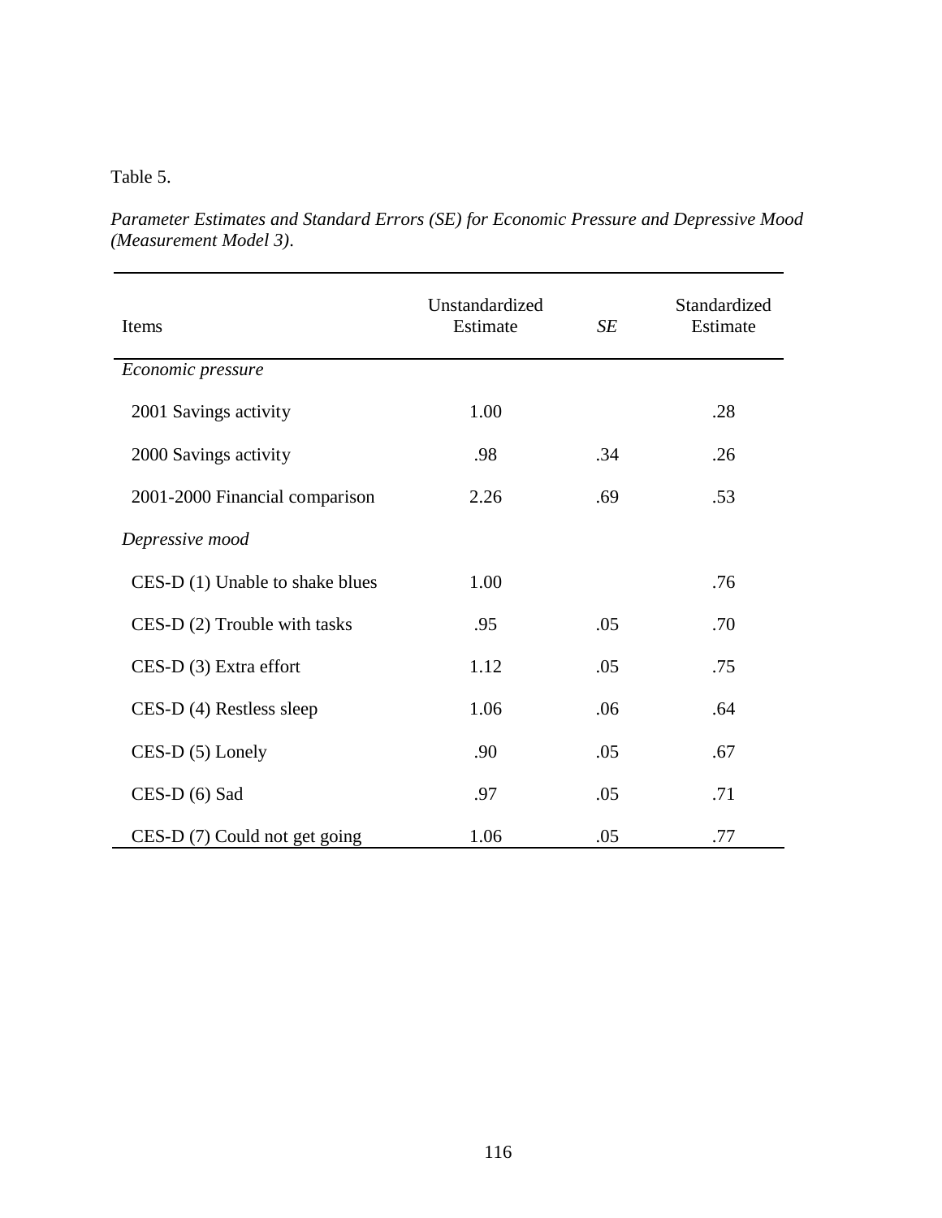Table 5.

*Parameter Estimates and Standard Errors (SE) for Economic Pressure and Depressive Mood (Measurement Model 3).*

| Items | Unstandardized Estimate | *SE* | Standardized Estimate |
|---|---|---|---|
| *Economic pressure* | | | |
| 2001 Savings activity | 1.00 | | .28 |
| 2000 Savings activity | .98 | .34 | .26 |
| 2001-2000 Financial comparison | 2.26 | .69 | .53 |
| *Depressive mood* | | | |
| CES-D (1) Unable to shake blues | 1.00 | | .76 |
| CES-D (2) Trouble with tasks | .95 | .05 | .70 |
| CES-D (3) Extra effort | 1.12 | .05 | .75 |
| CES-D (4) Restless sleep | 1.06 | .06 | .64 |
| CES-D (5) Lonely | .90 | .05 | .67 |
| CES-D (6) Sad | .97 | .05 | .71 |
| CES-D (7) Could not get going | 1.06 | .05 | .77 |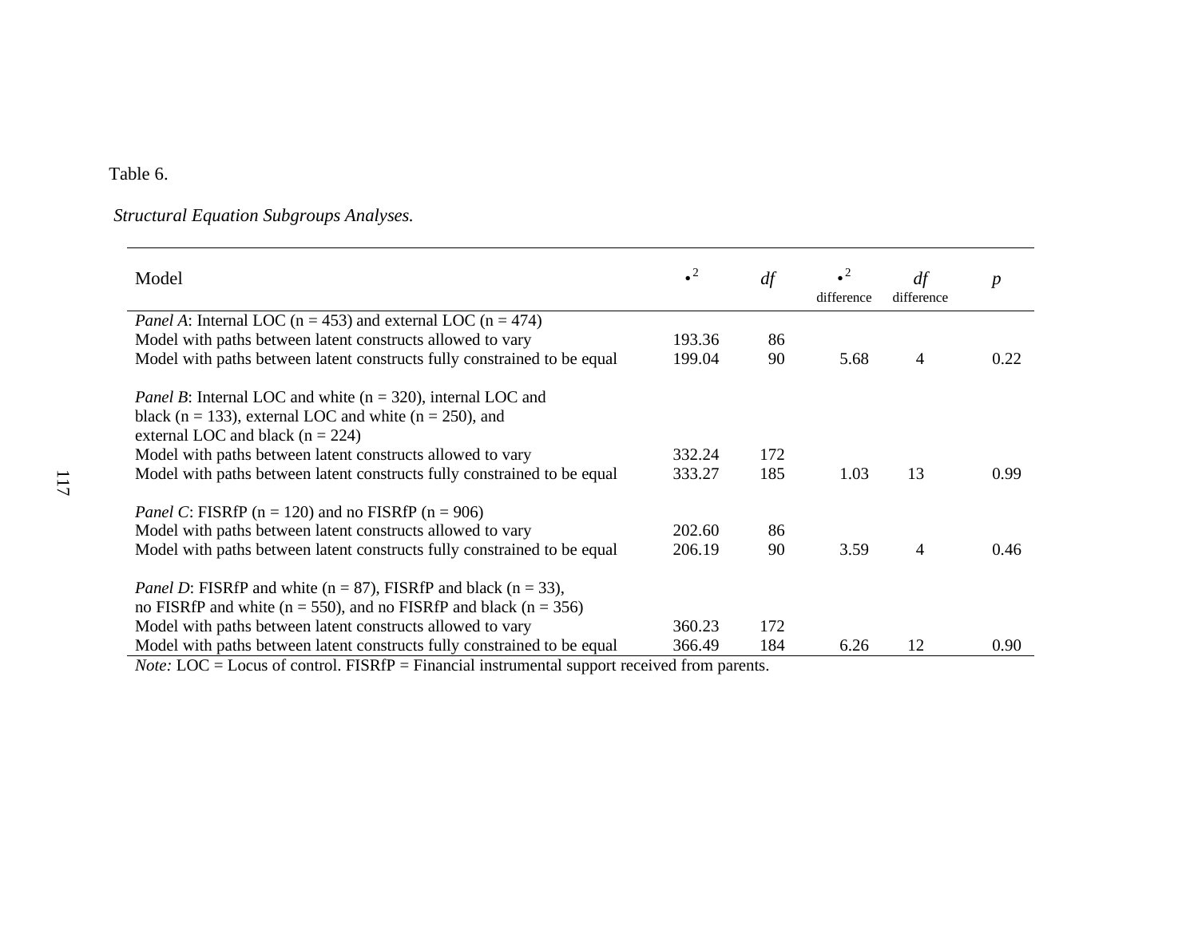Table 6.

*Structural Equation Subgroups Analyses.*

| Model | $\chi^2$ | *df* | $\chi^2$ difference | *df* difference | *p* |
|---|---|---|---|---|---|
| *Panel A*: Internal LOC (n = 453) and external LOC (n = 474) | | | | | |
| Model with paths between latent constructs allowed to vary | 193.36 | 86 | | | |
| Model with paths between latent constructs fully constrained to be equal | 199.04 | 90 | 5.68 | 4 | 0.22 |
| *Panel B*: Internal LOC and white (n = 320), internal LOC and black (n = 133), external LOC and white (n = 250), and external LOC and black (n = 224) | | | | | |
| Model with paths between latent constructs allowed to vary | 332.24 | 172 | | | |
| Model with paths between latent constructs fully constrained to be equal | 333.27 | 185 | 1.03 | 13 | 0.99 |
| *Panel C*: FISRfP (n = 120) and no FISRfP (n = 906) | | | | | |
| Model with paths between latent constructs allowed to vary | 202.60 | 86 | | | |
| Model with paths between latent constructs fully constrained to be equal | 206.19 | 90 | 3.59 | 4 | 0.46 |
| *Panel D*: FISRfP and white (n = 87), FISRfP and black (n = 33), no FISRfP and white (n = 550), and no FISRfP and black (n = 356) | | | | | |
| Model with paths between latent constructs allowed to vary | 360.23 | 172 | | | |
| Model with paths between latent constructs fully constrained to be equal | 366.49 | 184 | 6.26 | 12 | 0.90 |

*Note:* LOC = Locus of control. FISRfP = Financial instrumental support received from parents.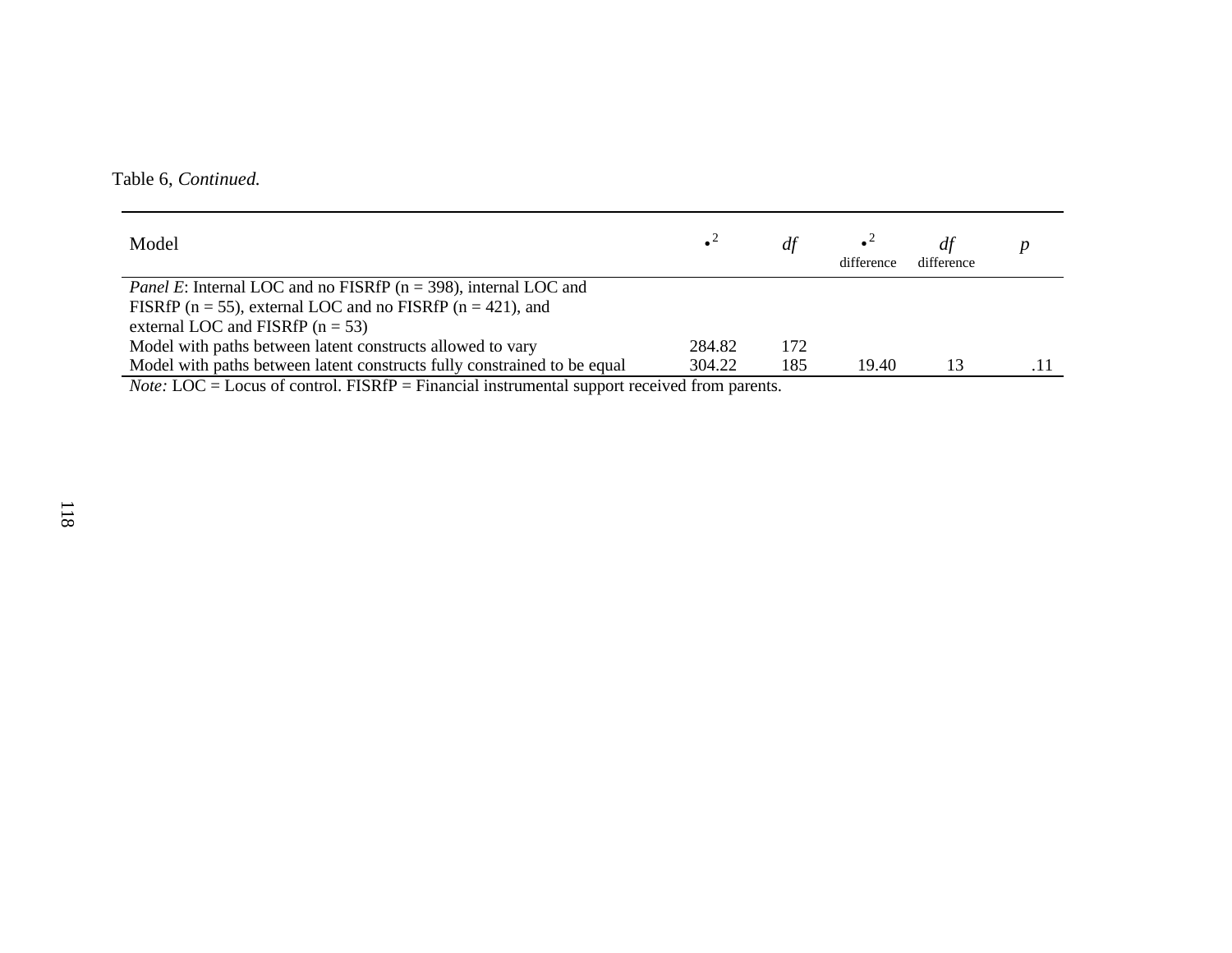Table 6, *Continued.*

| Model | $\chi^2$ | *df* | $\chi^2$ difference | *df* difference | *p* |
|---|---|---|---|---|---|
| *Panel E*: Internal LOC and no FISRfP (n = 398), internal LOC and FISRfP (n = 55), external LOC and no FISRfP (n = 421), and external LOC and FISRfP (n = 53) | | | | | |
| Model with paths between latent constructs allowed to vary | 284.82 | 172 | | | |
| Model with paths between latent constructs fully constrained to be equal | 304.22 | 185 | 19.40 | 13 | .11 |

*Note:* LOC = Locus of control. FISRfP = Financial instrumental support received from parents.